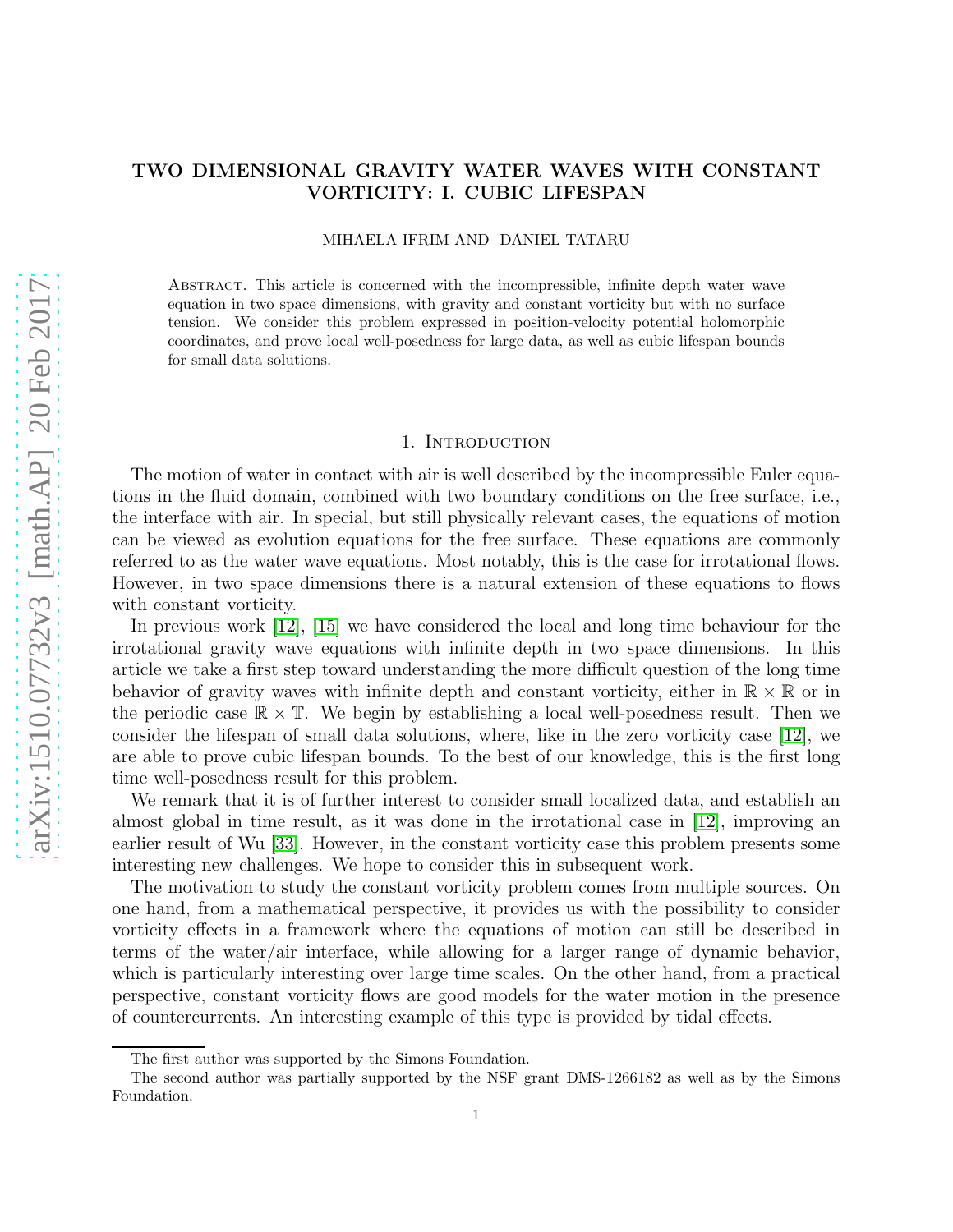# TWO DIMENSIONAL GRAVITY WATER WAVES WITH CONSTANT VORTICITY: I. CUBIC LIFESPAN

MIHAELA IFRIM AND DANIEL TATARU

Abstract. This article is concerned with the incompressible, infinite depth water wave equation in two space dimensions, with gravity and constant vorticity but with no surface tension. We consider this problem expressed in position-velocity potential holomorphic coordinates, and prove local well-posedness for large data, as well as cubic lifespan bounds for small data solutions.

## 1. Introduction

The motion of water in contact with air is well described by the incompressible Euler equations in the fluid domain, combined with two boundary conditions on the free surface, i.e., the interface with air. In special, but still physically relevant cases, the equations of motion can be viewed as evolution equations for the free surface. These equations are commonly referred to as the water wave equations. Most notably, this is the case for irrotational flows. However, in two space dimensions there is a natural extension of these equations to flows with constant vorticity.

In previous work [12], [15] we have considered the local and long time behaviour for the irrotational gravity wave equations with infinite depth in two space dimensions. In this article we take a first step toward understanding the more difficult question of the long time behavior of gravity waves with infinite depth and constant vorticity, either in $\mathbb{R} \times \mathbb{R}$ or in the periodic case $\mathbb{R} \times \mathbb{T}$. We begin by establishing a local well-posedness result. Then we consider the lifespan of small data solutions, where, like in the zero vorticity case [12], we are able to prove cubic lifespan bounds. To the best of our knowledge, this is the first long time well-posedness result for this problem.

We remark that it is of further interest to consider small localized data, and establish an almost global in time result, as it was done in the irrotational case in [12], improving an earlier result of Wu [33]. However, in the constant vorticity case this problem presents some interesting new challenges. We hope to consider this in subsequent work.

The motivation to study the constant vorticity problem comes from multiple sources. On one hand, from a mathematical perspective, it provides us with the possibility to consider vorticity effects in a framework where the equations of motion can still be described in terms of the water/air interface, while allowing for a larger range of dynamic behavior, which is particularly interesting over large time scales. On the other hand, from a practical perspective, constant vorticity flows are good models for the water motion in the presence of countercurrents. An interesting example of this type is provided by tidal effects.

The first author was supported by the Simons Foundation.

The second author was partially supported by the NSF grant DMS-1266182 as well as by the Simons Foundation.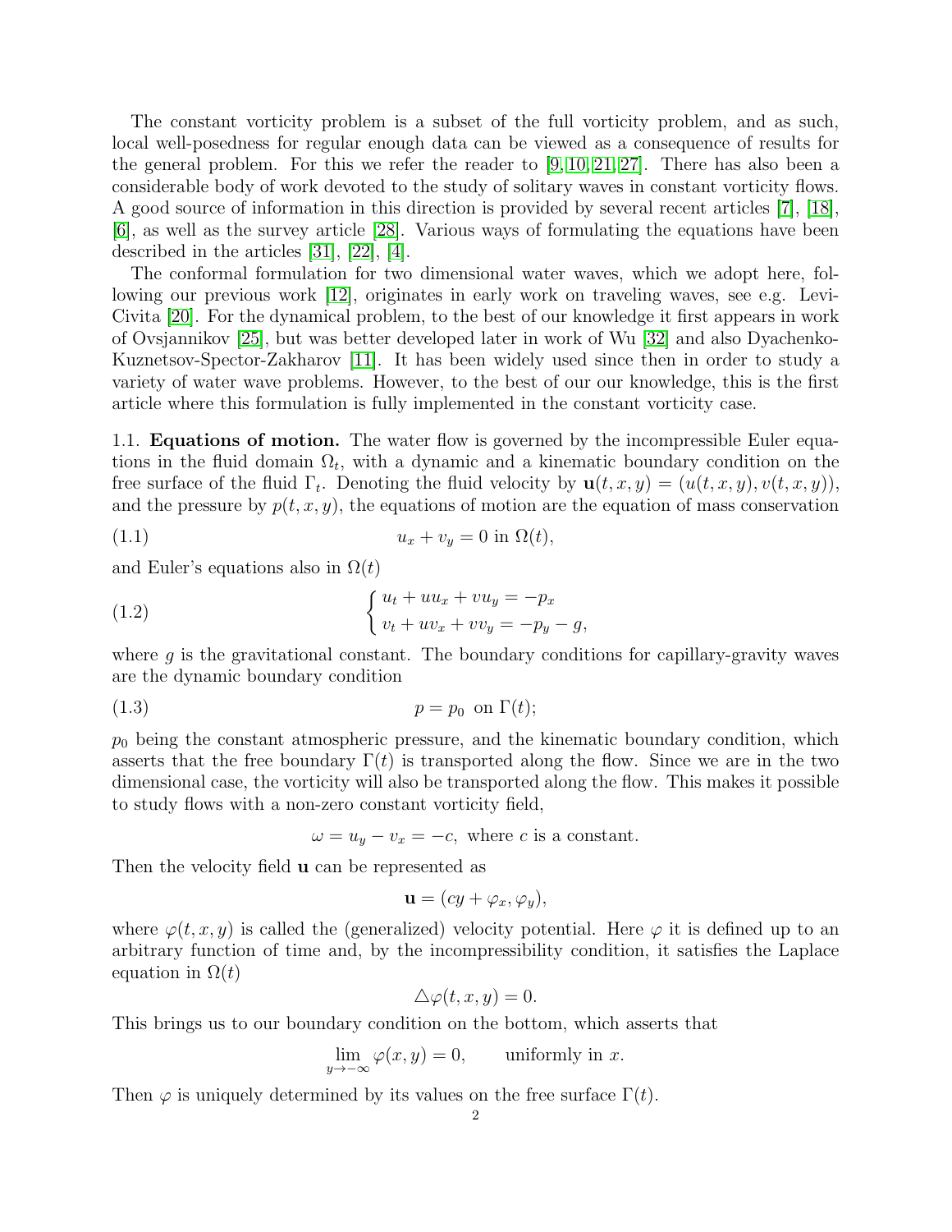The constant vorticity problem is a subset of the full vorticity problem, and as such, local well-posedness for regular enough data can be viewed as a consequence of results for the general problem. For this we refer the reader to [9, 10, 21, 27]. There has also been a considerable body of work devoted to the study of solitary waves in constant vorticity flows. A good source of information in this direction is provided by several recent articles [7], [18], [6], as well as the survey article [28]. Various ways of formulating the equations have been described in the articles [31], [22], [4].

The conformal formulation for two dimensional water waves, which we adopt here, following our previous work [12], originates in early work on traveling waves, see e.g. Levi-Civita [20]. For the dynamical problem, to the best of our knowledge it first appears in work of Ovsjannikov [25], but was better developed later in work of Wu [32] and also Dyachenko-Kuznetsov-Spector-Zakharov [11]. It has been widely used since then in order to study a variety of water wave problems. However, to the best of our our knowledge, this is the first article where this formulation is fully implemented in the constant vorticity case.

1.1. **Equations of motion.** The water flow is governed by the incompressible Euler equations in the fluid domain $\Omega_t$, with a dynamic and a kinematic boundary condition on the free surface of the fluid $\Gamma_t$. Denoting the fluid velocity by $\mathbf{u}(t,x,y) = (u(t,x,y), v(t,x,y))$, and the pressure by $p(t,x,y)$, the equations of motion are the equation of mass conservation

$$u_x + v_y = 0 \text{ in } \Omega(t), \tag{1.1}$$

and Euler's equations also in $\Omega(t)$

$$\begin{cases} u_t + uu_x + vu_y = -p_x \\ v_t + uv_x + vv_y = -p_y - g, \end{cases} \tag{1.2}$$

where $g$ is the gravitational constant. The boundary conditions for capillary-gravity waves are the dynamic boundary condition

$$p = p_0 \ \text{ on } \Gamma(t); \tag{1.3}$$

$p_0$ being the constant atmospheric pressure, and the kinematic boundary condition, which asserts that the free boundary $\Gamma(t)$ is transported along the flow. Since we are in the two dimensional case, the vorticity will also be transported along the flow. This makes it possible to study flows with a non-zero constant vorticity field,

$$\omega = u_y - v_x = -c, \text{ where } c \text{ is a constant.}$$

Then the velocity field $\mathbf{u}$ can be represented as

$$\mathbf{u} = (cy + \varphi_x, \varphi_y),$$

where $\varphi(t,x,y)$ is called the (generalized) velocity potential. Here $\varphi$ it is defined up to an arbitrary function of time and, by the incompressibility condition, it satisfies the Laplace equation in $\Omega(t)$

$$\triangle\varphi(t,x,y) = 0.$$

This brings us to our boundary condition on the bottom, which asserts that

$$\lim_{y\to-\infty} \varphi(x,y) = 0, \qquad \text{uniformly in } x.$$

Then $\varphi$ is uniquely determined by its values on the free surface $\Gamma(t)$.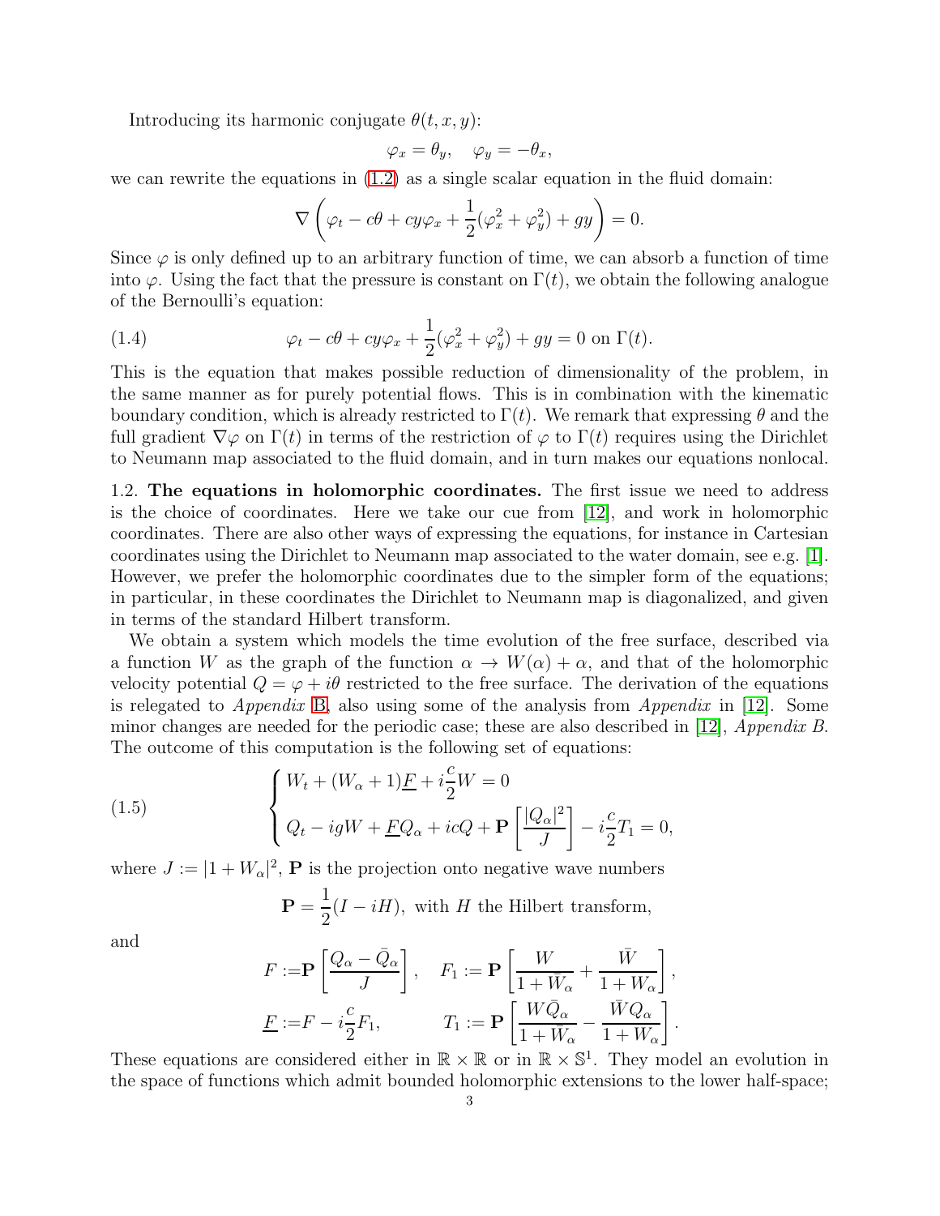Introducing its harmonic conjugate $\theta(t, x, y)$:

$$\varphi_x = \theta_y, \quad \varphi_y = -\theta_x,$$

we can rewrite the equations in (1.2) as a single scalar equation in the fluid domain:

$$\nabla \left( \varphi_t - c\theta + cy\varphi_x + \frac{1}{2}(\varphi_x^2 + \varphi_y^2) + gy \right) = 0.$$

Since $\varphi$ is only defined up to an arbitrary function of time, we can absorb a function of time into $\varphi$. Using the fact that the pressure is constant on $\Gamma(t)$, we obtain the following analogue of the Bernoulli's equation:

$$\varphi_t - c\theta + cy\varphi_x + \frac{1}{2}(\varphi_x^2 + \varphi_y^2) + gy = 0 \text{ on } \Gamma(t). \tag{1.4}$$

This is the equation that makes possible reduction of dimensionality of the problem, in the same manner as for purely potential flows. This is in combination with the kinematic boundary condition, which is already restricted to $\Gamma(t)$. We remark that expressing $\theta$ and the full gradient $\nabla\varphi$ on $\Gamma(t)$ in terms of the restriction of $\varphi$ to $\Gamma(t)$ requires using the Dirichlet to Neumann map associated to the fluid domain, and in turn makes our equations nonlocal.

1.2. **The equations in holomorphic coordinates.** The first issue we need to address is the choice of coordinates. Here we take our cue from [12], and work in holomorphic coordinates. There are also other ways of expressing the equations, for instance in Cartesian coordinates using the Dirichlet to Neumann map associated to the water domain, see e.g. [1]. However, we prefer the holomorphic coordinates due to the simpler form of the equations; in particular, in these coordinates the Dirichlet to Neumann map is diagonalized, and given in terms of the standard Hilbert transform.

We obtain a system which models the time evolution of the free surface, described via a function $W$ as the graph of the function $\alpha \to W(\alpha) + \alpha$, and that of the holomorphic velocity potential $Q = \varphi + i\theta$ restricted to the free surface. The derivation of the equations is relegated to *Appendix* B, also using some of the analysis from *Appendix* in [12]. Some minor changes are needed for the periodic case; these are also described in [12], *Appendix B*. The outcome of this computation is the following set of equations:

$$\begin{cases} W_t + (W_\alpha + 1)\underline{F} + i\dfrac{c}{2}W = 0 \\ Q_t - igW + \underline{F}Q_\alpha + icQ + \mathbf{P}\left[\dfrac{|Q_\alpha|^2}{J}\right] - i\dfrac{c}{2}T_1 = 0, \end{cases} \tag{1.5}$$

where $J := |1 + W_\alpha|^2$, $\mathbf{P}$ is the projection onto negative wave numbers

$$\mathbf{P} = \frac{1}{2}(I - iH), \text{ with } H \text{ the Hilbert transform,}$$

and

$$F := \mathbf{P}\left[\frac{Q_\alpha - \bar{Q}_\alpha}{J}\right], \quad F_1 := \mathbf{P}\left[\frac{W}{1 + \bar{W}_\alpha} + \frac{\bar{W}}{1 + W_\alpha}\right],$$

$$\underline{F} := F - i\frac{c}{2}F_1, \qquad T_1 := \mathbf{P}\left[\frac{W\bar{Q}_\alpha}{1 + \bar{W}_\alpha} - \frac{\bar{W}Q_\alpha}{1 + W_\alpha}\right].$$

These equations are considered either in $\mathbb{R} \times \mathbb{R}$ or in $\mathbb{R} \times \mathbb{S}^1$. They model an evolution in the space of functions which admit bounded holomorphic extensions to the lower half-space;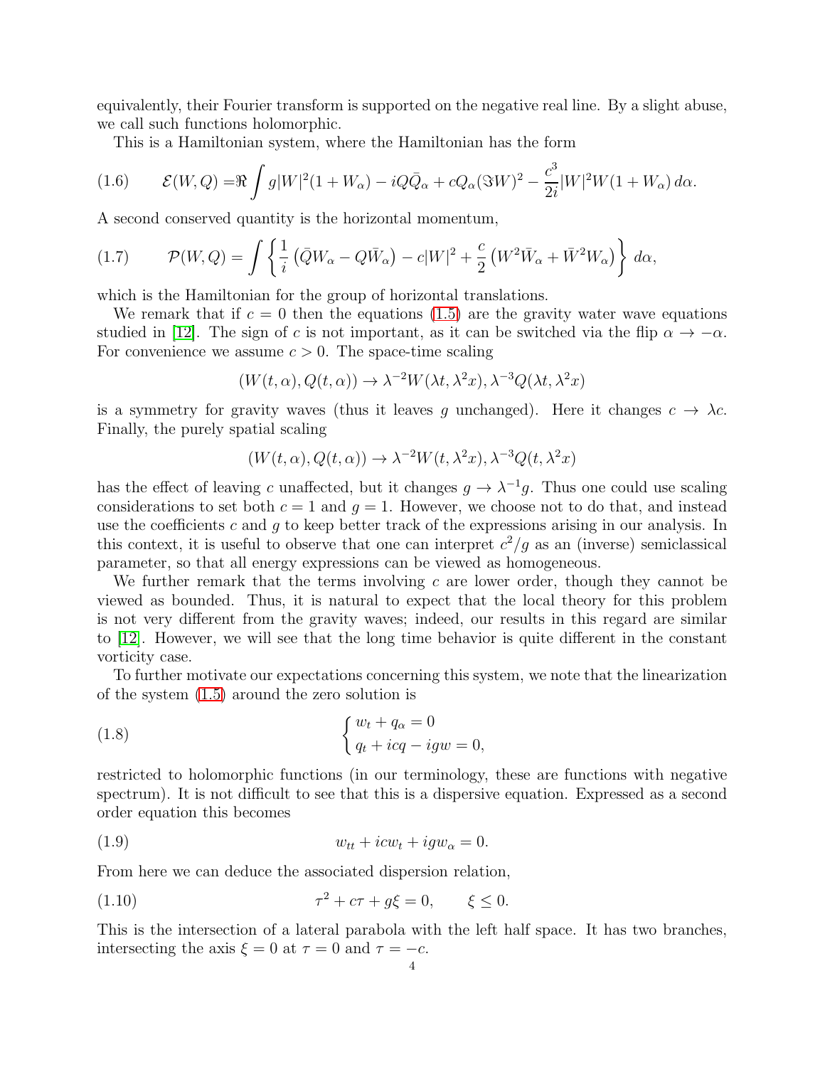equivalently, their Fourier transform is supported on the negative real line. By a slight abuse, we call such functions holomorphic.

This is a Hamiltonian system, where the Hamiltonian has the form

$$\mathcal{E}(W,Q) = \Re \int g|W|^2(1+W_\alpha) - iQ\bar{Q}_\alpha + cQ_\alpha(\Im W)^2 - \frac{c^3}{2i}|W|^2 W(1+W_\alpha)\, d\alpha. \tag{1.6}$$

A second conserved quantity is the horizontal momentum,

$$\mathcal{P}(W,Q) = \int \left\{ \frac{1}{i}\left(\bar{Q}W_\alpha - Q\bar{W}_\alpha\right) - c|W|^2 + \frac{c}{2}\left(W^2\bar{W}_\alpha + \bar{W}^2 W_\alpha\right)\right\}\, d\alpha, \tag{1.7}$$

which is the Hamiltonian for the group of horizontal translations.

We remark that if $c=0$ then the equations (1.5) are the gravity water wave equations studied in [12]. The sign of $c$ is not important, as it can be switched via the flip $\alpha \to -\alpha$. For convenience we assume $c>0$. The space-time scaling

$$(W(t,\alpha), Q(t,\alpha)) \to \lambda^{-2}W(\lambda t, \lambda^2 x), \lambda^{-3}Q(\lambda t, \lambda^2 x)$$

is a symmetry for gravity waves (thus it leaves $g$ unchanged). Here it changes $c \to \lambda c$. Finally, the purely spatial scaling

$$(W(t,\alpha), Q(t,\alpha)) \to \lambda^{-2}W(t, \lambda^2 x), \lambda^{-3}Q(t, \lambda^2 x)$$

has the effect of leaving $c$ unaffected, but it changes $g \to \lambda^{-1}g$. Thus one could use scaling considerations to set both $c=1$ and $g=1$. However, we choose not to do that, and instead use the coefficients $c$ and $g$ to keep better track of the expressions arising in our analysis. In this context, it is useful to observe that one can interpret $c^2/g$ as an (inverse) semiclassical parameter, so that all energy expressions can be viewed as homogeneous.

We further remark that the terms involving $c$ are lower order, though they cannot be viewed as bounded. Thus, it is natural to expect that the local theory for this problem is not very different from the gravity waves; indeed, our results in this regard are similar to [12]. However, we will see that the long time behavior is quite different in the constant vorticity case.

To further motivate our expectations concerning this system, we note that the linearization of the system (1.5) around the zero solution is

$$\begin{cases} w_t + q_\alpha = 0 \\ q_t + icq - igw = 0, \end{cases} \tag{1.8}$$

restricted to holomorphic functions (in our terminology, these are functions with negative spectrum). It is not difficult to see that this is a dispersive equation. Expressed as a second order equation this becomes

$$w_{tt} + icw_t + igw_\alpha = 0. \tag{1.9}$$

From here we can deduce the associated dispersion relation,

$$\tau^2 + c\tau + g\xi = 0, \qquad \xi \leq 0. \tag{1.10}$$

This is the intersection of a lateral parabola with the left half space. It has two branches, intersecting the axis $\xi = 0$ at $\tau = 0$ and $\tau = -c$.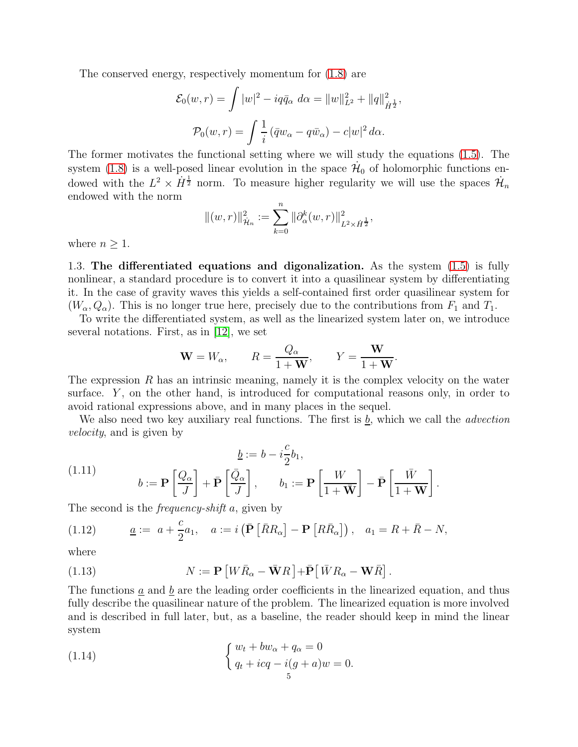The conserved energy, respectively momentum for (1.8) are

$$\mathcal{E}_0(w,r) = \int |w|^2 - iq\bar{q}_\alpha \, d\alpha = \|w\|_{L^2}^2 + \|q\|_{\dot H^{\frac12}}^2,$$

$$\mathcal{P}_0(w,r) = \int \frac{1}{i}\left(\bar{q} w_\alpha - q\bar{w}_\alpha\right) - c|w|^2 \, d\alpha.$$

The former motivates the functional setting where we will study the equations (1.5). The system (1.8) is a well-posed linear evolution in the space $\dot{\mathcal{H}}_0$ of holomorphic functions endowed with the $L^2 \times \dot H^{\frac12}$ norm. To measure higher regularity we will use the spaces $\dot{\mathcal{H}}_n$ endowed with the norm

$$\|(w,r)\|_{\dot{\mathcal{H}}_n}^2 := \sum_{k=0}^{n} \|\partial_\alpha^k (w,r)\|_{L^2\times \dot H^{\frac12}}^2,$$

where $n \geq 1$.

1.3. **The differentiated equations and digonalization.** As the system (1.5) is fully nonlinear, a standard procedure is to convert it into a quasilinear system by differentiating it. In the case of gravity waves this yields a self-contained first order quasilinear system for $(W_\alpha, Q_\alpha)$. This is no longer true here, precisely due to the contributions from $F_1$ and $T_1$.

To write the differentiated system, as well as the linearized system later on, we introduce several notations. First, as in [12], we set

$$\mathbf{W} = W_\alpha, \qquad R = \frac{Q_\alpha}{1+\mathbf{W}}, \qquad Y = \frac{\mathbf{W}}{1+\mathbf{W}}.$$

The expression $R$ has an intrinsic meaning, namely it is the complex velocity on the water surface. $Y$, on the other hand, is introduced for computational reasons only, in order to avoid rational expressions above, and in many places in the sequel.

We also need two key auxiliary real functions. The first is $\underline{b}$, which we call the *advection velocity*, and is given by

$$\underline{b} := b - i\frac{c}{2}b_1,$$
$$b := \mathbf{P}\left[\frac{Q_\alpha}{J}\right] + \bar{\mathbf{P}}\left[\frac{\bar{Q}_\alpha}{J}\right], \qquad b_1 := \mathbf{P}\left[\frac{W}{1+\bar{\mathbf{W}}}\right] - \bar{\mathbf{P}}\left[\frac{\bar{W}}{1+\mathbf{W}}\right]. \tag{1.11}$$

The second is the *frequency-shift* $a$, given by

$$\underline{a} := a + \frac{c}{2}a_1, \quad a := i\left(\bar{\mathbf{P}}\left[\bar{R}R_\alpha\right] - \mathbf{P}\left[R\bar{R}_\alpha\right]\right), \quad a_1 = R + \bar{R} - N, \tag{1.12}$$

where

$$N := \mathbf{P}\left[W\bar{R}_\alpha - \bar{\mathbf{W}}R\right] + \bar{\mathbf{P}}\left[\bar{W}R_\alpha - \mathbf{W}\bar{R}\right]. \tag{1.13}$$

The functions $\underline{a}$ and $\underline{b}$ are the leading order coefficients in the linearized equation, and thus fully describe the quasilinear nature of the problem. The linearized equation is more involved and is described in full later, but, as a baseline, the reader should keep in mind the linear system

$$\begin{cases} w_t + bw_\alpha + q_\alpha = 0 \\ q_t + icq - i(g+a)w = 0. \end{cases} \tag{1.14}$$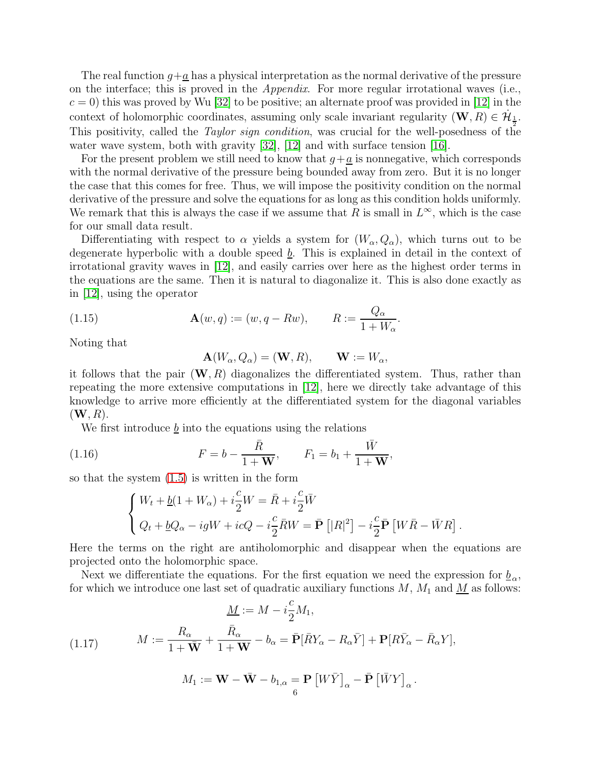The real function $g+\underline{a}$ has a physical interpretation as the normal derivative of the pressure on the interface; this is proved in the *Appendix*. For more regular irrotational waves (i.e., $c=0$) this was proved by Wu [32] to be positive; an alternate proof was provided in [12] in the context of holomorphic coordinates, assuming only scale invariant regularity $(\mathbf{W}, R) \in \dot{\mathcal{H}}_{\frac{1}{2}}$. This positivity, called the *Taylor sign condition*, was crucial for the well-posedness of the water wave system, both with gravity [32], [12] and with surface tension [16].

For the present problem we still need to know that $g+\underline{a}$ is nonnegative, which corresponds with the normal derivative of the pressure being bounded away from zero. But it is no longer the case that this comes for free. Thus, we will impose the positivity condition on the normal derivative of the pressure and solve the equations for as long as this condition holds uniformly. We remark that this is always the case if we assume that $R$ is small in $L^\infty$, which is the case for our small data result.

Differentiating with respect to $\alpha$ yields a system for $(W_\alpha, Q_\alpha)$, which turns out to be degenerate hyperbolic with a double speed $\underline{b}$. This is explained in detail in the context of irrotational gravity waves in [12], and easily carries over here as the highest order terms in the equations are the same. Then it is natural to diagonalize it. This is also done exactly as in [12], using the operator

$$
\mathbf{A}(w,q) := (w, q - Rw), \qquad R := \frac{Q_\alpha}{1+W_\alpha}. \tag{1.15}
$$

Noting that

$$
\mathbf{A}(W_\alpha, Q_\alpha) = (\mathbf{W}, R), \qquad \mathbf{W} := W_\alpha,
$$

it follows that the pair $(\mathbf{W}, R)$ diagonalizes the differentiated system. Thus, rather than repeating the more extensive computations in [12], here we directly take advantage of this knowledge to arrive more efficiently at the differentiated system for the diagonal variables $(\mathbf{W}, R)$.

We first introduce $\underline{b}$ into the equations using the relations

$$
F = b - \frac{\bar{R}}{1+\mathbf{W}}, \qquad F_1 = b_1 + \frac{\bar{W}}{1+\mathbf{W}}, \tag{1.16}
$$

so that the system (1.5) is written in the form

$$
\begin{cases}
W_t + \underline{b}(1+W_\alpha) + i\frac{c}{2}W = \bar{R} + i\frac{c}{2}\bar{W} \\
Q_t + \underline{b}Q_\alpha - igW + icQ - i\frac{c}{2}\bar{R}W = \bar{\mathbf{P}}\left[|R|^2\right] - i\frac{c}{2}\bar{\mathbf{P}}\left[W\bar{R} - \bar{W}R\right].
\end{cases}
$$

Here the terms on the right are antiholomorphic and disappear when the equations are projected onto the holomorphic space.

Next we differentiate the equations. For the first equation we need the expression for $\underline{b}_\alpha$, for which we introduce one last set of quadratic auxiliary functions $M$, $M_1$ and $\underline{M}$ as follows:

$$
\underline{M} := M - i\frac{c}{2}M_1,
$$

$$
M := \frac{R_\alpha}{1+\bar{\mathbf{W}}} + \frac{\bar{R}_\alpha}{1+\mathbf{W}} - b_\alpha = \bar{\mathbf{P}}[\bar{R}Y_\alpha - R_\alpha\bar{Y}] + \mathbf{P}[R\bar{Y}_\alpha - \bar{R}_\alpha Y], \tag{1.17}
$$

$$
M_1 := \mathbf{W} - \bar{\mathbf{W}} - b_{1,\alpha} = \mathbf{P}\left[W\bar{Y}\right]_\alpha - \bar{\mathbf{P}}\left[\bar{W}Y\right]_\alpha.
$$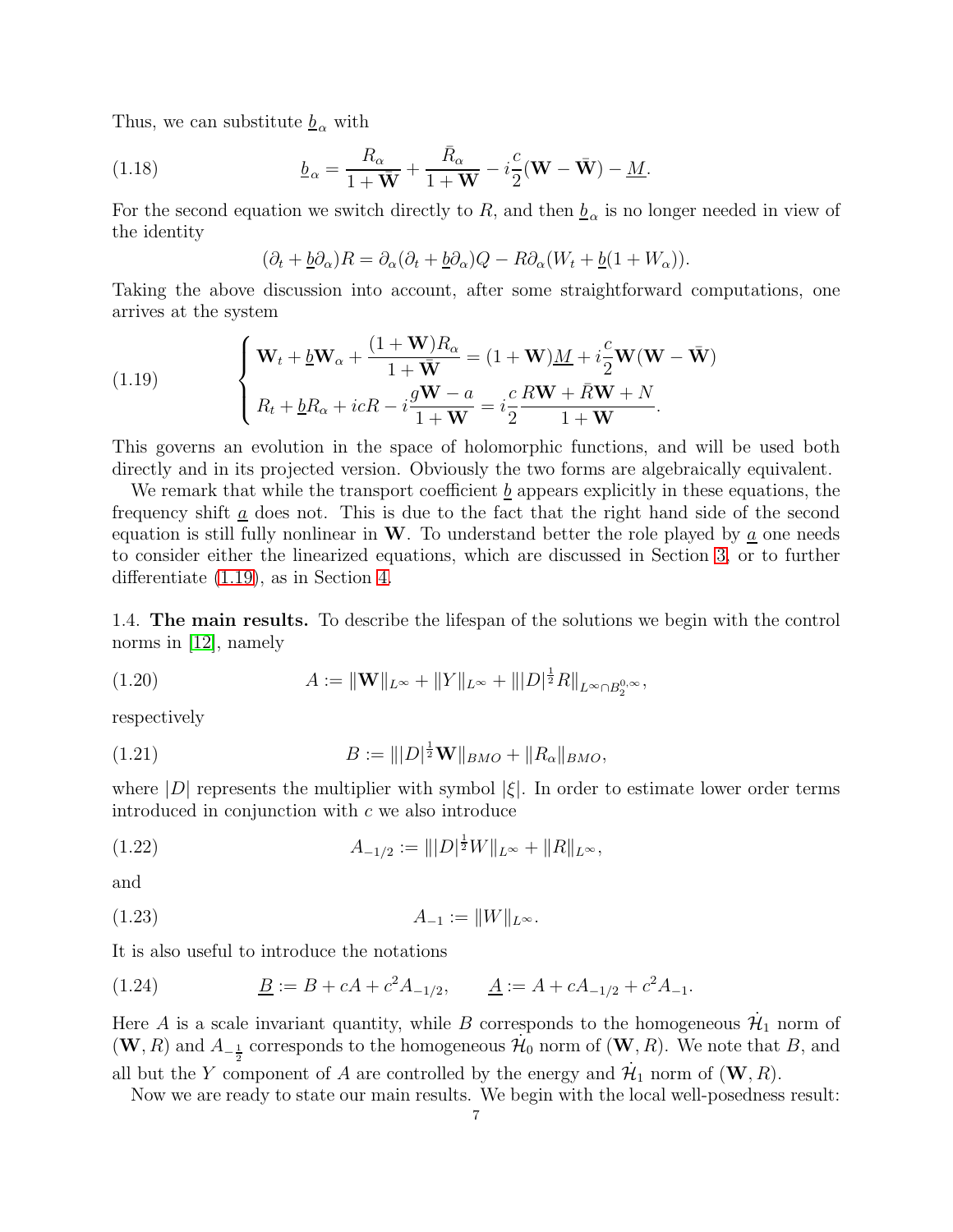Thus, we can substitute $\underline{b}_\alpha$ with

$$\underline{b}_\alpha = \frac{R_\alpha}{1+\bar{\mathbf{W}}} + \frac{\bar{R}_\alpha}{1+\mathbf{W}} - i\frac{c}{2}(\mathbf{W}-\bar{\mathbf{W}}) - \underline{M}. \tag{1.18}$$

For the second equation we switch directly to $R$, and then $\underline{b}_\alpha$ is no longer needed in view of the identity

$$(\partial_t + \underline{b}\partial_\alpha)R = \partial_\alpha(\partial_t + \underline{b}\partial_\alpha)Q - R\partial_\alpha(W_t + \underline{b}(1+W_\alpha)).$$

Taking the above discussion into account, after some straightforward computations, one arrives at the system

$$\begin{cases} \mathbf{W}_t + \underline{b}\mathbf{W}_\alpha + \dfrac{(1+\mathbf{W})R_\alpha}{1+\bar{\mathbf{W}}} = (1+\mathbf{W})\underline{M} + i\dfrac{c}{2}\mathbf{W}(\mathbf{W}-\bar{\mathbf{W}}) \\ R_t + \underline{b}R_\alpha + icR - i\dfrac{g\mathbf{W}-a}{1+\mathbf{W}} = i\dfrac{c}{2}\dfrac{R\mathbf{W}+\bar{R}\mathbf{W}+N}{1+\mathbf{W}}. \end{cases} \tag{1.19}$$

This governs an evolution in the space of holomorphic functions, and will be used both directly and in its projected version. Obviously the two forms are algebraically equivalent.

We remark that while the transport coefficient $\underline{b}$ appears explicitly in these equations, the frequency shift $\underline{a}$ does not. This is due to the fact that the right hand side of the second equation is still fully nonlinear in $\mathbf{W}$. To understand better the role played by $\underline{a}$ one needs to consider either the linearized equations, which are discussed in Section 3, or to further differentiate (1.19), as in Section 4.

1.4. **The main results.** To describe the lifespan of the solutions we begin with the control norms in [12], namely

$$A := \|\mathbf{W}\|_{L^\infty} + \|Y\|_{L^\infty} + \||D|^{\frac{1}{2}}R\|_{L^\infty \cap B^{0,\infty}_2}, \tag{1.20}$$

respectively

$$B := \||D|^{\frac{1}{2}}\mathbf{W}\|_{BMO} + \|R_\alpha\|_{BMO}, \tag{1.21}$$

where $|D|$ represents the multiplier with symbol $|\xi|$. In order to estimate lower order terms introduced in conjunction with $c$ we also introduce

$$A_{-1/2} := \||D|^{\frac{1}{2}}W\|_{L^\infty} + \|R\|_{L^\infty}, \tag{1.22}$$

and

$$A_{-1} := \|W\|_{L^\infty}. \tag{1.23}$$

It is also useful to introduce the notations

$$\underline{B} := B + cA + c^2A_{-1/2}, \qquad \underline{A} := A + cA_{-1/2} + c^2A_{-1}. \tag{1.24}$$

Here $A$ is a scale invariant quantity, while $B$ corresponds to the homogeneous $\dot{\mathcal{H}}_1$ norm of $(\mathbf{W}, R)$ and $A_{-\frac{1}{2}}$ corresponds to the homogeneous $\dot{\mathcal{H}}_0$ norm of $(\mathbf{W}, R)$. We note that $B$, and all but the $Y$ component of $A$ are controlled by the energy and $\dot{\mathcal{H}}_1$ norm of $(\mathbf{W}, R)$.

Now we are ready to state our main results. We begin with the local well-posedness result: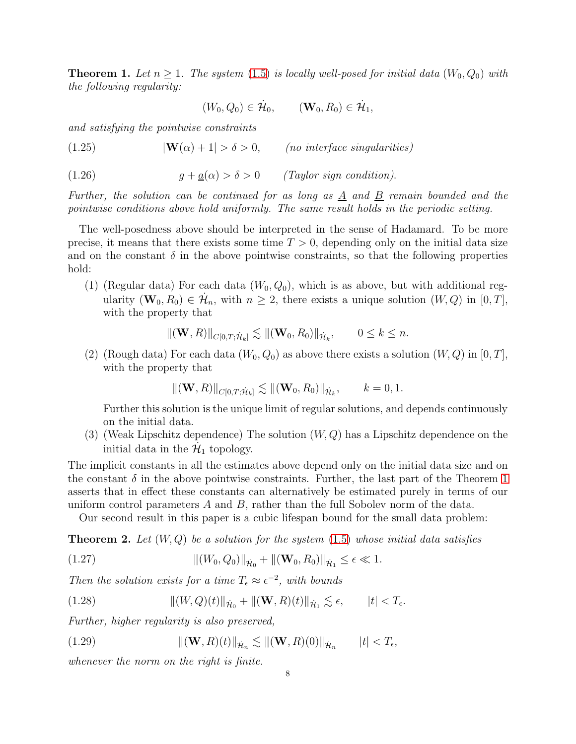**Theorem 1.** *Let $n \geq 1$. The system (1.5) is locally well-posed for initial data $(W_0, Q_0)$ with the following regularity:*

$$(W_0, Q_0) \in \dot{\mathcal{H}}_0, \qquad (\mathbf{W}_0, R_0) \in \dot{\mathcal{H}}_1,$$

*and satisfying the pointwise constraints*

$$|\mathbf{W}(\alpha) + 1| > \delta > 0, \qquad \text{(no interface singularities)} \tag{1.25}$$

$$g + \underline{a}(\alpha) > \delta > 0 \qquad \text{(Taylor sign condition)}. \tag{1.26}$$

*Further, the solution can be continued for as long as $\underline{A}$ and $\underline{B}$ remain bounded and the pointwise conditions above hold uniformly. The same result holds in the periodic setting.*

The well-posedness above should be interpreted in the sense of Hadamard. To be more precise, it means that there exists some time $T > 0$, depending only on the initial data size and on the constant $\delta$ in the above pointwise constraints, so that the following properties hold:

1. (Regular data) For each data $(W_0, Q_0)$, which is as above, but with additional regularity $(\mathbf{W}_0, R_0) \in \dot{\mathcal{H}}_n$, with $n \geq 2$, there exists a unique solution $(W, Q)$ in $[0, T]$, with the property that
$$\|(\mathbf{W}, R)\|_{C[0,T;\dot{\mathcal{H}}_k]} \lesssim \|(\mathbf{W}_0, R_0)\|_{\dot{\mathcal{H}}_k}, \qquad 0 \leq k \leq n.$$
2. (Rough data) For each data $(W_0, Q_0)$ as above there exists a solution $(W, Q)$ in $[0, T]$, with the property that
$$\|(\mathbf{W}, R)\|_{C[0,T;\dot{\mathcal{H}}_k]} \lesssim \|(\mathbf{W}_0, R_0)\|_{\dot{\mathcal{H}}_k}, \qquad k = 0, 1.$$
Further this solution is the unique limit of regular solutions, and depends continuously on the initial data.
3. (Weak Lipschitz dependence) The solution $(W, Q)$ has a Lipschitz dependence on the initial data in the $\dot{\mathcal{H}}_1$ topology.

The implicit constants in all the estimates above depend only on the initial data size and on the constant $\delta$ in the above pointwise constraints. Further, the last part of the Theorem 1 asserts that in effect these constants can alternatively be estimated purely in terms of our uniform control parameters $A$ and $B$, rather than the full Sobolev norm of the data.

Our second result in this paper is a cubic lifespan bound for the small data problem:

**Theorem 2.** *Let $(W, Q)$ be a solution for the system (1.5) whose initial data satisfies*

$$\|(W_0, Q_0)\|_{\dot{\mathcal{H}}_0} + \|(\mathbf{W}_0, R_0)\|_{\dot{\mathcal{H}}_1} \leq \epsilon \ll 1. \tag{1.27}$$

*Then the solution exists for a time $T_\epsilon \approx \epsilon^{-2}$, with bounds*

$$\|(W, Q)(t)\|_{\dot{\mathcal{H}}_0} + \|(\mathbf{W}, R)(t)\|_{\dot{\mathcal{H}}_1} \lesssim \epsilon, \qquad |t| < T_\epsilon. \tag{1.28}$$

*Further, higher regularity is also preserved,*

$$\|(\mathbf{W}, R)(t)\|_{\dot{\mathcal{H}}_n} \lesssim \|(\mathbf{W}, R)(0)\|_{\dot{\mathcal{H}}_n} \qquad |t| < T_\epsilon, \tag{1.29}$$

*whenever the norm on the right is finite.*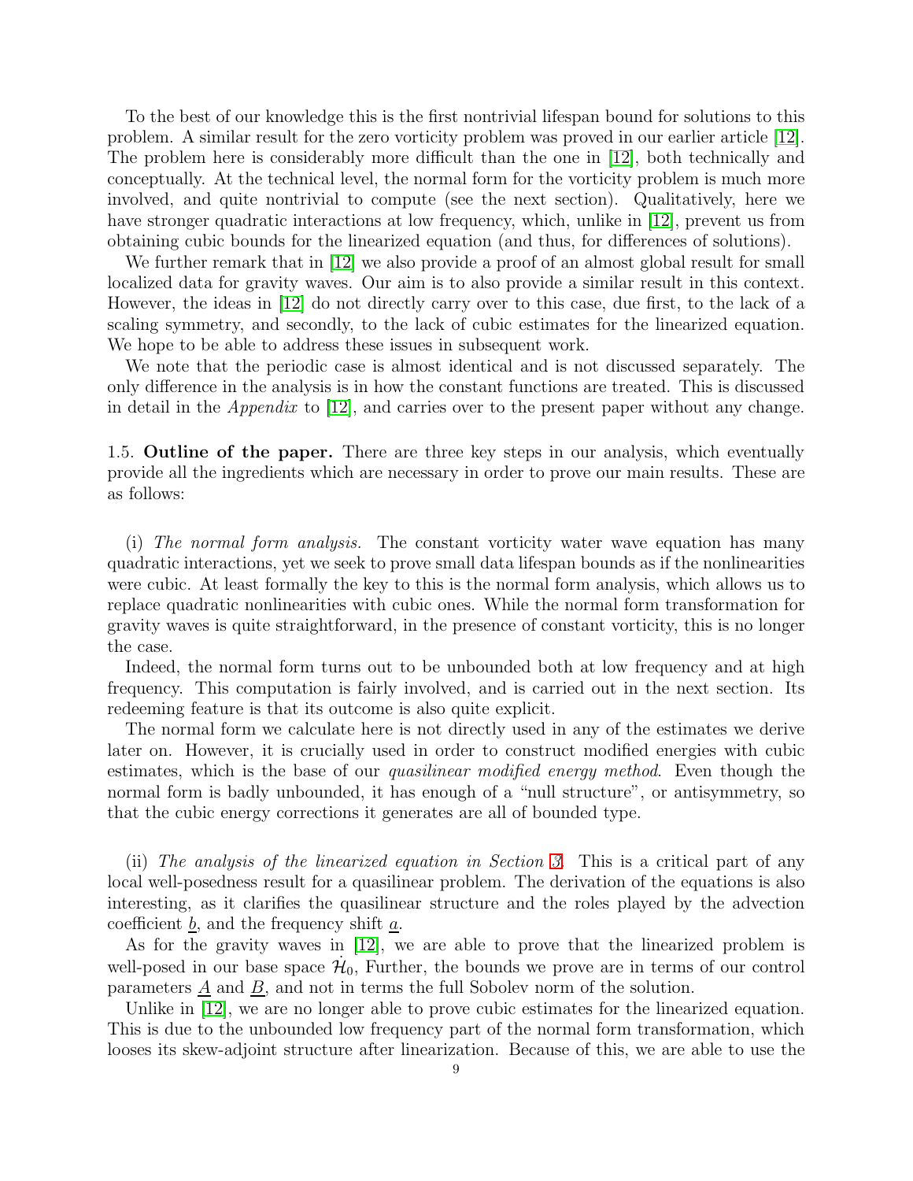To the best of our knowledge this is the first nontrivial lifespan bound for solutions to this problem. A similar result for the zero vorticity problem was proved in our earlier article [12]. The problem here is considerably more difficult than the one in [12], both technically and conceptually. At the technical level, the normal form for the vorticity problem is much more involved, and quite nontrivial to compute (see the next section). Qualitatively, here we have stronger quadratic interactions at low frequency, which, unlike in [12], prevent us from obtaining cubic bounds for the linearized equation (and thus, for differences of solutions).

We further remark that in [12] we also provide a proof of an almost global result for small localized data for gravity waves. Our aim is to also provide a similar result in this context. However, the ideas in [12] do not directly carry over to this case, due first, to the lack of a scaling symmetry, and secondly, to the lack of cubic estimates for the linearized equation. We hope to be able to address these issues in subsequent work.

We note that the periodic case is almost identical and is not discussed separately. The only difference in the analysis is in how the constant functions are treated. This is discussed in detail in the *Appendix* to [12], and carries over to the present paper without any change.

1.5. **Outline of the paper.** There are three key steps in our analysis, which eventually provide all the ingredients which are necessary in order to prove our main results. These are as follows:

(i) *The normal form analysis.* The constant vorticity water wave equation has many quadratic interactions, yet we seek to prove small data lifespan bounds as if the nonlinearities were cubic. At least formally the key to this is the normal form analysis, which allows us to replace quadratic nonlinearities with cubic ones. While the normal form transformation for gravity waves is quite straightforward, in the presence of constant vorticity, this is no longer the case.

Indeed, the normal form turns out to be unbounded both at low frequency and at high frequency. This computation is fairly involved, and is carried out in the next section. Its redeeming feature is that its outcome is also quite explicit.

The normal form we calculate here is not directly used in any of the estimates we derive later on. However, it is crucially used in order to construct modified energies with cubic estimates, which is the base of our *quasilinear modified energy method*. Even though the normal form is badly unbounded, it has enough of a "null structure", or antisymmetry, so that the cubic energy corrections it generates are all of bounded type.

(ii) *The analysis of the linearized equation in Section 3.* This is a critical part of any local well-posedness result for a quasilinear problem. The derivation of the equations is also interesting, as it clarifies the quasilinear structure and the roles played by the advection coefficient $\underline{b}$, and the frequency shift $\underline{a}$.

As for the gravity waves in [12], we are able to prove that the linearized problem is well-posed in our base space $\dot{\mathcal{H}}_0$, Further, the bounds we prove are in terms of our control parameters $\underline{A}$ and $\underline{B}$, and not in terms the full Sobolev norm of the solution.

Unlike in [12], we are no longer able to prove cubic estimates for the linearized equation. This is due to the unbounded low frequency part of the normal form transformation, which looses its skew-adjoint structure after linearization. Because of this, we are able to use the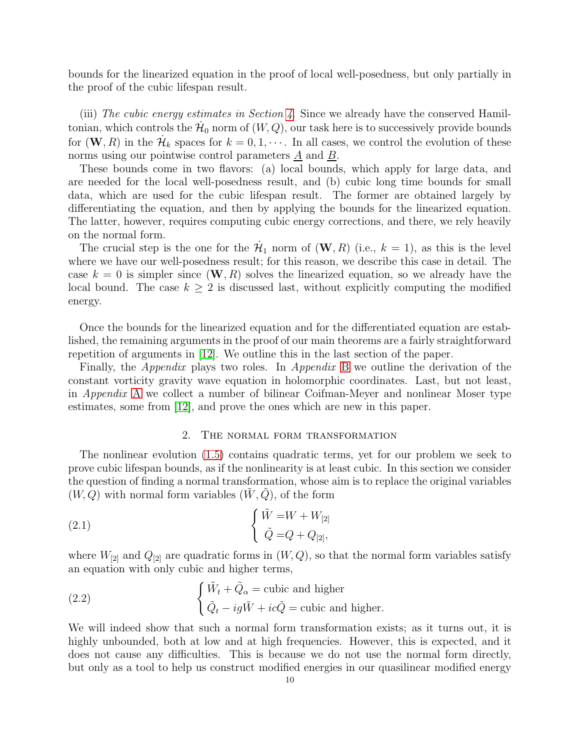bounds for the linearized equation in the proof of local well-posedness, but only partially in the proof of the cubic lifespan result.

(iii) *The cubic energy estimates in Section 4.* Since we already have the conserved Hamiltonian, which controls the $\dot{\mathcal{H}}_0$ norm of $(W,Q)$, our task here is to successively provide bounds for $(\mathbf{W},R)$ in the $\dot{\mathcal{H}}_k$ spaces for $k=0,1,\cdots$. In all cases, we control the evolution of these norms using our pointwise control parameters $\underline{A}$ and $\underline{B}$.

These bounds come in two flavors: (a) local bounds, which apply for large data, and are needed for the local well-posedness result, and (b) cubic long time bounds for small data, which are used for the cubic lifespan result. The former are obtained largely by differentiating the equation, and then by applying the bounds for the linearized equation. The latter, however, requires computing cubic energy corrections, and there, we rely heavily on the normal form.

The crucial step is the one for the $\dot{\mathcal{H}}_1$ norm of $(\mathbf{W},R)$ (i.e., $k=1$), as this is the level where we have our well-posedness result; for this reason, we describe this case in detail. The case $k=0$ is simpler since $(\mathbf{W},R)$ solves the linearized equation, so we already have the local bound. The case $k\geq 2$ is discussed last, without explicitly computing the modified energy.

Once the bounds for the linearized equation and for the differentiated equation are established, the remaining arguments in the proof of our main theorems are a fairly straightforward repetition of arguments in [12]. We outline this in the last section of the paper.

Finally, the *Appendix* plays two roles. In *Appendix* B we outline the derivation of the constant vorticity gravity wave equation in holomorphic coordinates. Last, but not least, in *Appendix* A we collect a number of bilinear Coifman-Meyer and nonlinear Moser type estimates, some from [12], and prove the ones which are new in this paper.

## 2. The normal form transformation

The nonlinear evolution (1.5) contains quadratic terms, yet for our problem we seek to prove cubic lifespan bounds, as if the nonlinearity is at least cubic. In this section we consider the question of finding a normal transformation, whose aim is to replace the original variables $(W,Q)$ with normal form variables $(\tilde{W},\tilde{Q})$, of the form

$$
\begin{cases} \tilde{W} = W + W_{[2]} \\ \tilde{Q} = Q + Q_{[2]}, \end{cases} \tag{2.1}
$$

where $W_{[2]}$ and $Q_{[2]}$ are quadratic forms in $(W,Q)$, so that the normal form variables satisfy an equation with only cubic and higher terms,

$$
\begin{cases} \tilde{W}_t + \tilde{Q}_\alpha = \text{cubic and higher} \\ \tilde{Q}_t - ig\tilde{W} + ic\tilde{Q} = \text{cubic and higher}. \end{cases} \tag{2.2}
$$

We will indeed show that such a normal form transformation exists; as it turns out, it is highly unbounded, both at low and at high frequencies. However, this is expected, and it does not cause any difficulties. This is because we do not use the normal form directly, but only as a tool to help us construct modified energies in our quasilinear modified energy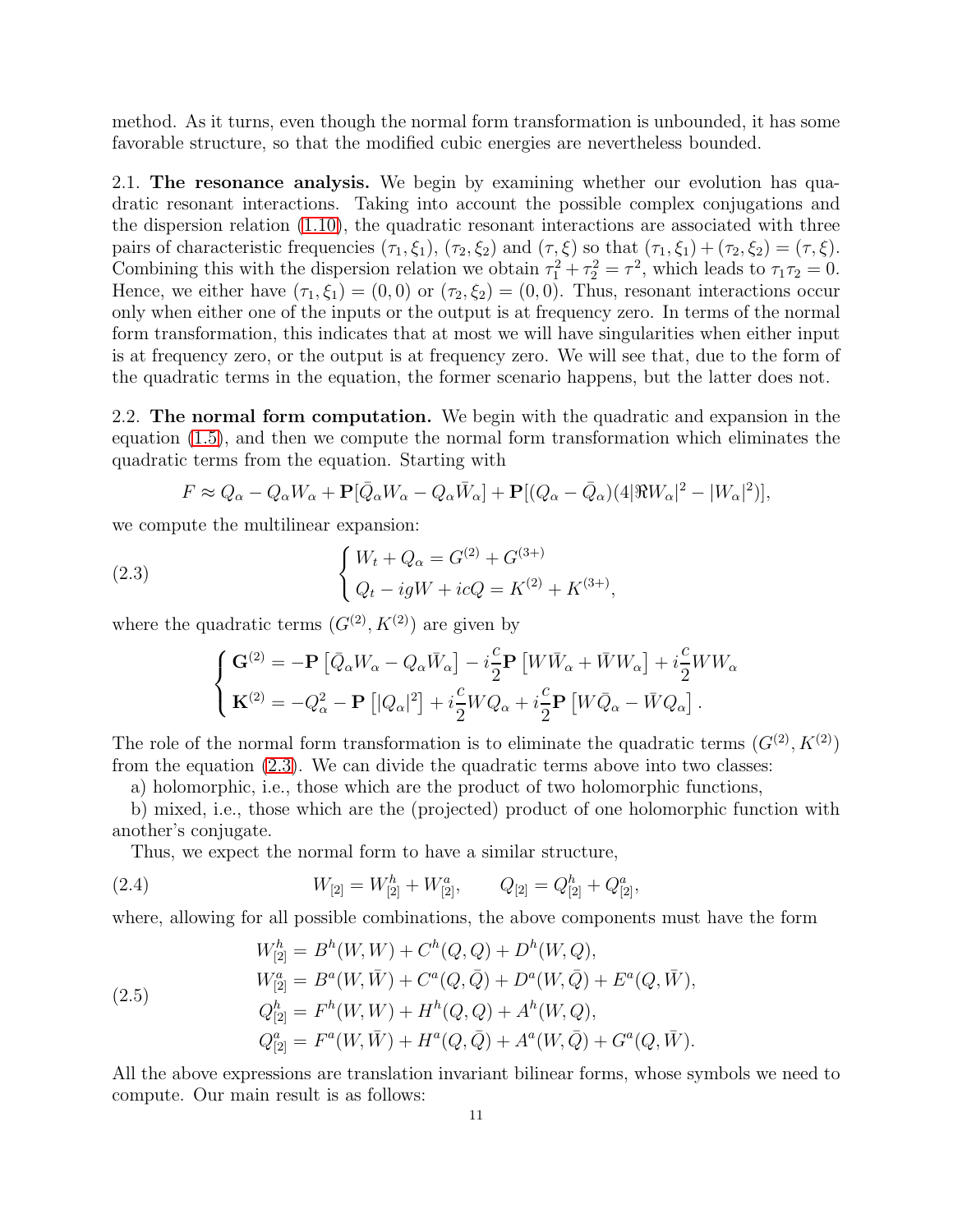method. As it turns, even though the normal form transformation is unbounded, it has some favorable structure, so that the modified cubic energies are nevertheless bounded.

**2.1. The resonance analysis.** We begin by examining whether our evolution has quadratic resonant interactions. Taking into account the possible complex conjugations and the dispersion relation (1.10), the quadratic resonant interactions are associated with three pairs of characteristic frequencies $(\tau_1, \xi_1)$, $(\tau_2, \xi_2)$ and $(\tau, \xi)$ so that $(\tau_1, \xi_1) + (\tau_2, \xi_2) = (\tau, \xi)$. Combining this with the dispersion relation we obtain $\tau_1^2 + \tau_2^2 = \tau^2$, which leads to $\tau_1 \tau_2 = 0$. Hence, we either have $(\tau_1, \xi_1) = (0, 0)$ or $(\tau_2, \xi_2) = (0, 0)$. Thus, resonant interactions occur only when either one of the inputs or the output is at frequency zero. In terms of the normal form transformation, this indicates that at most we will have singularities when either input is at frequency zero, or the output is at frequency zero. We will see that, due to the form of the quadratic terms in the equation, the former scenario happens, but the latter does not.

**2.2. The normal form computation.** We begin with the quadratic and expansion in the equation (1.5), and then we compute the normal form transformation which eliminates the quadratic terms from the equation. Starting with

$$F \approx Q_\alpha - Q_\alpha W_\alpha + \mathbf{P}[\bar{Q}_\alpha W_\alpha - Q_\alpha \bar{W}_\alpha] + \mathbf{P}[(Q_\alpha - \bar{Q}_\alpha)(4|\Re W_\alpha|^2 - |W_\alpha|^2)],$$

we compute the multilinear expansion:

$$\begin{cases} W_t + Q_\alpha = G^{(2)} + G^{(3+)} \\ Q_t - igW + icQ = K^{(2)} + K^{(3+)}, \end{cases} \tag{2.3}$$

where the quadratic terms $(G^{(2)}, K^{(2)})$ are given by

$$\begin{cases} \mathbf{G}^{(2)} = -\mathbf{P}\left[\bar{Q}_\alpha W_\alpha - Q_\alpha \bar{W}_\alpha\right] - i\dfrac{c}{2}\mathbf{P}\left[W\bar{W}_\alpha + \bar{W}W_\alpha\right] + i\dfrac{c}{2}WW_\alpha \\ \mathbf{K}^{(2)} = -Q_\alpha^2 - \mathbf{P}\left[|Q_\alpha|^2\right] + i\dfrac{c}{2}WQ_\alpha + i\dfrac{c}{2}\mathbf{P}\left[W\bar{Q}_\alpha - \bar{W}Q_\alpha\right]. \end{cases}$$

The role of the normal form transformation is to eliminate the quadratic terms $(G^{(2)}, K^{(2)})$ from the equation (2.3). We can divide the quadratic terms above into two classes:

a) holomorphic, i.e., those which are the product of two holomorphic functions,

b) mixed, i.e., those which are the (projected) product of one holomorphic function with another's conjugate.

Thus, we expect the normal form to have a similar structure,

$$W_{[2]} = W_{[2]}^h + W_{[2]}^a, \qquad Q_{[2]} = Q_{[2]}^h + Q_{[2]}^a, \tag{2.4}$$

where, allowing for all possible combinations, the above components must have the form

$$\begin{aligned} W_{[2]}^h &= B^h(W, W) + C^h(Q, Q) + D^h(W, Q), \\ W_{[2]}^a &= B^a(W, \bar{W}) + C^a(Q, \bar{Q}) + D^a(W, \bar{Q}) + E^a(Q, \bar{W}), \\ Q_{[2]}^h &= F^h(W, W) + H^h(Q, Q) + A^h(W, Q), \\ Q_{[2]}^a &= F^a(W, \bar{W}) + H^a(Q, \bar{Q}) + A^a(W, \bar{Q}) + G^a(Q, \bar{W}). \end{aligned} \tag{2.5}$$

All the above expressions are translation invariant bilinear forms, whose symbols we need to compute. Our main result is as follows: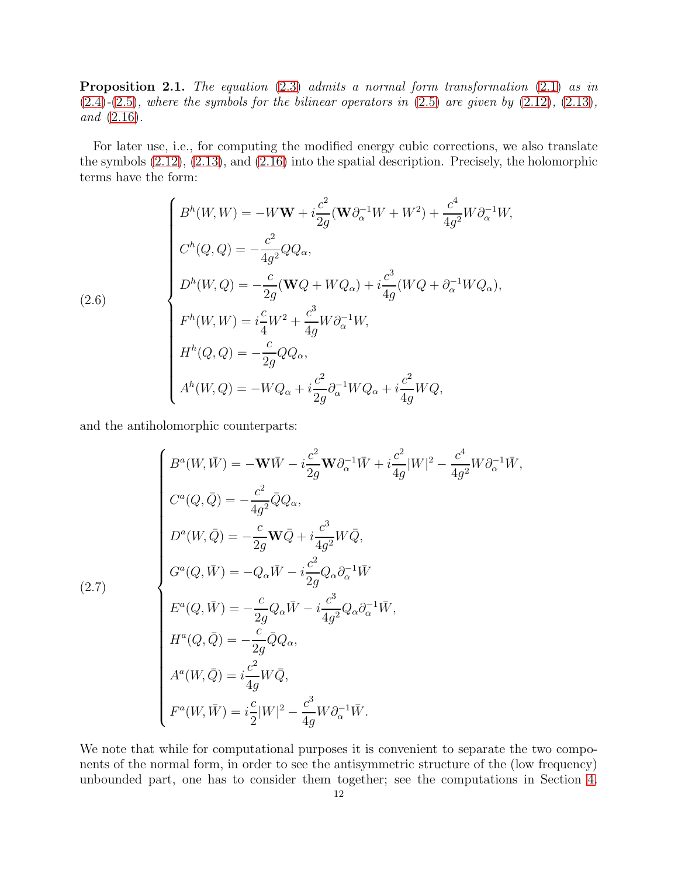**Proposition 2.1.** *The equation* (2.3) *admits a normal form transformation* (2.1) *as in* (2.4)*-*(2.5)*, where the symbols for the bilinear operators in* (2.5) *are given by* (2.12)*,* (2.13)*, and* (2.16)*.*

For later use, i.e., for computing the modified energy cubic corrections, we also translate the symbols (2.12), (2.13), and (2.16) into the spatial description. Precisely, the holomorphic terms have the form:

$$
\tag{2.6}
\begin{cases}
B^h(W,W) = -W\mathbf{W} + i\dfrac{c^2}{2g}(\mathbf{W}\partial_\alpha^{-1}W + W^2) + \dfrac{c^4}{4g^2}W\partial_\alpha^{-1}W, \\[2mm]
C^h(Q,Q) = -\dfrac{c^2}{4g^2}QQ_\alpha, \\[2mm]
D^h(W,Q) = -\dfrac{c}{2g}(\mathbf{W}Q + WQ_\alpha) + i\dfrac{c^3}{4g}(WQ + \partial_\alpha^{-1}WQ_\alpha), \\[2mm]
F^h(W,W) = i\dfrac{c}{4}W^2 + \dfrac{c^3}{4g}W\partial_\alpha^{-1}W, \\[2mm]
H^h(Q,Q) = -\dfrac{c}{2g}QQ_\alpha, \\[2mm]
A^h(W,Q) = -WQ_\alpha + i\dfrac{c^2}{2g}\partial_\alpha^{-1}WQ_\alpha + i\dfrac{c^2}{4g}WQ,
\end{cases}
$$

and the antiholomorphic counterparts:

$$
\tag{2.7}
\begin{cases}
B^a(W,\bar{W}) = -\mathbf{W}\bar{W} - i\dfrac{c^2}{2g}\mathbf{W}\partial_\alpha^{-1}\bar{W} + i\dfrac{c^2}{4g}|W|^2 - \dfrac{c^4}{4g^2}W\partial_\alpha^{-1}\bar{W}, \\[2mm]
C^a(Q,\bar{Q}) = -\dfrac{c^2}{4g^2}\bar{Q}Q_\alpha, \\[2mm]
D^a(W,\bar{Q}) = -\dfrac{c}{2g}\mathbf{W}\bar{Q} + i\dfrac{c^3}{4g^2}W\bar{Q}, \\[2mm]
G^a(Q,\bar{W}) = -Q_\alpha\bar{W} - i\dfrac{c^2}{2g}Q_\alpha\partial_\alpha^{-1}\bar{W} \\[2mm]
E^a(Q,\bar{W}) = -\dfrac{c}{2g}Q_\alpha\bar{W} - i\dfrac{c^3}{4g^2}Q_\alpha\partial_\alpha^{-1}\bar{W}, \\[2mm]
H^a(Q,\bar{Q}) = -\dfrac{c}{2g}\bar{Q}Q_\alpha, \\[2mm]
A^a(W,\bar{Q}) = i\dfrac{c^2}{4g}W\bar{Q}, \\[2mm]
F^a(W,\bar{W}) = i\dfrac{c}{2}|W|^2 - \dfrac{c^3}{4g}W\partial_\alpha^{-1}\bar{W}.
\end{cases}
$$

We note that while for computational purposes it is convenient to separate the two components of the normal form, in order to see the antisymmetric structure of the (low frequency) unbounded part, one has to consider them together; see the computations in Section 4.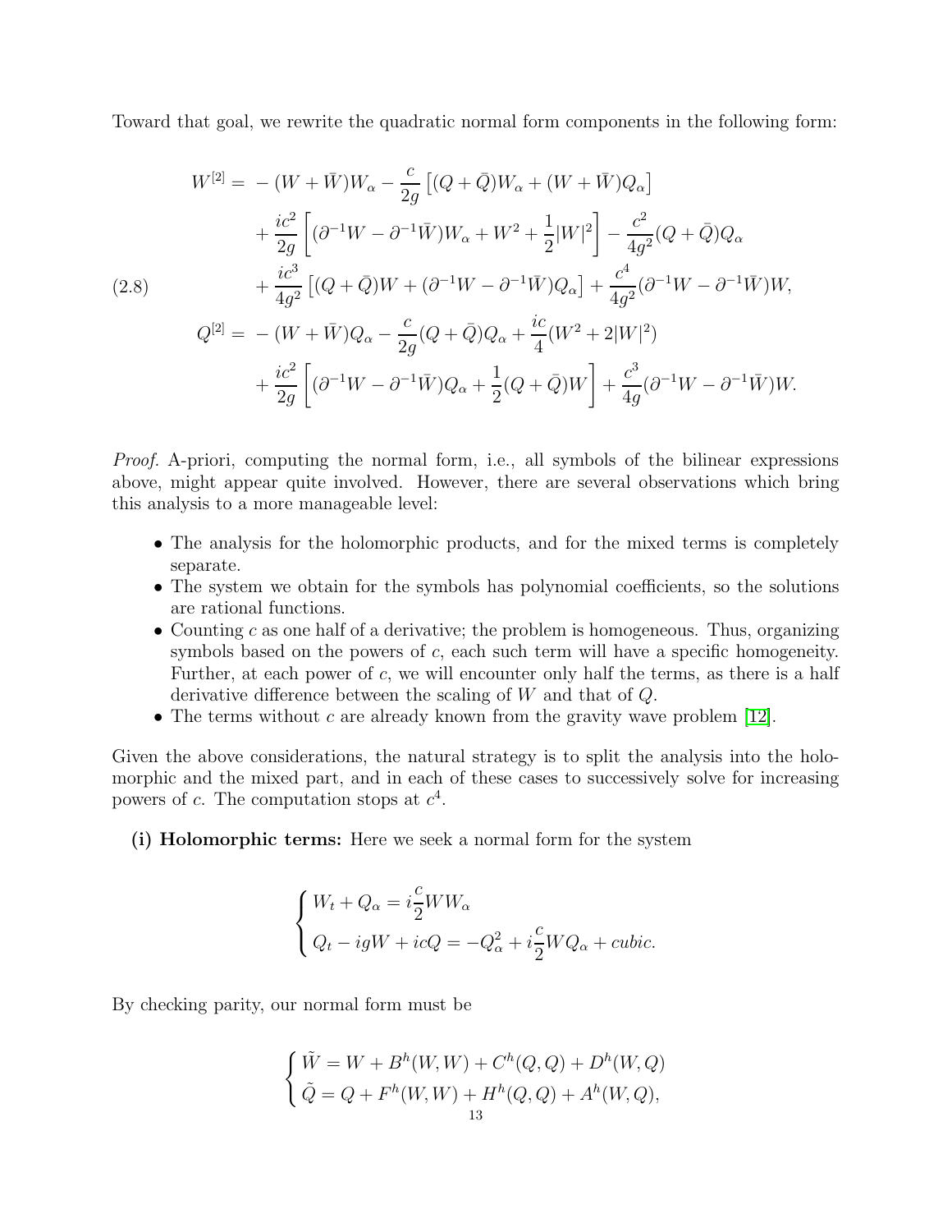Toward that goal, we rewrite the quadratic normal form components in the following form:

$$
\begin{aligned}
W^{[2]} = & -(W+\bar{W})W_\alpha - \frac{c}{2g}\left[(Q+\bar{Q})W_\alpha + (W+\bar{W})Q_\alpha\right] \\
& + \frac{ic^2}{2g}\left[(\partial^{-1}W - \partial^{-1}\bar{W})W_\alpha + W^2 + \frac{1}{2}|W|^2\right] - \frac{c^2}{4g^2}(Q+\bar{Q})Q_\alpha \\
& + \frac{ic^3}{4g^2}\left[(Q+\bar{Q})W + (\partial^{-1}W - \partial^{-1}\bar{W})Q_\alpha\right] + \frac{c^4}{4g^2}(\partial^{-1}W - \partial^{-1}\bar{W})W, \\
Q^{[2]} = & -(W+\bar{W})Q_\alpha - \frac{c}{2g}(Q+\bar{Q})Q_\alpha + \frac{ic}{4}(W^2 + 2|W|^2) \\
& + \frac{ic^2}{2g}\left[(\partial^{-1}W - \partial^{-1}\bar{W})Q_\alpha + \frac{1}{2}(Q+\bar{Q})W\right] + \frac{c^3}{4g}(\partial^{-1}W - \partial^{-1}\bar{W})W.
\end{aligned}
\tag{2.8}
$$

*Proof.* A-priori, computing the normal form, i.e., all symbols of the bilinear expressions above, might appear quite involved. However, there are several observations which bring this analysis to a more manageable level:

- The analysis for the holomorphic products, and for the mixed terms is completely separate.
- The system we obtain for the symbols has polynomial coefficients, so the solutions are rational functions.
- Counting $c$ as one half of a derivative; the problem is homogeneous. Thus, organizing symbols based on the powers of $c$, each such term will have a specific homogeneity. Further, at each power of $c$, we will encounter only half the terms, as there is a half derivative difference between the scaling of $W$ and that of $Q$.
- The terms without $c$ are already known from the gravity wave problem [12].

Given the above considerations, the natural strategy is to split the analysis into the holomorphic and the mixed part, and in each of these cases to successively solve for increasing powers of $c$. The computation stops at $c^4$.

**(i) Holomorphic terms:** Here we seek a normal form for the system

$$
\begin{cases}
W_t + Q_\alpha = i\dfrac{c}{2}WW_\alpha \\
Q_t - igW + icQ = -Q_\alpha^2 + i\dfrac{c}{2}WQ_\alpha + cubic.
\end{cases}
$$

By checking parity, our normal form must be

$$
\begin{cases}
\tilde{W} = W + B^h(W,W) + C^h(Q,Q) + D^h(W,Q) \\
\tilde{Q} = Q + F^h(W,W) + H^h(Q,Q) + A^h(W,Q),
\end{cases}
$$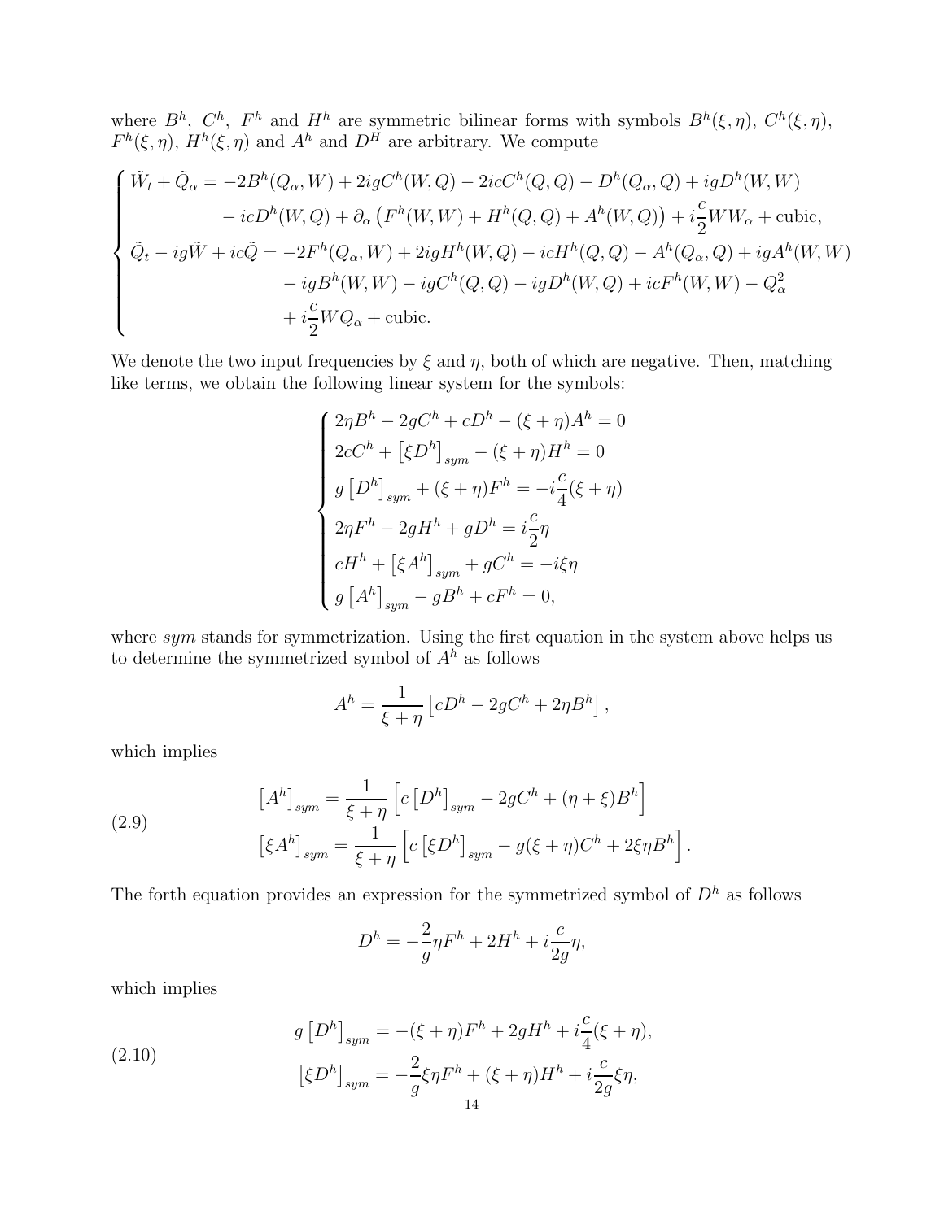where $B^h$, $C^h$, $F^h$ and $H^h$ are symmetric bilinear forms with symbols $B^h(\xi,\eta)$, $C^h(\xi,\eta)$, $F^h(\xi,\eta)$, $H^h(\xi,\eta)$ and $A^h$ and $D^H$ are arbitrary. We compute

$$
\begin{cases}
\tilde{W}_t + \tilde{Q}_\alpha = -2B^h(Q_\alpha, W) + 2igC^h(W,Q) - 2icC^h(Q,Q) - D^h(Q_\alpha, Q) + igD^h(W,W) \\
\qquad\qquad - icD^h(W,Q) + \partial_\alpha \left(F^h(W,W) + H^h(Q,Q) + A^h(W,Q)\right) + i\dfrac{c}{2}WW_\alpha + \text{cubic}, \\
\tilde{Q}_t - ig\tilde{W} + ic\tilde{Q} = -2F^h(Q_\alpha, W) + 2igH^h(W,Q) - icH^h(Q,Q) - A^h(Q_\alpha, Q) + igA^h(W,W) \\
\qquad\qquad - igB^h(W,W) - igC^h(Q,Q) - igD^h(W,Q) + icF^h(W,W) - Q_\alpha^2 \\
\qquad\qquad + i\dfrac{c}{2}WQ_\alpha + \text{cubic}.
\end{cases}
$$

We denote the two input frequencies by $\xi$ and $\eta$, both of which are negative. Then, matching like terms, we obtain the following linear system for the symbols:

$$
\begin{cases}
2\eta B^h - 2gC^h + cD^h - (\xi+\eta)A^h = 0 \\
2cC^h + \left[\xi D^h\right]_{sym} - (\xi+\eta)H^h = 0 \\
g\left[D^h\right]_{sym} + (\xi+\eta)F^h = -i\dfrac{c}{4}(\xi+\eta) \\
2\eta F^h - 2gH^h + gD^h = i\dfrac{c}{2}\eta \\
cH^h + \left[\xi A^h\right]_{sym} + gC^h = -i\xi\eta \\
g\left[A^h\right]_{sym} - gB^h + cF^h = 0,
\end{cases}
$$

where *sym* stands for symmetrization. Using the first equation in the system above helps us to determine the symmetrized symbol of $A^h$ as follows

$$
A^h = \frac{1}{\xi+\eta}\left[cD^h - 2gC^h + 2\eta B^h\right],
$$

which implies

$$
\begin{aligned}
\left[A^h\right]_{sym} &= \frac{1}{\xi+\eta}\left[c\left[D^h\right]_{sym} - 2gC^h + (\eta+\xi)B^h\right] \\
\left[\xi A^h\right]_{sym} &= \frac{1}{\xi+\eta}\left[c\left[\xi D^h\right]_{sym} - g(\xi+\eta)C^h + 2\xi\eta B^h\right].
\end{aligned}
\tag{2.9}
$$

The forth equation provides an expression for the symmetrized symbol of $D^h$ as follows

$$
D^h = -\frac{2}{g}\eta F^h + 2H^h + i\frac{c}{2g}\eta,
$$

which implies

$$
\begin{aligned}
g\left[D^h\right]_{sym} &= -(\xi+\eta)F^h + 2gH^h + i\frac{c}{4}(\xi+\eta), \\
\left[\xi D^h\right]_{sym} &= -\frac{2}{g}\xi\eta F^h + (\xi+\eta)H^h + i\frac{c}{2g}\xi\eta,
\end{aligned}
\tag{2.10}
$$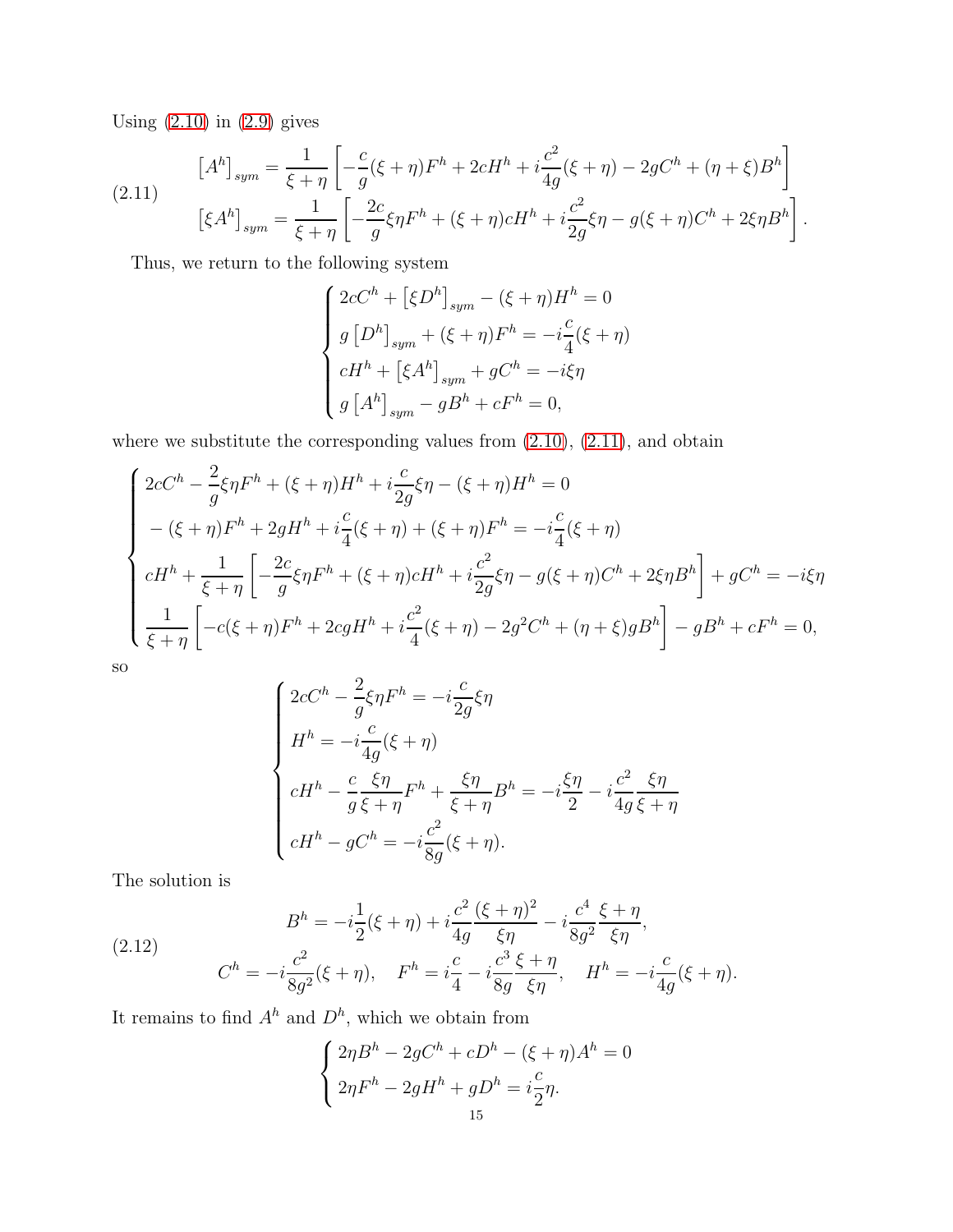Using (2.10) in (2.9) gives

$$
\begin{aligned}
\left[A^h\right]_{sym} &= \frac{1}{\xi+\eta}\left[-\frac{c}{g}(\xi+\eta)F^h + 2cH^h + i\frac{c^2}{4g}(\xi+\eta) - 2gC^h + (\eta+\xi)B^h\right] \\
\left[\xi A^h\right]_{sym} &= \frac{1}{\xi+\eta}\left[-\frac{2c}{g}\xi\eta F^h + (\xi+\eta)cH^h + i\frac{c^2}{2g}\xi\eta - g(\xi+\eta)C^h + 2\xi\eta B^h\right].
\end{aligned}
\tag{2.11}
$$

Thus, we return to the following system

$$
\begin{cases}
2cC^h + \left[\xi D^h\right]_{sym} - (\xi+\eta)H^h = 0 \\
g\left[D^h\right]_{sym} + (\xi+\eta)F^h = -i\frac{c}{4}(\xi+\eta) \\
cH^h + \left[\xi A^h\right]_{sym} + gC^h = -i\xi\eta \\
g\left[A^h\right]_{sym} - gB^h + cF^h = 0,
\end{cases}
$$

where we substitute the corresponding values from (2.10), (2.11), and obtain

$$
\begin{cases}
2cC^h - \frac{2}{g}\xi\eta F^h + (\xi+\eta)H^h + i\frac{c}{2g}\xi\eta - (\xi+\eta)H^h = 0 \\
-(\xi+\eta)F^h + 2gH^h + i\frac{c}{4}(\xi+\eta) + (\xi+\eta)F^h = -i\frac{c}{4}(\xi+\eta) \\
cH^h + \frac{1}{\xi+\eta}\left[-\frac{2c}{g}\xi\eta F^h + (\xi+\eta)cH^h + i\frac{c^2}{2g}\xi\eta - g(\xi+\eta)C^h + 2\xi\eta B^h\right] + gC^h = -i\xi\eta \\
\frac{1}{\xi+\eta}\left[-c(\xi+\eta)F^h + 2cgH^h + i\frac{c^2}{4}(\xi+\eta) - 2g^2C^h + (\eta+\xi)gB^h\right] - gB^h + cF^h = 0,
\end{cases}
$$

so

$$
\begin{cases}
2cC^h - \frac{2}{g}\xi\eta F^h = -i\frac{c}{2g}\xi\eta \\
H^h = -i\frac{c}{4g}(\xi+\eta) \\
cH^h - \frac{c}{g}\frac{\xi\eta}{\xi+\eta}F^h + \frac{\xi\eta}{\xi+\eta}B^h = -i\frac{\xi\eta}{2} - i\frac{c^2}{4g}\frac{\xi\eta}{\xi+\eta} \\
cH^h - gC^h = -i\frac{c^2}{8g}(\xi+\eta).
\end{cases}
$$

The solution is

$$
\begin{aligned}
&B^h = -i\frac{1}{2}(\xi+\eta) + i\frac{c^2}{4g}\frac{(\xi+\eta)^2}{\xi\eta} - i\frac{c^4}{8g^2}\frac{\xi+\eta}{\xi\eta}, \\
&C^h = -i\frac{c^2}{8g^2}(\xi+\eta), \quad F^h = i\frac{c}{4} - i\frac{c^3}{8g}\frac{\xi+\eta}{\xi\eta}, \quad H^h = -i\frac{c}{4g}(\xi+\eta).
\end{aligned}
\tag{2.12}
$$

It remains to find $A^h$ and $D^h$, which we obtain from

$$
\begin{cases}
2\eta B^h - 2gC^h + cD^h - (\xi+\eta)A^h = 0 \\
2\eta F^h - 2gH^h + gD^h = i\frac{c}{2}\eta.
\end{cases}
$$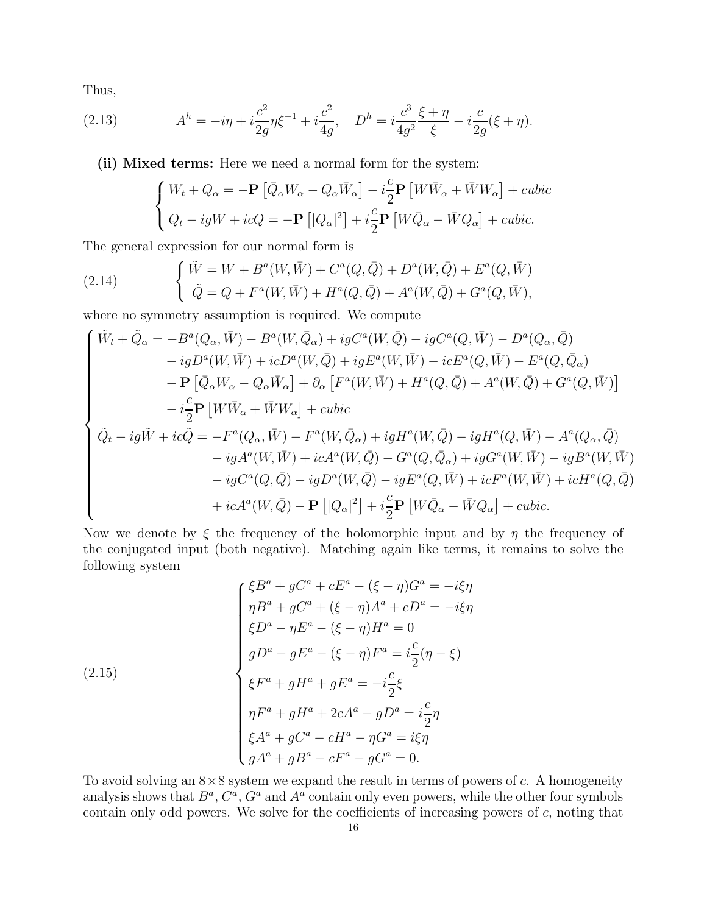Thus,

$$A^h = -i\eta + i\frac{c^2}{2g}\eta\xi^{-1} + i\frac{c^2}{4g}, \quad D^h = i\frac{c^3}{4g^2}\frac{\xi+\eta}{\xi} - i\frac{c}{2g}(\xi+\eta). \tag{2.13}$$

**(ii) Mixed terms:** Here we need a normal form for the system:

$$\begin{cases} W_t + Q_\alpha = -\mathbf{P}\left[\bar{Q}_\alpha W_\alpha - Q_\alpha \bar{W}_\alpha\right] - i\frac{c}{2}\mathbf{P}\left[W\bar{W}_\alpha + \bar{W}W_\alpha\right] + cubic \\ Q_t - igW + icQ = -\mathbf{P}\left[|Q_\alpha|^2\right] + i\frac{c}{2}\mathbf{P}\left[W\bar{Q}_\alpha - \bar{W}Q_\alpha\right] + cubic. \end{cases}$$

The general expression for our normal form is

$$\begin{cases} \tilde{W} = W + B^a(W,\bar{W}) + C^a(Q,\bar{Q}) + D^a(W,\bar{Q}) + E^a(Q,\bar{W}) \\ \tilde{Q} = Q + F^a(W,\bar{W}) + H^a(Q,\bar{Q}) + A^a(W,\bar{Q}) + G^a(Q,\bar{W}), \end{cases} \tag{2.14}$$

where no symmetry assumption is required. We compute

$$\begin{cases} \tilde{W}_t + \tilde{Q}_\alpha = -B^a(Q_\alpha,\bar{W}) - B^a(W,\bar{Q}_\alpha) + igC^a(W,\bar{Q}) - igC^a(Q,\bar{W}) - D^a(Q_\alpha,\bar{Q}) \\ \qquad - igD^a(W,\bar{W}) + icD^a(W,\bar{Q}) + igE^a(W,\bar{W}) - icE^a(Q,\bar{W}) - E^a(Q,\bar{Q}_\alpha) \\ \qquad - \mathbf{P}\left[\bar{Q}_\alpha W_\alpha - Q_\alpha\bar{W}_\alpha\right] + \partial_\alpha\left[F^a(W,\bar{W}) + H^a(Q,\bar{Q}) + A^a(W,\bar{Q}) + G^a(Q,\bar{W})\right] \\ \qquad - i\frac{c}{2}\mathbf{P}\left[W\bar{W}_\alpha + \bar{W}W_\alpha\right] + cubic \\ \tilde{Q}_t - ig\tilde{W} + ic\tilde{Q} = -F^a(Q_\alpha,\bar{W}) - F^a(W,\bar{Q}_\alpha) + igH^a(W,\bar{Q}) - igH^a(Q,\bar{W}) - A^a(Q_\alpha,\bar{Q}) \\ \qquad - igA^a(W,\bar{W}) + icA^a(W,\bar{Q}) - G^a(Q,\bar{Q}_\alpha) + igG^a(W,\bar{W}) - igB^a(W,\bar{W}) \\ \qquad - igC^a(Q,\bar{Q}) - igD^a(W,\bar{Q}) - igE^a(Q,\bar{W}) + icF^a(W,\bar{W}) + icH^a(Q,\bar{Q}) \\ \qquad + icA^a(W,\bar{Q}) - \mathbf{P}\left[|Q_\alpha|^2\right] + i\frac{c}{2}\mathbf{P}\left[W\bar{Q}_\alpha - \bar{W}Q_\alpha\right] + cubic. \end{cases}$$

Now we denote by $\xi$ the frequency of the holomorphic input and by $\eta$ the frequency of the conjugated input (both negative). Matching again like terms, it remains to solve the following system

$$\begin{cases} \xi B^a + gC^a + cE^a - (\xi-\eta)G^a = -i\xi\eta \\ \eta B^a + gC^a + (\xi-\eta)A^a + cD^a = -i\xi\eta \\ \xi D^a - \eta E^a - (\xi-\eta)H^a = 0 \\ gD^a - gE^a - (\xi-\eta)F^a = i\frac{c}{2}(\eta-\xi) \\ \xi F^a + gH^a + gE^a = -i\frac{c}{2}\xi \\ \eta F^a + gH^a + 2cA^a - gD^a = i\frac{c}{2}\eta \\ \xi A^a + gC^a - cH^a - \eta G^a = i\xi\eta \\ gA^a + gB^a - cF^a - gG^a = 0. \end{cases} \tag{2.15}$$

To avoid solving an $8\times 8$ system we expand the result in terms of powers of $c$. A homogeneity analysis shows that $B^a$, $C^a$, $G^a$ and $A^a$ contain only even powers, while the other four symbols contain only odd powers. We solve for the coefficients of increasing powers of $c$, noting that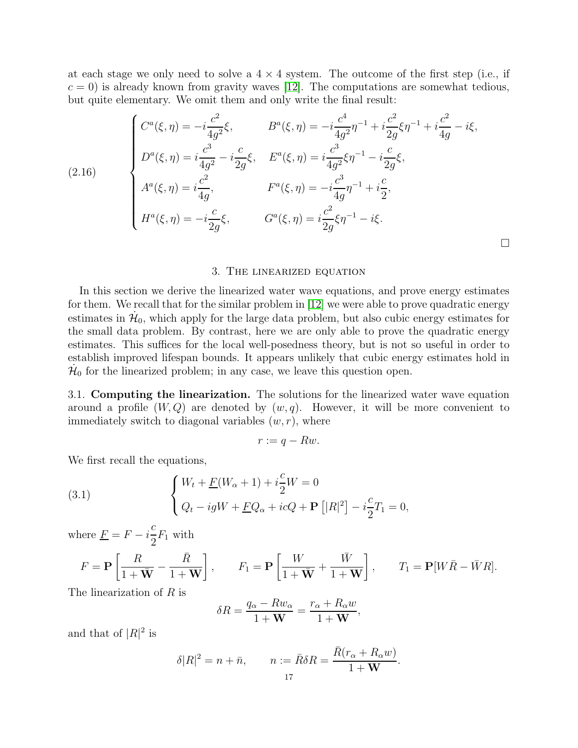at each stage we only need to solve a $4 \times 4$ system. The outcome of the first step (i.e., if $c = 0$) is already known from gravity waves [12]. The computations are somewhat tedious, but quite elementary. We omit them and only write the final result:

$$
\begin{cases}
C^a(\xi,\eta) = -i\dfrac{c^2}{4g^2}\xi, & B^a(\xi,\eta) = -i\dfrac{c^4}{4g^2}\eta^{-1} + i\dfrac{c^2}{2g}\xi\eta^{-1} + i\dfrac{c^2}{4g} - i\xi, \\[2mm]
D^a(\xi,\eta) = i\dfrac{c^3}{4g^2} - i\dfrac{c}{2g}\xi, & E^a(\xi,\eta) = i\dfrac{c^3}{4g^2}\xi\eta^{-1} - i\dfrac{c}{2g}\xi, \\[2mm]
A^a(\xi,\eta) = i\dfrac{c^2}{4g}, & F^a(\xi,\eta) = -i\dfrac{c^3}{4g}\eta^{-1} + i\dfrac{c}{2}, \\[2mm]
H^a(\xi,\eta) = -i\dfrac{c}{2g}\xi, & G^a(\xi,\eta) = i\dfrac{c^2}{2g}\xi\eta^{-1} - i\xi.
\end{cases}
\tag{2.16}
$$

□

## 3. The linearized equation

In this section we derive the linearized water wave equations, and prove energy estimates for them. We recall that for the similar problem in [12] we were able to prove quadratic energy estimates in $\dot{\mathcal{H}}_0$, which apply for the large data problem, but also cubic energy estimates for the small data problem. By contrast, here we are only able to prove the quadratic energy estimates. This suffices for the local well-posedness theory, but is not so useful in order to establish improved lifespan bounds. It appears unlikely that cubic energy estimates hold in $\dot{\mathcal{H}}_0$ for the linearized problem; in any case, we leave this question open.

### 3.1. Computing the linearization.

The solutions for the linearized water wave equation around a profile $(W, Q)$ are denoted by $(w, q)$. However, it will be more convenient to immediately switch to diagonal variables $(w, r)$, where

$$
r := q - Rw.
$$

We first recall the equations,

$$
\begin{cases}
W_t + \underline{F}(W_\alpha + 1) + i\dfrac{c}{2}W = 0 \\[2mm]
Q_t - igW + \underline{F}Q_\alpha + icQ + \mathbf{P}\left[|R|^2\right] - i\dfrac{c}{2}T_1 = 0,
\end{cases}
\tag{3.1}
$$

where $\underline{F} = F - i\dfrac{c}{2}F_1$ with

$$
F = \mathbf{P}\left[\frac{R}{1+\bar{\mathbf{W}}} - \frac{\bar{R}}{1+\mathbf{W}}\right], \qquad F_1 = \mathbf{P}\left[\frac{W}{1+\bar{\mathbf{W}}} + \frac{\bar{W}}{1+\mathbf{W}}\right], \qquad T_1 = \mathbf{P}[W\bar{R} - \bar{W}R].
$$

The linearization of $R$ is

$$
\delta R = \frac{q_\alpha - Rw_\alpha}{1+\mathbf{W}} = \frac{r_\alpha + R_\alpha w}{1+\mathbf{W}},
$$

and that of $|R|^2$ is

$$
\delta|R|^2 = n + \bar{n}, \qquad n := \bar{R}\delta R = \frac{\bar{R}(r_\alpha + R_\alpha w)}{1+\mathbf{W}}.
$$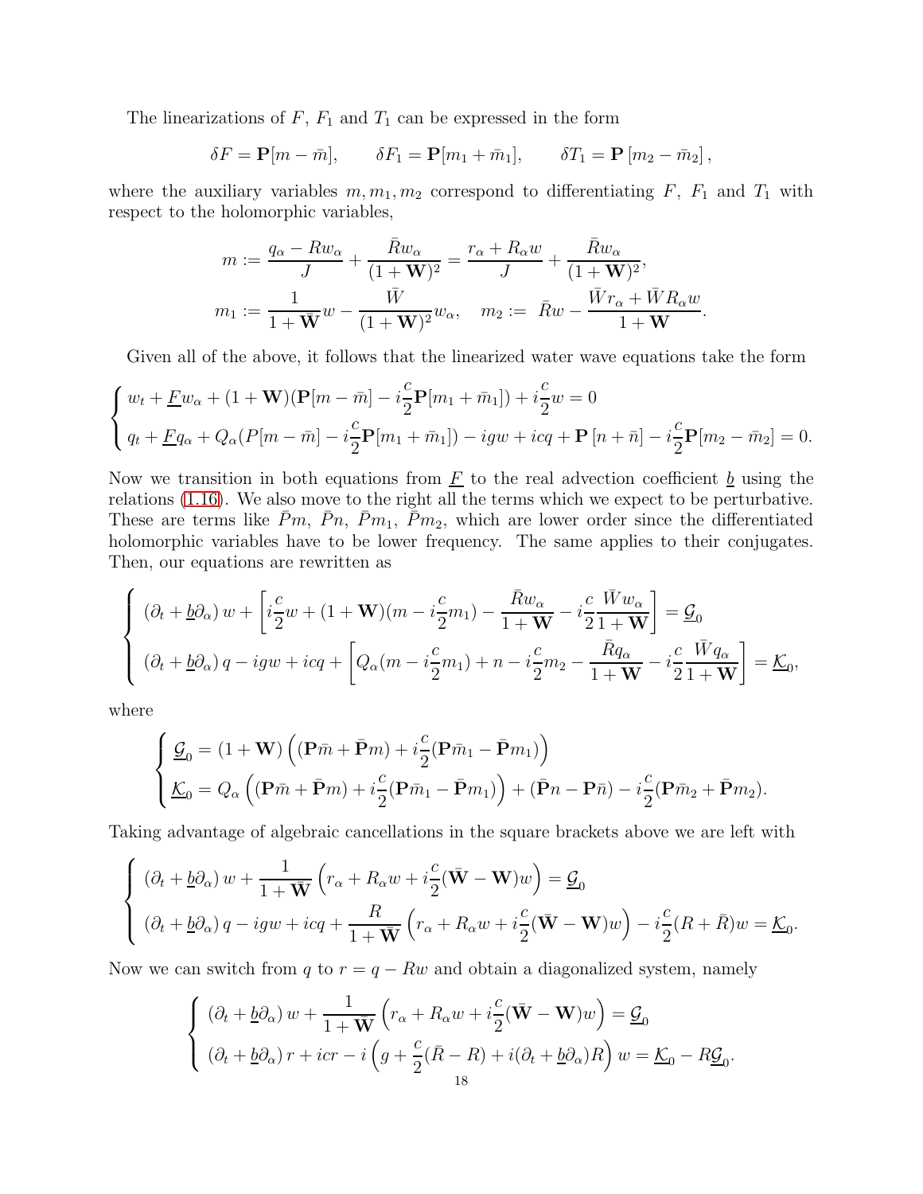The linearizations of $F$, $F_1$ and $T_1$ can be expressed in the form

$$\delta F = \mathbf{P}[m - \bar{m}], \qquad \delta F_1 = \mathbf{P}[m_1 + \bar{m}_1], \qquad \delta T_1 = \mathbf{P}\left[m_2 - \bar{m}_2\right],$$

where the auxiliary variables $m, m_1, m_2$ correspond to differentiating $F$, $F_1$ and $T_1$ with respect to the holomorphic variables,

$$m := \frac{q_\alpha - Rw_\alpha}{J} + \frac{\bar{R}w_\alpha}{(1+\mathbf{W})^2} = \frac{r_\alpha + R_\alpha w}{J} + \frac{\bar{R}w_\alpha}{(1+\mathbf{W})^2},$$
$$m_1 := \frac{1}{1+\bar{\mathbf{W}}}w - \frac{\bar{W}}{(1+\mathbf{W})^2}w_\alpha, \quad m_2 := \bar{R}w - \frac{\bar{W}r_\alpha + \bar{W}R_\alpha w}{1+\mathbf{W}}.$$

Given all of the above, it follows that the linearized water wave equations take the form

$$\begin{cases} w_t + \underline{F}w_\alpha + (1+\mathbf{W})(\mathbf{P}[m-\bar{m}] - i\frac{c}{2}\mathbf{P}[m_1 + \bar{m}_1]) + i\frac{c}{2}w = 0 \\ q_t + \underline{F}q_\alpha + Q_\alpha(P[m-\bar{m}] - i\frac{c}{2}\mathbf{P}[m_1+\bar{m}_1]) - igw + icq + \mathbf{P}\left[n + \bar{n}\right] - i\frac{c}{2}\mathbf{P}[m_2 - \bar{m}_2] = 0. \end{cases}$$

Now we transition in both equations from $\underline{F}$ to the real advection coefficient $\underline{b}$ using the relations (1.16). We also move to the right all the terms which we expect to be perturbative. These are terms like $\bar{P}m$, $\bar{P}n$, $\bar{P}m_1$, $\bar{P}m_2$, which are lower order since the differentiated holomorphic variables have to be lower frequency. The same applies to their conjugates. Then, our equations are rewritten as

$$\begin{cases} \left(\partial_t + \underline{b}\partial_\alpha\right)w + \left[i\frac{c}{2}w + (1+\mathbf{W})(m - i\frac{c}{2}m_1) - \frac{\bar{R}w_\alpha}{1+\mathbf{W}} - i\frac{c}{2}\frac{\bar{W}w_\alpha}{1+\mathbf{W}}\right] = \underline{\mathcal{G}}_0 \\ \left(\partial_t + \underline{b}\partial_\alpha\right)q - igw + icq + \left[Q_\alpha(m - i\frac{c}{2}m_1) + n - i\frac{c}{2}m_2 - \frac{\bar{R}q_\alpha}{1+\mathbf{W}} - i\frac{c}{2}\frac{\bar{W}q_\alpha}{1+\mathbf{W}}\right] = \underline{\mathcal{K}}_0, \end{cases}$$

where

$$\begin{cases} \underline{\mathcal{G}}_0 = (1+\mathbf{W})\left((\mathbf{P}\bar{m} + \bar{\mathbf{P}}m) + i\frac{c}{2}(\mathbf{P}\bar{m}_1 - \bar{\mathbf{P}}m_1)\right) \\ \underline{\mathcal{K}}_0 = Q_\alpha\left((\mathbf{P}\bar{m} + \bar{\mathbf{P}}m) + i\frac{c}{2}(\mathbf{P}\bar{m}_1 - \bar{\mathbf{P}}m_1)\right) + (\bar{\mathbf{P}}n - \mathbf{P}\bar{n}) - i\frac{c}{2}(\mathbf{P}\bar{m}_2 + \bar{\mathbf{P}}m_2). \end{cases}$$

Taking advantage of algebraic cancellations in the square brackets above we are left with

$$\begin{cases} \left(\partial_t + \underline{b}\partial_\alpha\right)w + \frac{1}{1+\bar{\mathbf{W}}}\left(r_\alpha + R_\alpha w + i\frac{c}{2}(\bar{\mathbf{W}} - \mathbf{W})w\right) = \underline{\mathcal{G}}_0 \\ \left(\partial_t + \underline{b}\partial_\alpha\right)q - igw + icq + \frac{R}{1+\bar{\mathbf{W}}}\left(r_\alpha + R_\alpha w + i\frac{c}{2}(\bar{\mathbf{W}} - \mathbf{W})w\right) - i\frac{c}{2}(R + \bar{R})w = \underline{\mathcal{K}}_0. \end{cases}$$

Now we can switch from $q$ to $r = q - Rw$ and obtain a diagonalized system, namely

$$\begin{cases} \left(\partial_t + \underline{b}\partial_\alpha\right)w + \frac{1}{1+\mathbf{W}}\left(r_\alpha + R_\alpha w + i\frac{c}{2}(\bar{\mathbf{W}} - \mathbf{W})w\right) = \underline{\mathcal{G}}_0 \\ \left(\partial_t + \underline{b}\partial_\alpha\right)r + icr - i\left(g + \frac{c}{2}(\bar{R} - R) + i(\partial_t + \underline{b}\partial_\alpha)R\right)w = \underline{\mathcal{K}}_0 - R\underline{\mathcal{G}}_0. \end{cases}$$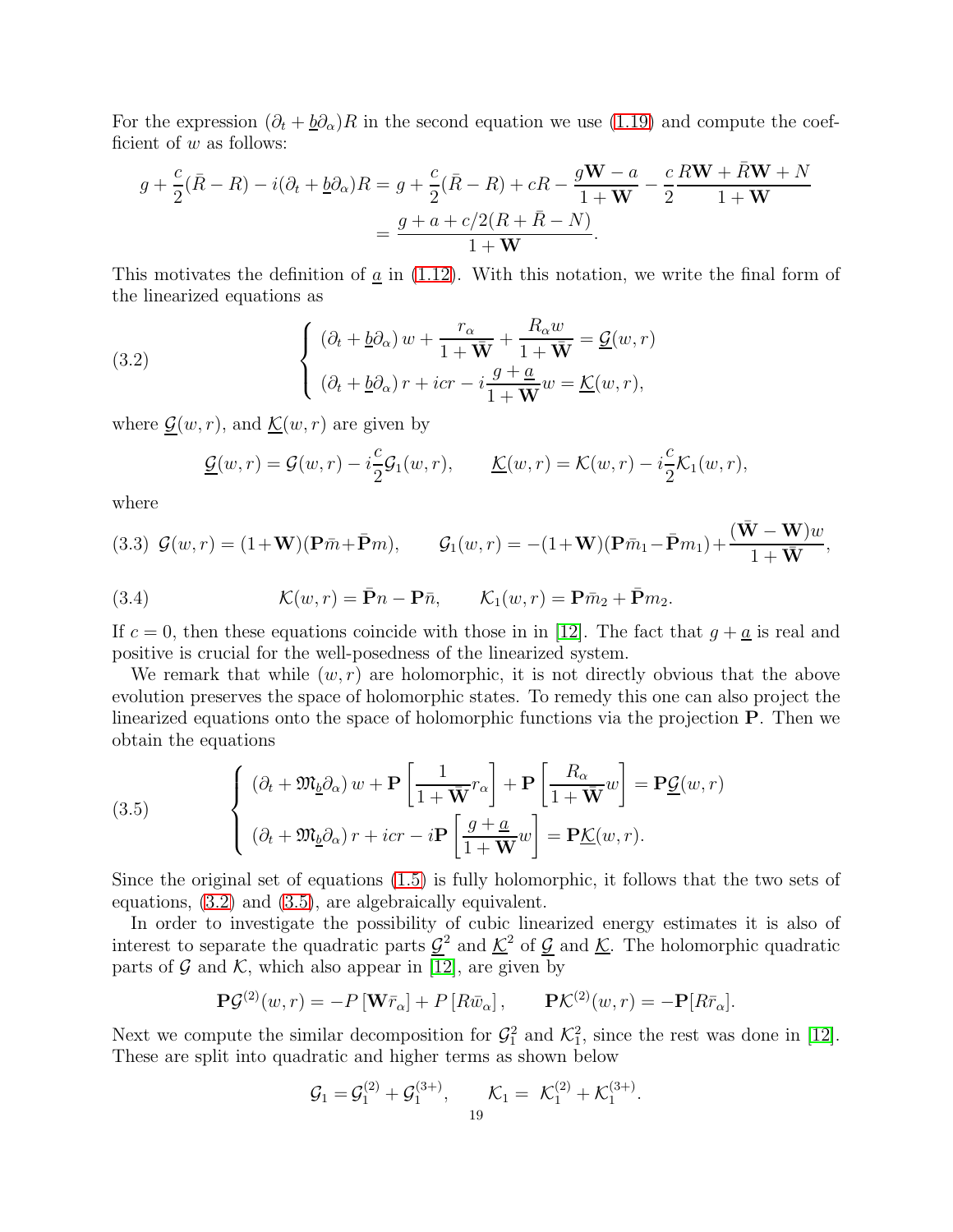For the expression $(\partial_t + \underline{b}\partial_\alpha)R$ in the second equation we use (1.19) and compute the coefficient of $w$ as follows:

$$
\begin{aligned}
g + \frac{c}{2}(\bar{R} - R) - i(\partial_t + \underline{b}\partial_\alpha)R &= g + \frac{c}{2}(\bar{R} - R) + cR - \frac{g\mathbf{W} - a}{1+\mathbf{W}} - \frac{c}{2}\frac{R\mathbf{W} + \bar{R}\mathbf{W} + N}{1+\mathbf{W}} \\
&= \frac{g + a + c/2(R + \bar{R} - N)}{1+\mathbf{W}}.
\end{aligned}
$$

This motivates the definition of $\underline{a}$ in (1.12). With this notation, we write the final form of the linearized equations as

$$
\tag{3.2}
\left\{
\begin{array}{l}
(\partial_t + \underline{b}\partial_\alpha)\, w + \dfrac{r_\alpha}{1+\bar{\mathbf{W}}} + \dfrac{R_\alpha w}{1+\bar{\mathbf{W}}} = \underline{\mathcal{G}}(w,r) \\[2ex]
(\partial_t + \underline{b}\partial_\alpha)\, r + icr - i\dfrac{g+\underline{a}}{1+\mathbf{W}} w = \underline{\mathcal{K}}(w,r),
\end{array}
\right.
$$

where $\underline{\mathcal{G}}(w,r)$, and $\underline{\mathcal{K}}(w,r)$ are given by

$$
\underline{\mathcal{G}}(w,r) = \mathcal{G}(w,r) - i\frac{c}{2}\mathcal{G}_1(w,r), \qquad \underline{\mathcal{K}}(w,r) = \mathcal{K}(w,r) - i\frac{c}{2}\mathcal{K}_1(w,r),
$$

where

$$
\tag{3.3}
\mathcal{G}(w,r) = (1+\mathbf{W})(\mathbf{P}\bar{m} + \bar{\mathbf{P}}m), \qquad \mathcal{G}_1(w,r) = -(1+\mathbf{W})(\mathbf{P}\bar{m}_1 - \bar{\mathbf{P}}m_1) + \frac{(\bar{\mathbf{W}} - \mathbf{W})w}{1+\bar{\mathbf{W}}},
$$

$$
\tag{3.4}
\mathcal{K}(w,r) = \bar{\mathbf{P}}n - \mathbf{P}\bar{n}, \qquad \mathcal{K}_1(w,r) = \mathbf{P}\bar{m}_2 + \bar{\mathbf{P}}m_2.
$$

If $c = 0$, then these equations coincide with those in in [12]. The fact that $g + \underline{a}$ is real and positive is crucial for the well-posedness of the linearized system.

We remark that while $(w, r)$ are holomorphic, it is not directly obvious that the above evolution preserves the space of holomorphic states. To remedy this one can also project the linearized equations onto the space of holomorphic functions via the projection $\mathbf{P}$. Then we obtain the equations

$$
\tag{3.5}
\left\{
\begin{array}{l}
(\partial_t + \mathfrak{M}_{\underline{b}}\partial_\alpha)\, w + \mathbf{P}\left[\dfrac{1}{1+\bar{\mathbf{W}}} r_\alpha\right] + \mathbf{P}\left[\dfrac{R_\alpha}{1+\bar{\mathbf{W}}} w\right] = \mathbf{P}\underline{\mathcal{G}}(w,r) \\[2ex]
(\partial_t + \mathfrak{M}_{\underline{b}}\partial_\alpha)\, r + icr - i\mathbf{P}\left[\dfrac{g+\underline{a}}{1+\mathbf{W}} w\right] = \mathbf{P}\underline{\mathcal{K}}(w,r).
\end{array}
\right.
$$

Since the original set of equations (1.5) is fully holomorphic, it follows that the two sets of equations, (3.2) and (3.5), are algebraically equivalent.

In order to investigate the possibility of cubic linearized energy estimates it is also of interest to separate the quadratic parts $\underline{\mathcal{G}}^2$ and $\underline{\mathcal{K}}^2$ of $\underline{\mathcal{G}}$ and $\underline{\mathcal{K}}$. The holomorphic quadratic parts of $\mathcal{G}$ and $\mathcal{K}$, which also appear in [12], are given by

$$
\mathbf{P}\mathcal{G}^{(2)}(w,r) = -P\left[\mathbf{W}\bar{r}_\alpha\right] + P\left[R\bar{w}_\alpha\right], \qquad \mathbf{P}\mathcal{K}^{(2)}(w,r) = -\mathbf{P}[R\bar{r}_\alpha].
$$

Next we compute the similar decomposition for $\mathcal{G}_1^2$ and $\mathcal{K}_1^2$, since the rest was done in [12]. These are split into quadratic and higher terms as shown below

$$
\mathcal{G}_1 = \mathcal{G}_1^{(2)} + \mathcal{G}_1^{(3+)}, \qquad \mathcal{K}_1 = \mathcal{K}_1^{(2)} + \mathcal{K}_1^{(3+)}.
$$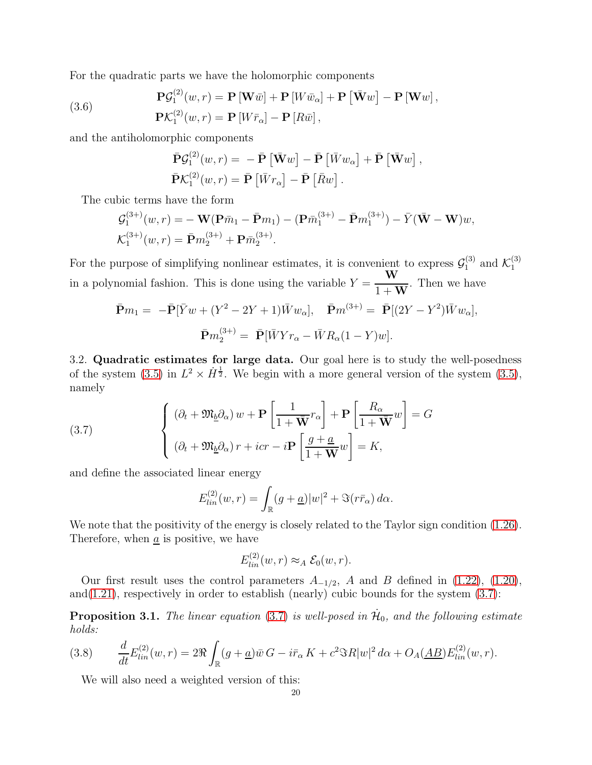For the quadratic parts we have the holomorphic components

$$
\mathbf{P}\mathcal{G}_1^{(2)}(w,r) = \mathbf{P}\left[\mathbf{W}\bar{w}\right] + \mathbf{P}\left[W\bar{w}_\alpha\right] + \mathbf{P}\left[\bar{\mathbf{W}}w\right] - \mathbf{P}\left[\mathbf{W}w\right],
$$

$$
\mathbf{P}\mathcal{K}_1^{(2)}(w,r) = \mathbf{P}\left[W\bar{r}_\alpha\right] - \mathbf{P}\left[R\bar{w}\right], \tag{3.6}
$$

and the antiholomorphic components

$$
\bar{\mathbf{P}}\mathcal{G}_1^{(2)}(w,r) = -\bar{\mathbf{P}}\left[\bar{\mathbf{W}}w\right] - \bar{\mathbf{P}}\left[\bar{W}w_\alpha\right] + \bar{\mathbf{P}}\left[\bar{\mathbf{W}}w\right],
$$

$$
\bar{\mathbf{P}}\mathcal{K}_1^{(2)}(w,r) = \bar{\mathbf{P}}\left[\bar{W}r_\alpha\right] - \bar{\mathbf{P}}\left[\bar{R}w\right].
$$

The cubic terms have the form

$$
\mathcal{G}_1^{(3+)}(w,r) = -\mathbf{W}(\mathbf{P}\bar{m}_1 - \bar{\mathbf{P}}m_1) - (\mathbf{P}\bar{m}_1^{(3+)} - \bar{\mathbf{P}}m_1^{(3+)}) - \bar{Y}(\bar{\mathbf{W}} - \mathbf{W})w,
$$

$$
\mathcal{K}_1^{(3+)}(w,r) = \bar{\mathbf{P}}m_2^{(3+)} + \mathbf{P}\bar{m}_2^{(3+)}.
$$

For the purpose of simplifying nonlinear estimates, it is convenient to express $\mathcal{G}_1^{(3)}$ and $\mathcal{K}_1^{(3)}$ in a polynomial fashion. This is done using the variable $Y = \dfrac{\mathbf{W}}{1+\mathbf{W}}$. Then we have

$$
\bar{\mathbf{P}}m_1 = -\bar{\mathbf{P}}[\bar{Y}w + (Y^2 - 2Y + 1)\bar{W}w_\alpha], \quad \bar{\mathbf{P}}m^{(3+)} = \bar{\mathbf{P}}[(2Y - Y^2)\bar{W}w_\alpha],
$$

$$
\bar{\mathbf{P}}m_2^{(3+)} = \bar{\mathbf{P}}[\bar{W}Yr_\alpha - \bar{W}R_\alpha(1-Y)w].
$$

3.2. **Quadratic estimates for large data.** Our goal here is to study the well-posedness of the system (3.5) in $L^2 \times \dot{H}^{\frac{1}{2}}$. We begin with a more general version of the system (3.5), namely

$$
\begin{cases}
(\partial_t + \mathfrak{M}_{\underline{b}}\partial_\alpha)\, w + \mathbf{P}\left[\dfrac{1}{1+\bar{\mathbf{W}}} r_\alpha\right] + \mathbf{P}\left[\dfrac{R_\alpha}{1+\bar{\mathbf{W}}} w\right] = G \\[2ex]
(\partial_t + \mathfrak{M}_{\underline{b}}\partial_\alpha)\, r + icr - i\mathbf{P}\left[\dfrac{g+\underline{a}}{1+\bar{\mathbf{W}}} w\right] = K,
\end{cases} \tag{3.7}
$$

and define the associated linear energy

$$
E_{lin}^{(2)}(w,r) = \int_{\mathbb{R}} (g+\underline{a})|w|^2 + \Im(r\bar{r}_\alpha)\, d\alpha.
$$

We note that the positivity of the energy is closely related to the Taylor sign condition (1.26). Therefore, when $\underline{a}$ is positive, we have

$$
E_{lin}^{(2)}(w,r) \approx_A \mathcal{E}_0(w,r).
$$

Our first result uses the control parameters $A_{-1/2}$, $A$ and $B$ defined in (1.22), (1.20), and(1.21), respectively in order to establish (nearly) cubic bounds for the system (3.7):

**Proposition 3.1.** *The linear equation* (3.7) *is well-posed in* $\dot{\mathcal{H}}_0$, *and the following estimate holds:*

$$
\frac{d}{dt}E_{lin}^{(2)}(w,r) = 2\Re\int_{\mathbb{R}} (g+\underline{a})\bar{w}\, G - i\bar{r}_\alpha\, K + c^2\Im R|w|^2\, d\alpha + O_A(\underline{AB})E_{lin}^{(2)}(w,r). \tag{3.8}
$$

We will also need a weighted version of this: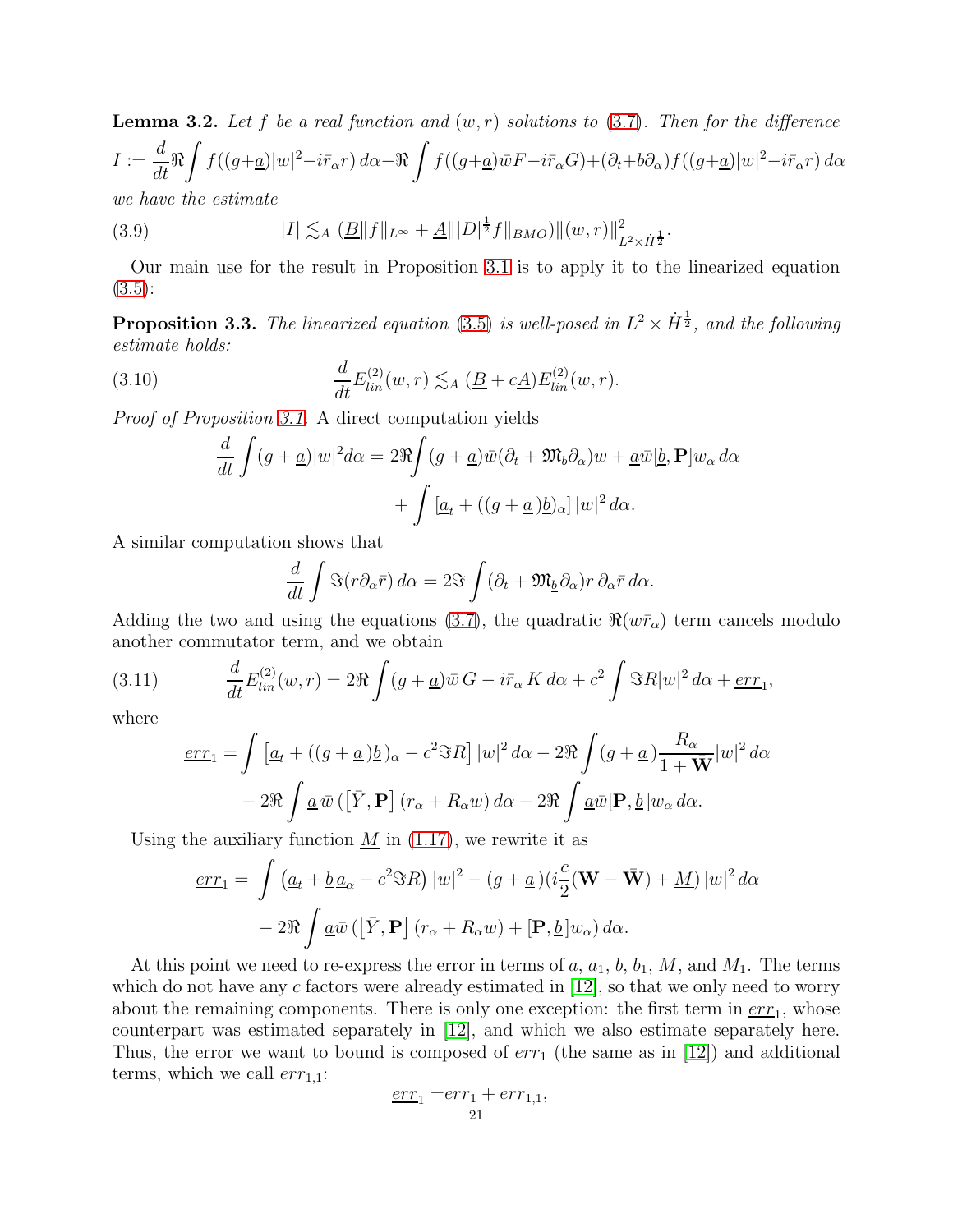**Lemma 3.2.** *Let $f$ be a real function and $(w,r)$ solutions to* (3.7)*. Then for the difference*

$$I := \frac{d}{dt}\Re\int f((g+\underline{a})|w|^2 - i\bar{r}_\alpha r)\, d\alpha - \Re\int f((g+\underline{a})\bar{w}F - i\bar{r}_\alpha G) + (\partial_t + b\partial_\alpha) f((g+\underline{a})|w|^2 - i\bar{r}_\alpha r)\, d\alpha$$

*we have the estimate*

$$|I| \lesssim_A (\underline{B}\|f\|_{L^\infty} + \underline{A}\||D|^{\frac{1}{2}} f\|_{BMO})\|(w,r)\|^2_{L^2\times \dot{H}^{\frac{1}{2}}}. \tag{3.9}$$

Our main use for the result in Proposition 3.1 is to apply it to the linearized equation (3.5):

**Proposition 3.3.** *The linearized equation* (3.5) *is well-posed in $L^2 \times \dot{H}^{\frac{1}{2}}$, and the following estimate holds:*

$$\frac{d}{dt} E^{(2)}_{lin}(w,r) \lesssim_A (\underline{B} + c\underline{A}) E^{(2)}_{lin}(w,r). \tag{3.10}$$

*Proof of Proposition 3.1.* A direct computation yields

$$\begin{aligned}
\frac{d}{dt}\int (g+\underline{a})|w|^2 d\alpha = 2\Re\!\int (g+\underline{a})\bar{w}(\partial_t + \mathfrak{M}_{\underline{b}}\partial_\alpha)w + \underline{a}\bar{w}[\underline{b},\mathbf{P}]w_\alpha\, d\alpha \\
+ \int \left[\underline{a}_t + ((g+\underline{a})\underline{b})_\alpha\right]|w|^2\, d\alpha.
\end{aligned}$$

A similar computation shows that

$$\frac{d}{dt}\int \Im(r\partial_\alpha \bar{r})\, d\alpha = 2\Im\int (\partial_t + \mathfrak{M}_{\underline{b}}\partial_\alpha) r\, \partial_\alpha \bar{r}\, d\alpha.$$

Adding the two and using the equations (3.7), the quadratic $\Re(w\bar{r}_\alpha)$ term cancels modulo another commutator term, and we obtain

$$\frac{d}{dt}E^{(2)}_{lin}(w,r) = 2\Re\int (g+\underline{a})\bar{w}\, G - i\bar{r}_\alpha\, K\, d\alpha + c^2\int \Im R|w|^2\, d\alpha + \underline{err}_1, \tag{3.11}$$

where

$$\begin{aligned}
\underline{err}_1 = \int \left[\underline{a}_t + ((g+\underline{a})\underline{b})_\alpha - c^2\Im R\right]|w|^2\, d\alpha - 2\Re\int (g+\underline{a})\frac{R_\alpha}{1+\bar{\mathbf{W}}}|w|^2\, d\alpha \\
- 2\Re\int \underline{a}\,\bar{w}\left(\left[\bar{Y},\mathbf{P}\right](r_\alpha + R_\alpha w)\, d\alpha - 2\Re\int \underline{a}\bar{w}[\mathbf{P},\underline{b}]w_\alpha\, d\alpha.
\end{aligned}$$

Using the auxiliary function $\underline{M}$ in (1.17), we rewrite it as

$$\begin{aligned}
\underline{err}_1 = \int \left(\underline{a}_t + \underline{b}\,\underline{a}_\alpha - c^2\Im R\right)|w|^2 - (g+\underline{a})(i\frac{c}{2}(\mathbf{W}-\bar{\mathbf{W}}) + \underline{M})|w|^2\, d\alpha \\
- 2\Re\int \underline{a}\bar{w}\left(\left[\bar{Y},\mathbf{P}\right](r_\alpha + R_\alpha w) + [\mathbf{P},\underline{b}]w_\alpha\right) d\alpha.
\end{aligned}$$

At this point we need to re-express the error in terms of $a$, $a_1$, $b$, $b_1$, $M$, and $M_1$. The terms which do not have any $c$ factors were already estimated in [12], so that we only need to worry about the remaining components. There is only one exception: the first term in $\underline{err}_1$, whose counterpart was estimated separately in [12], and which we also estimate separately here. Thus, the error we want to bound is composed of $err_1$ (the same as in [12]) and additional terms, which we call $err_{1,1}$:

$$\underline{err}_1 = err_1 + err_{1,1},$$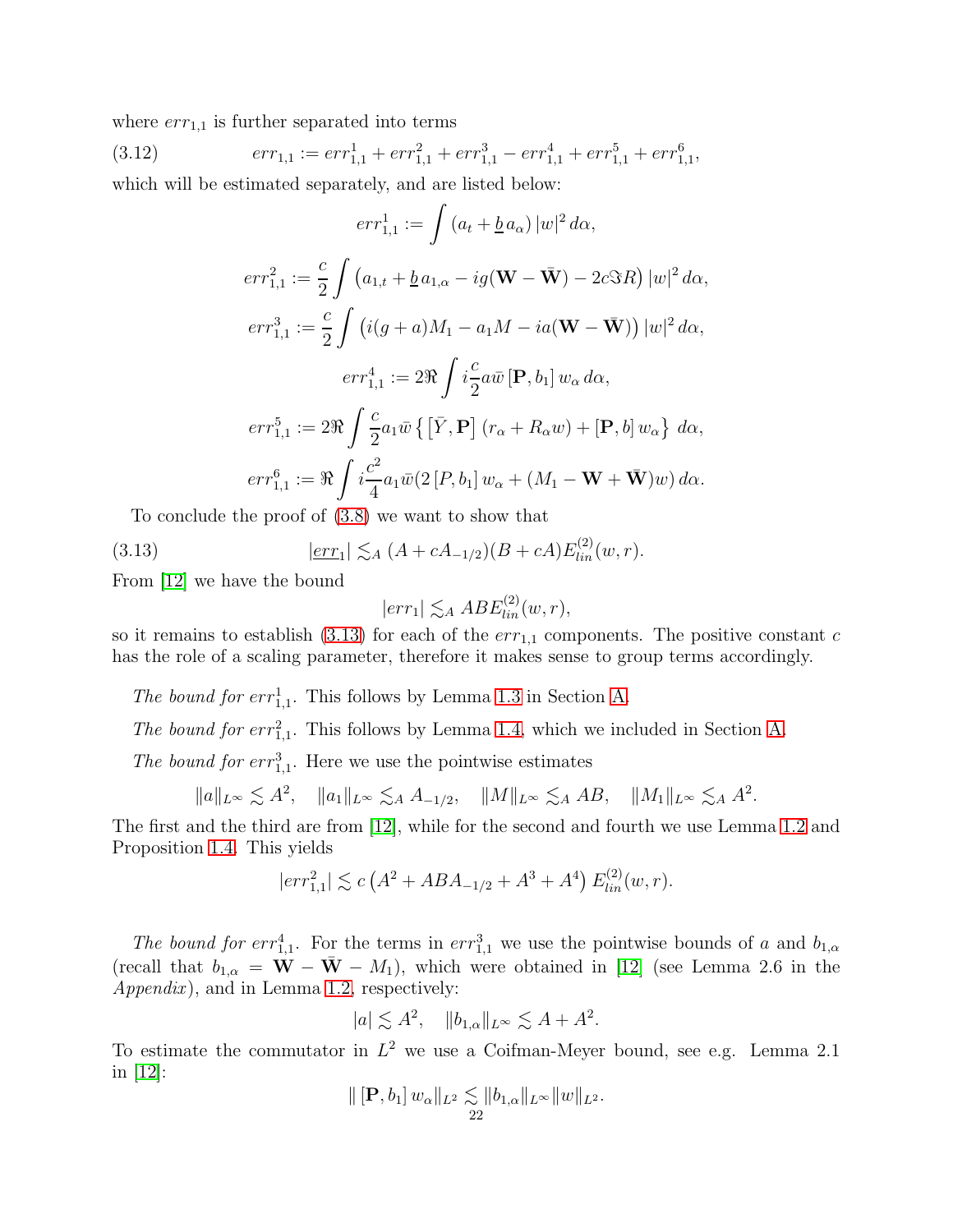where $err_{1,1}$ is further separated into terms

$$err_{1,1} := err^1_{1,1} + err^2_{1,1} + err^3_{1,1} - err^4_{1,1} + err^5_{1,1} + err^6_{1,1}, \tag{3.12}$$

which will be estimated separately, and are listed below:

$$err^1_{1,1} := \int (a_t + \underline{b}\, a_\alpha)\, |w|^2 \, d\alpha,$$

$$err^2_{1,1} := \frac{c}{2} \int \left( a_{1,t} + \underline{b}\, a_{1,\alpha} - ig(\mathbf{W} - \bar{\mathbf{W}}) - 2c\Im R \right) |w|^2 \, d\alpha,$$

$$err^3_{1,1} := \frac{c}{2} \int \left( i(g+a)M_1 - a_1 M - ia(\mathbf{W} - \bar{\mathbf{W}}) \right) |w|^2 \, d\alpha,$$

$$err^4_{1,1} := 2\Re \int i \frac{c}{2} a \bar{w} \left[ \mathbf{P}, b_1 \right] w_\alpha \, d\alpha,$$

$$err^5_{1,1} := 2\Re \int \frac{c}{2} a_1 \bar{w} \left\{ \left[ \bar{Y}, \mathbf{P} \right] (r_\alpha + R_\alpha w) + \left[ \mathbf{P}, b \right] w_\alpha \right\} \, d\alpha,$$

$$err^6_{1,1} := \Re \int i \frac{c^2}{4} a_1 \bar{w} (2 \left[ P, b_1 \right] w_\alpha + (M_1 - \mathbf{W} + \bar{\mathbf{W}}) w) \, d\alpha.$$

To conclude the proof of (3.8) we want to show that

$$|\underline{err_1}| \lesssim_A (A + cA_{-1/2})(B + cA) E^{(2)}_{lin}(w, r). \tag{3.13}$$

From [12] we have the bound

$$|err_1| \lesssim_A AB E^{(2)}_{lin}(w, r),$$

so it remains to establish (3.13) for each of the $err_{1,1}$ components. The positive constant $c$ has the role of a scaling parameter, therefore it makes sense to group terms accordingly.

*The bound for $err^1_{1,1}$.* This follows by Lemma 1.3 in Section A.

*The bound for $err^2_{1,1}$.* This follows by Lemma 1.4, which we included in Section A.

*The bound for $err^3_{1,1}$.* Here we use the pointwise estimates

$$\|a\|_{L^\infty} \lesssim A^2, \quad \|a_1\|_{L^\infty} \lesssim_A A_{-1/2}, \quad \|M\|_{L^\infty} \lesssim_A AB, \quad \|M_1\|_{L^\infty} \lesssim_A A^2.$$

The first and the third are from [12], while for the second and fourth we use Lemma 1.2 and Proposition 1.4. This yields

$$|err^2_{1,1}| \lesssim c \left( A^2 + ABA_{-1/2} + A^3 + A^4 \right) E^{(2)}_{lin}(w, r).$$

*The bound for $err^4_{1,1}$.* For the terms in $err^3_{1,1}$ we use the pointwise bounds of $a$ and $b_{1,\alpha}$ (recall that $b_{1,\alpha} = \mathbf{W} - \bar{\mathbf{W}} - M_1$), which were obtained in [12] (see Lemma 2.6 in the *Appendix*), and in Lemma 1.2, respectively:

$$|a| \lesssim A^2, \quad \|b_{1,\alpha}\|_{L^\infty} \lesssim A + A^2.$$

To estimate the commutator in $L^2$ we use a Coifman-Meyer bound, see e.g. Lemma 2.1 in [12]:

$$\| \left[ \mathbf{P}, b_1 \right] w_\alpha \|_{L^2} \lesssim \|b_{1,\alpha}\|_{L^\infty} \|w\|_{L^2}.$$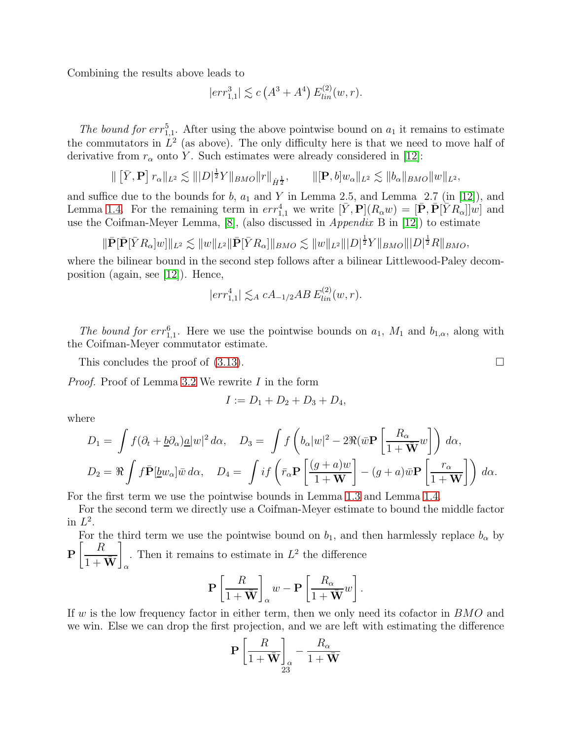Combining the results above leads to

$$|err^3_{1,1}| \lesssim c\left(A^3 + A^4\right) E^{(2)}_{lin}(w,r).$$

*The bound for* $err^5_{1,1}$. After using the above pointwise bound on $a_1$ it remains to estimate the commutators in $L^2$ (as above). The only difficulty here is that we need to move half of derivative from $r_\alpha$ onto $Y$. Such estimates were already considered in [12]:

$$\| \left[\bar{Y}, \mathbf{P}\right] r_\alpha \|_{L^2} \lesssim \||D|^{\frac{1}{2}} Y\|_{BMO} \|r\|_{\dot{H}^{\frac{1}{2}}}, \qquad \|[\mathbf{P}, b]w_\alpha\|_{L^2} \lesssim \|b_\alpha\|_{BMO}\|w\|_{L^2},$$

and suffice due to the bounds for $b$, $a_1$ and $Y$ in Lemma 2.5, and Lemma 2.7 (in [12]), and Lemma 1.4. For the remaining term in $err^4_{1,1}$ we write $[\bar{Y}, \mathbf{P}](R_\alpha w) = [\bar{\mathbf{P}}, \bar{\mathbf{P}}[\bar{Y} R_\alpha]]w]$ and use the Coifman-Meyer Lemma, [8], (also discussed in *Appendix* B in [12]) to estimate

$$\|\bar{\mathbf{P}}[\bar{\mathbf{P}}[\bar{Y} R_\alpha]w]\|_{L^2} \lesssim \|w\|_{L^2} \|\bar{\mathbf{P}}[\bar{Y} R_\alpha]\|_{BMO} \lesssim \|w\|_{L^2} \||D|^{\frac{1}{2}} Y\|_{BMO} \||D|^{\frac{1}{2}} R\|_{BMO},$$

where the bilinear bound in the second step follows after a bilinear Littlewood-Paley decomposition (again, see [12]). Hence,

$$|err^4_{1,1}| \lesssim_A cA_{-1/2} AB \, E^{(2)}_{lin}(w,r).$$

*The bound for* $err^6_{1,1}$. Here we use the pointwise bounds on $a_1$, $M_1$ and $b_{1,\alpha}$, along with the Coifman-Meyer commutator estimate.

This concludes the proof of (3.13). □

*Proof.* Proof of Lemma 3.2 We rewrite $I$ in the form

$$I := D_1 + D_2 + D_3 + D_4,$$

where

$$D_1 = \int f(\partial_t + \underline{b}\partial_\alpha)\underline{a}|w|^2 \, d\alpha, \quad D_3 = \int f\left(b_\alpha |w|^2 - 2\Re(\bar{w}\mathbf{P}\left[\frac{R_\alpha}{1+\bar{\mathbf{W}}} w\right]\right) \, d\alpha,$$

$$D_2 = \Re \int f \bar{\mathbf{P}}[\underline{b} w_\alpha] \bar{w} \, d\alpha, \quad D_4 = \int if\left(\bar{r}_\alpha \mathbf{P}\left[\frac{(g+a)w}{1+\mathbf{W}}\right] - (g+a)\bar{w}\mathbf{P}\left[\frac{r_\alpha}{1+\mathbf{W}}\right]\right) \, d\alpha.$$

For the first term we use the pointwise bounds in Lemma 1.3 and Lemma 1.4.

For the second term we directly use a Coifman-Meyer estimate to bound the middle factor in $L^2$.

For the third term we use the pointwise bound on $b_1$, and then harmlessly replace $b_\alpha$ by $\mathbf{P}\left[\frac{R}{1+\bar{\mathbf{W}}}\right]_\alpha$. Then it remains to estimate in $L^2$ the difference

$$\mathbf{P}\left[\frac{R}{1+\bar{\mathbf{W}}}\right]_\alpha w - \mathbf{P}\left[\frac{R_\alpha}{1+\bar{\mathbf{W}}} w\right].$$

If $w$ is the low frequency factor in either term, then we only need its cofactor in $BMO$ and we win. Else we can drop the first projection, and we are left with estimating the difference

$$\mathbf{P}\left[\frac{R}{1+\bar{\mathbf{W}}}\right]_\alpha - \frac{R_\alpha}{1+\bar{\mathbf{W}}}$$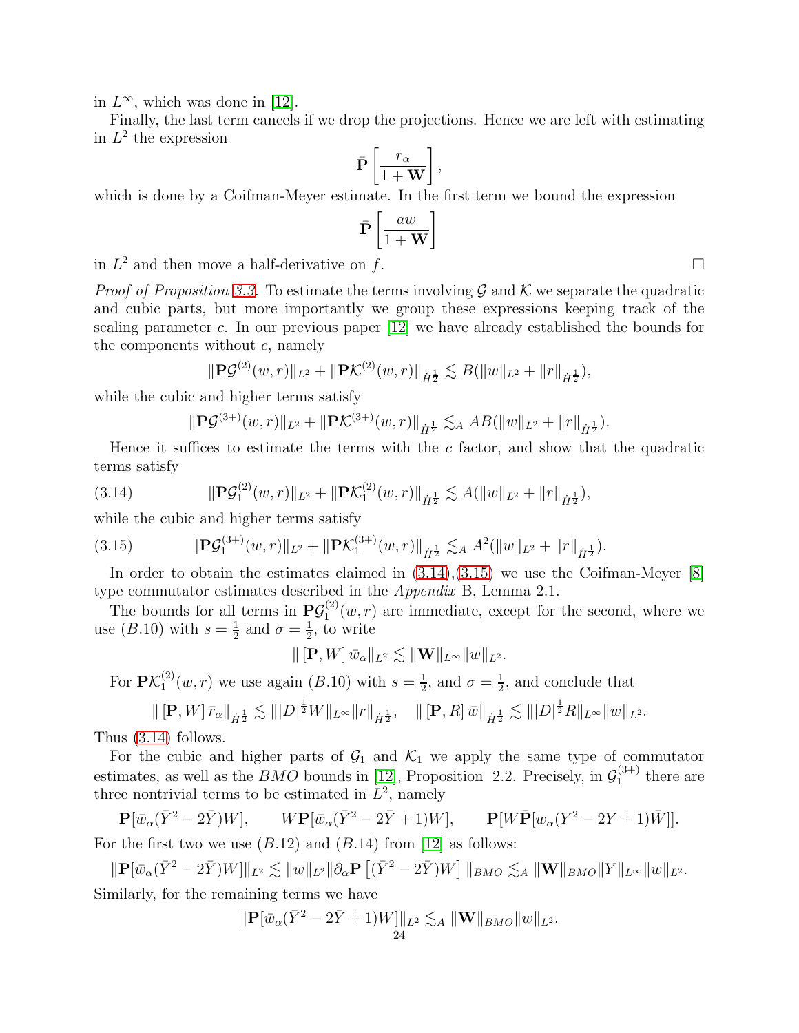in $L^\infty$, which was done in [12].

Finally, the last term cancels if we drop the projections. Hence we are left with estimating in $L^2$ the expression

$$\bar{\mathbf{P}}\left[\frac{r_\alpha}{1+\mathbf{W}}\right],$$

which is done by a Coifman-Meyer estimate. In the first term we bound the expression

$$\bar{\mathbf{P}}\left[\frac{aw}{1+\mathbf{W}}\right]$$

in $L^2$ and then move a half-derivative on $f$. □

*Proof of Proposition 3.3.* To estimate the terms involving $\mathcal{G}$ and $\mathcal{K}$ we separate the quadratic and cubic parts, but more importantly we group these expressions keeping track of the scaling parameter $c$. In our previous paper [12] we have already established the bounds for the components without $c$, namely

$$\|\mathbf{P}\mathcal{G}^{(2)}(w,r)\|_{L^2} + \|\mathbf{P}\mathcal{K}^{(2)}(w,r)\|_{\dot{H}^{\frac{1}{2}}} \lesssim B(\|w\|_{L^2} + \|r\|_{\dot{H}^{\frac{1}{2}}}),$$

while the cubic and higher terms satisfy

$$\|\mathbf{P}\mathcal{G}^{(3+)}(w,r)\|_{L^2} + \|\mathbf{P}\mathcal{K}^{(3+)}(w,r)\|_{\dot{H}^{\frac{1}{2}}} \lesssim_A AB(\|w\|_{L^2} + \|r\|_{\dot{H}^{\frac{1}{2}}}).$$

Hence it suffices to estimate the terms with the $c$ factor, and show that the quadratic terms satisfy

$$\|\mathbf{P}\mathcal{G}_1^{(2)}(w,r)\|_{L^2} + \|\mathbf{P}\mathcal{K}_1^{(2)}(w,r)\|_{\dot{H}^{\frac{1}{2}}} \lesssim A(\|w\|_{L^2} + \|r\|_{\dot{H}^{\frac{1}{2}}}), \tag{3.14}$$

while the cubic and higher terms satisfy

$$\|\mathbf{P}\mathcal{G}_1^{(3+)}(w,r)\|_{L^2} + \|\mathbf{P}\mathcal{K}_1^{(3+)}(w,r)\|_{\dot{H}^{\frac{1}{2}}} \lesssim_A A^2(\|w\|_{L^2} + \|r\|_{\dot{H}^{\frac{1}{2}}}). \tag{3.15}$$

In order to obtain the estimates claimed in (3.14),(3.15) we use the Coifman-Meyer [8] type commutator estimates described in the *Appendix* B, Lemma 2.1.

The bounds for all terms in $\mathbf{P}\mathcal{G}_1^{(2)}(w,r)$ are immediate, except for the second, where we use $(B.10)$ with $s=\frac{1}{2}$ and $\sigma=\frac{1}{2}$, to write

$$\|\left[\mathbf{P}, W\right]\bar{w}_\alpha\|_{L^2} \lesssim \|\mathbf{W}\|_{L^\infty}\|w\|_{L^2}.$$

For $\mathbf{P}\mathcal{K}_1^{(2)}(w,r)$ we use again $(B.10)$ with $s=\frac{1}{2}$, and $\sigma=\frac{1}{2}$, and conclude that

$$\|\left[\mathbf{P}, W\right]\bar{r}_\alpha\|_{\dot{H}^{\frac{1}{2}}} \lesssim \||D|^{\frac{1}{2}}W\|_{L^\infty}\|r\|_{\dot{H}^{\frac{1}{2}}}, \quad \|\left[\mathbf{P}, R\right]\bar{w}\|_{\dot{H}^{\frac{1}{2}}} \lesssim \||D|^{\frac{1}{2}}R\|_{L^\infty}\|w\|_{L^2}.$$

Thus (3.14) follows.

For the cubic and higher parts of $\mathcal{G}_1$ and $\mathcal{K}_1$ we apply the same type of commutator estimates, as well as the $BMO$ bounds in [12], Proposition 2.2. Precisely, in $\mathcal{G}_1^{(3+)}$ there are three nontrivial terms to be estimated in $L^2$, namely

$$\mathbf{P}[\bar{w}_\alpha(\bar{Y}^2-2\bar{Y})W], \qquad W\mathbf{P}[\bar{w}_\alpha(\bar{Y}^2-2\bar{Y}+1)W], \qquad \mathbf{P}[W\bar{\mathbf{P}}[w_\alpha(Y^2-2Y+1)\bar{W}]].$$

For the first two we use $(B.12)$ and $(B.14)$ from [12] as follows:

$$\|\mathbf{P}[\bar{w}_\alpha(\bar{Y}^2-2\bar{Y})W]\|_{L^2} \lesssim \|w\|_{L^2}\|\partial_\alpha\mathbf{P}\left[(\bar{Y}^2-2\bar{Y})W\right]\|_{BMO} \lesssim_A \|\mathbf{W}\|_{BMO}\|Y\|_{L^\infty}\|w\|_{L^2}.$$

Similarly, for the remaining terms we have

$$\|\mathbf{P}[\bar{w}_\alpha(\bar{Y}^2-2\bar{Y}+1)W]\|_{L^2} \lesssim_A \|\mathbf{W}\|_{BMO}\|w\|_{L^2}.$$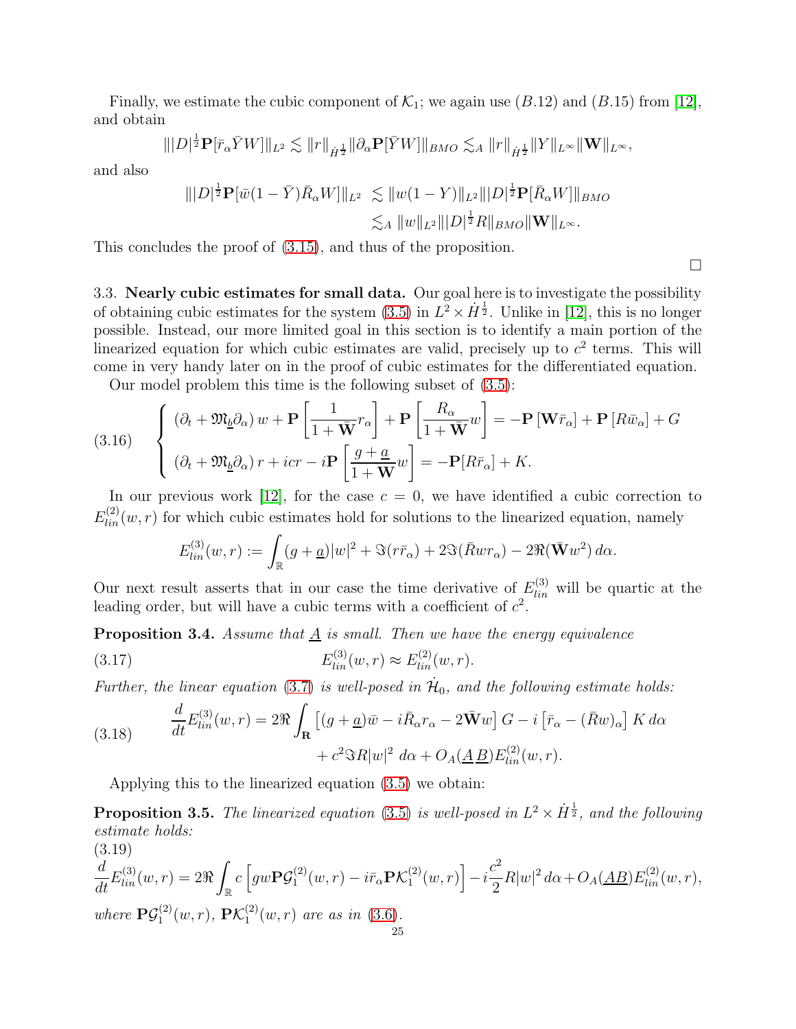Finally, we estimate the cubic component of $\mathcal{K}_1$; we again use $(B.12)$ and $(B.15)$ from [12], and obtain

$$\||D|^{\frac{1}{2}}\mathbf{P}[\bar{r}_\alpha \bar{Y} W]\|_{L^2} \lesssim \|r\|_{\dot{H}^{\frac{1}{2}}} \|\partial_\alpha \mathbf{P}[\bar{Y}W]\|_{BMO} \lesssim_A \|r\|_{\dot{H}^{\frac{1}{2}}} \|Y\|_{L^\infty} \|\mathbf{W}\|_{L^\infty},$$

and also

$$\begin{aligned}\||D|^{\frac{1}{2}}\mathbf{P}[\bar{w}(1-\bar{Y})\bar{R}_\alpha W]\|_{L^2} &\lesssim \|w(1-Y)\|_{L^2} \||D|^{\frac{1}{2}}\mathbf{P}[\bar{R}_\alpha W]\|_{BMO} \\ &\lesssim_A \|w\|_{L^2} \||D|^{\frac{1}{2}} R\|_{BMO} \|\mathbf{W}\|_{L^\infty}.\end{aligned}$$

This concludes the proof of (3.15), and thus of the proposition. $\square$

3.3. **Nearly cubic estimates for small data.** Our goal here is to investigate the possibility of obtaining cubic estimates for the system (3.5) in $L^2 \times \dot{H}^{\frac{1}{2}}$. Unlike in [12], this is no longer possible. Instead, our more limited goal in this section is to identify a main portion of the linearized equation for which cubic estimates are valid, precisely up to $c^2$ terms. This will come in very handy later on in the proof of cubic estimates for the differentiated equation.

Our model problem this time is the following subset of (3.5):

$$\left\{\begin{aligned} &(\partial_t + \mathfrak{M}_{\underline{b}}\partial_\alpha)\, w + \mathbf{P}\left[\frac{1}{1+\bar{\mathbf{W}}} r_\alpha\right] + \mathbf{P}\left[\frac{R_\alpha}{1+\bar{\mathbf{W}}} w\right] = -\mathbf{P}\left[\mathbf{W}\bar{r}_\alpha\right] + \mathbf{P}\left[R\bar{w}_\alpha\right] + G \\ &(\partial_t + \mathfrak{M}_{\underline{b}}\partial_\alpha)\, r + icr - i\mathbf{P}\left[\frac{g+\underline{a}}{1+\mathbf{W}} w\right] = -\mathbf{P}[R\bar{r}_\alpha] + K. \end{aligned}\right. \tag{3.16}$$

In our previous work [12], for the case $c = 0$, we have identified a cubic correction to $E^{(2)}_{lin}(w, r)$ for which cubic estimates hold for solutions to the linearized equation, namely

$$E^{(3)}_{lin}(w, r) := \int_{\mathbb{R}} (g+\underline{a})|w|^2 + \Im(r\bar{r}_\alpha) + 2\Im(\bar{R}wr_\alpha) - 2\Re(\bar{\mathbf{W}}w^2)\, d\alpha.$$

Our next result asserts that in our case the time derivative of $E^{(3)}_{lin}$ will be quartic at the leading order, but will have a cubic terms with a coefficient of $c^2$.

**Proposition 3.4.** *Assume that $\underline{A}$ is small. Then we have the energy equivalence*

$$E^{(3)}_{lin}(w, r) \approx E^{(2)}_{lin}(w, r). \tag{3.17}$$

*Further, the linear equation (3.7) is well-posed in $\dot{\mathcal{H}}_0$, and the following estimate holds:*

$$\begin{aligned}\frac{d}{dt}E^{(3)}_{lin}(w, r) = 2\Re\int_{\mathbf{R}} &\left[(g+\underline{a})\bar{w} - i\bar{R}_\alpha r_\alpha - 2\bar{\mathbf{W}}w\right] G - i\left[\bar{r}_\alpha - (\bar{R}w)_\alpha\right] K\, d\alpha \\ &+ c^2\Im R|w|^2\, d\alpha + O_A(\underline{A}\,\underline{B})E^{(2)}_{lin}(w, r).\end{aligned} \tag{3.18}$$

Applying this to the linearized equation (3.5) we obtain:

**Proposition 3.5.** *The linearized equation (3.5) is well-posed in $L^2 \times \dot{H}^{\frac{1}{2}}$, and the following estimate holds:*

$$\frac{d}{dt}E^{(3)}_{lin}(w, r) = 2\Re\int_{\mathbb{R}} c\left[gw\mathbf{P}\mathcal{G}^{(2)}_1(w, r) - i\bar{r}_\alpha\mathbf{P}\mathcal{K}^{(2)}_1(w, r)\right] - i\frac{c^2}{2}R|w|^2\, d\alpha + O_A(\underline{AB})E^{(2)}_{lin}(w, r), \tag{3.19}$$

*where $\mathbf{P}\mathcal{G}^{(2)}_1(w, r)$, $\mathbf{P}\mathcal{K}^{(2)}_1(w, r)$ are as in (3.6).*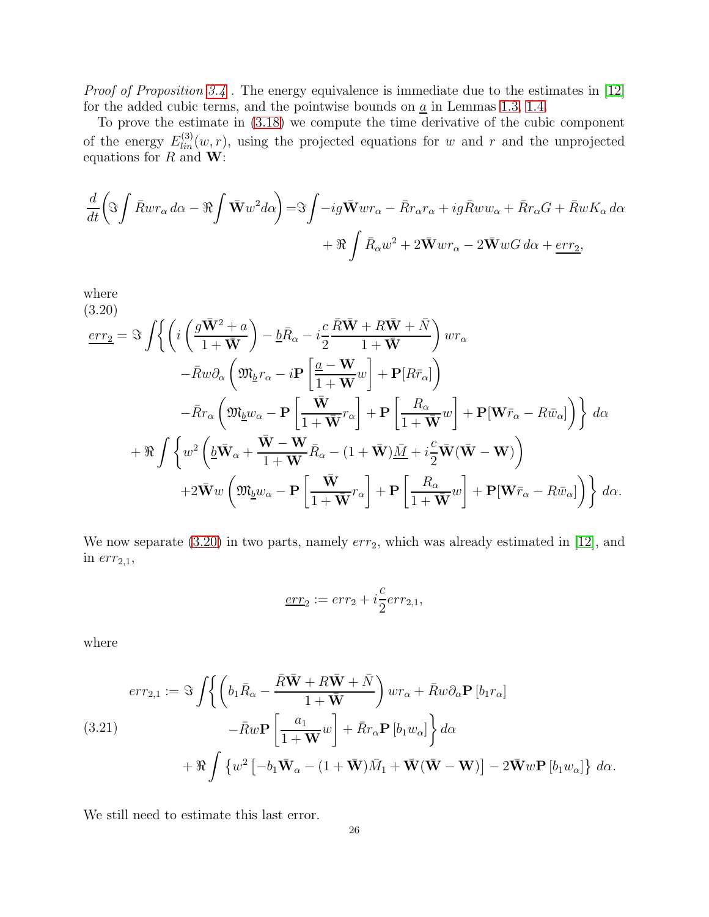*Proof of Proposition 3.4* . The energy equivalence is immediate due to the estimates in [12] for the added cubic terms, and the pointwise bounds on $\underline{a}$ in Lemmas 1.3, 1.4.

To prove the estimate in (3.18) we compute the time derivative of the cubic component of the energy $E^{(3)}_{lin}(w,r)$, using the projected equations for $w$ and $r$ and the unprojected equations for $R$ and $\mathbf{W}$:

$$
\begin{aligned}
\frac{d}{dt}\left(\Im\int \bar{R}wr_\alpha\, d\alpha - \Re\int \bar{\mathbf{W}}w^2 d\alpha\right) =& \Im\int -ig\bar{\mathbf{W}}wr_\alpha - \bar{R}r_\alpha r_\alpha + ig\bar{R}ww_\alpha + \bar{R}r_\alpha G + \bar{R}wK_\alpha\, d\alpha \\
&+ \Re\int \bar{R}_\alpha w^2 + 2\bar{\mathbf{W}}wr_\alpha - 2\bar{\mathbf{W}}wG\, d\alpha + \underline{err_2},
\end{aligned}
$$

where

$$
\begin{aligned}
\underline{err_2} = \Im\int\Bigg\{ &\left( i\left(\frac{g\bar{\mathbf{W}}^2 + a}{1+\bar{\mathbf{W}}}\right) - \underline{b}\bar{R}_\alpha - i\frac{c}{2}\frac{\bar{R}\bar{\mathbf{W}} + R\bar{\mathbf{W}} + \bar{N}}{1+\bar{\mathbf{W}}}\right) wr_\alpha \\
&- \bar{R}w\partial_\alpha\left(\mathfrak{M}_{\underline{b}} r_\alpha - i\mathbf{P}\left[\frac{\underline{a}-\mathbf{W}}{1+\mathbf{W}}w\right] + \mathbf{P}[R\bar{r}_\alpha]\right) \\
&- \bar{R}r_\alpha\left(\mathfrak{M}_{\underline{b}} w_\alpha - \mathbf{P}\left[\frac{\bar{\mathbf{W}}}{1+\bar{\mathbf{W}}}r_\alpha\right] + \mathbf{P}\left[\frac{R_\alpha}{1+\bar{\mathbf{W}}}w\right] + \mathbf{P}[\mathbf{W}\bar{r}_\alpha - R\bar{w}_\alpha]\right)\Bigg\}\, d\alpha \\
+ \Re\int\Bigg\{ & w^2\left(\underline{b}\bar{\mathbf{W}}_\alpha + \frac{\bar{\mathbf{W}} - \mathbf{W}}{1+\mathbf{W}}\bar{R}_\alpha - (1+\bar{\mathbf{W}})\underline{\bar{M}} + i\frac{c}{2}\bar{\mathbf{W}}(\bar{\mathbf{W}} - \mathbf{W})\right) \\
&+ 2\bar{\mathbf{W}}w\left(\mathfrak{M}_{\underline{b}} w_\alpha - \mathbf{P}\left[\frac{\bar{\mathbf{W}}}{1+\bar{\mathbf{W}}}r_\alpha\right] + \mathbf{P}\left[\frac{R_\alpha}{1+\bar{\mathbf{W}}}w\right] + \mathbf{P}[\mathbf{W}\bar{r}_\alpha - R\bar{w}_\alpha]\right)\Bigg\}\, d\alpha.
\end{aligned} \tag{3.20}
$$

We now separate (3.20) in two parts, namely $err_2$, which was already estimated in [12], and in $err_{2,1}$,

$$
\underline{err_2} := err_2 + i\frac{c}{2}err_{2,1},
$$

where

$$
\begin{aligned}
err_{2,1} := \Im\int\Bigg\{ &\left(b_1\bar{R}_\alpha - \frac{\bar{R}\bar{\mathbf{W}} + R\bar{\mathbf{W}} + \bar{N}}{1+\bar{\mathbf{W}}}\right) wr_\alpha + \bar{R}w\partial_\alpha\mathbf{P}\left[b_1 r_\alpha\right] \\
&- \bar{R}w\mathbf{P}\left[\frac{a_1}{1+\mathbf{W}}w\right] + \bar{R}r_\alpha\mathbf{P}\left[b_1 w_\alpha\right]\Bigg\}\, d\alpha \\
+ \Re\int &\left\{ w^2\left[-b_1\bar{\mathbf{W}}_\alpha - (1+\bar{\mathbf{W}})\bar{M}_1 + \bar{\mathbf{W}}(\bar{\mathbf{W}} - \mathbf{W})\right] - 2\bar{\mathbf{W}}w\mathbf{P}\left[b_1 w_\alpha\right]\right\}\, d\alpha.
\end{aligned} \tag{3.21}
$$

We still need to estimate this last error.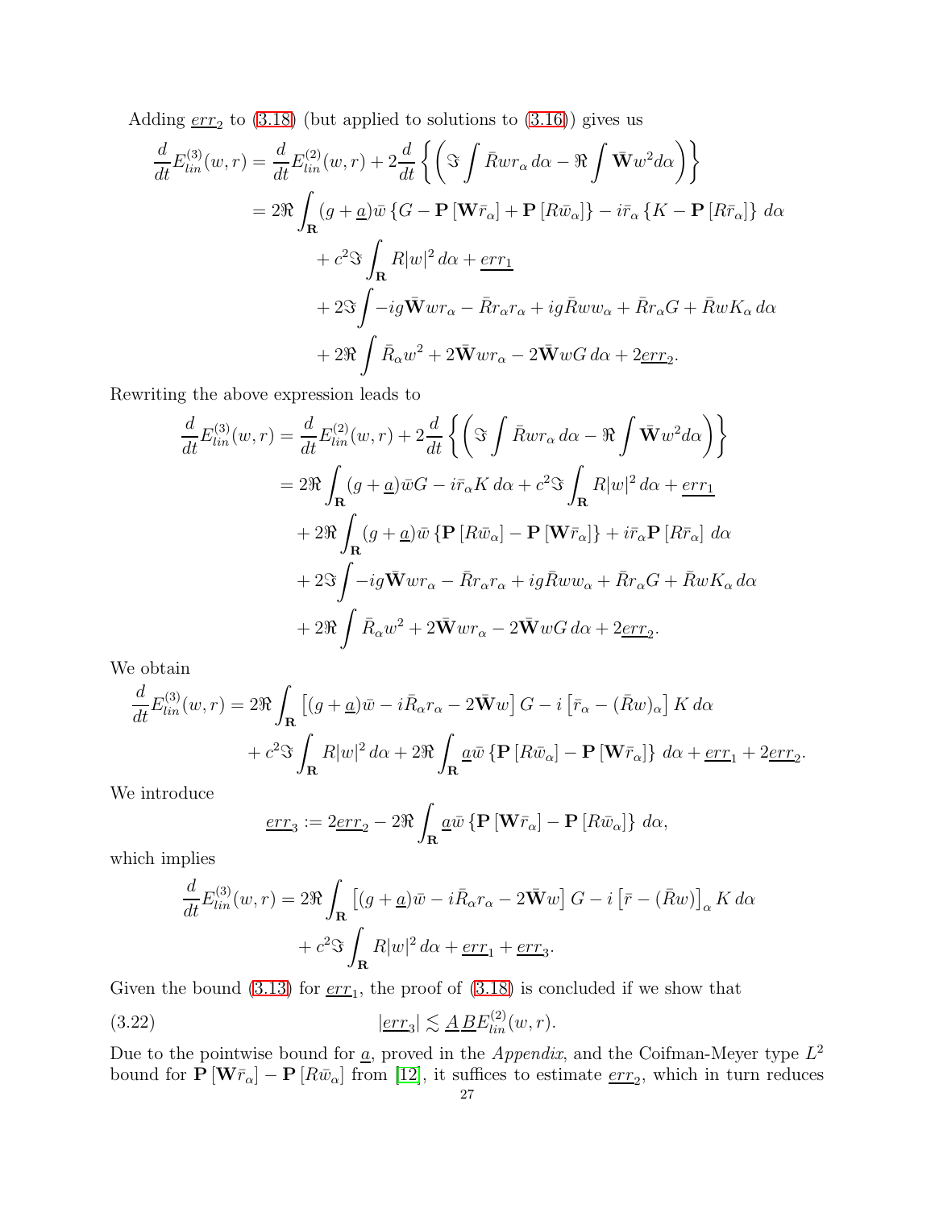Adding $\underline{err}_2$ to (3.18) (but applied to solutions to (3.16)) gives us

$$
\begin{aligned}
\frac{d}{dt}E^{(3)}_{lin}(w,r) &= \frac{d}{dt}E^{(2)}_{lin}(w,r) + 2\frac{d}{dt}\left\{\left(\Im\int \bar{R}wr_\alpha\, d\alpha - \Re\int \bar{\mathbf{W}}w^2 d\alpha\right)\right\} \\
&= 2\Re\int_{\mathbf{R}} (g+\underline{a})\bar{w}\left\{G - \mathbf{P}\left[\mathbf{W}\bar{r}_\alpha\right] + \mathbf{P}\left[R\bar{w}_\alpha\right]\right\} - i\bar{r}_\alpha\left\{K - \mathbf{P}\left[R\bar{r}_\alpha\right]\right\}\, d\alpha \\
&\quad + c^2\Im\int_{\mathbf{R}} R|w|^2\, d\alpha + \underline{err_1} \\
&\quad + 2\Im\int -ig\bar{\mathbf{W}}wr_\alpha - \bar{R}r_\alpha r_\alpha + ig\bar{R}ww_\alpha + \bar{R}r_\alpha G + \bar{R}wK_\alpha\, d\alpha \\
&\quad + 2\Re\int \bar{R}_\alpha w^2 + 2\bar{\mathbf{W}}wr_\alpha - 2\bar{\mathbf{W}}wG\, d\alpha + 2\underline{err}_2.
\end{aligned}
$$

Rewriting the above expression leads to

$$
\begin{aligned}
\frac{d}{dt}E^{(3)}_{lin}(w,r) &= \frac{d}{dt}E^{(2)}_{lin}(w,r) + 2\frac{d}{dt}\left\{\left(\Im\int \bar{R}wr_\alpha\, d\alpha - \Re\int \bar{\mathbf{W}}w^2 d\alpha\right)\right\} \\
&= 2\Re\int_{\mathbf{R}} (g+\underline{a})\bar{w}G - i\bar{r}_\alpha K\, d\alpha + c^2\Im\int_{\mathbf{R}} R|w|^2\, d\alpha + \underline{err_1} \\
&\quad + 2\Re\int_{\mathbf{R}} (g+\underline{a})\bar{w}\left\{\mathbf{P}\left[R\bar{w}_\alpha\right] - \mathbf{P}\left[\mathbf{W}\bar{r}_\alpha\right]\right\} + i\bar{r}_\alpha \mathbf{P}\left[R\bar{r}_\alpha\right]\, d\alpha \\
&\quad + 2\Im\int -ig\bar{\mathbf{W}}wr_\alpha - \bar{R}r_\alpha r_\alpha + ig\bar{R}ww_\alpha + \bar{R}r_\alpha G + \bar{R}wK_\alpha\, d\alpha \\
&\quad + 2\Re\int \bar{R}_\alpha w^2 + 2\bar{\mathbf{W}}wr_\alpha - 2\bar{\mathbf{W}}wG\, d\alpha + 2\underline{err}_2.
\end{aligned}
$$

We obtain

$$
\begin{aligned}
\frac{d}{dt}E^{(3)}_{lin}(w,r) &= 2\Re\int_{\mathbf{R}} \left[(g+\underline{a})\bar{w} - i\bar{R}_\alpha r_\alpha - 2\bar{\mathbf{W}}w\right]G - i\left[\bar{r}_\alpha - (\bar{R}w)_\alpha\right]K\, d\alpha \\
&\quad + c^2\Im\int_{\mathbf{R}} R|w|^2\, d\alpha + 2\Re\int_{\mathbf{R}} \underline{a}\bar{w}\left\{\mathbf{P}\left[R\bar{w}_\alpha\right] - \mathbf{P}\left[\mathbf{W}\bar{r}_\alpha\right]\right\}\, d\alpha + \underline{err}_1 + 2\underline{err}_2.
\end{aligned}
$$

We introduce

$$
\underline{err}_3 := 2\underline{err}_2 - 2\Re\int_{\mathbf{R}} \underline{a}\bar{w}\left\{\mathbf{P}\left[\mathbf{W}\bar{r}_\alpha\right] - \mathbf{P}\left[R\bar{w}_\alpha\right]\right\}\, d\alpha,
$$

which implies

$$
\begin{aligned}
\frac{d}{dt}E^{(3)}_{lin}(w,r) &= 2\Re\int_{\mathbf{R}} \left[(g+\underline{a})\bar{w} - i\bar{R}_\alpha r_\alpha - 2\bar{\mathbf{W}}w\right]G - i\left[\bar{r} - (\bar{R}w)\right]_\alpha K\, d\alpha \\
&\quad + c^2\Im\int_{\mathbf{R}} R|w|^2\, d\alpha + \underline{err}_1 + \underline{err}_3.
\end{aligned}
$$

Given the bound (3.13) for $\underline{err}_1$, the proof of (3.18) is concluded if we show that

$$
|\underline{err}_3| \lesssim \underline{A}\,\underline{B}E^{(2)}_{lin}(w,r). \tag{3.22}
$$

Due to the pointwise bound for $\underline{a}$, proved in the *Appendix*, and the Coifman-Meyer type $L^2$ bound for $\mathbf{P}\left[\mathbf{W}\bar{r}_\alpha\right] - \mathbf{P}\left[R\bar{w}_\alpha\right]$ from [12], it suffices to estimate $\underline{err}_2$, which in turn reduces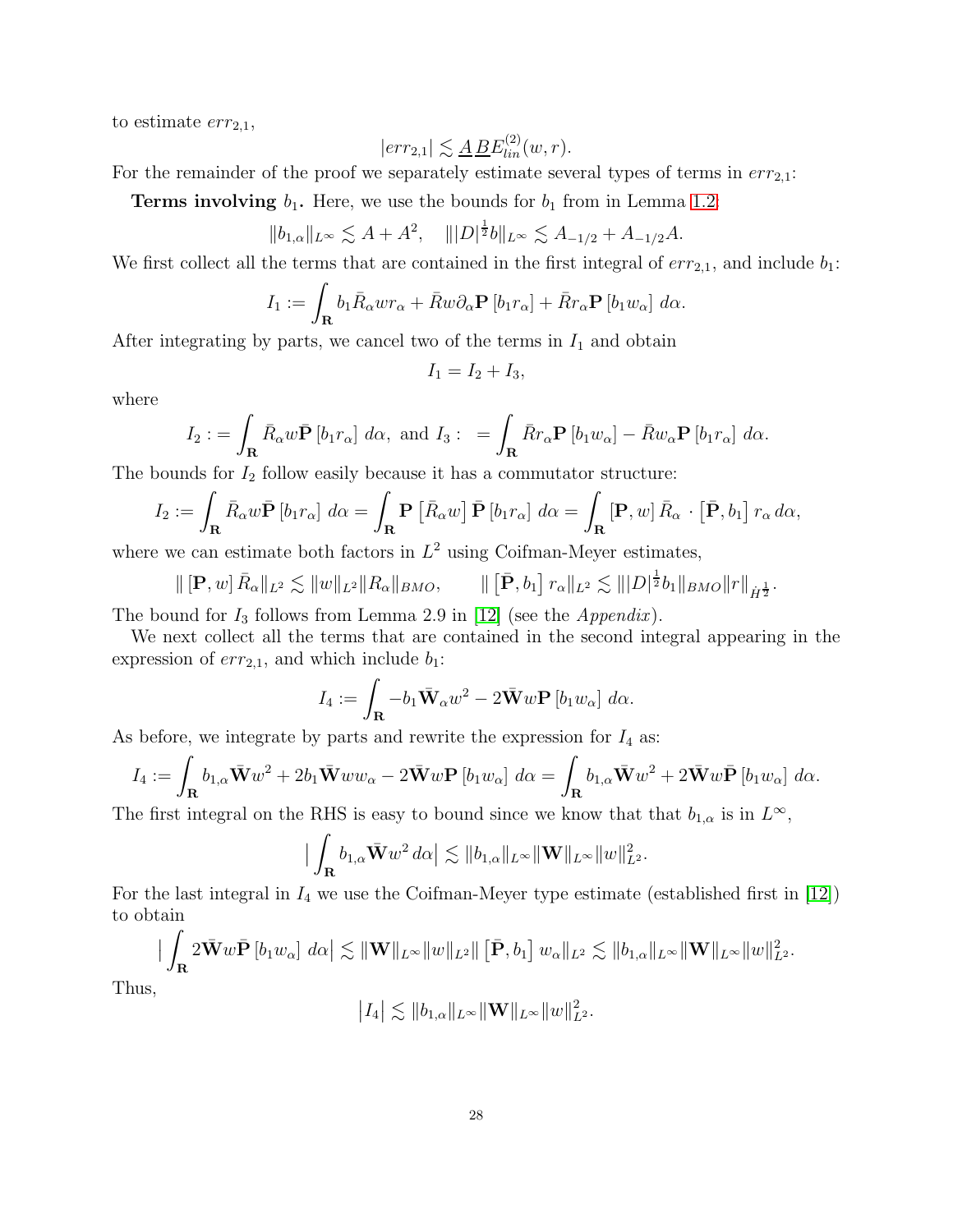to estimate $err_{2,1}$,

$$|err_{2,1}| \lesssim \underline{A}\,\underline{B} E^{(2)}_{lin}(w,r).$$

For the remainder of the proof we separately estimate several types of terms in $err_{2,1}$:

**Terms involving $b_1$.** Here, we use the bounds for $b_1$ from in Lemma 1.2:

$$\|b_{1,\alpha}\|_{L^\infty} \lesssim A + A^2, \quad \||D|^{\frac{1}{2}} b\|_{L^\infty} \lesssim A_{-1/2} + A_{-1/2}A.$$

We first collect all the terms that are contained in the first integral of $err_{2,1}$, and include $b_1$:

$$I_1 := \int_{\mathbf{R}} b_1 \bar{R}_\alpha w r_\alpha + \bar{R} w \partial_\alpha \mathbf{P}\left[b_1 r_\alpha\right] + \bar{R} r_\alpha \mathbf{P}\left[b_1 w_\alpha\right] \, d\alpha.$$

After integrating by parts, we cancel two of the terms in $I_1$ and obtain

$$I_1 = I_2 + I_3,$$

where

$$I_2 := \int_{\mathbf{R}} \bar{R}_\alpha w \bar{\mathbf{P}}\left[b_1 r_\alpha\right] \, d\alpha, \text{ and } I_3 : \ = \int_{\mathbf{R}} \bar{R} r_\alpha \mathbf{P}\left[b_1 w_\alpha\right] - \bar{R} w_\alpha \mathbf{P}\left[b_1 r_\alpha\right] \, d\alpha.$$

The bounds for $I_2$ follow easily because it has a commutator structure:

$$I_2 := \int_{\mathbf{R}} \bar{R}_\alpha w \bar{\mathbf{P}}\left[b_1 r_\alpha\right] \, d\alpha = \int_{\mathbf{R}} \mathbf{P}\left[\bar{R}_\alpha w\right] \bar{\mathbf{P}}\left[b_1 r_\alpha\right] \, d\alpha = \int_{\mathbf{R}} \left[\mathbf{P}, w\right] \bar{R}_\alpha \cdot \left[\bar{\mathbf{P}}, b_1\right] r_\alpha \, d\alpha,$$

where we can estimate both factors in $L^2$ using Coifman-Meyer estimates,

$$\| \left[\mathbf{P}, w\right] \bar{R}_\alpha \|_{L^2} \lesssim \|w\|_{L^2} \|R_\alpha\|_{BMO}, \qquad \| \left[\bar{\mathbf{P}}, b_1\right] r_\alpha \|_{L^2} \lesssim \||D|^{\frac{1}{2}} b_1\|_{BMO} \|r\|_{\dot{H}^{\frac{1}{2}}}.$$

The bound for $I_3$ follows from Lemma 2.9 in [12] (see the *Appendix*).

We next collect all the terms that are contained in the second integral appearing in the expression of $err_{2,1}$, and which include $b_1$:

$$I_4 := \int_{\mathbf{R}} -b_1 \bar{\mathbf{W}}_\alpha w^2 - 2\bar{\mathbf{W}} w \mathbf{P}\left[b_1 w_\alpha\right] \, d\alpha.$$

As before, we integrate by parts and rewrite the expression for $I_4$ as:

$$I_4 := \int_{\mathbf{R}} b_{1,\alpha} \bar{\mathbf{W}} w^2 + 2 b_1 \bar{\mathbf{W}} w w_\alpha - 2\bar{\mathbf{W}} w \mathbf{P}\left[b_1 w_\alpha\right] \, d\alpha = \int_{\mathbf{R}} b_{1,\alpha} \bar{\mathbf{W}} w^2 + 2\bar{\mathbf{W}} w \bar{\mathbf{P}}\left[b_1 w_\alpha\right] \, d\alpha.$$

The first integral on the RHS is easy to bound since we know that that $b_{1,\alpha}$ is in $L^\infty$,

$$\big| \int_{\mathbf{R}} b_{1,\alpha} \bar{\mathbf{W}} w^2 \, d\alpha \big| \lesssim \|b_{1,\alpha}\|_{L^\infty} \|\mathbf{W}\|_{L^\infty} \|w\|^2_{L^2}.$$

For the last integral in $I_4$ we use the Coifman-Meyer type estimate (established first in [12]) to obtain

$$\big| \int_{\mathbf{R}} 2\bar{\mathbf{W}} w \bar{\mathbf{P}}\left[b_1 w_\alpha\right] \, d\alpha \big| \lesssim \|\mathbf{W}\|_{L^\infty} \|w\|_{L^2} \| \left[\bar{\mathbf{P}}, b_1\right] w_\alpha \|_{L^2} \lesssim \|b_{1,\alpha}\|_{L^\infty} \|\mathbf{W}\|_{L^\infty} \|w\|^2_{L^2}.$$

Thus,

$$\big| I_4 \big| \lesssim \|b_{1,\alpha}\|_{L^\infty} \|\mathbf{W}\|_{L^\infty} \|w\|^2_{L^2}.$$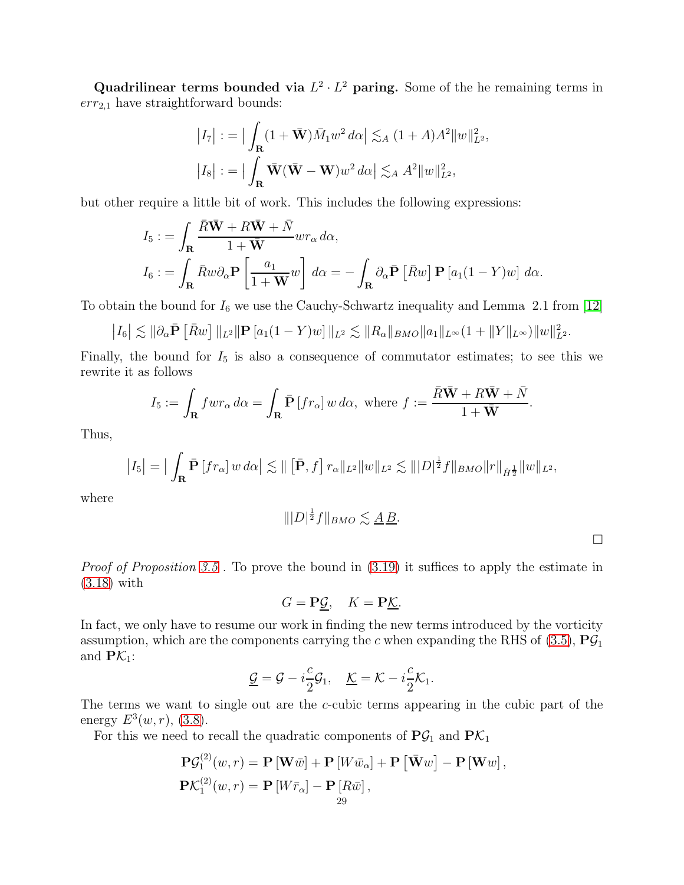**Quadrilinear terms bounded via $L^2 \cdot L^2$ paring.** Some of the he remaining terms in $err_{2,1}$ have straightforward bounds:

$$
\begin{aligned}
\left|I_7\right| &:= \Big| \int_{\mathbf{R}} (1+\bar{\mathbf{W}})\bar{M}_1 w^2 \, d\alpha \Big| \lesssim_A (1+A)A^2 \|w\|_{L^2}^2, \\
\left|I_8\right| &:= \Big| \int_{\mathbf{R}} \bar{\mathbf{W}}(\bar{\mathbf{W}} - \mathbf{W}) w^2 \, d\alpha \Big| \lesssim_A A^2 \|w\|_{L^2}^2,
\end{aligned}
$$

but other require a little bit of work. This includes the following expressions:

$$
\begin{aligned}
I_5 &:= \int_{\mathbf{R}} \frac{\bar{R}\bar{\mathbf{W}} + R\bar{\mathbf{W}} + \bar{N}}{1+\bar{\mathbf{W}}} w r_\alpha \, d\alpha, \\
I_6 &:= \int_{\mathbf{R}} \bar{R} w \partial_\alpha \mathbf{P}\left[\frac{a_1}{1+\mathbf{W}} w\right] \, d\alpha = -\int_{\mathbf{R}} \partial_\alpha \bar{\mathbf{P}}\left[\bar{R} w\right] \mathbf{P}\left[a_1(1-Y)w\right] \, d\alpha.
\end{aligned}
$$

To obtain the bound for $I_6$ we use the Cauchy-Schwartz inequality and Lemma 2.1 from [12]

$$
\left|I_6\right| \lesssim \|\partial_\alpha \bar{\mathbf{P}}\left[\bar{R} w\right]\|_{L^2} \|\mathbf{P}\left[a_1(1-Y)w\right]\|_{L^2} \lesssim \|R_\alpha\|_{BMO} \|a_1\|_{L^\infty}(1+\|Y\|_{L^\infty})\|w\|_{L^2}^2.
$$

Finally, the bound for $I_5$ is also a consequence of commutator estimates; to see this we rewrite it as follows

$$
I_5 := \int_{\mathbf{R}} f w r_\alpha \, d\alpha = \int_{\mathbf{R}} \bar{\mathbf{P}}\left[f r_\alpha\right] w \, d\alpha, \text{ where } f := \frac{\bar{R}\bar{\mathbf{W}} + R\bar{\mathbf{W}} + \bar{N}}{1+\bar{\mathbf{W}}}.
$$

Thus,

$$
\left|I_5\right| = \Big| \int_{\mathbf{R}} \bar{\mathbf{P}}\left[f r_\alpha\right] w \, d\alpha \Big| \lesssim \|\left[\bar{\mathbf{P}}, f\right] r_\alpha\|_{L^2} \|w\|_{L^2} \lesssim \||D|^{\frac{1}{2}} f\|_{BMO} \|r\|_{\dot{H}^{\frac{1}{2}}} \|w\|_{L^2},
$$

where

$$
\||D|^{\frac{1}{2}} f\|_{BMO} \lesssim \underline{A}\, \underline{B}.
$$

$\square$

*Proof of Proposition 3.5* . To prove the bound in (3.19) it suffices to apply the estimate in (3.18) with

$$
G = \mathbf{P}\underline{\mathcal{G}}, \quad K = \mathbf{P}\underline{\mathcal{K}}.
$$

In fact, we only have to resume our work in finding the new terms introduced by the vorticity assumption, which are the components carrying the $c$ when expanding the RHS of (3.5), $\mathbf{P}\mathcal{G}_1$ and $\mathbf{P}\mathcal{K}_1$:

$$
\underline{\mathcal{G}} = \mathcal{G} - i\frac{c}{2}\mathcal{G}_1, \quad \underline{\mathcal{K}} = \mathcal{K} - i\frac{c}{2}\mathcal{K}_1.
$$

The terms we want to single out are the $c$-cubic terms appearing in the cubic part of the energy $E^3(w,r)$, (3.8).

For this we need to recall the quadratic components of $\mathbf{P}\mathcal{G}_1$ and $\mathbf{P}\mathcal{K}_1$

$$
\begin{aligned}
\mathbf{P}\mathcal{G}_1^{(2)}(w,r) &= \mathbf{P}\left[\mathbf{W}\bar{w}\right] + \mathbf{P}\left[W\bar{w}_\alpha\right] + \mathbf{P}\left[\bar{\mathbf{W}} w\right] - \mathbf{P}\left[\mathbf{W} w\right], \\
\mathbf{P}\mathcal{K}_1^{(2)}(w,r) &= \mathbf{P}\left[W\bar{r}_\alpha\right] - \mathbf{P}\left[R\bar{w}\right],
\end{aligned}
$$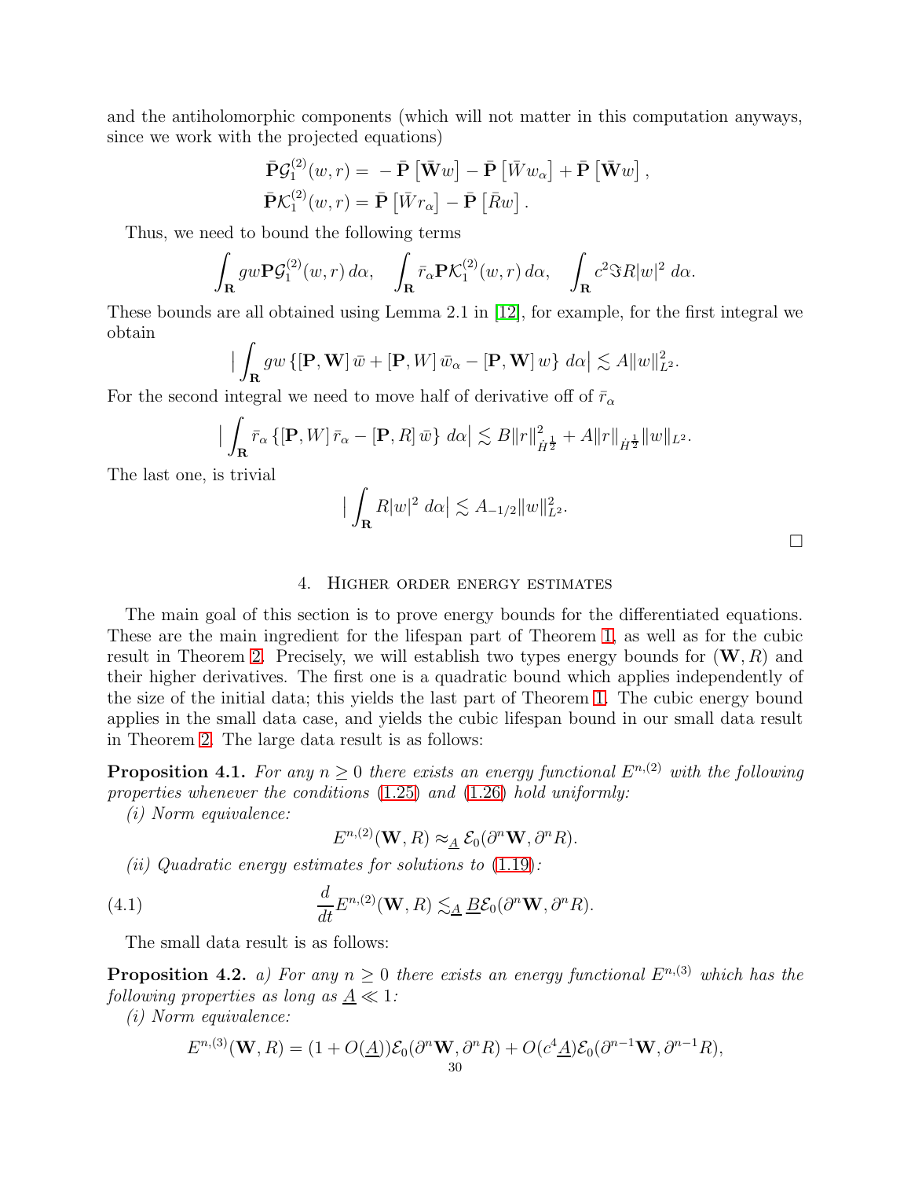and the antiholomorphic components (which will not matter in this computation anyways, since we work with the projected equations)

$$
\begin{aligned}
\bar{\mathbf{P}}\mathcal{G}_1^{(2)}(w,r) &= -\bar{\mathbf{P}}\left[\bar{\mathbf{W}}w\right] - \bar{\mathbf{P}}\left[\bar{W}w_\alpha\right] + \bar{\mathbf{P}}\left[\bar{\mathbf{W}}w\right],\\
\bar{\mathbf{P}}\mathcal{K}_1^{(2)}(w,r) &= \bar{\mathbf{P}}\left[\bar{W}r_\alpha\right] - \bar{\mathbf{P}}\left[\bar{R}w\right].
\end{aligned}
$$

Thus, we need to bound the following terms

$$
\int_{\mathbf{R}} gw\mathbf{P}\mathcal{G}_1^{(2)}(w,r)\, d\alpha, \quad \int_{\mathbf{R}} \bar{r}_\alpha \mathbf{P}\mathcal{K}_1^{(2)}(w,r)\, d\alpha, \quad \int_{\mathbf{R}} c^2 \Im R|w|^2\, d\alpha.
$$

These bounds are all obtained using Lemma 2.1 in [12], for example, for the first integral we obtain

$$
\Big|\int_{\mathbf{R}} gw\left\{\left[\mathbf{P},\mathbf{W}\right]\bar{w} + \left[\mathbf{P},W\right]\bar{w}_\alpha - \left[\mathbf{P},\mathbf{W}\right]w\right\}\, d\alpha\Big| \lesssim A\|w\|_{L^2}^2.
$$

For the second integral we need to move half of derivative off of $\bar{r}_\alpha$

$$
\Big|\int_{\mathbf{R}} \bar{r}_\alpha\left\{\left[\mathbf{P},W\right]\bar{r}_\alpha - \left[\mathbf{P},R\right]\bar{w}\right\}\, d\alpha\Big| \lesssim B\|r\|_{\dot{H}^{\frac{1}{2}}}^2 + A\|r\|_{\dot{H}^{\frac{1}{2}}}\|w\|_{L^2}.
$$

The last one, is trivial

$$
\Big|\int_{\mathbf{R}} R|w|^2\, d\alpha\Big| \lesssim A_{-1/2}\|w\|_{L^2}^2.
$$

□

## 4. Higher order energy estimates

The main goal of this section is to prove energy bounds for the differentiated equations. These are the main ingredient for the lifespan part of Theorem 1, as well as for the cubic result in Theorem 2. Precisely, we will establish two types energy bounds for $(\mathbf{W}, R)$ and their higher derivatives. The first one is a quadratic bound which applies independently of the size of the initial data; this yields the last part of Theorem 1. The cubic energy bound applies in the small data case, and yields the cubic lifespan bound in our small data result in Theorem 2. The large data result is as follows:

**Proposition 4.1.** *For any $n \geq 0$ there exists an energy functional $E^{n,(2)}$ with the following properties whenever the conditions (1.25) and (1.26) hold uniformly:*

*(i) Norm equivalence:*

$$
E^{n,(2)}(\mathbf{W},R) \approx_{\underline{A}} \mathcal{E}_0(\partial^n\mathbf{W}, \partial^n R).
$$

*(ii) Quadratic energy estimates for solutions to (1.19):*

$$
\frac{d}{dt}E^{n,(2)}(\mathbf{W},R) \lesssim_{\underline{A}} \underline{B}\mathcal{E}_0(\partial^n\mathbf{W}, \partial^n R). \tag{4.1}
$$

The small data result is as follows:

**Proposition 4.2.** *a) For any $n \geq 0$ there exists an energy functional $E^{n,(3)}$ which has the following properties as long as $\underline{A} \ll 1$:*

*(i) Norm equivalence:*

$$
E^{n,(3)}(\mathbf{W},R) = (1 + O(\underline{A}))\mathcal{E}_0(\partial^n\mathbf{W}, \partial^n R) + O(c^4\underline{A})\mathcal{E}_0(\partial^{n-1}\mathbf{W}, \partial^{n-1}R),
$$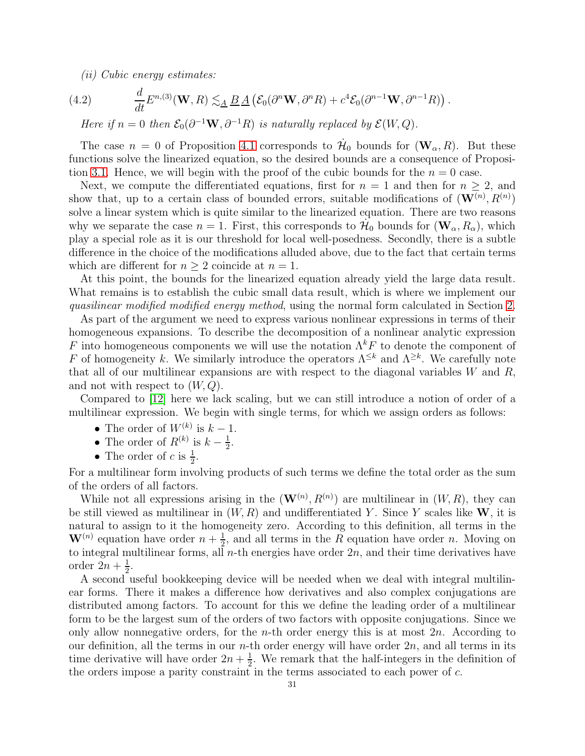*(ii) Cubic energy estimates:*

$$\frac{d}{dt}E^{n,(3)}(\mathbf{W},R) \lesssim_{\underline{A}} \underline{B}\,\underline{A}\left(\mathcal{E}_0(\partial^n \mathbf{W},\partial^n R) + c^4 \mathcal{E}_0(\partial^{n-1}\mathbf{W},\partial^{n-1}R)\right). \tag{4.2}$$

*Here if $n=0$ then $\mathcal{E}_0(\partial^{-1}\mathbf{W},\partial^{-1}R)$ is naturally replaced by $\mathcal{E}(W,Q)$.*

The case $n=0$ of Proposition 4.1 corresponds to $\dot{\mathcal{H}}_0$ bounds for $(\mathbf{W}_\alpha, R)$. But these functions solve the linearized equation, so the desired bounds are a consequence of Proposition 3.1. Hence, we will begin with the proof of the cubic bounds for the $n=0$ case.

Next, we compute the differentiated equations, first for $n=1$ and then for $n\geq 2$, and show that, up to a certain class of bounded errors, suitable modifications of $(\mathbf{W}^{(n)}, R^{(n)})$ solve a linear system which is quite similar to the linearized equation. There are two reasons why we separate the case $n=1$. First, this corresponds to $\dot{\mathcal{H}}_0$ bounds for $(\mathbf{W}_\alpha, R_\alpha)$, which play a special role as it is our threshold for local well-posedness. Secondly, there is a subtle difference in the choice of the modifications alluded above, due to the fact that certain terms which are different for $n\geq 2$ coincide at $n=1$.

At this point, the bounds for the linearized equation already yield the large data result. What remains is to establish the cubic small data result, which is where we implement our *quasilinear modified modified energy method*, using the normal form calculated in Section 2.

As part of the argument we need to express various nonlinear expressions in terms of their homogeneous expansions. To describe the decomposition of a nonlinear analytic expression $F$ into homogeneous components we will use the notation $\Lambda^k F$ to denote the component of $F$ of homogeneity $k$. We similarly introduce the operators $\Lambda^{\leq k}$ and $\Lambda^{\geq k}$. We carefully note that all of our multilinear expansions are with respect to the diagonal variables $W$ and $R$, and not with respect to $(W,Q)$.

Compared to [12] here we lack scaling, but we can still introduce a notion of order of a multilinear expression. We begin with single terms, for which we assign orders as follows:

- The order of $W^{(k)}$ is $k-1$.
- The order of $R^{(k)}$ is $k-\frac{1}{2}$.
- The order of $c$ is $\frac{1}{2}$.

For a multilinear form involving products of such terms we define the total order as the sum of the orders of all factors.

While not all expressions arising in the $(\mathbf{W}^{(n)}, R^{(n)})$ are multilinear in $(W,R)$, they can be still viewed as multilinear in $(W,R)$ and undifferentiated $Y$. Since $Y$ scales like $\mathbf{W}$, it is natural to assign to it the homogeneity zero. According to this definition, all terms in the $\mathbf{W}^{(n)}$ equation have order $n+\frac{1}{2}$, and all terms in the $R$ equation have order $n$. Moving on to integral multilinear forms, all $n$-th energies have order $2n$, and their time derivatives have order $2n+\frac{1}{2}$.

A second useful bookkeeping device will be needed when we deal with integral multilinear forms. There it makes a difference how derivatives and also complex conjugations are distributed among factors. To account for this we define the leading order of a multilinear form to be the largest sum of the orders of two factors with opposite conjugations. Since we only allow nonnegative orders, for the $n$-th order energy this is at most $2n$. According to our definition, all the terms in our $n$-th order energy will have order $2n$, and all terms in its time derivative will have order $2n+\frac{1}{2}$. We remark that the half-integers in the definition of the orders impose a parity constraint in the terms associated to each power of $c$.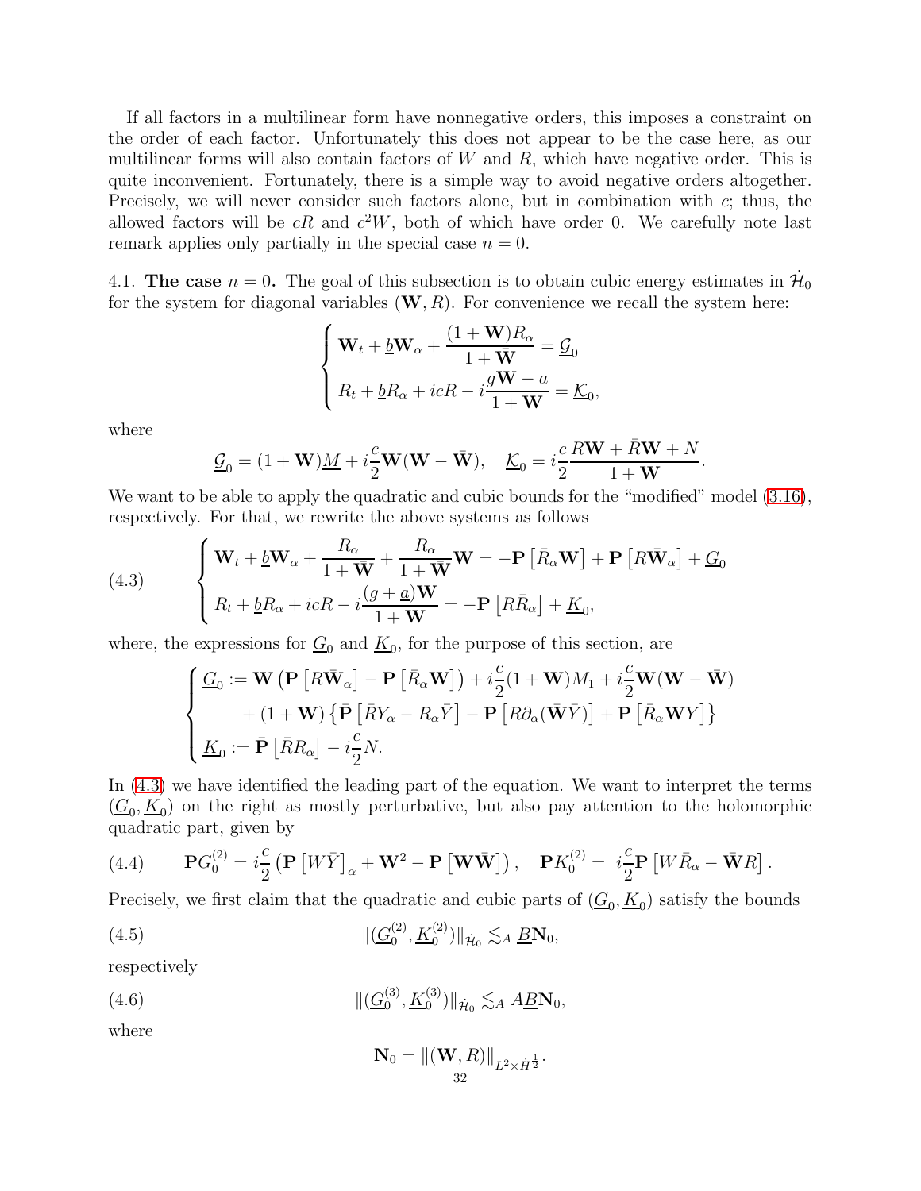If all factors in a multilinear form have nonnegative orders, this imposes a constraint on the order of each factor. Unfortunately this does not appear to be the case here, as our multilinear forms will also contain factors of $W$ and $R$, which have negative order. This is quite inconvenient. Fortunately, there is a simple way to avoid negative orders altogether. Precisely, we will never consider such factors alone, but in combination with $c$; thus, the allowed factors will be $cR$ and $c^2W$, both of which have order 0. We carefully note last remark applies only partially in the special case $n = 0$.

4.1. **The case** $n = 0$. The goal of this subsection is to obtain cubic energy estimates in $\dot{\mathcal{H}}_0$ for the system for diagonal variables $(\mathbf{W}, R)$. For convenience we recall the system here:

$$
\begin{cases}
\mathbf{W}_t + \underline{b}\mathbf{W}_\alpha + \dfrac{(1+\mathbf{W})R_\alpha}{1+\bar{\mathbf{W}}} = \underline{\mathcal{G}}_0 \\
R_t + \underline{b}R_\alpha + icR - i\dfrac{g\mathbf{W} - a}{1+\mathbf{W}} = \underline{\mathcal{K}}_0,
\end{cases}
$$

where

$$
\underline{\mathcal{G}}_0 = (1+\mathbf{W})\underline{M} + i\frac{c}{2}\mathbf{W}(\mathbf{W} - \bar{\mathbf{W}}), \quad \underline{\mathcal{K}}_0 = i\frac{c}{2}\frac{R\mathbf{W} + \bar{R}\mathbf{W} + N}{1+\mathbf{W}}.
$$

We want to be able to apply the quadratic and cubic bounds for the "modified" model (3.16), respectively. For that, we rewrite the above systems as follows

$$
\begin{cases}
\mathbf{W}_t + \underline{b}\mathbf{W}_\alpha + \dfrac{R_\alpha}{1+\bar{\mathbf{W}}} + \dfrac{R_\alpha}{1+\bar{\mathbf{W}}}\mathbf{W} = -\mathbf{P}\left[\bar{R}_\alpha \mathbf{W}\right] + \mathbf{P}\left[R\bar{\mathbf{W}}_\alpha\right] + \underline{G}_0 \\
R_t + \underline{b}R_\alpha + icR - i\dfrac{(g+\underline{a})\mathbf{W}}{1+\mathbf{W}} = -\mathbf{P}\left[R\bar{R}_\alpha\right] + \underline{K}_0,
\end{cases}
\tag{4.3}
$$

where, the expressions for $\underline{G}_0$ and $\underline{K}_0$, for the purpose of this section, are

$$
\begin{cases}
\underline{G}_0 := \mathbf{W}\left(\mathbf{P}\left[R\bar{\mathbf{W}}_\alpha\right] - \mathbf{P}\left[\bar{R}_\alpha \mathbf{W}\right]\right) + i\dfrac{c}{2}(1+\mathbf{W})M_1 + i\dfrac{c}{2}\mathbf{W}(\mathbf{W} - \bar{\mathbf{W}}) \\
\qquad + (1+\mathbf{W})\left\{\bar{\mathbf{P}}\left[\bar{R}Y_\alpha - R_\alpha \bar{Y}\right] - \mathbf{P}\left[R\partial_\alpha(\bar{\mathbf{W}}\bar{Y})\right] + \mathbf{P}\left[\bar{R}_\alpha \mathbf{W} Y\right]\right\} \\
\underline{K}_0 := \bar{\mathbf{P}}\left[\bar{R}R_\alpha\right] - i\dfrac{c}{2}N.
\end{cases}
$$

In (4.3) we have identified the leading part of the equation. We want to interpret the terms $(\underline{G}_0, \underline{K}_0)$ on the right as mostly perturbative, but also pay attention to the holomorphic quadratic part, given by

$$
\mathbf{P}G_0^{(2)} = i\frac{c}{2}\left(\mathbf{P}\left[W\bar{Y}\right]_\alpha + \mathbf{W}^2 - \mathbf{P}\left[\mathbf{W}\bar{\mathbf{W}}\right]\right), \quad \mathbf{P}K_0^{(2)} = i\frac{c}{2}\mathbf{P}\left[W\bar{R}_\alpha - \bar{\mathbf{W}}R\right].
\tag{4.4}
$$

Precisely, we first claim that the quadratic and cubic parts of $(\underline{G}_0, \underline{K}_0)$ satisfy the bounds

$$
\|(\underline{G}_0^{(2)}, \underline{K}_0^{(2)})\|_{\dot{\mathcal{H}}_0} \lesssim_A \underline{B}\mathbf{N}_0,
\tag{4.5}
$$

respectively

$$
\|(\underline{G}_0^{(3)}, \underline{K}_0^{(3)})\|_{\dot{\mathcal{H}}_0} \lesssim_A A\underline{B}\mathbf{N}_0,
\tag{4.6}
$$

where

$$
\mathbf{N}_0 = \|(\mathbf{W}, R)\|_{L^2 \times \dot{H}^{\frac{1}{2}}}.
$$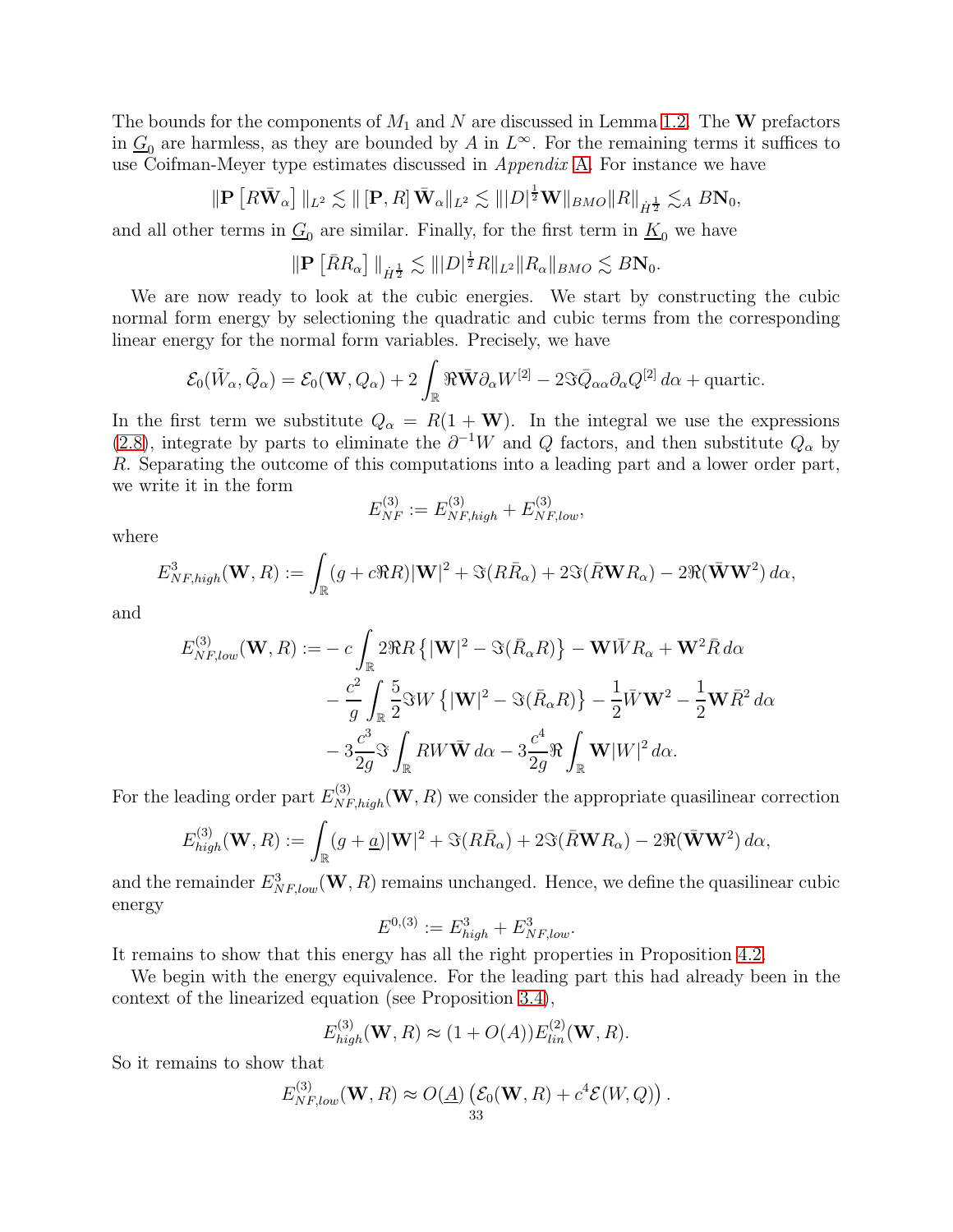The bounds for the components of $M_1$ and $N$ are discussed in Lemma 1.2. The $\mathbf{W}$ prefactors in $\underline{G}_0$ are harmless, as they are bounded by $A$ in $L^\infty$. For the remaining terms it suffices to use Coifman-Meyer type estimates discussed in *Appendix* A. For instance we have

$$\|\mathbf{P}\left[R\bar{\mathbf{W}}_\alpha\right]\|_{L^2} \lesssim \|\left[\mathbf{P}, R\right]\bar{\mathbf{W}}_\alpha\|_{L^2} \lesssim \||D|^{\frac{1}{2}}\mathbf{W}\|_{BMO}\|R\|_{\dot{H}^{\frac{1}{2}}} \lesssim_A B\mathbf{N}_0,$$

and all other terms in $\underline{G}_0$ are similar. Finally, for the first term in $\underline{K}_0$ we have

$$\|\mathbf{P}\left[\bar{R}R_\alpha\right]\|_{\dot{H}^{\frac{1}{2}}} \lesssim \||D|^{\frac{1}{2}}R\|_{L^2}\|R_\alpha\|_{BMO} \lesssim B\mathbf{N}_0.$$

We are now ready to look at the cubic energies. We start by constructing the cubic normal form energy by selectioning the quadratic and cubic terms from the corresponding linear energy for the normal form variables. Precisely, we have

$$\mathcal{E}_0(\tilde{W}_\alpha, \tilde{Q}_\alpha) = \mathcal{E}_0(\mathbf{W}, Q_\alpha) + 2\int_{\mathbb{R}} \Re\bar{\mathbf{W}}\partial_\alpha W^{[2]} - 2\Im\bar{Q}_{\alpha\alpha}\partial_\alpha Q^{[2]}\, d\alpha + \text{quartic}.$$

In the first term we substitute $Q_\alpha = R(1+\mathbf{W})$. In the integral we use the expressions (2.8), integrate by parts to eliminate the $\partial^{-1}W$ and $Q$ factors, and then substitute $Q_\alpha$ by $R$. Separating the outcome of this computations into a leading part and a lower order part, we write it in the form

$$E^{(3)}_{NF} := E^{(3)}_{NF,high} + E^{(3)}_{NF,low},$$

where

$$E^{3}_{NF,high}(\mathbf{W}, R) := \int_{\mathbb{R}} (g + c\Re R)|\mathbf{W}|^2 + \Im(R\bar{R}_\alpha) + 2\Im(\bar{R}\mathbf{W}R_\alpha) - 2\Re(\bar{\mathbf{W}}\mathbf{W}^2)\, d\alpha,$$

and

$$\begin{aligned}
E^{(3)}_{NF,low}(\mathbf{W}, R) := &-c\int_{\mathbb{R}} 2\Re R\left\{|\mathbf{W}|^2 - \Im(\bar{R}_\alpha R)\right\} - \mathbf{W}\bar{W}R_\alpha + \mathbf{W}^2\bar{R}\, d\alpha \\
&- \frac{c^2}{g}\int_{\mathbb{R}} \frac{5}{2}\Im W\left\{|\mathbf{W}|^2 - \Im(\bar{R}_\alpha R)\right\} - \frac{1}{2}\bar{W}\mathbf{W}^2 - \frac{1}{2}\mathbf{W}\bar{R}^2\, d\alpha \\
&- 3\frac{c^3}{2g}\Im\int_{\mathbb{R}} RW\bar{\mathbf{W}}\, d\alpha - 3\frac{c^4}{2g}\Re\int_{\mathbb{R}} \mathbf{W}|W|^2\, d\alpha.
\end{aligned}$$

For the leading order part $E^{(3)}_{NF,high}(\mathbf{W}, R)$ we consider the appropriate quasilinear correction

$$E^{(3)}_{high}(\mathbf{W}, R) := \int_{\mathbb{R}} (g + \underline{a})|\mathbf{W}|^2 + \Im(R\bar{R}_\alpha) + 2\Im(\bar{R}\mathbf{W}R_\alpha) - 2\Re(\bar{\mathbf{W}}\mathbf{W}^2)\, d\alpha,$$

and the remainder $E^{3}_{NF,low}(\mathbf{W}, R)$ remains unchanged. Hence, we define the quasilinear cubic energy

$$E^{0,(3)} := E^{3}_{high} + E^{3}_{NF,low}.$$

It remains to show that this energy has all the right properties in Proposition 4.2.

We begin with the energy equivalence. For the leading part this had already been in the context of the linearized equation (see Proposition 3.4),

$$E^{(3)}_{high}(\mathbf{W}, R) \approx (1 + O(A))E^{(2)}_{lin}(\mathbf{W}, R).$$

So it remains to show that

$$E^{(3)}_{NF,low}(\mathbf{W}, R) \approx O(\underline{A})\left(\mathcal{E}_0(\mathbf{W}, R) + c^4\mathcal{E}(W, Q)\right).$$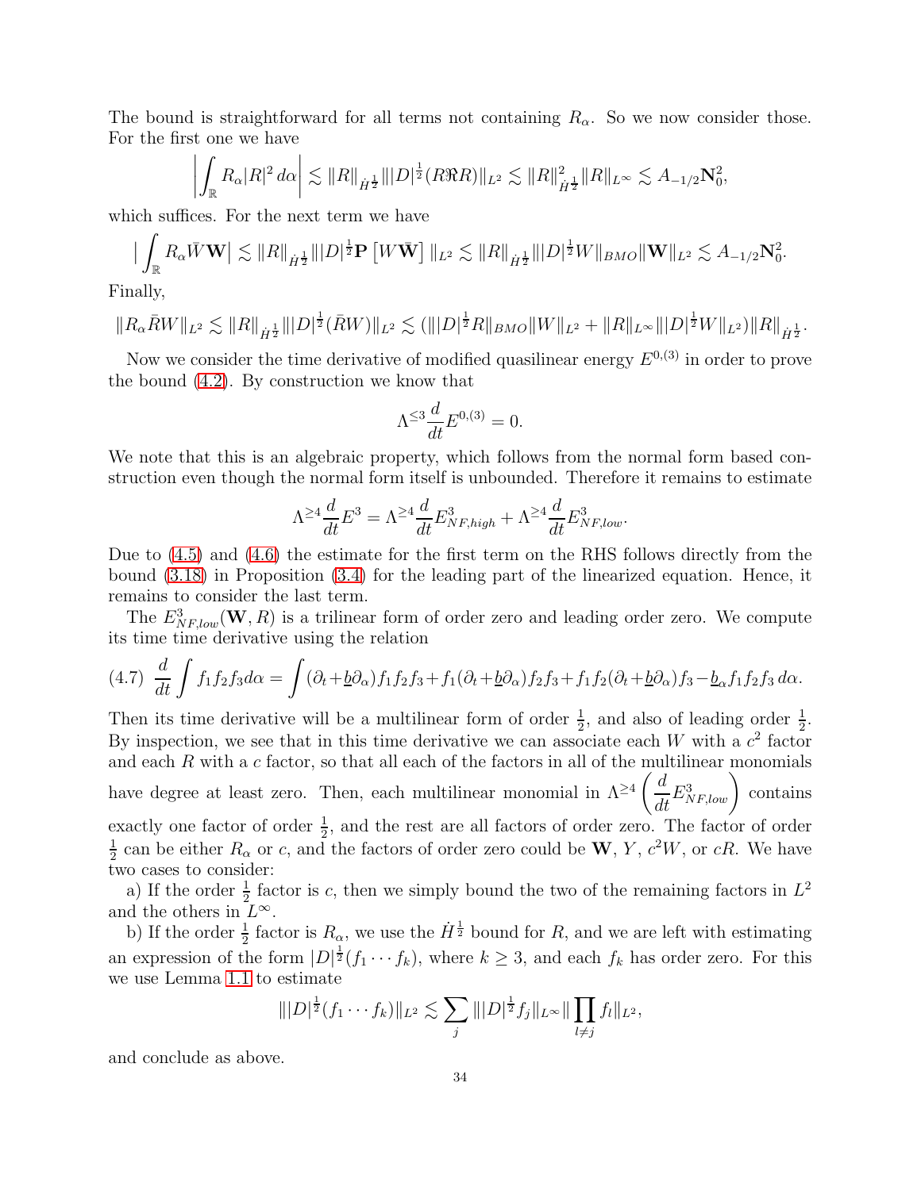The bound is straightforward for all terms not containing $R_\alpha$. So we now consider those. For the first one we have

$$\left| \int_{\mathbb{R}} R_\alpha |R|^2 \, d\alpha \right| \lesssim \|R\|_{\dot H^{\frac12}} \||D|^{\frac12}(R\Re R)\|_{L^2} \lesssim \|R\|^2_{\dot H^{\frac12}} \|R\|_{L^\infty} \lesssim A_{-1/2}\mathbf{N}_0^2,$$

which suffices. For the next term we have

$$\Big| \int_{\mathbb{R}} R_\alpha \bar W \mathbf{W} \Big| \lesssim \|R\|_{\dot H^{\frac12}} \||D|^{\frac12}\mathbf{P}\left[W\bar{\mathbf{W}}\right]\|_{L^2} \lesssim \|R\|_{\dot H^{\frac12}} \||D|^{\frac12} W\|_{BMO}\|\mathbf{W}\|_{L^2} \lesssim A_{-1/2}\mathbf{N}_0^2.$$

Finally,

$$\|R_\alpha \bar R W\|_{L^2} \lesssim \|R\|_{\dot H^{\frac12}} \||D|^{\frac12}(\bar R W)\|_{L^2} \lesssim (\||D|^{\frac12} R\|_{BMO}\|W\|_{L^2} + \|R\|_{L^\infty}\||D|^{\frac12}W\|_{L^2})\|R\|_{\dot H^{\frac12}}.$$

Now we consider the time derivative of modified quasilinear energy $E^{0,(3)}$ in order to prove the bound (4.2). By construction we know that

$$\Lambda^{\leq 3}\frac{d}{dt}E^{0,(3)} = 0.$$

We note that this is an algebraic property, which follows from the normal form based construction even though the normal form itself is unbounded. Therefore it remains to estimate

$$\Lambda^{\geq 4}\frac{d}{dt}E^3 = \Lambda^{\geq 4}\frac{d}{dt}E^3_{NF,high} + \Lambda^{\geq 4}\frac{d}{dt}E^3_{NF,low}.$$

Due to (4.5) and (4.6) the estimate for the first term on the RHS follows directly from the bound (3.18) in Proposition (3.4) for the leading part of the linearized equation. Hence, it remains to consider the last term.

The $E^3_{NF,low}(\mathbf{W}, R)$ is a trilinear form of order zero and leading order zero. We compute its time time derivative using the relation

$$(4.7)\quad \frac{d}{dt}\int f_1 f_2 f_3 d\alpha = \int (\partial_t + \underline{b}\partial_\alpha) f_1 f_2 f_3 + f_1(\partial_t + \underline{b}\partial_\alpha) f_2 f_3 + f_1 f_2 (\partial_t + \underline{b}\partial_\alpha) f_3 - \underline{b}_\alpha f_1 f_2 f_3 \, d\alpha.$$

Then its time derivative will be a multilinear form of order $\frac12$, and also of leading order $\frac12$. By inspection, we see that in this time derivative we can associate each $W$ with a $c^2$ factor and each $R$ with a $c$ factor, so that all each of the factors in all of the multilinear monomials have degree at least zero. Then, each multilinear monomial in $\Lambda^{\geq 4}\left(\dfrac{d}{dt}E^3_{NF,low}\right)$ contains exactly one factor of order $\frac12$, and the rest are all factors of order zero. The factor of order $\frac12$ can be either $R_\alpha$ or $c$, and the factors of order zero could be $\mathbf{W}$, $Y$, $c^2 W$, or $cR$. We have two cases to consider:

a) If the order $\frac12$ factor is $c$, then we simply bound the two of the remaining factors in $L^2$ and the others in $L^\infty$.

b) If the order $\frac12$ factor is $R_\alpha$, we use the $\dot H^{\frac12}$ bound for $R$, and we are left with estimating an expression of the form $|D|^{\frac12}(f_1 \cdots f_k)$, where $k \geq 3$, and each $f_k$ has order zero. For this we use Lemma 1.1 to estimate

$$\||D|^{\frac12}(f_1\cdots f_k)\|_{L^2} \lesssim \sum_j \||D|^{\frac12} f_j\|_{L^\infty} \|\prod_{l\neq j} f_l\|_{L^2},$$

and conclude as above.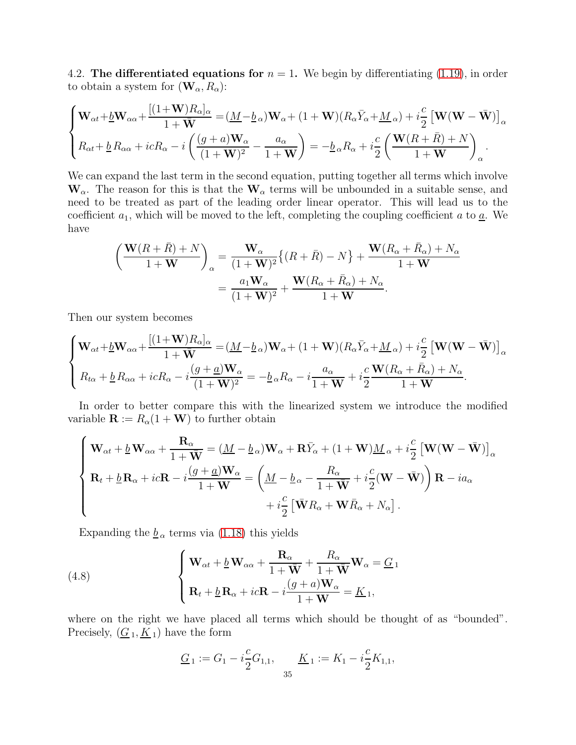4.2. **The differentiated equations for $n = 1$.** We begin by differentiating (1.19), in order to obtain a system for $(\mathbf{W}_\alpha, R_\alpha)$:

$$
\begin{cases}
\mathbf{W}_{\alpha t} + \underline{b}\mathbf{W}_{\alpha\alpha} + \dfrac{[(1+\mathbf{W})R_\alpha]_\alpha}{1+\bar{\mathbf{W}}} = (\underline{M} - \underline{b}_\alpha)\mathbf{W}_\alpha + (1+\mathbf{W})(R_\alpha \bar{Y}_\alpha + \underline{M}_\alpha) + i\dfrac{c}{2}\left[\mathbf{W}(\mathbf{W}-\bar{\mathbf{W}})\right]_\alpha \\
R_{\alpha t} + \underline{b}\, R_{\alpha\alpha} + icR_\alpha - i\left(\dfrac{(g+a)\mathbf{W}_\alpha}{(1+\mathbf{W})^2} - \dfrac{a_\alpha}{1+\mathbf{W}}\right) = -\underline{b}_\alpha R_\alpha + i\dfrac{c}{2}\left(\dfrac{\mathbf{W}(R+\bar{R})+N}{1+\mathbf{W}}\right)_\alpha .
\end{cases}
$$

We can expand the last term in the second equation, putting together all terms which involve $\mathbf{W}_\alpha$. The reason for this is that the $\mathbf{W}_\alpha$ terms will be unbounded in a suitable sense, and need to be treated as part of the leading order linear operator. This will lead us to the coefficient $a_1$, which will be moved to the left, completing the coupling coefficient $a$ to $\underline{a}$. We have

$$
\begin{aligned}
\left(\frac{\mathbf{W}(R+\bar{R})+N}{1+\mathbf{W}}\right)_\alpha &= \frac{\mathbf{W}_\alpha}{(1+\mathbf{W})^2}\left\{(R+\bar{R}) - N\right\} + \frac{\mathbf{W}(R_\alpha+\bar{R}_\alpha)+N_\alpha}{1+\mathbf{W}} \\
&= \frac{a_1\mathbf{W}_\alpha}{(1+\mathbf{W})^2} + \frac{\mathbf{W}(R_\alpha+\bar{R}_\alpha)+N_\alpha}{1+\mathbf{W}}.
\end{aligned}
$$

Then our system becomes

$$
\begin{cases}
\mathbf{W}_{\alpha t} + \underline{b}\mathbf{W}_{\alpha\alpha} + \dfrac{[(1+\mathbf{W})R_\alpha]_\alpha}{1+\bar{\mathbf{W}}} = (\underline{M} - \underline{b}_\alpha)\mathbf{W}_\alpha + (1+\mathbf{W})(R_\alpha \bar{Y}_\alpha + \underline{M}_\alpha) + i\dfrac{c}{2}\left[\mathbf{W}(\mathbf{W}-\bar{\mathbf{W}})\right]_\alpha \\
R_{t\alpha} + \underline{b}\, R_{\alpha\alpha} + icR_\alpha - i\dfrac{(g+\underline{a})\mathbf{W}_\alpha}{(1+\mathbf{W})^2} = -\underline{b}_\alpha R_\alpha - i\dfrac{a_\alpha}{1+\mathbf{W}} + i\dfrac{c}{2}\dfrac{\mathbf{W}(R_\alpha+\bar{R}_\alpha)+N_\alpha}{1+\mathbf{W}}.
\end{cases}
$$

In order to better compare this with the linearized system we introduce the modified variable $\mathbf{R} := R_\alpha(1+\mathbf{W})$ to further obtain

$$
\begin{cases}
\mathbf{W}_{\alpha t} + \underline{b}\,\mathbf{W}_{\alpha\alpha} + \dfrac{\mathbf{R}_\alpha}{1+\bar{\mathbf{W}}} = (\underline{M} - \underline{b}_\alpha)\mathbf{W}_\alpha + \mathbf{R}\bar{Y}_\alpha + (1+\mathbf{W})\underline{M}_\alpha + i\dfrac{c}{2}\left[\mathbf{W}(\mathbf{W}-\bar{\mathbf{W}})\right]_\alpha \\
\mathbf{R}_t + \underline{b}\,\mathbf{R}_\alpha + ic\mathbf{R} - i\dfrac{(g+\underline{a})\mathbf{W}_\alpha}{1+\mathbf{W}} = \left(\underline{M} - \underline{b}_\alpha - \dfrac{R_\alpha}{1+\bar{\mathbf{W}}} + i\dfrac{c}{2}(\mathbf{W}-\bar{\mathbf{W}})\right)\mathbf{R} - ia_\alpha \\
\qquad\qquad\qquad\qquad\qquad\qquad\qquad\qquad + i\dfrac{c}{2}\left[\bar{\mathbf{W}}R_\alpha + \mathbf{W}\bar{R}_\alpha + N_\alpha\right].
\end{cases}
$$

Expanding the $\underline{b}_\alpha$ terms via (1.18) this yields

$$
\begin{cases}
\mathbf{W}_{\alpha t} + \underline{b}\,\mathbf{W}_{\alpha\alpha} + \dfrac{\mathbf{R}_\alpha}{1+\bar{\mathbf{W}}} + \dfrac{R_\alpha}{1+\bar{\mathbf{W}}}\mathbf{W}_\alpha = \underline{G}_1 \\
\mathbf{R}_t + \underline{b}\,\mathbf{R}_\alpha + ic\mathbf{R} - i\dfrac{(g+a)\mathbf{W}_\alpha}{1+\mathbf{W}} = \underline{K}_1,
\end{cases}
\tag{4.8}
$$

where on the right we have placed all terms which should be thought of as "bounded". Precisely, $(\underline{G}_1, \underline{K}_1)$ have the form

$$
\underline{G}_1 := G_1 - i\frac{c}{2}G_{1,1}, \qquad \underline{K}_1 := K_1 - i\frac{c}{2}K_{1,1},
$$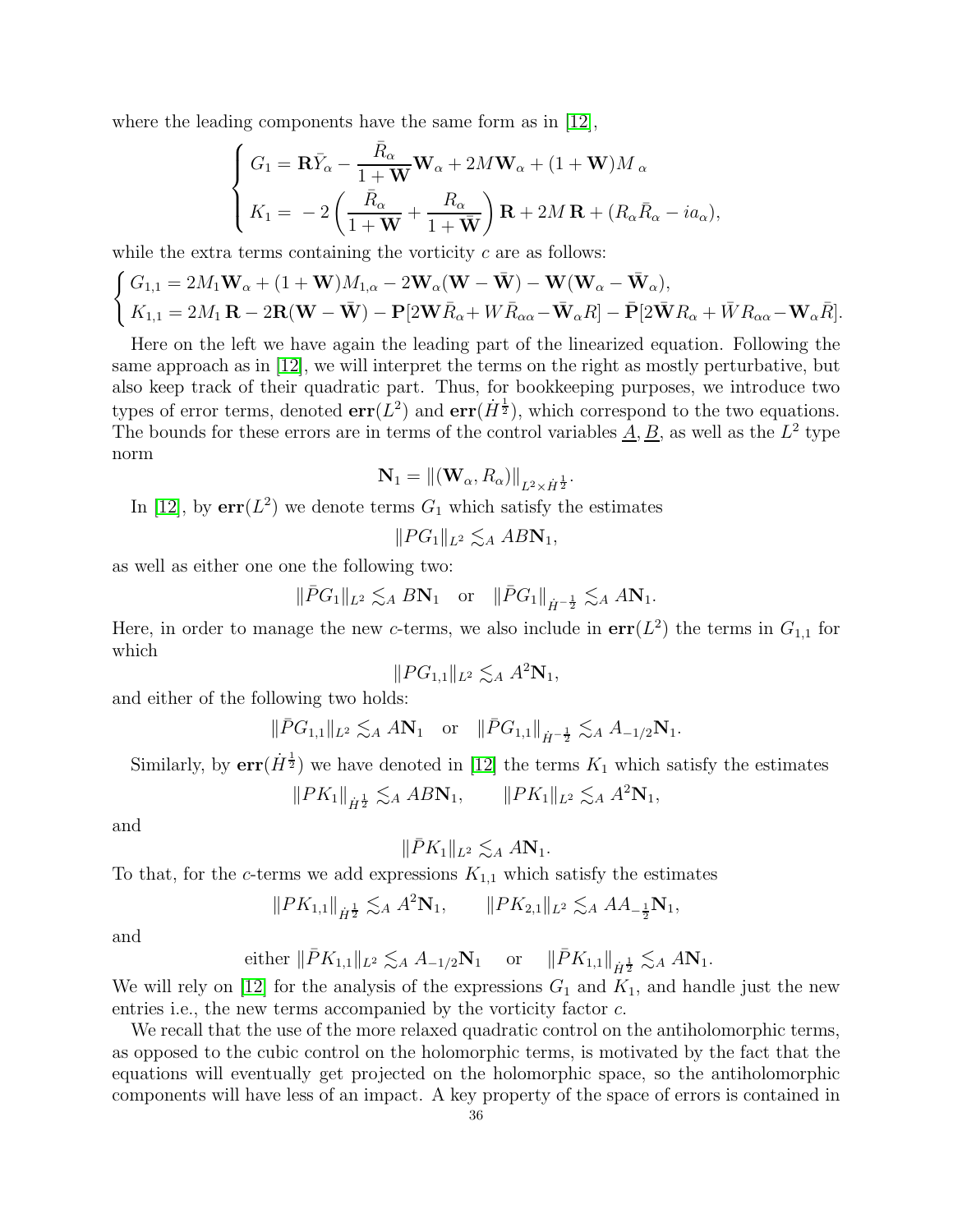where the leading components have the same form as in [12],

$$\begin{cases} G_1 = \mathbf{R}\bar{Y}_\alpha - \dfrac{\bar{R}_\alpha}{1+\mathbf{W}}\mathbf{W}_\alpha + 2M\mathbf{W}_\alpha + (1+\mathbf{W})M_{\ \alpha} \\ K_1 = \ -2\left(\dfrac{\bar{R}_\alpha}{1+\mathbf{W}} + \dfrac{R_\alpha}{1+\bar{\mathbf{W}}}\right)\mathbf{R} + 2M\,\mathbf{R} + (R_\alpha \bar{R}_\alpha - ia_\alpha), \end{cases}$$

while the extra terms containing the vorticity $c$ are as follows:

$$\begin{cases} G_{1,1} = 2M_1\mathbf{W}_\alpha + (1+\mathbf{W})M_{1,\alpha} - 2\mathbf{W}_\alpha(\mathbf{W}-\bar{\mathbf{W}}) - \mathbf{W}(\mathbf{W}_\alpha - \bar{\mathbf{W}}_\alpha), \\ K_{1,1} = 2M_1\,\mathbf{R} - 2\mathbf{R}(\mathbf{W}-\bar{\mathbf{W}}) - \mathbf{P}[2\mathbf{W}\bar{R}_\alpha + W\bar{R}_{\alpha\alpha} - \bar{\mathbf{W}}_\alpha R] - \bar{\mathbf{P}}[2\bar{\mathbf{W}}R_\alpha + \bar{W}R_{\alpha\alpha} - \mathbf{W}_\alpha \bar{R}]. \end{cases}$$

Here on the left we have again the leading part of the linearized equation. Following the same approach as in [12], we will interpret the terms on the right as mostly perturbative, but also keep track of their quadratic part. Thus, for bookkeeping purposes, we introduce two types of error terms, denoted $\mathbf{err}(L^2)$ and $\mathbf{err}(\dot{H}^{\frac{1}{2}})$, which correspond to the two equations. The bounds for these errors are in terms of the control variables $\underline{A}, \underline{B}$, as well as the $L^2$ type norm

$$\mathbf{N}_1 = \|(\mathbf{W}_\alpha, R_\alpha)\|_{L^2\times \dot{H}^{\frac{1}{2}}}.$$

In [12], by $\mathbf{err}(L^2)$ we denote terms $G_1$ which satisfy the estimates

$$\|PG_1\|_{L^2} \lesssim_A AB\mathbf{N}_1,$$

as well as either one one the following two:

$$\|\bar{P}G_1\|_{L^2} \lesssim_A B\mathbf{N}_1 \quad \text{or} \quad \|\bar{P}G_1\|_{\dot{H}^{-\frac{1}{2}}} \lesssim_A A\mathbf{N}_1.$$

Here, in order to manage the new $c$-terms, we also include in $\mathbf{err}(L^2)$ the terms in $G_{1,1}$ for which

$$\|PG_{1,1}\|_{L^2} \lesssim_A A^2\mathbf{N}_1,$$

and either of the following two holds:

$$\|\bar{P}G_{1,1}\|_{L^2} \lesssim_A A\mathbf{N}_1 \quad \text{or} \quad \|\bar{P}G_{1,1}\|_{\dot{H}^{-\frac{1}{2}}} \lesssim_A A_{-1/2}\mathbf{N}_1.$$

Similarly, by $\mathbf{err}(\dot{H}^{\frac{1}{2}})$ we have denoted in [12] the terms $K_1$ which satisfy the estimates

$$\|PK_1\|_{\dot{H}^{\frac{1}{2}}} \lesssim_A AB\mathbf{N}_1, \qquad \|PK_1\|_{L^2} \lesssim_A A^2\mathbf{N}_1,$$

and

$$\|\bar{P}K_1\|_{L^2} \lesssim_A A\mathbf{N}_1.$$

To that, for the $c$-terms we add expressions $K_{1,1}$ which satisfy the estimates

$$\|PK_{1,1}\|_{\dot{H}^{\frac{1}{2}}} \lesssim_A A^2\mathbf{N}_1, \qquad \|PK_{2,1}\|_{L^2} \lesssim_A AA_{-\frac{1}{2}}\mathbf{N}_1,$$

and

$$\text{either } \|\bar{P}K_{1,1}\|_{L^2} \lesssim_A A_{-1/2}\mathbf{N}_1 \quad \text{or} \quad \|\bar{P}K_{1,1}\|_{\dot{H}^{\frac{1}{2}}} \lesssim_A A\mathbf{N}_1.$$

We will rely on [12] for the analysis of the expressions $G_1$ and $K_1$, and handle just the new entries i.e., the new terms accompanied by the vorticity factor $c$.

We recall that the use of the more relaxed quadratic control on the antiholomorphic terms, as opposed to the cubic control on the holomorphic terms, is motivated by the fact that the equations will eventually get projected on the holomorphic space, so the antiholomorphic components will have less of an impact. A key property of the space of errors is contained in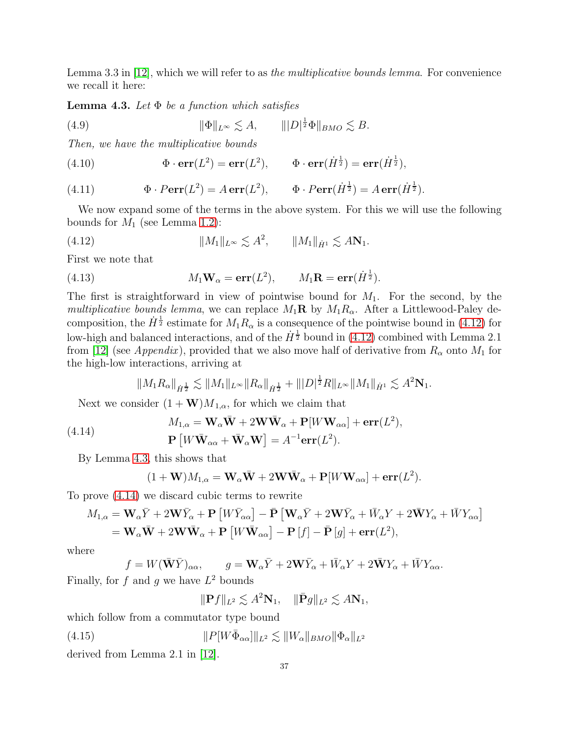Lemma 3.3 in [12], which we will refer to as *the multiplicative bounds lemma*. For convenience we recall it here:

**Lemma 4.3.** *Let $\Phi$ be a function which satisfies*

$$\|\Phi\|_{L^\infty} \lesssim A, \qquad \||D|^{\frac{1}{2}}\Phi\|_{BMO} \lesssim B. \tag{4.9}$$

*Then, we have the multiplicative bounds*

$$\Phi \cdot \mathbf{err}(L^2) = \mathbf{err}(L^2), \qquad \Phi \cdot \mathbf{err}(\dot{H}^{\frac{1}{2}}) = \mathbf{err}(\dot{H}^{\frac{1}{2}}), \tag{4.10}$$

$$\Phi \cdot P\mathbf{err}(L^2) = A\,\mathbf{err}(L^2), \qquad \Phi \cdot P\mathbf{err}(\dot{H}^{\frac{1}{2}}) = A\,\mathbf{err}(\dot{H}^{\frac{1}{2}}). \tag{4.11}$$

We now expand some of the terms in the above system. For this we will use the following bounds for $M_1$ (see Lemma 1.2):

$$\|M_1\|_{L^\infty} \lesssim A^2, \qquad \|M_1\|_{\dot{H}^1} \lesssim A\mathbf{N}_1. \tag{4.12}$$

First we note that

$$M_1 \mathbf{W}_\alpha = \mathbf{err}(L^2), \qquad M_1 \mathbf{R} = \mathbf{err}(\dot{H}^{\frac{1}{2}}). \tag{4.13}$$

The first is straightforward in view of pointwise bound for $M_1$. For the second, by the *multiplicative bounds lemma*, we can replace $M_1\mathbf{R}$ by $M_1 R_\alpha$. After a Littlewood-Paley decomposition, the $\dot{H}^{\frac{1}{2}}$ estimate for $M_1 R_\alpha$ is a consequence of the pointwise bound in (4.12) for low-high and balanced interactions, and of the $\dot{H}^{\frac{1}{2}}$ bound in (4.12) combined with Lemma 2.1 from [12] (see *Appendix*), provided that we also move half of derivative from $R_\alpha$ onto $M_1$ for the high-low interactions, arriving at

$$\|M_1 R_\alpha\|_{\dot{H}^{\frac{1}{2}}} \lesssim \|M_1\|_{L^\infty}\|R_\alpha\|_{\dot{H}^{\frac{1}{2}}} + \||D|^{\frac{1}{2}}R\|_{L^\infty}\|M_1\|_{\dot{H}^1} \lesssim A^2\mathbf{N}_1.$$

Next we consider $(1+\mathbf{W})M_{1,\alpha}$, for which we claim that

$$\begin{aligned} M_{1,\alpha} &= \mathbf{W}_\alpha \bar{\mathbf{W}} + 2\mathbf{W}\bar{\mathbf{W}}_\alpha + \mathbf{P}[W\mathbf{W}_{\alpha\alpha}] + \mathbf{err}(L^2), \\ \mathbf{P}\left[W\bar{\mathbf{W}}_{\alpha\alpha} + \bar{\mathbf{W}}_\alpha \mathbf{W}\right] &= A^{-1}\mathbf{err}(L^2). \end{aligned} \tag{4.14}$$

By Lemma 4.3, this shows that

$$(1+\mathbf{W})M_{1,\alpha} = \mathbf{W}_\alpha \bar{\mathbf{W}} + 2\mathbf{W}\bar{\mathbf{W}}_\alpha + \mathbf{P}[W\mathbf{W}_{\alpha\alpha}] + \mathbf{err}(L^2).$$

To prove (4.14) we discard cubic terms to rewrite

$$\begin{aligned} M_{1,\alpha} &= \mathbf{W}_\alpha \bar{Y} + 2\mathbf{W}\bar{Y}_\alpha + \mathbf{P}\left[W\bar{Y}_{\alpha\alpha}\right] - \bar{\mathbf{P}}\left[\mathbf{W}_\alpha \bar{Y} + 2\mathbf{W}\bar{Y}_\alpha + \bar{W}_\alpha Y + 2\bar{\mathbf{W}}Y_\alpha + \bar{W}Y_{\alpha\alpha}\right] \\ &= \mathbf{W}_\alpha \bar{\mathbf{W}} + 2\mathbf{W}\bar{\mathbf{W}}_\alpha + \mathbf{P}\left[W\bar{\mathbf{W}}_{\alpha\alpha}\right] - \mathbf{P}\left[f\right] - \bar{\mathbf{P}}\left[g\right] + \mathbf{err}(L^2), \end{aligned}$$

where

$$f = W(\bar{\mathbf{W}}\bar{Y})_{\alpha\alpha}, \qquad g = \mathbf{W}_\alpha \bar{Y} + 2\mathbf{W}\bar{Y}_\alpha + \bar{W}_\alpha Y + 2\bar{\mathbf{W}}Y_\alpha + \bar{W}Y_{\alpha\alpha}.$$

Finally, for $f$ and $g$ we have $L^2$ bounds

$$\|\mathbf{P}f\|_{L^2} \lesssim A^2\mathbf{N}_1, \quad \|\bar{\mathbf{P}}g\|_{L^2} \lesssim A\mathbf{N}_1,$$

which follow from a commutator type bound

$$\|P[W\bar{\Phi}_{\alpha\alpha}]\|_{L^2} \lesssim \|W_\alpha\|_{BMO}\|\Phi_\alpha\|_{L^2} \tag{4.15}$$

derived from Lemma 2.1 in [12].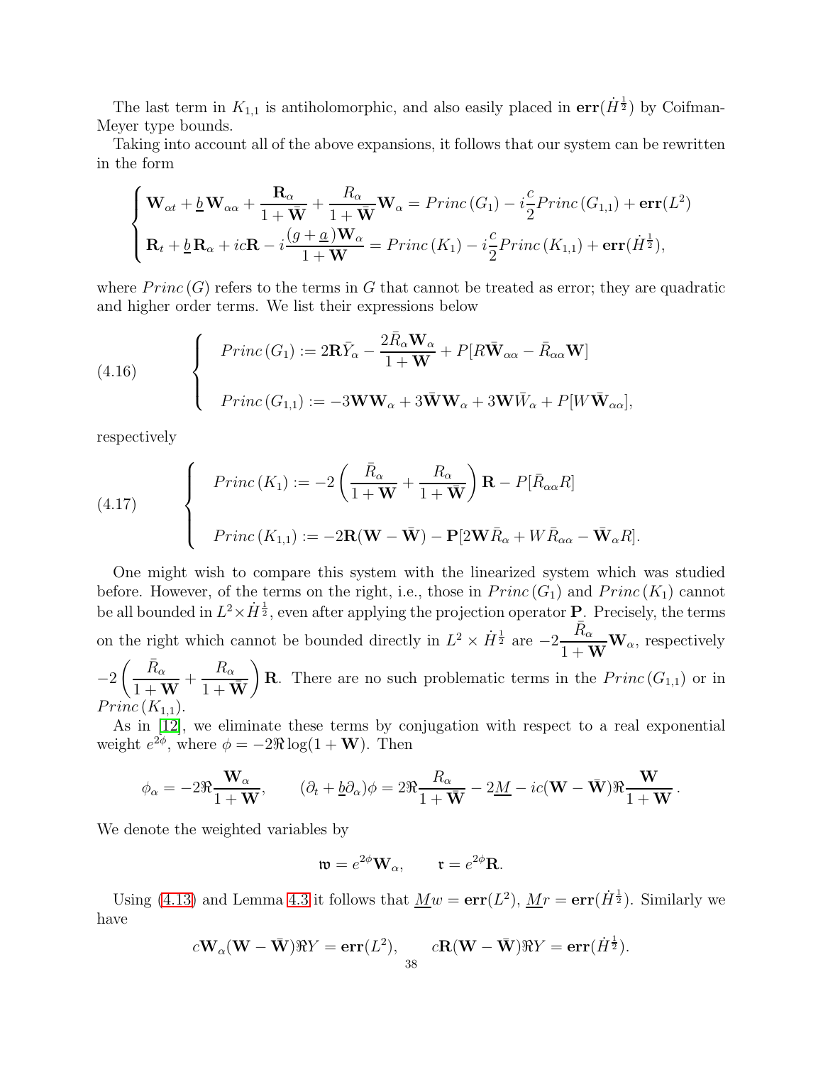The last term in $K_{1,1}$ is antiholomorphic, and also easily placed in $\mathbf{err}(\dot{H}^{\frac{1}{2}})$ by Coifman-Meyer type bounds.

Taking into account all of the above expansions, it follows that our system can be rewritten in the form

$$
\begin{cases}
\mathbf{W}_{\alpha t} + \underline{b}\,\mathbf{W}_{\alpha\alpha} + \dfrac{\mathbf{R}_\alpha}{1+\bar{\mathbf{W}}} + \dfrac{R_\alpha}{1+\bar{\mathbf{W}}}\mathbf{W}_\alpha = Princ\,(G_1) - i\dfrac{c}{2}Princ\,(G_{1,1}) + \mathbf{err}(L^2) \\
\mathbf{R}_t + \underline{b}\,\mathbf{R}_\alpha + ic\mathbf{R} - i\dfrac{(g+\underline{a})\mathbf{W}_\alpha}{1+\mathbf{W}} = Princ\,(K_1) - i\dfrac{c}{2}Princ\,(K_{1,1}) + \mathbf{err}(\dot{H}^{\frac{1}{2}}),
\end{cases}
$$

where $Princ\,(G)$ refers to the terms in $G$ that cannot be treated as error; they are quadratic and higher order terms. We list their expressions below

$$
\begin{cases}
Princ\,(G_1) := 2\mathbf{R}\bar{Y}_\alpha - \dfrac{2\bar{R}_\alpha\mathbf{W}_\alpha}{1+\mathbf{W}} + P[R\bar{\mathbf{W}}_{\alpha\alpha} - \bar{R}_{\alpha\alpha}\mathbf{W}] \\
\\
Princ\,(G_{1,1}) := -3\mathbf{W}\mathbf{W}_\alpha + 3\bar{\mathbf{W}}\mathbf{W}_\alpha + 3\mathbf{W}\bar{W}_\alpha + P[W\bar{\mathbf{W}}_{\alpha\alpha}],
\end{cases}
\tag{4.16}
$$

respectively

$$
\begin{cases}
Princ\,(K_1) := -2\left(\dfrac{\bar{R}_\alpha}{1+\mathbf{W}} + \dfrac{R_\alpha}{1+\bar{\mathbf{W}}}\right)\mathbf{R} - P[\bar{R}_{\alpha\alpha}R] \\
\\
Princ\,(K_{1,1}) := -2\mathbf{R}(\mathbf{W}-\bar{\mathbf{W}}) - \mathbf{P}[2\mathbf{W}\bar{R}_\alpha + W\bar{R}_{\alpha\alpha} - \bar{\mathbf{W}}_\alpha R].
\end{cases}
\tag{4.17}
$$

One might wish to compare this system with the linearized system which was studied before. However, of the terms on the right, i.e., those in $Princ\,(G_1)$ and $Princ\,(K_1)$ cannot be all bounded in $L^2\times\dot{H}^{\frac{1}{2}}$, even after applying the projection operator $\mathbf{P}$. Precisely, the terms on the right which cannot be bounded directly in $L^2\times\dot{H}^{\frac{1}{2}}$ are $-2\dfrac{\bar{R}_\alpha}{1+\mathbf{W}}\mathbf{W}_\alpha$, respectively $-2\left(\dfrac{\bar{R}_\alpha}{1+\mathbf{W}} + \dfrac{R_\alpha}{1+\bar{\mathbf{W}}}\right)\mathbf{R}$. There are no such problematic terms in the $Princ\,(G_{1,1})$ or in $Princ\,(K_{1,1})$.

As in [12], we eliminate these terms by conjugation with respect to a real exponential weight $e^{2\phi}$, where $\phi = -2\Re\log(1+\mathbf{W})$. Then

$$
\phi_\alpha = -2\Re\frac{\mathbf{W}_\alpha}{1+\mathbf{W}}, \qquad (\partial_t + \underline{b}\partial_\alpha)\phi = 2\Re\frac{R_\alpha}{1+\bar{\mathbf{W}}} - 2\underline{M} - ic(\mathbf{W}-\bar{\mathbf{W}})\Re\frac{\mathbf{W}}{1+\mathbf{W}}\,.
$$

We denote the weighted variables by

$$
\mathfrak{w} = e^{2\phi}\mathbf{W}_\alpha, \qquad \mathfrak{r} = e^{2\phi}\mathbf{R}.
$$

Using (4.13) and Lemma 4.3 it follows that $\underline{M}w = \mathbf{err}(L^2)$, $\underline{M}r = \mathbf{err}(\dot{H}^{\frac{1}{2}})$. Similarly we have

$$
c\mathbf{W}_\alpha(\mathbf{W}-\bar{\mathbf{W}})\Re Y = \mathbf{err}(L^2), \qquad c\mathbf{R}(\mathbf{W}-\bar{\mathbf{W}})\Re Y = \mathbf{err}(\dot{H}^{\frac{1}{2}}).
$$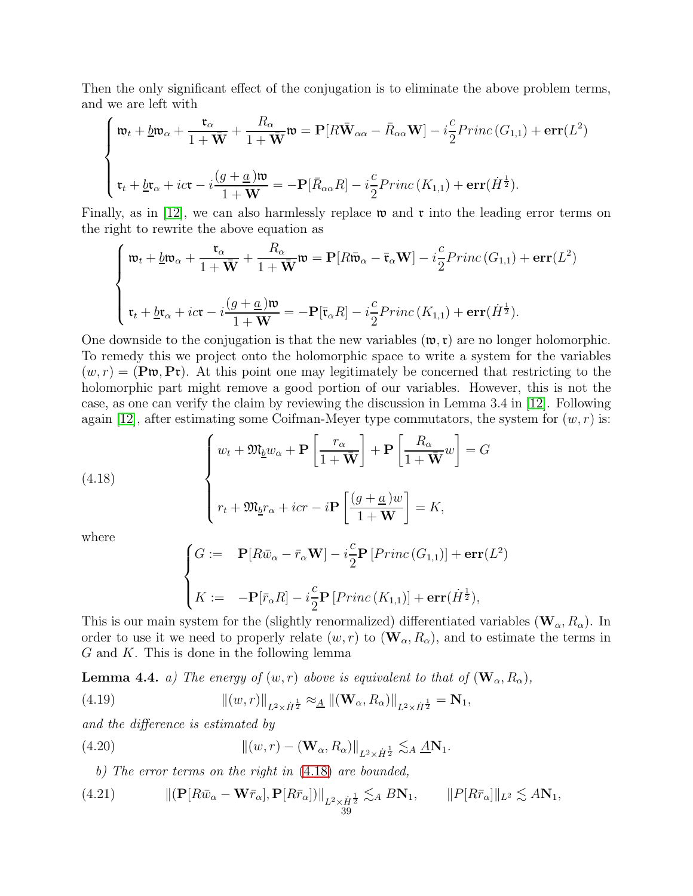Then the only significant effect of the conjugation is to eliminate the above problem terms, and we are left with

$$
\begin{cases}
\mathfrak{w}_t + \underline{b}\mathfrak{w}_\alpha + \dfrac{\mathfrak{r}_\alpha}{1+\bar{\mathbf{W}}} + \dfrac{R_\alpha}{1+\bar{\mathbf{W}}}\mathfrak{w} = \mathbf{P}[R\bar{\mathbf{W}}_{\alpha\alpha} - \bar{R}_{\alpha\alpha}\mathbf{W}] - i\dfrac{c}{2}Princ\,(G_{1,1}) + \mathbf{err}(L^2) \\[2ex]
\mathfrak{r}_t + \underline{b}\mathfrak{r}_\alpha + ic\mathfrak{r} - i\dfrac{(g+\underline{a})\mathfrak{w}}{1+\mathbf{W}} = -\mathbf{P}[\bar{R}_{\alpha\alpha}R] - i\dfrac{c}{2}Princ\,(K_{1,1}) + \mathbf{err}(\dot{H}^{\frac{1}{2}}).
\end{cases}
$$

Finally, as in [12], we can also harmlessly replace $\mathfrak{w}$ and $\mathfrak{r}$ into the leading error terms on the right to rewrite the above equation as

$$
\begin{cases}
\mathfrak{w}_t + \underline{b}\mathfrak{w}_\alpha + \dfrac{\mathfrak{r}_\alpha}{1+\bar{\mathbf{W}}} + \dfrac{R_\alpha}{1+\bar{\mathbf{W}}}\mathfrak{w} = \mathbf{P}[R\bar{\mathfrak{w}}_{\alpha} - \bar{\mathfrak{r}}_{\alpha}\mathbf{W}] - i\dfrac{c}{2}Princ\,(G_{1,1}) + \mathbf{err}(L^2) \\[2ex]
\mathfrak{r}_t + \underline{b}\mathfrak{r}_\alpha + ic\mathfrak{r} - i\dfrac{(g+\underline{a})\mathfrak{w}}{1+\mathbf{W}} = -\mathbf{P}[\bar{\mathfrak{r}}_{\alpha}R] - i\dfrac{c}{2}Princ\,(K_{1,1}) + \mathbf{err}(\dot{H}^{\frac{1}{2}}).
\end{cases}
$$

One downside to the conjugation is that the new variables $(\mathfrak{w},\mathfrak{r})$ are no longer holomorphic. To remedy this we project onto the holomorphic space to write a system for the variables $(w,r) = (\mathbf{P}\mathfrak{w}, \mathbf{P}\mathfrak{r})$. At this point one may legitimately be concerned that restricting to the holomorphic part might remove a good portion of our variables. However, this is not the case, as one can verify the claim by reviewing the discussion in Lemma 3.4 in [12]. Following again [12], after estimating some Coifman-Meyer type commutators, the system for $(w,r)$ is:

$$
\begin{cases}
w_t + \mathfrak{M}_{\underline{b}}w_\alpha + \mathbf{P}\left[\dfrac{r_\alpha}{1+\bar{\mathbf{W}}}\right] + \mathbf{P}\left[\dfrac{R_\alpha}{1+\bar{\mathbf{W}}}w\right] = G \\[2ex]
r_t + \mathfrak{M}_{\underline{b}}r_\alpha + icr - i\mathbf{P}\left[\dfrac{(g+\underline{a})w}{1+\mathbf{W}}\right] = K,
\end{cases}
\tag{4.18}
$$

where

$$
\begin{cases}
G := \quad \mathbf{P}[R\bar{w}_\alpha - \bar{r}_\alpha\mathbf{W}] - i\dfrac{c}{2}\mathbf{P}\left[Princ\,(G_{1,1})\right] + \mathbf{err}(L^2) \\[2ex]
K := \quad -\mathbf{P}[\bar{r}_\alpha R] - i\dfrac{c}{2}\mathbf{P}\left[Princ\,(K_{1,1})\right] + \mathbf{err}(\dot{H}^{\frac{1}{2}}),
\end{cases}
$$

This is our main system for the (slightly renormalized) differentiated variables $(\mathbf{W}_\alpha, R_\alpha)$. In order to use it we need to properly relate $(w,r)$ to $(\mathbf{W}_\alpha, R_\alpha)$, and to estimate the terms in $G$ and $K$. This is done in the following lemma

**Lemma 4.4.** *a) The energy of $(w,r)$ above is equivalent to that of $(\mathbf{W}_\alpha, R_\alpha)$,*

$$
\|(w,r)\|_{L^2\times\dot{H}^{\frac{1}{2}}} \approx_{\underline{A}} \|(\mathbf{W}_\alpha, R_\alpha)\|_{L^2\times\dot{H}^{\frac{1}{2}}} = \mathbf{N}_1,
\tag{4.19}
$$

*and the difference is estimated by*

$$
\|(w,r) - (\mathbf{W}_\alpha, R_\alpha)\|_{L^2\times\dot{H}^{\frac{1}{2}}} \lesssim_A \underline{A}\mathbf{N}_1.
\tag{4.20}
$$

*b) The error terms on the right in (4.18) are bounded,*

$$
\|(\mathbf{P}[R\bar{w}_\alpha - \mathbf{W}\bar{r}_\alpha], \mathbf{P}[R\bar{r}_\alpha])\|_{L^2\times\dot{H}^{\frac{1}{2}}} \lesssim_A B\mathbf{N}_1, \qquad \|P[R\bar{r}_\alpha]\|_{L^2} \lesssim A\mathbf{N}_1,
\tag{4.21}
$$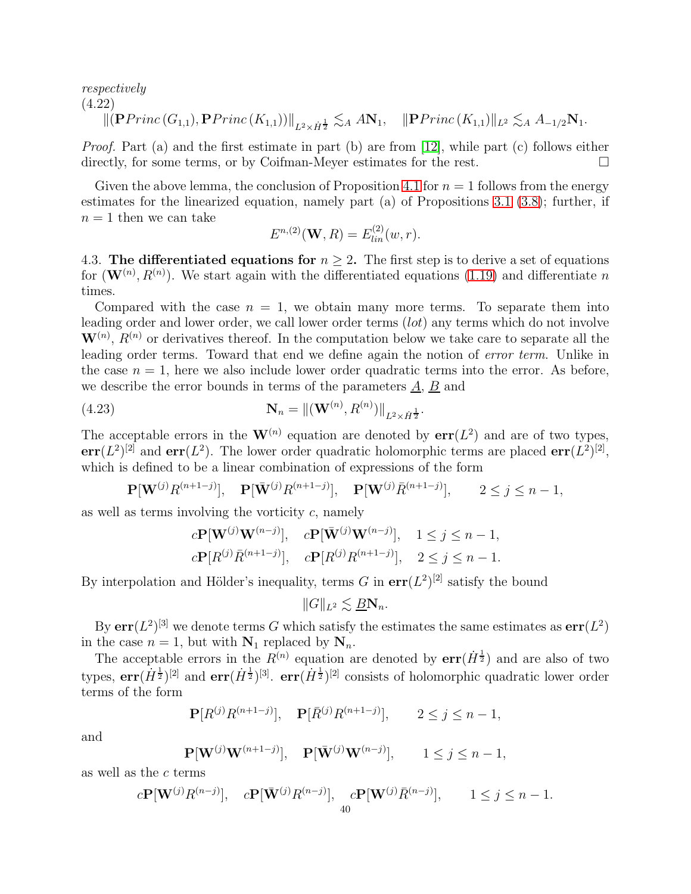*respectively*

(4.22)
$$\|(\mathbf{P}Princ\,(G_{1,1}), \mathbf{P}Princ\,(K_{1,1}))\|_{L^2\times \dot H^{\frac12}} \lesssim_A A\mathbf{N}_1, \quad \|\mathbf{P}Princ\,(K_{1,1})\|_{L^2} \lesssim_A A_{-1/2}\mathbf{N}_1.$$

*Proof.* Part (a) and the first estimate in part (b) are from [12], while part (c) follows either directly, for some terms, or by Coifman-Meyer estimates for the rest. $\square$

Given the above lemma, the conclusion of Proposition 4.1 for $n=1$ follows from the energy estimates for the linearized equation, namely part (a) of Propositions 3.1 (3.8); further, if $n=1$ then we can take

$$E^{n,(2)}(\mathbf{W}, R) = E^{(2)}_{lin}(w, r).$$

**4.3. The differentiated equations for $n \geq 2$.** The first step is to derive a set of equations for $(\mathbf{W}^{(n)}, R^{(n)})$. We start again with the differentiated equations (1.19) and differentiate $n$ times.

Compared with the case $n=1$, we obtain many more terms. To separate them into leading order and lower order, we call lower order terms (*lot*) any terms which do not involve $\mathbf{W}^{(n)}$, $R^{(n)}$ or derivatives thereof. In the computation below we take care to separate all the leading order terms. Toward that end we define again the notion of *error term*. Unlike in the case $n=1$, here we also include lower order quadratic terms into the error. As before, we describe the error bounds in terms of the parameters $\underline{A}$, $\underline{B}$ and

$$\mathbf{N}_n = \|(\mathbf{W}^{(n)}, R^{(n)})\|_{L^2\times \dot H^{\frac12}}. \tag{4.23}$$

The acceptable errors in the $\mathbf{W}^{(n)}$ equation are denoted by $\mathbf{err}(L^2)$ and are of two types, $\mathbf{err}(L^2)^{[2]}$ and $\mathbf{err}(L^2)$. The lower order quadratic holomorphic terms are placed $\mathbf{err}(L^2)^{[2]}$, which is defined to be a linear combination of expressions of the form

$$\mathbf{P}[\mathbf{W}^{(j)}R^{(n+1-j)}], \quad \mathbf{P}[\bar{\mathbf{W}}^{(j)}R^{(n+1-j)}], \quad \mathbf{P}[\mathbf{W}^{(j)}\bar R^{(n+1-j)}], \qquad 2 \leq j \leq n-1,$$

as well as terms involving the vorticity $c$, namely

$$\begin{aligned} &c\mathbf{P}[\mathbf{W}^{(j)}\mathbf{W}^{(n-j)}], \quad c\mathbf{P}[\bar{\mathbf{W}}^{(j)}\mathbf{W}^{(n-j)}], \quad 1 \leq j \leq n-1,\\ &c\mathbf{P}[R^{(j)}\bar R^{(n+1-j)}], \quad c\mathbf{P}[R^{(j)}R^{(n+1-j)}], \quad 2 \leq j \leq n-1. \end{aligned}$$

By interpolation and Hölder's inequality, terms $G$ in $\mathbf{err}(L^2)^{[2]}$ satisfy the bound

$$\|G\|_{L^2} \lesssim \underline{B}\mathbf{N}_n.$$

By $\mathbf{err}(L^2)^{[3]}$ we denote terms $G$ which satisfy the estimates the same estimates as $\mathbf{err}(L^2)$ in the case $n=1$, but with $\mathbf{N}_1$ replaced by $\mathbf{N}_n$.

The acceptable errors in the $R^{(n)}$ equation are denoted by $\mathbf{err}(\dot H^{\frac12})$ and are also of two types, $\mathbf{err}(\dot H^{\frac12})^{[2]}$ and $\mathbf{err}(\dot H^{\frac12})^{[3]}$. $\mathbf{err}(\dot H^{\frac12})^{[2]}$ consists of holomorphic quadratic lower order terms of the form

$$\mathbf{P}[R^{(j)}R^{(n+1-j)}], \quad \mathbf{P}[\bar R^{(j)}R^{(n+1-j)}], \qquad 2 \leq j \leq n-1,$$

and

$$\mathbf{P}[\mathbf{W}^{(j)}\mathbf{W}^{(n+1-j)}], \quad \mathbf{P}[\bar{\mathbf{W}}^{(j)}\mathbf{W}^{(n-j)}], \qquad 1 \leq j \leq n-1,$$

as well as the $c$ terms

$$c\mathbf{P}[\mathbf{W}^{(j)}R^{(n-j)}], \quad c\mathbf{P}[\bar{\mathbf{W}}^{(j)}R^{(n-j)}], \quad c\mathbf{P}[\mathbf{W}^{(j)}\bar R^{(n-j)}], \qquad 1 \leq j \leq n-1.$$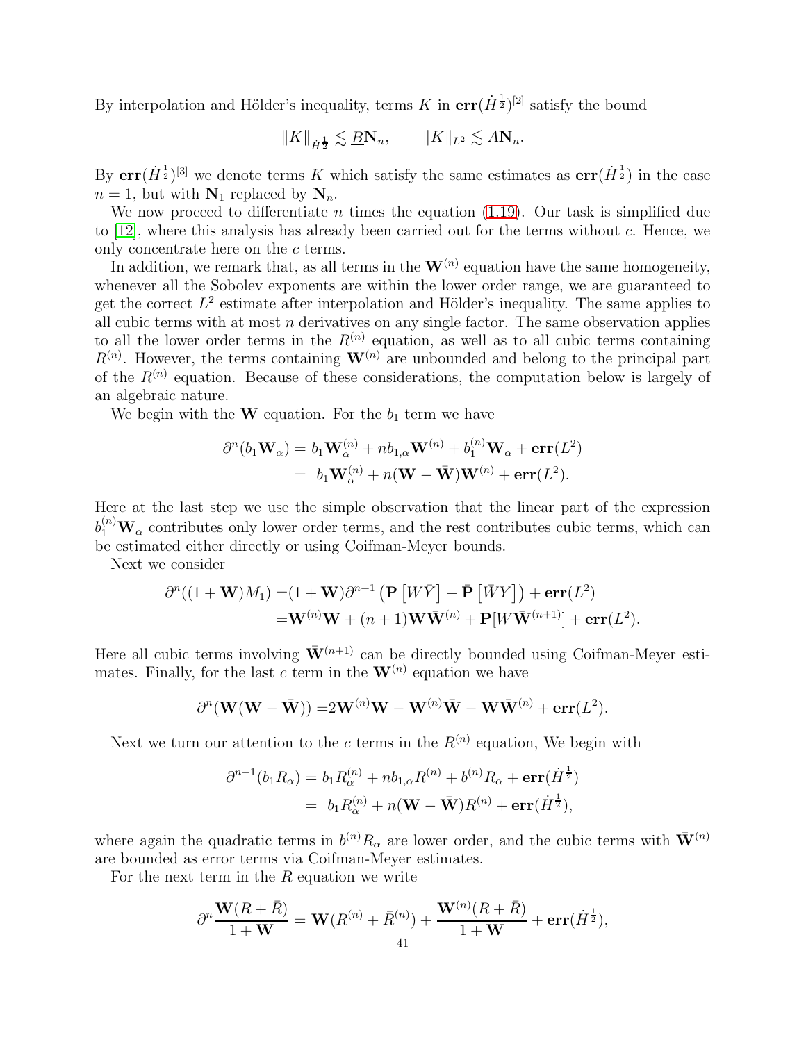By interpolation and Hölder's inequality, terms $K$ in $\mathbf{err}(\dot H^{\frac12})^{[2]}$ satisfy the bound

$$\|K\|_{\dot H^{\frac12}} \lesssim \underline{B}\mathbf{N}_n, \qquad \|K\|_{L^2} \lesssim A\mathbf{N}_n.$$

By $\mathbf{err}(\dot H^{\frac12})^{[3]}$ we denote terms $K$ which satisfy the same estimates as $\mathbf{err}(\dot H^{\frac12})$ in the case $n=1$, but with $\mathbf{N}_1$ replaced by $\mathbf{N}_n$.

We now proceed to differentiate $n$ times the equation (1.19). Our task is simplified due to [12], where this analysis has already been carried out for the terms without $c$. Hence, we only concentrate here on the $c$ terms.

In addition, we remark that, as all terms in the $\mathbf{W}^{(n)}$ equation have the same homogeneity, whenever all the Sobolev exponents are within the lower order range, we are guaranteed to get the correct $L^2$ estimate after interpolation and Hölder's inequality. The same applies to all cubic terms with at most $n$ derivatives on any single factor. The same observation applies to all the lower order terms in the $R^{(n)}$ equation, as well as to all cubic terms containing $R^{(n)}$. However, the terms containing $\mathbf{W}^{(n)}$ are unbounded and belong to the principal part of the $R^{(n)}$ equation. Because of these considerations, the computation below is largely of an algebraic nature.

We begin with the $\mathbf{W}$ equation. For the $b_1$ term we have

$$\begin{aligned}
\partial^n(b_1\mathbf{W}_\alpha) &= b_1\mathbf{W}^{(n)}_\alpha + nb_{1,\alpha}\mathbf{W}^{(n)} + b_1^{(n)}\mathbf{W}_\alpha + \mathbf{err}(L^2)\\
&= \ b_1\mathbf{W}^{(n)}_\alpha + n(\mathbf{W}-\bar{\mathbf{W}})\mathbf{W}^{(n)} + \mathbf{err}(L^2).
\end{aligned}$$

Here at the last step we use the simple observation that the linear part of the expression $b_1^{(n)}\mathbf{W}_\alpha$ contributes only lower order terms, and the rest contributes cubic terms, which can be estimated either directly or using Coifman-Meyer bounds.

Next we consider

$$\begin{aligned}
\partial^n((1+\mathbf{W})M_1) =&(1+\mathbf{W})\partial^{n+1}\left(\mathbf{P}\left[W\bar Y\right]-\bar{\mathbf{P}}\left[\bar W Y\right]\right)+\mathbf{err}(L^2)\\
=&\mathbf{W}^{(n)}\mathbf{W} + (n+1)\mathbf{W}\bar{\mathbf{W}}^{(n)} + \mathbf{P}[W\bar{\mathbf{W}}^{(n+1)}] + \mathbf{err}(L^2).
\end{aligned}$$

Here all cubic terms involving $\bar{\mathbf{W}}^{(n+1)}$ can be directly bounded using Coifman-Meyer estimates. Finally, for the last $c$ term in the $\mathbf{W}^{(n)}$ equation we have

$$\partial^n(\mathbf{W}(\mathbf{W}-\bar{\mathbf{W}})) = 2\mathbf{W}^{(n)}\mathbf{W} - \mathbf{W}^{(n)}\bar{\mathbf{W}} - \mathbf{W}\bar{\mathbf{W}}^{(n)} + \mathbf{err}(L^2).$$

Next we turn our attention to the $c$ terms in the $R^{(n)}$ equation, We begin with

$$\begin{aligned}
\partial^{n-1}(b_1R_\alpha) &= b_1R^{(n)}_\alpha + nb_{1,\alpha}R^{(n)} + b^{(n)}R_\alpha + \mathbf{err}(\dot H^{\frac12})\\
&= \ b_1R^{(n)}_\alpha + n(\mathbf{W}-\bar{\mathbf{W}})R^{(n)} + \mathbf{err}(\dot H^{\frac12}),
\end{aligned}$$

where again the quadratic terms in $b^{(n)}R_\alpha$ are lower order, and the cubic terms with $\bar{\mathbf{W}}^{(n)}$ are bounded as error terms via Coifman-Meyer estimates.

For the next term in the $R$ equation we write

$$\partial^n\frac{\mathbf{W}(R+\bar R)}{1+\mathbf{W}} = \mathbf{W}(R^{(n)}+\bar R^{(n)}) + \frac{\mathbf{W}^{(n)}(R+\bar R)}{1+\mathbf{W}} + \mathbf{err}(\dot H^{\frac12}),$$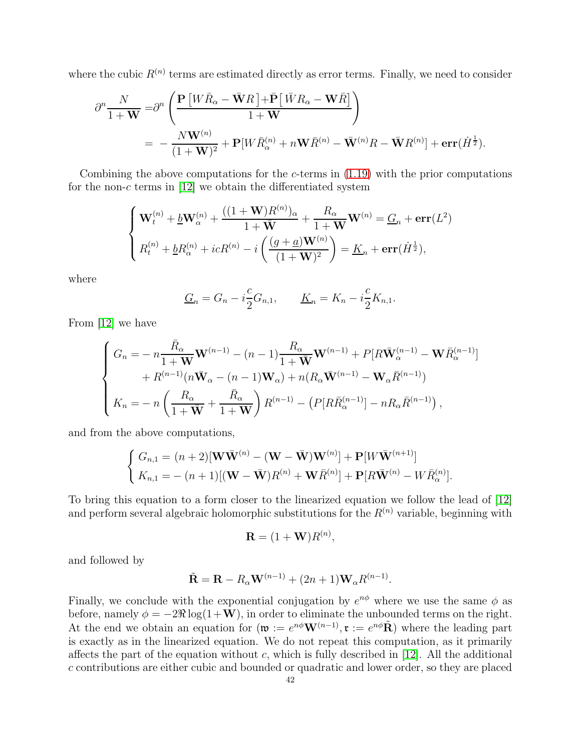where the cubic $R^{(n)}$ terms are estimated directly as error terms. Finally, we need to consider

$$
\begin{aligned}
\partial^n \frac{N}{1+\mathbf{W}} =& \partial^n \left( \frac{\mathbf{P}\left[W\bar{R}_\alpha - \bar{\mathbf{W}}R\right] + \bar{\mathbf{P}}\left[\bar{W}R_\alpha - \mathbf{W}\bar{R}\right]}{1+\mathbf{W}} \right) \\
=& -\frac{N\mathbf{W}^{(n)}}{(1+\mathbf{W})^2} + \mathbf{P}[W\bar{R}^{(n)}_\alpha + n\mathbf{W}\bar{R}^{(n)} - \bar{\mathbf{W}}^{(n)}R - \bar{\mathbf{W}}R^{(n)}] + \mathbf{err}(\dot{H}^{\frac{1}{2}}).
\end{aligned}
$$

Combining the above computations for the $c$-terms in (1.19) with the prior computations for the non-$c$ terms in [12] we obtain the differentiated system

$$
\begin{cases}
\mathbf{W}^{(n)}_t + \underline{b}\mathbf{W}^{(n)}_\alpha + \dfrac{((1+\mathbf{W})R^{(n)})_\alpha}{1+\bar{\mathbf{W}}} + \dfrac{R_\alpha}{1+\mathbf{W}}\mathbf{W}^{(n)} = \underline{G}_n + \mathbf{err}(L^2) \\
R^{(n)}_t + \underline{b}R^{(n)}_\alpha + icR^{(n)} - i\left( \dfrac{(g+\underline{a})\mathbf{W}^{(n)}}{(1+\mathbf{W})^2} \right) = \underline{K}_n + \mathbf{err}(\dot{H}^{\frac{1}{2}}),
\end{cases}
$$

where

$$
\underline{G}_n = G_n - i\frac{c}{2}G_{n,1}, \qquad \underline{K}_n = K_n - i\frac{c}{2}K_{n,1}.
$$

From [12] we have

$$
\begin{cases}
G_n = -n\dfrac{\bar{R}_\alpha}{1+\mathbf{W}}\mathbf{W}^{(n-1)} - (n-1)\dfrac{R_\alpha}{1+\bar{\mathbf{W}}}\mathbf{W}^{(n-1)} + P[R\bar{\mathbf{W}}^{(n-1)}_\alpha - \mathbf{W}\bar{R}^{(n-1)}_\alpha] \\
\qquad + R^{(n-1)}(n\bar{\mathbf{W}}_\alpha - (n-1)\mathbf{W}_\alpha) + n(R_\alpha\bar{\mathbf{W}}^{(n-1)} - \mathbf{W}_\alpha\bar{R}^{(n-1)}) \\
K_n = -n\left( \dfrac{R_\alpha}{1+\bar{\mathbf{W}}} + \dfrac{\bar{R}_\alpha}{1+\mathbf{W}} \right) R^{(n-1)} - \left( P[R\bar{R}^{(n-1)}_\alpha] - nR_\alpha\bar{R}^{(n-1)} \right),
\end{cases}
$$

and from the above computations,

$$
\begin{cases}
G_{n,1} = (n+2)[\mathbf{W}\bar{\mathbf{W}}^{(n)} - (\mathbf{W}-\bar{\mathbf{W}})\mathbf{W}^{(n)}] + \mathbf{P}[W\bar{\mathbf{W}}^{(n+1)}] \\
K_{n,1} = -(n+1)[(\mathbf{W}-\bar{\mathbf{W}})R^{(n)} + \mathbf{W}\bar{R}^{(n)}] + \mathbf{P}[R\bar{\mathbf{W}}^{(n)} - W\bar{R}^{(n)}_\alpha].
\end{cases}
$$

To bring this equation to a form closer to the linearized equation we follow the lead of [12] and perform several algebraic holomorphic substitutions for the $R^{(n)}$ variable, beginning with

$$
\mathbf{R} = (1+\mathbf{W})R^{(n)},
$$

and followed by

$$
\tilde{\mathbf{R}} = \mathbf{R} - R_\alpha\mathbf{W}^{(n-1)} + (2n+1)\mathbf{W}_\alpha R^{(n-1)}.
$$

Finally, we conclude with the exponential conjugation by $e^{n\phi}$ where we use the same $\phi$ as before, namely $\phi = -2\Re\log(1+\mathbf{W})$, in order to eliminate the unbounded terms on the right. At the end we obtain an equation for $(\mathfrak{w} := e^{n\phi}\mathbf{W}^{(n-1)}, \mathfrak{r} := e^{n\phi}\tilde{\mathbf{R}})$ where the leading part is exactly as in the linearized equation. We do not repeat this computation, as it primarily affects the part of the equation without $c$, which is fully described in [12]. All the additional $c$ contributions are either cubic and bounded or quadratic and lower order, so they are placed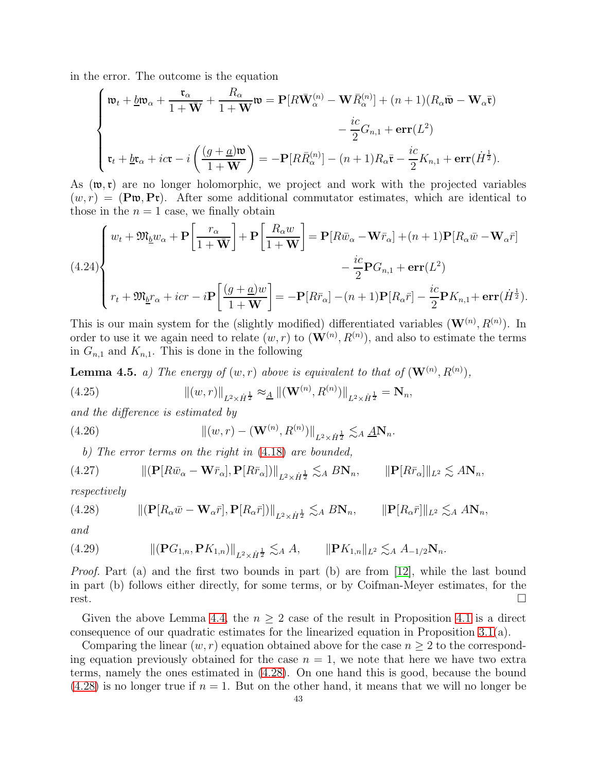in the error. The outcome is the equation

$$
\begin{cases}
\mathfrak{w}_t + \underline{b}\mathfrak{w}_\alpha + \dfrac{\mathfrak{r}_\alpha}{1+\bar{\mathbf{W}}} + \dfrac{R_\alpha}{1+\mathbf{W}}\mathfrak{w} = \mathbf{P}[R\bar{\mathbf{W}}^{(n)}_\alpha - \mathbf{W}\bar{R}^{(n)}_\alpha] + (n+1)(R_\alpha\bar{\mathfrak{w}} - \mathbf{W}_\alpha\bar{\mathfrak{r}}) \\
\qquad\qquad\qquad\qquad\qquad\qquad\qquad\qquad\qquad - \dfrac{ic}{2}G_{n,1} + \mathbf{err}(L^2) \\
\mathfrak{r}_t + \underline{b}\mathfrak{r}_\alpha + ic\mathfrak{r} - i\left(\dfrac{(g+\underline{a})\mathfrak{w}}{1+\mathbf{W}}\right) = -\mathbf{P}[R\bar{R}^{(n)}_\alpha] - (n+1)R_\alpha\bar{\mathfrak{r}} - \dfrac{ic}{2}K_{n,1} + \mathbf{err}(\dot{H}^{\frac{1}{2}}).
\end{cases}
$$

As $(\mathfrak{w},\mathfrak{r})$ are no longer holomorphic, we project and work with the projected variables $(w,r) = (\mathbf{P}\mathfrak{w},\mathbf{P}\mathfrak{r})$. After some additional commutator estimates, which are identical to those in the $n=1$ case, we finally obtain

$$
(4.24)\begin{cases}
w_t + \mathfrak{M}_{\underline{b}} w_\alpha + \mathbf{P}\left[\dfrac{r_\alpha}{1+\bar{\mathbf{W}}}\right] + \mathbf{P}\left[\dfrac{R_\alpha w}{1+\mathbf{W}}\right] = \mathbf{P}[R\bar{w}_\alpha - \mathbf{W}\bar{r}_\alpha] + (n+1)\mathbf{P}[R_\alpha\bar{w} - \mathbf{W}_\alpha\bar{r}] \\
\qquad\qquad\qquad\qquad\qquad\qquad\qquad\qquad\qquad - \dfrac{ic}{2}\mathbf{P}G_{n,1} + \mathbf{err}(L^2) \\
r_t + \mathfrak{M}_{\underline{b}} r_\alpha + icr - i\mathbf{P}\left[\dfrac{(g+\underline{a})w}{1+\mathbf{W}}\right] = -\mathbf{P}[R\bar{r}_\alpha] - (n+1)\mathbf{P}[R_\alpha\bar{r}] - \dfrac{ic}{2}\mathbf{P}K_{n,1} + \mathbf{err}(\dot{H}^{\frac{1}{2}}).
\end{cases}
$$

This is our main system for the (slightly modified) differentiated variables $(\mathbf{W}^{(n)}, R^{(n)})$. In order to use it we again need to relate $(w,r)$ to $(\mathbf{W}^{(n)}, R^{(n)})$, and also to estimate the terms in $G_{n,1}$ and $K_{n,1}$. This is done in the following

**Lemma 4.5.** *a) The energy of $(w,r)$ above is equivalent to that of $(\mathbf{W}^{(n)}, R^{(n)})$,*

$$
(4.25)\qquad \|(w,r)\|_{L^2\times\dot{H}^{\frac{1}{2}}} \approx_{\underline{A}} \|(\mathbf{W}^{(n)}, R^{(n)})\|_{L^2\times\dot{H}^{\frac{1}{2}}} = \mathbf{N}_n,
$$

*and the difference is estimated by*

$$
(4.26)\qquad \|(w,r) - (\mathbf{W}^{(n)}, R^{(n)})\|_{L^2\times\dot{H}^{\frac{1}{2}}} \lesssim_A \underline{A}\mathbf{N}_n.
$$

*b) The error terms on the right in (4.18) are bounded,*

$$
(4.27)\qquad \|(\mathbf{P}[R\bar{w}_\alpha - \mathbf{W}\bar{r}_\alpha], \mathbf{P}[R\bar{r}_\alpha])\|_{L^2\times\dot{H}^{\frac{1}{2}}} \lesssim_A B\mathbf{N}_n, \qquad \|\mathbf{P}[R\bar{r}_\alpha]\|_{L^2} \lesssim A\mathbf{N}_n,
$$

*respectively*

$$
(4.28)\qquad \|(\mathbf{P}[R_\alpha\bar{w} - \mathbf{W}_\alpha\bar{r}], \mathbf{P}[R_\alpha\bar{r}])\|_{L^2\times\dot{H}^{\frac{1}{2}}} \lesssim_A B\mathbf{N}_n, \qquad \|\mathbf{P}[R_\alpha\bar{r}]\|_{L^2} \lesssim_A A\mathbf{N}_n,
$$

*and*

$$
(4.29)\qquad \|(\mathbf{P}G_{1,n}, \mathbf{P}K_{1,n})\|_{L^2\times\dot{H}^{\frac{1}{2}}} \lesssim_A A, \qquad \|\mathbf{P}K_{1,n}\|_{L^2} \lesssim_A A_{-1/2}\mathbf{N}_n.
$$

*Proof.* Part (a) and the first two bounds in part (b) are from [12], while the last bound in part (b) follows either directly, for some terms, or by Coifman-Meyer estimates, for the rest. $\square$

Given the above Lemma 4.4, the $n\geq 2$ case of the result in Proposition 4.1 is a direct consequence of our quadratic estimates for the linearized equation in Proposition 3.1(a).

Comparing the linear $(w,r)$ equation obtained above for the case $n\geq 2$ to the corresponding equation previously obtained for the case $n=1$, we note that here we have two extra terms, namely the ones estimated in (4.28). On one hand this is good, because the bound (4.28) is no longer true if $n=1$. But on the other hand, it means that we will no longer be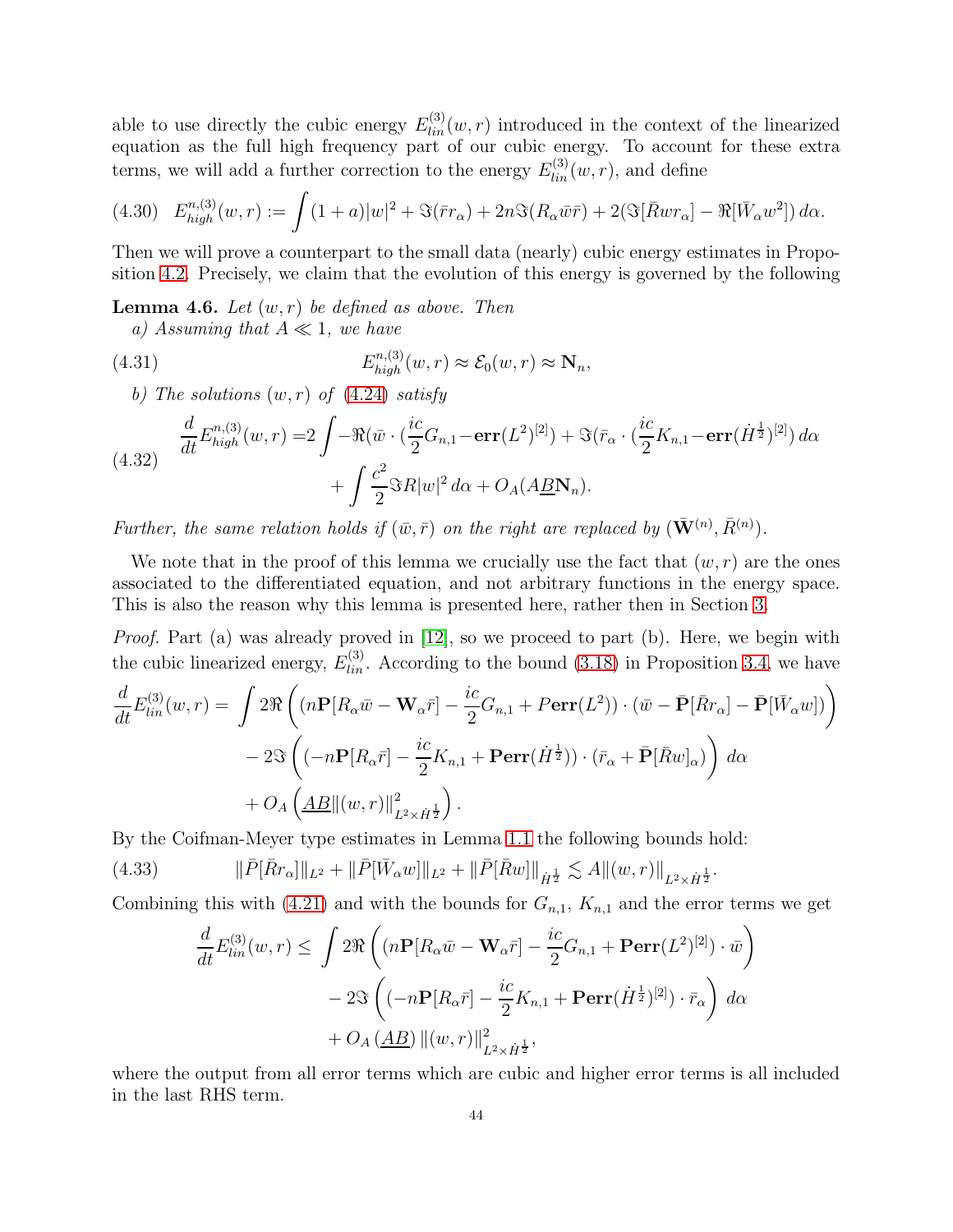able to use directly the cubic energy $E^{(3)}_{lin}(w,r)$ introduced in the context of the linearized equation as the full high frequency part of our cubic energy. To account for these extra terms, we will add a further correction to the energy $E^{(3)}_{lin}(w,r)$, and define

$$E^{n,(3)}_{high}(w,r) := \int (1+a)|w|^2 + \Im(\bar{r} r_\alpha) + 2n\Im(R_\alpha \bar{w}\bar{r}) + 2(\Im[\bar{R} w r_\alpha] - \Re[\bar{W}_\alpha w^2])\, d\alpha. \tag{4.30}$$

Then we will prove a counterpart to the small data (nearly) cubic energy estimates in Proposition 4.2. Precisely, we claim that the evolution of this energy is governed by the following

**Lemma 4.6.** *Let $(w,r)$ be defined as above. Then*

*a) Assuming that $A \ll 1$, we have*

$$E^{n,(3)}_{high}(w,r) \approx \mathcal{E}_0(w,r) \approx \mathbf{N}_n, \tag{4.31}$$

*b) The solutions $(w,r)$ of (4.24) satisfy*

$$\begin{aligned}\frac{d}{dt}E^{n,(3)}_{high}(w,r) =& 2\int -\Re(\bar{w}\cdot(\frac{ic}{2}G_{n,1} - \mathbf{err}(L^2)^{[2]}) + \Im(\bar{r}_\alpha \cdot (\frac{ic}{2}K_{n,1} - \mathbf{err}(\dot{H}^{\frac{1}{2}})^{[2]})\, d\alpha \\ &+ \int \frac{c^2}{2}\Im R |w|^2\, d\alpha + O_A(A\underline{B}\mathbf{N}_n).\end{aligned} \tag{4.32}$$

*Further, the same relation holds if $(\bar{w},\bar{r})$ on the right are replaced by $(\bar{\mathbf{W}}^{(n)}, \bar{R}^{(n)})$.*

We note that in the proof of this lemma we crucially use the fact that $(w,r)$ are the ones associated to the differentiated equation, and not arbitrary functions in the energy space. This is also the reason why this lemma is presented here, rather then in Section 3.

*Proof.* Part (a) was already proved in [12], so we proceed to part (b). Here, we begin with the cubic linearized energy, $E^{(3)}_{lin}$. According to the bound (3.18) in Proposition 3.4, we have

$$\begin{aligned}\frac{d}{dt}E^{(3)}_{lin}(w,r) = &\int 2\Re\left( (n\mathbf{P}[R_\alpha \bar{w} - \mathbf{W}_\alpha \bar{r}] - \frac{ic}{2}G_{n,1} + P\mathbf{err}(L^2)) \cdot (\bar{w} - \bar{\mathbf{P}}[\bar{R} r_\alpha] - \bar{\mathbf{P}}[\bar{W}_\alpha w])\right) \\ &- 2\Im\left( (-n\mathbf{P}[R_\alpha \bar{r}] - \frac{ic}{2}K_{n,1} + \mathbf{P}\mathbf{err}(\dot{H}^{\frac{1}{2}}))\cdot(\bar{r}_\alpha + \bar{\mathbf{P}}[\bar{R}w]_\alpha)\right)\, d\alpha \\ &+ O_A\left(\underline{AB}\|(w,r)\|^2_{L^2\times \dot{H}^{\frac{1}{2}}}\right).\end{aligned}$$

By the Coifman-Meyer type estimates in Lemma 1.1 the following bounds hold:

$$\|\bar{P}[\bar{R} r_\alpha]\|_{L^2} + \|\bar{P}[\bar{W}_\alpha w]\|_{L^2} + \|\bar{P}[\bar{R} w]\|_{\dot{H}^{\frac{1}{2}}} \lesssim A\|(w,r)\|_{L^2\times\dot{H}^{\frac{1}{2}}}. \tag{4.33}$$

Combining this with (4.21) and with the bounds for $G_{n,1}$, $K_{n,1}$ and the error terms we get

$$\begin{aligned}\frac{d}{dt}E^{(3)}_{lin}(w,r) \leq &\int 2\Re\left( (n\mathbf{P}[R_\alpha \bar{w} - \mathbf{W}_\alpha \bar{r}] - \frac{ic}{2}G_{n,1} + \mathbf{P}\mathbf{err}(L^2)^{[2]})\cdot \bar{w}\right) \\ &- 2\Im\left( (-n\mathbf{P}[R_\alpha \bar{r}] - \frac{ic}{2}K_{n,1} + \mathbf{P}\mathbf{err}(\dot{H}^{\frac{1}{2}})^{[2]})\cdot \bar{r}_\alpha\right)\, d\alpha \\ &+ O_A\left(\underline{AB}\right)\|(w,r)\|^2_{L^2\times\dot{H}^{\frac{1}{2}}},\end{aligned}$$

where the output from all error terms which are cubic and higher error terms is all included in the last RHS term.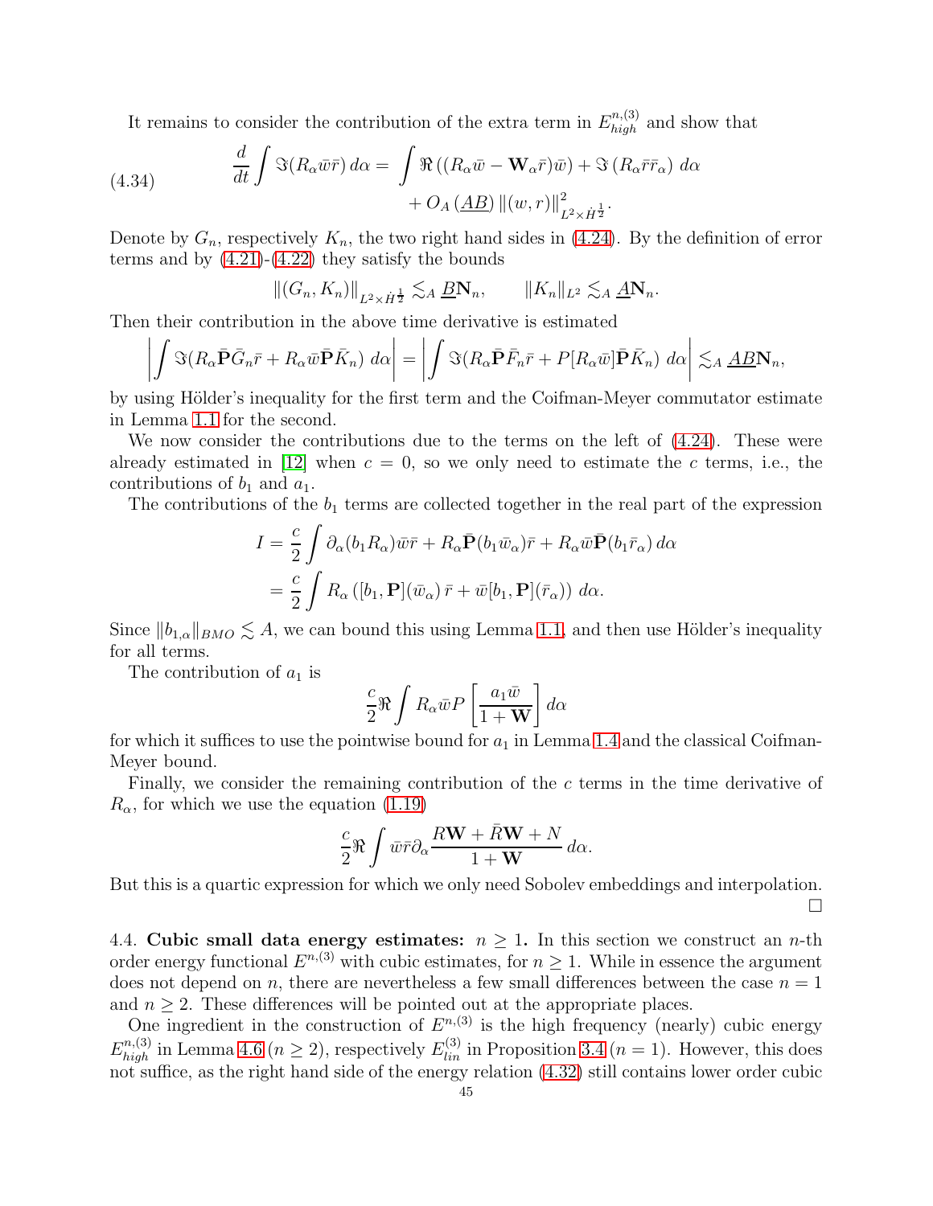It remains to consider the contribution of the extra term in $E^{n,(3)}_{high}$ and show that

$$
\frac{d}{dt}\int \Im(R_\alpha \bar{w}\bar{r})\, d\alpha = \int \Re\left((R_\alpha \bar{w} - \mathbf{W}_\alpha \bar{r})\bar{w}\right) + \Im\left(R_\alpha \bar{r}\bar{r}_\alpha\right)\, d\alpha + O_A\left(\underline{A}\underline{B}\right)\|(w,r)\|^2_{L^2\times \dot{H}^{\frac{1}{2}}}. \tag{4.34}
$$

Denote by $G_n$, respectively $K_n$, the two right hand sides in (4.24). By the definition of error terms and by (4.21)-(4.22) they satisfy the bounds

$$
\|(G_n, K_n)\|_{L^2\times \dot{H}^{\frac{1}{2}}} \lesssim_A \underline{B}\mathbf{N}_n, \qquad \|K_n\|_{L^2} \lesssim_A \underline{A}\mathbf{N}_n.
$$

Then their contribution in the above time derivative is estimated

$$
\left|\int \Im(R_\alpha \bar{\mathbf{P}}\bar{G}_n \bar{r} + R_\alpha \bar{w}\bar{\mathbf{P}}\bar{K}_n)\, d\alpha\right| = \left|\int \Im(R_\alpha \bar{\mathbf{P}}\bar{F}_n \bar{r} + P[R_\alpha \bar{w}]\bar{\mathbf{P}}\bar{K}_n)\, d\alpha\right| \lesssim_A \underline{A}\underline{B}\mathbf{N}_n,
$$

by using Hölder's inequality for the first term and the Coifman-Meyer commutator estimate in Lemma 1.1 for the second.

We now consider the contributions due to the terms on the left of (4.24). These were already estimated in [12] when $c = 0$, so we only need to estimate the $c$ terms, i.e., the contributions of $b_1$ and $a_1$.

The contributions of the $b_1$ terms are collected together in the real part of the expression

$$
\begin{aligned}
I &= \frac{c}{2}\int \partial_\alpha(b_1 R_\alpha)\bar{w}\bar{r} + R_\alpha \bar{\mathbf{P}}(b_1 \bar{w}_\alpha)\bar{r} + R_\alpha \bar{w}\bar{\mathbf{P}}(b_1 \bar{r}_\alpha)\, d\alpha \\
&= \frac{c}{2}\int R_\alpha\left([b_1, \mathbf{P}](\bar{w}_\alpha)\,\bar{r} + \bar{w}[b_1, \mathbf{P}](\bar{r}_\alpha)\right)\, d\alpha.
\end{aligned}
$$

Since $\|b_{1,\alpha}\|_{BMO} \lesssim A$, we can bound this using Lemma 1.1, and then use Hölder's inequality for all terms.

The contribution of $a_1$ is

$$
\frac{c}{2}\Re\int R_\alpha \bar{w} P\left[\frac{a_1 \bar{w}}{1+\mathbf{W}}\right] d\alpha
$$

for which it suffices to use the pointwise bound for $a_1$ in Lemma 1.4 and the classical Coifman-Meyer bound.

Finally, we consider the remaining contribution of the $c$ terms in the time derivative of $R_\alpha$, for which we use the equation (1.19)

$$
\frac{c}{2}\Re\int \bar{w}\bar{r}\partial_\alpha \frac{R\mathbf{W} + \bar{R}\mathbf{W} + N}{1+\mathbf{W}}\, d\alpha.
$$

But this is a quartic expression for which we only need Sobolev embeddings and interpolation. $\square$

## 4.4. Cubic small data energy estimates: $n \geq 1$.

In this section we construct an $n$-th order energy functional $E^{n,(3)}$ with cubic estimates, for $n \geq 1$. While in essence the argument does not depend on $n$, there are nevertheless a few small differences between the case $n = 1$ and $n \geq 2$. These differences will be pointed out at the appropriate places.

One ingredient in the construction of $E^{n,(3)}$ is the high frequency (nearly) cubic energy $E^{n,(3)}_{high}$ in Lemma 4.6 ($n \geq 2$), respectively $E^{(3)}_{lin}$ in Proposition 3.4 ($n = 1$). However, this does not suffice, as the right hand side of the energy relation (4.32) still contains lower order cubic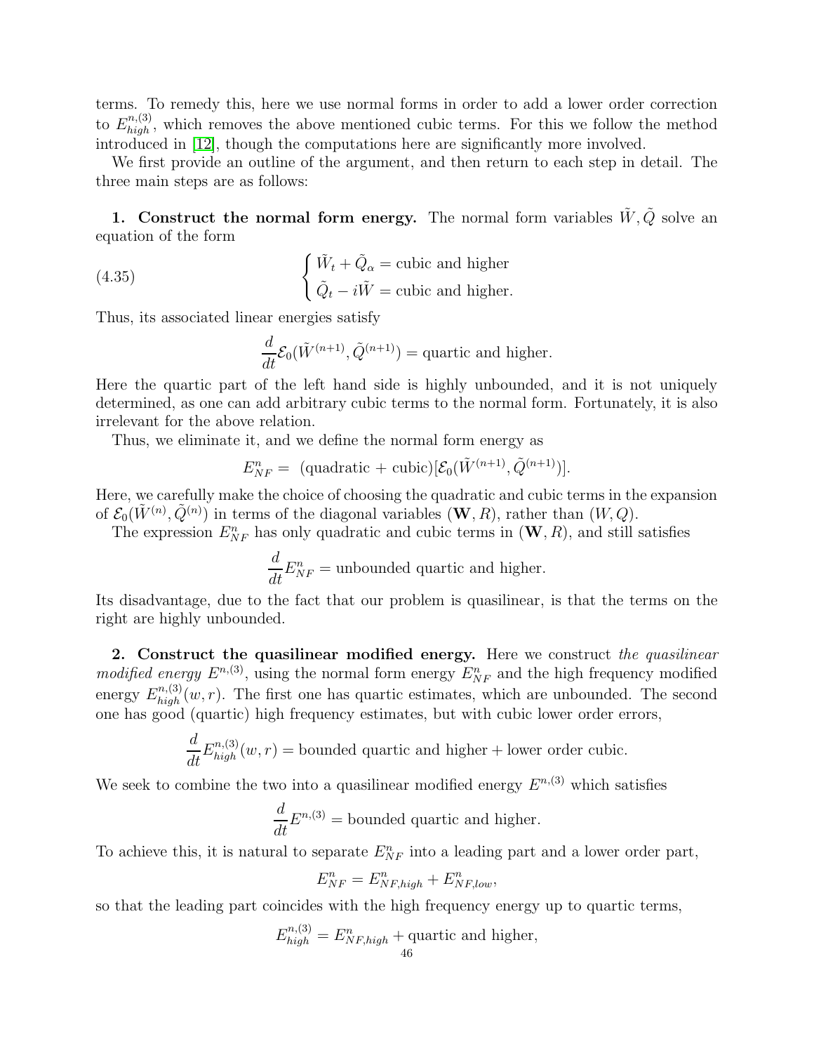terms. To remedy this, here we use normal forms in order to add a lower order correction to $E^{n,(3)}_{high}$, which removes the above mentioned cubic terms. For this we follow the method introduced in [12], though the computations here are significantly more involved.

We first provide an outline of the argument, and then return to each step in detail. The three main steps are as follows:

**1. Construct the normal form energy.** The normal form variables $\tilde{W}, \tilde{Q}$ solve an equation of the form

$$\begin{cases} \tilde{W}_t + \tilde{Q}_\alpha = \text{cubic and higher} \\ \tilde{Q}_t - i\tilde{W} = \text{cubic and higher}. \end{cases} \tag{4.35}$$

Thus, its associated linear energies satisfy

$$\frac{d}{dt}\mathcal{E}_0(\tilde{W}^{(n+1)}, \tilde{Q}^{(n+1)}) = \text{quartic and higher}.$$

Here the quartic part of the left hand side is highly unbounded, and it is not uniquely determined, as one can add arbitrary cubic terms to the normal form. Fortunately, it is also irrelevant for the above relation.

Thus, we eliminate it, and we define the normal form energy as

$$E^n_{NF} = \ (\text{quadratic} + \text{cubic})[\mathcal{E}_0(\tilde{W}^{(n+1)}, \tilde{Q}^{(n+1)})].$$

Here, we carefully make the choice of choosing the quadratic and cubic terms in the expansion of $\mathcal{E}_0(\tilde{W}^{(n)}, \tilde{Q}^{(n)})$ in terms of the diagonal variables $(\mathbf{W}, R)$, rather than $(W, Q)$.

The expression $E^n_{NF}$ has only quadratic and cubic terms in $(\mathbf{W}, R)$, and still satisfies

$$\frac{d}{dt}E^n_{NF} = \text{unbounded quartic and higher}.$$

Its disadvantage, due to the fact that our problem is quasilinear, is that the terms on the right are highly unbounded.

**2. Construct the quasilinear modified energy.** Here we construct *the quasilinear modified energy* $E^{n,(3)}$, using the normal form energy $E^n_{NF}$ and the high frequency modified energy $E^{n,(3)}_{high}(w, r)$. The first one has quartic estimates, which are unbounded. The second one has good (quartic) high frequency estimates, but with cubic lower order errors,

$$\frac{d}{dt}E^{n,(3)}_{high}(w, r) = \text{bounded quartic and higher} + \text{lower order cubic}.$$

We seek to combine the two into a quasilinear modified energy $E^{n,(3)}$ which satisfies

$$\frac{d}{dt}E^{n,(3)} = \text{bounded quartic and higher}.$$

To achieve this, it is natural to separate $E^n_{NF}$ into a leading part and a lower order part,

$$E^n_{NF} = E^n_{NF,high} + E^n_{NF,low},$$

so that the leading part coincides with the high frequency energy up to quartic terms,

$$E^{n,(3)}_{high} = E^n_{NF,high} + \text{quartic and higher},$$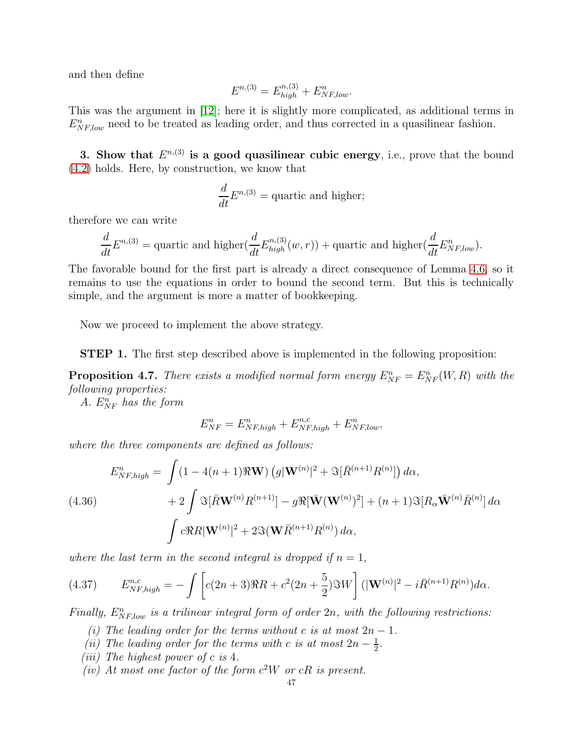and then define

$$E^{n,(3)} = E^{n,(3)}_{high} + E^n_{NF,low}.$$

This was the argument in [12]; here it is slightly more complicated, as additional terms in $E^n_{NF,low}$ need to be treated as leading order, and thus corrected in a quasilinear fashion.

**3. Show that $E^{n,(3)}$ is a good quasilinear cubic energy**, i.e., prove that the bound (4.2) holds. Here, by construction, we know that

$$\frac{d}{dt}E^{n,(3)} = \text{quartic and higher};$$

therefore we can write

$$\frac{d}{dt}E^{n,(3)} = \text{quartic and higher}(\frac{d}{dt}E^{n,(3)}_{high}(w,r)) + \text{quartic and higher}(\frac{d}{dt}E^n_{NF,low}).$$

The favorable bound for the first part is already a direct consequence of Lemma 4.6, so it remains to use the equations in order to bound the second term. But this is technically simple, and the argument is more a matter of bookkeeping.

Now we proceed to implement the above strategy.

**STEP 1.** The first step described above is implemented in the following proposition:

**Proposition 4.7.** *There exists a modified normal form energy $E^n_{NF} = E^n_{NF}(W,R)$ with the following properties:*

*A. $E^n_{NF}$ has the form*

$$E^n_{NF} = E^n_{NF,high} + E^{n,c}_{NF,high} + E^n_{NF,low},$$

*where the three components are defined as follows:*

$$
\begin{aligned}
E^n_{NF,high} = &\int (1 - 4(n+1)\Re \mathbf{W})\left(g|\mathbf{W}^{(n)}|^2 + \Im[\bar{R}^{(n+1)}R^{(n)}]\right) d\alpha, \\
&+ 2\int \Im[\bar{R}\mathbf{W}^{(n)}R^{(n+1)}] - g\Re[\bar{\mathbf{W}}(\mathbf{W}^{(n)})^2] + (n+1)\Im[R_\alpha \bar{\mathbf{W}}^{(n)}\bar{R}^{(n)}]\, d\alpha \\
&\int c\Re R|\mathbf{W}^{(n)}|^2 + 2\Im(\mathbf{W}\bar{R}^{(n+1)}R^{(n)})\, d\alpha,
\end{aligned}
\tag{4.36}
$$

*where the last term in the second integral is dropped if $n=1$,*

$$E^{n,c}_{NF,high} = -\int \left[c(2n+3)\Re R + c^2(2n+\frac{5}{2})\Im W\right](|\mathbf{W}^{(n)}|^2 - i\bar{R}^{(n+1)}R^{(n)})d\alpha. \tag{4.37}$$

*Finally, $E^n_{NF,low}$ is a trilinear integral form of order $2n$, with the following restrictions:*

*(i) The leading order for the terms without $c$ is at most $2n-1$.*
*(ii) The leading order for the terms with $c$ is at most $2n-\frac{1}{2}$.*
*(iii) The highest power of $c$ is 4.*
*(iv) At most one factor of the form $c^2W$ or $cR$ is present.*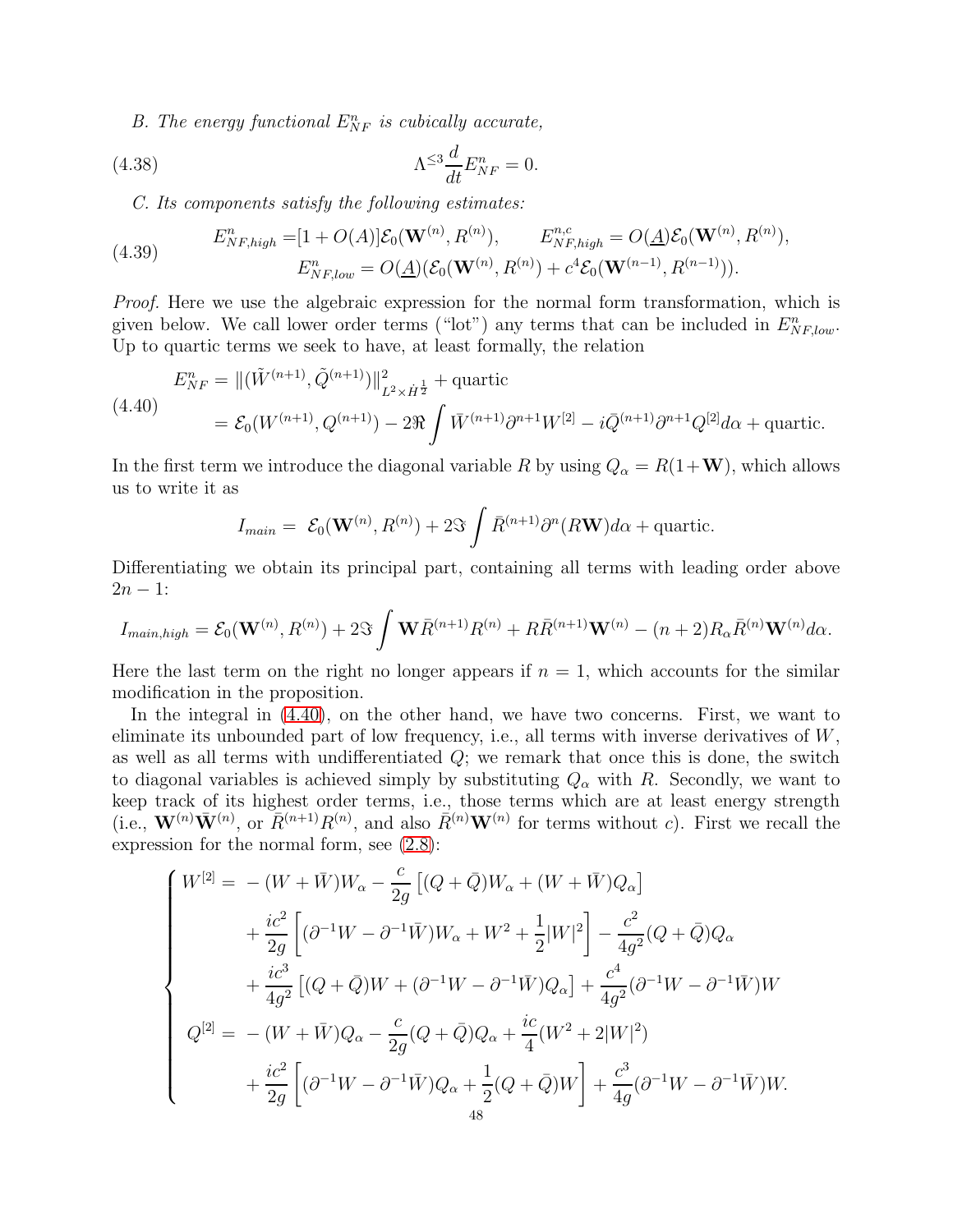*B. The energy functional $E^n_{NF}$ is cubically accurate,*

$$\Lambda^{\leq 3}\frac{d}{dt}E^n_{NF} = 0. \tag{4.38}$$

*C. Its components satisfy the following estimates:*

$$\begin{aligned} E^n_{NF,high} =& [1+O(A)]\mathcal{E}_0(\mathbf{W}^{(n)}, R^{(n)}), \qquad E^{n,c}_{NF,high} = O(\underline{A})\mathcal{E}_0(\mathbf{W}^{(n)}, R^{(n)}), \\ & E^n_{NF,low} = O(\underline{A})(\mathcal{E}_0(\mathbf{W}^{(n)}, R^{(n)}) + c^4\mathcal{E}_0(\mathbf{W}^{(n-1)}, R^{(n-1)})). \end{aligned} \tag{4.39}$$

*Proof.* Here we use the algebraic expression for the normal form transformation, which is given below. We call lower order terms ("lot") any terms that can be included in $E^n_{NF,low}$. Up to quartic terms we seek to have, at least formally, the relation

$$\begin{aligned} E^n_{NF} &= \|(\tilde{W}^{(n+1)}, \tilde{Q}^{(n+1)})\|^2_{L^2\times \dot{H}^{\frac{1}{2}}} + \text{quartic} \\ &= \mathcal{E}_0(W^{(n+1)}, Q^{(n+1)}) - 2\Re\int \bar{W}^{(n+1)}\partial^{n+1}W^{[2]} - i\bar{Q}^{(n+1)}\partial^{n+1}Q^{[2]}d\alpha + \text{quartic}. \end{aligned} \tag{4.40}$$

In the first term we introduce the diagonal variable $R$ by using $Q_\alpha = R(1+\mathbf{W})$, which allows us to write it as

$$I_{main} = \mathcal{E}_0(\mathbf{W}^{(n)}, R^{(n)}) + 2\Im\int \bar{R}^{(n+1)}\partial^n(R\mathbf{W})d\alpha + \text{quartic}.$$

Differentiating we obtain its principal part, containing all terms with leading order above $2n-1$:

$$I_{main,high} = \mathcal{E}_0(\mathbf{W}^{(n)}, R^{(n)}) + 2\Im\int \mathbf{W}\bar{R}^{(n+1)}R^{(n)} + R\bar{R}^{(n+1)}\mathbf{W}^{(n)} - (n+2)R_\alpha\bar{R}^{(n)}\mathbf{W}^{(n)}d\alpha.$$

Here the last term on the right no longer appears if $n=1$, which accounts for the similar modification in the proposition.

In the integral in (4.40), on the other hand, we have two concerns. First, we want to eliminate its unbounded part of low frequency, i.e., all terms with inverse derivatives of $W$, as well as all terms with undifferentiated $Q$; we remark that once this is done, the switch to diagonal variables is achieved simply by substituting $Q_\alpha$ with $R$. Secondly, we want to keep track of its highest order terms, i.e., those terms which are at least energy strength (i.e., $\mathbf{W}^{(n)}\bar{\mathbf{W}}^{(n)}$, or $\bar{R}^{(n+1)}R^{(n)}$, and also $\bar{R}^{(n)}\mathbf{W}^{(n)}$ for terms without $c$). First we recall the expression for the normal form, see (2.8):

$$\begin{cases} W^{[2]} = & -(W+\bar{W})W_\alpha - \dfrac{c}{2g}\left[(Q+\bar{Q})W_\alpha + (W+\bar{W})Q_\alpha\right] \\ & + \dfrac{ic^2}{2g}\left[(\partial^{-1}W - \partial^{-1}\bar{W})W_\alpha + W^2 + \dfrac{1}{2}|W|^2\right] - \dfrac{c^2}{4g^2}(Q+\bar{Q})Q_\alpha \\ & + \dfrac{ic^3}{4g^2}\left[(Q+\bar{Q})W + (\partial^{-1}W - \partial^{-1}\bar{W})Q_\alpha\right] + \dfrac{c^4}{4g^2}(\partial^{-1}W - \partial^{-1}\bar{W})W \\ Q^{[2]} = & -(W+\bar{W})Q_\alpha - \dfrac{c}{2g}(Q+\bar{Q})Q_\alpha + \dfrac{ic}{4}(W^2 + 2|W|^2) \\ & + \dfrac{ic^2}{2g}\left[(\partial^{-1}W - \partial^{-1}\bar{W})Q_\alpha + \dfrac{1}{2}(Q+\bar{Q})W\right] + \dfrac{c^3}{4g}(\partial^{-1}W - \partial^{-1}\bar{W})W. \end{cases}$$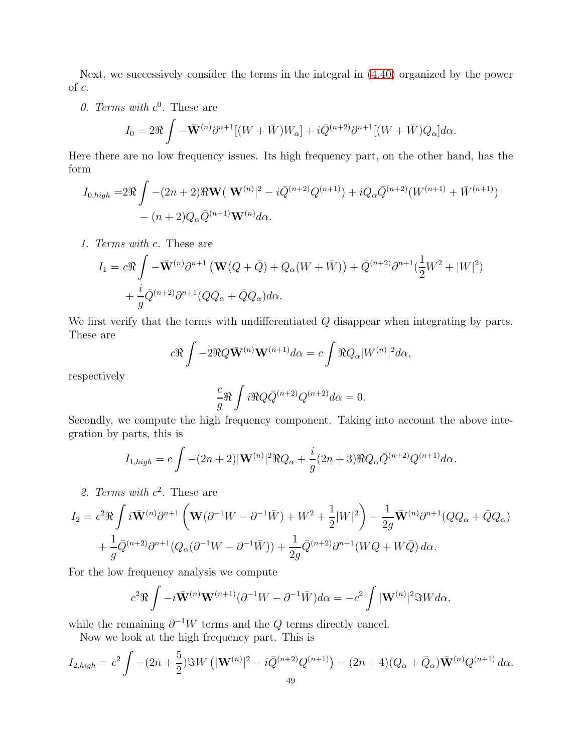Next, we successively consider the terms in the integral in (4.40) organized by the power of $c$.

*0. Terms with $c^0$.* These are

$$I_0 = 2\Re \int -\bar{\mathbf{W}}^{(n)}\partial^{n+1}[(W+\bar{W})W_\alpha] + i\bar{Q}^{(n+2)}\partial^{n+1}[(W+\bar{W})Q_\alpha] d\alpha.$$

Here there are no low frequency issues. Its high frequency part, on the other hand, has the form

$$\begin{aligned} I_{0,high} =& 2\Re \int -(2n+2)\Re \mathbf{W}(|\mathbf{W}^{(n)}|^2 - i\bar{Q}^{(n+2)}Q^{(n+1)}) + iQ_\alpha \bar{Q}^{(n+2)}(W^{(n+1)} + \bar{W}^{(n+1)}) \\ & - (n+2)Q_\alpha \bar{Q}^{(n+1)}\mathbf{W}^{(n)} d\alpha. \end{aligned}$$

*1. Terms with $c$.* These are

$$\begin{aligned} I_1 = c\Re \int & -\bar{\mathbf{W}}^{(n)}\partial^{n+1}\left(\mathbf{W}(Q+\bar{Q}) + Q_\alpha(W+\bar{W})\right) + \bar{Q}^{(n+2)}\partial^{n+1}(\frac{1}{2}W^2 + |W|^2) \\ & + \frac{i}{g}\bar{Q}^{(n+2)}\partial^{n+1}(QQ_\alpha + \bar{Q}Q_\alpha) d\alpha. \end{aligned}$$

We first verify that the terms with undifferentiated $Q$ disappear when integrating by parts. These are

$$c\Re \int -2\Re Q \bar{\mathbf{W}}^{(n)}\mathbf{W}^{(n+1)} d\alpha = c\int \Re Q_\alpha |W^{(n)}|^2 d\alpha,$$

respectively

$$\frac{c}{g}\Re \int i\Re Q \bar{Q}^{(n+2)}Q^{(n+2)} d\alpha = 0.$$

Secondly, we compute the high frequency component. Taking into account the above integration by parts, this is

$$I_{1,high} = c\int -(2n+2)|\mathbf{W}^{(n)}|^2 \Re Q_\alpha + \frac{i}{g}(2n+3)\Re Q_\alpha \bar{Q}^{(n+2)}Q^{(n+1)} d\alpha.$$

*2. Terms with $c^2$.* These are

$$\begin{aligned} I_2 = c^2\Re \int & i\bar{\mathbf{W}}^{(n)}\partial^{n+1}\left(\mathbf{W}(\partial^{-1}W - \partial^{-1}\bar{W}) + W^2 + \frac{1}{2}|W|^2\right) - \frac{1}{2g}\bar{\mathbf{W}}^{(n)}\partial^{n+1}(QQ_\alpha + \bar{Q}Q_\alpha) \\ & + \frac{1}{g}\bar{Q}^{(n+2)}\partial^{n+1}(Q_\alpha(\partial^{-1}W - \partial^{-1}\bar{W})) + \frac{1}{2g}\bar{Q}^{(n+2)}\partial^{n+1}(WQ + W\bar{Q})\, d\alpha. \end{aligned}$$

For the low frequency analysis we compute

$$c^2\Re \int -i\bar{\mathbf{W}}^{(n)}\mathbf{W}^{(n+1)}(\partial^{-1}W - \partial^{-1}\bar{W}) d\alpha = -c^2\int |\mathbf{W}^{(n)}|^2 \Im W d\alpha,$$

while the remaining $\partial^{-1}W$ terms and the $Q$ terms directly cancel.

Now we look at the high frequency part. This is

$$I_{2,high} = c^2\int -(2n+\frac{5}{2})\Im W\left(|\mathbf{W}^{(n)}|^2 - i\bar{Q}^{(n+2)}Q^{(n+1)}\right) - (2n+4)(Q_\alpha + \bar{Q}_\alpha)\bar{\mathbf{W}}^{(n)}Q^{(n+1)}\, d\alpha.$$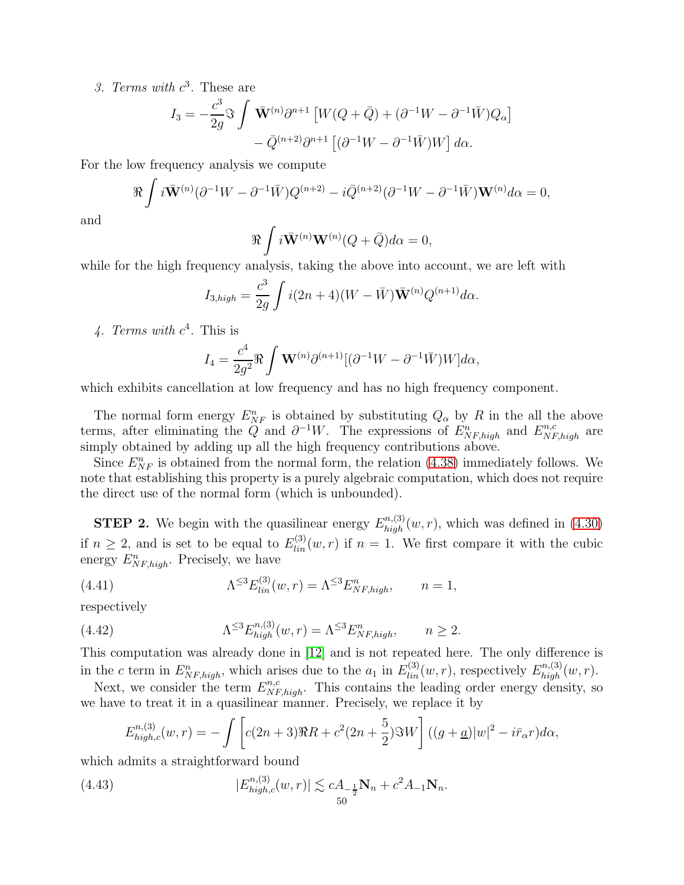*3. Terms with $c^3$.* These are

$$I_3 = -\frac{c^3}{2g}\Im \int \bar{\mathbf{W}}^{(n)}\partial^{n+1}\left[W(Q+\bar{Q}) + (\partial^{-1}W - \partial^{-1}\bar{W})Q_\alpha\right] - \bar{Q}^{(n+2)}\partial^{n+1}\left[(\partial^{-1}W - \partial^{-1}\bar{W})W\right] d\alpha.$$

For the low frequency analysis we compute

$$\Re \int i\bar{\mathbf{W}}^{(n)}(\partial^{-1}W - \partial^{-1}\bar{W})Q^{(n+2)} - i\bar{Q}^{(n+2)}(\partial^{-1}W - \partial^{-1}\bar{W})\mathbf{W}^{(n)} d\alpha = 0,$$

and

$$\Re \int i\bar{\mathbf{W}}^{(n)}\mathbf{W}^{(n)}(Q+\bar{Q})d\alpha = 0,$$

while for the high frequency analysis, taking the above into account, we are left with

$$I_{3,high} = \frac{c^3}{2g}\int i(2n+4)(W-\bar{W})\bar{\mathbf{W}}^{(n)}Q^{(n+1)}d\alpha.$$

*4. Terms with $c^4$.* This is

$$I_4 = \frac{c^4}{2g^2}\Re \int \mathbf{W}^{(n)}\partial^{(n+1)}[(\partial^{-1}W - \partial^{-1}\bar{W})W]d\alpha,$$

which exhibits cancellation at low frequency and has no high frequency component.

The normal form energy $E^n_{NF}$ is obtained by substituting $Q_\alpha$ by $R$ in the all the above terms, after eliminating the $Q$ and $\partial^{-1}W$. The expressions of $E^n_{NF,high}$ and $E^{n,c}_{NF,high}$ are simply obtained by adding up all the high frequency contributions above.

Since $E^n_{NF}$ is obtained from the normal form, the relation (4.38) immediately follows. We note that establishing this property is a purely algebraic computation, which does not require the direct use of the normal form (which is unbounded).

**STEP 2.** We begin with the quasilinear energy $E^{n,(3)}_{high}(w,r)$, which was defined in (4.30) if $n \geq 2$, and is set to be equal to $E^{(3)}_{lin}(w,r)$ if $n = 1$. We first compare it with the cubic energy $E^n_{NF,high}$. Precisely, we have

$$\Lambda^{\leq 3}E^{(3)}_{lin}(w,r) = \Lambda^{\leq 3}E^n_{NF,high}, \qquad n = 1, \tag{4.41}$$

respectively

$$\Lambda^{\leq 3}E^{n,(3)}_{high}(w,r) = \Lambda^{\leq 3}E^n_{NF,high}, \qquad n \geq 2. \tag{4.42}$$

This computation was already done in [12] and is not repeated here. The only difference is in the $c$ term in $E^n_{NF,high}$, which arises due to the $a_1$ in $E^{(3)}_{lin}(w,r)$, respectively $E^{n,(3)}_{high}(w,r)$.

Next, we consider the term $E^{n,c}_{NF,high}$. This contains the leading order energy density, so we have to treat it in a quasilinear manner. Precisely, we replace it by

$$E^{n,(3)}_{high,c}(w,r) = -\int \left[c(2n+3)\Re R + c^2(2n+\frac{5}{2})\Im W\right]((g+\underline{a})|w|^2 - i\bar{r}_\alpha r)d\alpha,$$

which admits a straightforward bound

$$|E^{n,(3)}_{high,c}(w,r)| \lesssim cA_{-\frac{1}{2}}\mathbf{N}_n + c^2A_{-1}\mathbf{N}_n. \tag{4.43}$$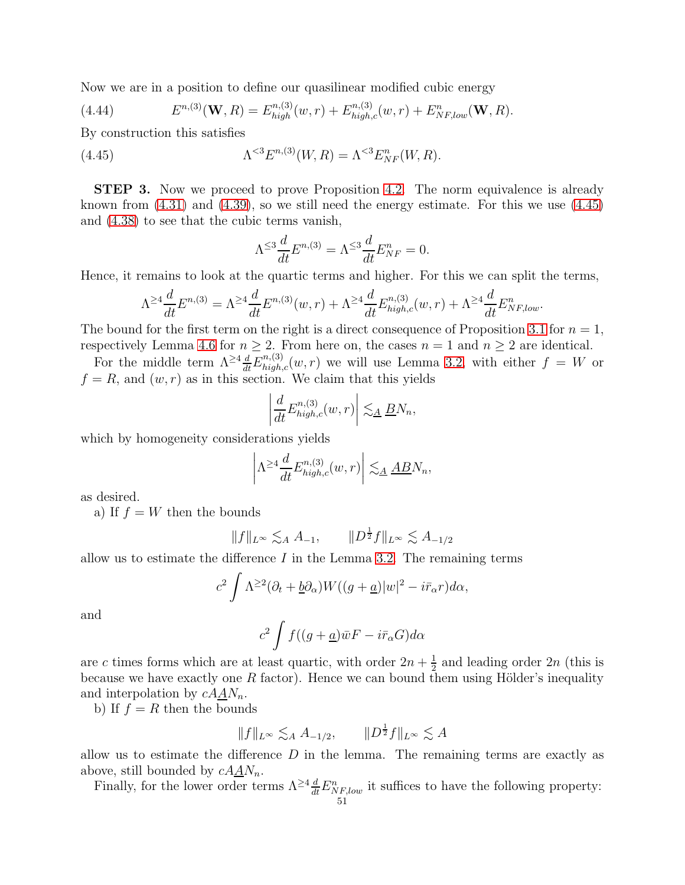Now we are in a position to define our quasilinear modified cubic energy

$$E^{n,(3)}(\mathbf{W}, R) = E^{n,(3)}_{high}(w, r) + E^{n,(3)}_{high,c}(w, r) + E^n_{NF,low}(\mathbf{W}, R). \tag{4.44}$$

By construction this satisfies

$$\Lambda^{<3} E^{n,(3)}(W, R) = \Lambda^{<3} E^n_{NF}(W, R). \tag{4.45}$$

**STEP 3.** Now we proceed to prove Proposition 4.2. The norm equivalence is already known from (4.31) and (4.39), so we still need the energy estimate. For this we use (4.45) and (4.38) to see that the cubic terms vanish,

$$\Lambda^{\leq 3} \frac{d}{dt} E^{n,(3)} = \Lambda^{\leq 3} \frac{d}{dt} E^n_{NF} = 0.$$

Hence, it remains to look at the quartic terms and higher. For this we can split the terms,

$$\Lambda^{\geq 4} \frac{d}{dt} E^{n,(3)} = \Lambda^{\geq 4} \frac{d}{dt} E^{n,(3)}(w, r) + \Lambda^{\geq 4} \frac{d}{dt} E^{n,(3)}_{high,c}(w, r) + \Lambda^{\geq 4} \frac{d}{dt} E^n_{NF,low}.$$

The bound for the first term on the right is a direct consequence of Proposition 3.1 for $n = 1$, respectively Lemma 4.6 for $n \geq 2$. From here on, the cases $n = 1$ and $n \geq 2$ are identical.

For the middle term $\Lambda^{\geq 4} \frac{d}{dt} E^{n,(3)}_{high,c}(w, r)$ we will use Lemma 3.2, with either $f = W$ or $f = R$, and $(w, r)$ as in this section. We claim that this yields

$$\left| \frac{d}{dt} E^{n,(3)}_{high,c}(w, r) \right| \lesssim_{\underline{A}} \underline{B} N_n,$$

which by homogeneity considerations yields

$$\left| \Lambda^{\geq 4} \frac{d}{dt} E^{n,(3)}_{high,c}(w, r) \right| \lesssim_{\underline{A}} \underline{AB} N_n,$$

as desired.

a) If $f = W$ then the bounds

$$\|f\|_{L^\infty} \lesssim_A A_{-1}, \qquad \|D^{\frac{1}{2}} f\|_{L^\infty} \lesssim A_{-1/2}$$

allow us to estimate the difference $I$ in the Lemma 3.2. The remaining terms

$$c^2 \int \Lambda^{\geq 2} (\partial_t + \underline{b} \partial_\alpha) W ((g + \underline{a}) |w|^2 - i \bar{r}_\alpha r) d\alpha,$$

and

$$c^2 \int f ((g + \underline{a}) \bar{w} F - i \bar{r}_\alpha G) d\alpha$$

are $c$ times forms which are at least quartic, with order $2n + \frac{1}{2}$ and leading order $2n$ (this is because we have exactly one $R$ factor). Hence we can bound them using Hölder's inequality and interpolation by $cA\underline{A} N_n$.

b) If $f = R$ then the bounds

$$\|f\|_{L^\infty} \lesssim_A A_{-1/2}, \qquad \|D^{\frac{1}{2}} f\|_{L^\infty} \lesssim A$$

allow us to estimate the difference $D$ in the lemma. The remaining terms are exactly as above, still bounded by $cA\underline{A} N_n$.

Finally, for the lower order terms $\Lambda^{\geq 4} \frac{d}{dt} E^n_{NF,low}$ it suffices to have the following property: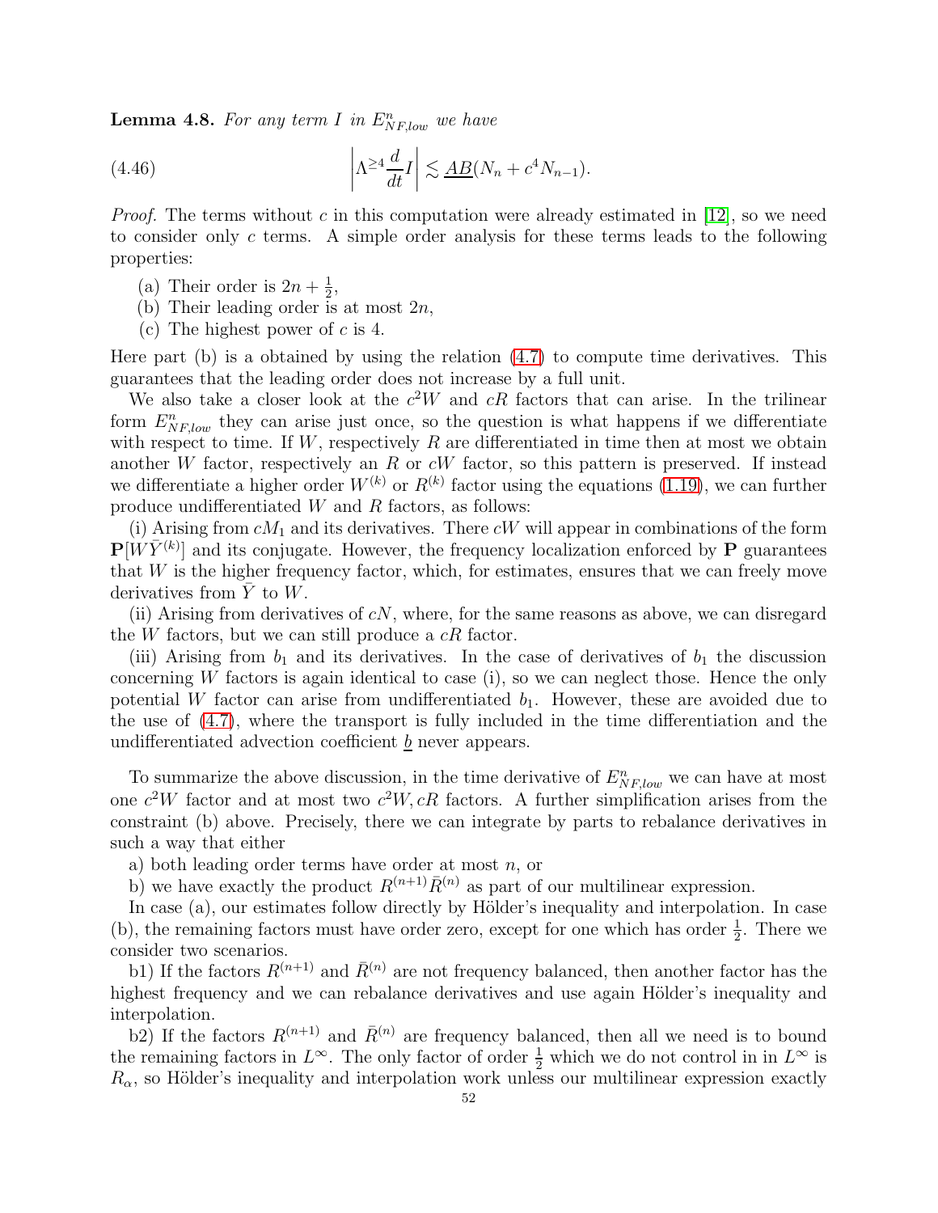**Lemma 4.8.** *For any term $I$ in $E^n_{NF,low}$ we have*

$$\left|\Lambda^{\geq 4}\frac{d}{dt}I\right| \lesssim \underline{AB}(N_n + c^4 N_{n-1}). \tag{4.46}$$

*Proof.* The terms without $c$ in this computation were already estimated in [12], so we need to consider only $c$ terms. A simple order analysis for these terms leads to the following properties:

(a) Their order is $2n + \frac{1}{2}$,

(b) Their leading order is at most $2n$,

(c) The highest power of $c$ is 4.

Here part (b) is a obtained by using the relation (4.7) to compute time derivatives. This guarantees that the leading order does not increase by a full unit.

We also take a closer look at the $c^2W$ and $cR$ factors that can arise. In the trilinear form $E^n_{NF,low}$ they can arise just once, so the question is what happens if we differentiate with respect to time. If $W$, respectively $R$ are differentiated in time then at most we obtain another $W$ factor, respectively an $R$ or $cW$ factor, so this pattern is preserved. If instead we differentiate a higher order $W^{(k)}$ or $R^{(k)}$ factor using the equations (1.19), we can further produce undifferentiated $W$ and $R$ factors, as follows:

(i) Arising from $cM_1$ and its derivatives. There $cW$ will appear in combinations of the form $\mathbf{P}[W\bar{Y}^{(k)}]$ and its conjugate. However, the frequency localization enforced by $\mathbf{P}$ guarantees that $W$ is the higher frequency factor, which, for estimates, ensures that we can freely move derivatives from $\bar{Y}$ to $W$.

(ii) Arising from derivatives of $cN$, where, for the same reasons as above, we can disregard the $W$ factors, but we can still produce a $cR$ factor.

(iii) Arising from $b_1$ and its derivatives. In the case of derivatives of $b_1$ the discussion concerning $W$ factors is again identical to case (i), so we can neglect those. Hence the only potential $W$ factor can arise from undifferentiated $b_1$. However, these are avoided due to the use of (4.7), where the transport is fully included in the time differentiation and the undifferentiated advection coefficient $\underline{b}$ never appears.

To summarize the above discussion, in the time derivative of $E^n_{NF,low}$ we can have at most one $c^2W$ factor and at most two $c^2W, cR$ factors. A further simplification arises from the constraint (b) above. Precisely, there we can integrate by parts to rebalance derivatives in such a way that either

a) both leading order terms have order at most $n$, or

b) we have exactly the product $R^{(n+1)}\bar{R}^{(n)}$ as part of our multilinear expression.

In case (a), our estimates follow directly by Hölder's inequality and interpolation. In case (b), the remaining factors must have order zero, except for one which has order $\frac{1}{2}$. There we consider two scenarios.

b1) If the factors $R^{(n+1)}$ and $\bar{R}^{(n)}$ are not frequency balanced, then another factor has the highest frequency and we can rebalance derivatives and use again Hölder's inequality and interpolation.

b2) If the factors $R^{(n+1)}$ and $\bar{R}^{(n)}$ are frequency balanced, then all we need is to bound the remaining factors in $L^\infty$. The only factor of order $\frac{1}{2}$ which we do not control in in $L^\infty$ is $R_\alpha$, so Hölder's inequality and interpolation work unless our multilinear expression exactly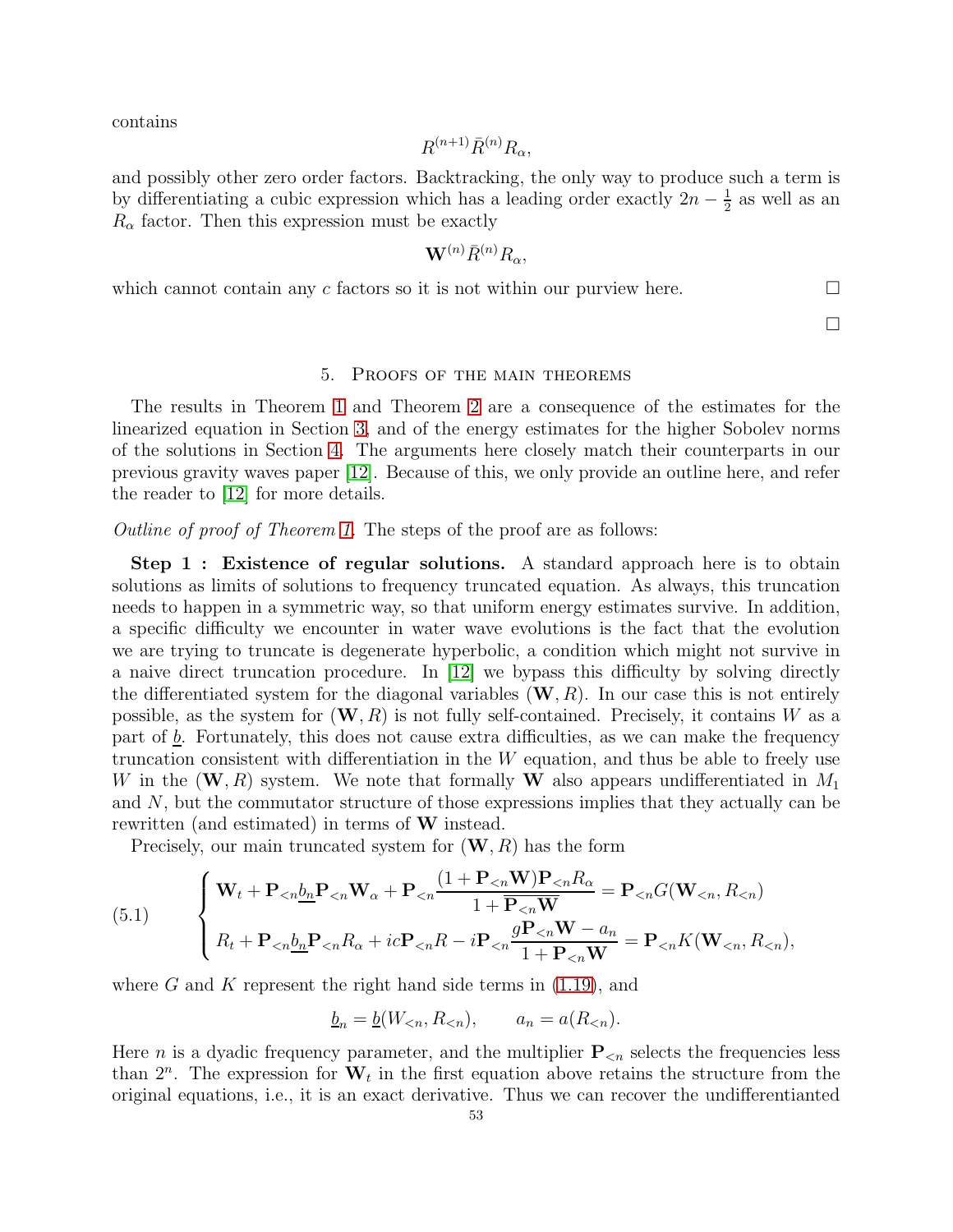contains

$$R^{(n+1)}\bar{R}^{(n)}R_\alpha,$$

and possibly other zero order factors. Backtracking, the only way to produce such a term is by differentiating a cubic expression which has a leading order exactly $2n-\frac{1}{2}$ as well as an $R_\alpha$ factor. Then this expression must be exactly

$$\mathbf{W}^{(n)}\bar{R}^{(n)}R_\alpha,$$

which cannot contain any $c$ factors so it is not within our purview here. □

□

## 5. Proofs of the main theorems

The results in Theorem 1 and Theorem 2 are a consequence of the estimates for the linearized equation in Section 3, and of the energy estimates for the higher Sobolev norms of the solutions in Section 4. The arguments here closely match their counterparts in our previous gravity waves paper [12]. Because of this, we only provide an outline here, and refer the reader to [12] for more details.

*Outline of proof of Theorem 1.* The steps of the proof are as follows:

**Step 1 : Existence of regular solutions.** A standard approach here is to obtain solutions as limits of solutions to frequency truncated equation. As always, this truncation needs to happen in a symmetric way, so that uniform energy estimates survive. In addition, a specific difficulty we encounter in water wave evolutions is the fact that the evolution we are trying to truncate is degenerate hyperbolic, a condition which might not survive in a naive direct truncation procedure. In [12] we bypass this difficulty by solving directly the differentiated system for the diagonal variables $(\mathbf{W},R)$. In our case this is not entirely possible, as the system for $(\mathbf{W},R)$ is not fully self-contained. Precisely, it contains $W$ as a part of $\underline{b}$. Fortunately, this does not cause extra difficulties, as we can make the frequency truncation consistent with differentiation in the $W$ equation, and thus be able to freely use $W$ in the $(\mathbf{W},R)$ system. We note that formally $\mathbf{W}$ also appears undifferentiated in $M_1$ and $N$, but the commutator structure of those expressions implies that they actually can be rewritten (and estimated) in terms of $\mathbf{W}$ instead.

Precisely, our main truncated system for $(\mathbf{W},R)$ has the form

$$\tag{5.1}
\begin{cases}
\mathbf{W}_t + \mathbf{P}_{<n}\underline{b_n}\mathbf{P}_{<n}\mathbf{W}_\alpha + \mathbf{P}_{<n}\dfrac{(1+\mathbf{P}_{<n}\mathbf{W})\mathbf{P}_{<n}R_\alpha}{1+\overline{\mathbf{P}_{<n}\mathbf{W}}} = \mathbf{P}_{<n}G(\mathbf{W}_{<n},R_{<n}) \\[2ex]
R_t + \mathbf{P}_{<n}\underline{b_n}\mathbf{P}_{<n}R_\alpha + ic\mathbf{P}_{<n}R - i\mathbf{P}_{<n}\dfrac{g\mathbf{P}_{<n}\mathbf{W}-a_n}{1+\mathbf{P}_{<n}\mathbf{W}} = \mathbf{P}_{<n}K(\mathbf{W}_{<n},R_{<n}),
\end{cases}$$

where $G$ and $K$ represent the right hand side terms in (1.19), and

$$\underline{b}_n = \underline{b}(W_{<n},R_{<n}), \qquad a_n = a(R_{<n}).$$

Here $n$ is a dyadic frequency parameter, and the multiplier $\mathbf{P}_{<n}$ selects the frequencies less than $2^n$. The expression for $\mathbf{W}_t$ in the first equation above retains the structure from the original equations, i.e., it is an exact derivative. Thus we can recover the undifferentianted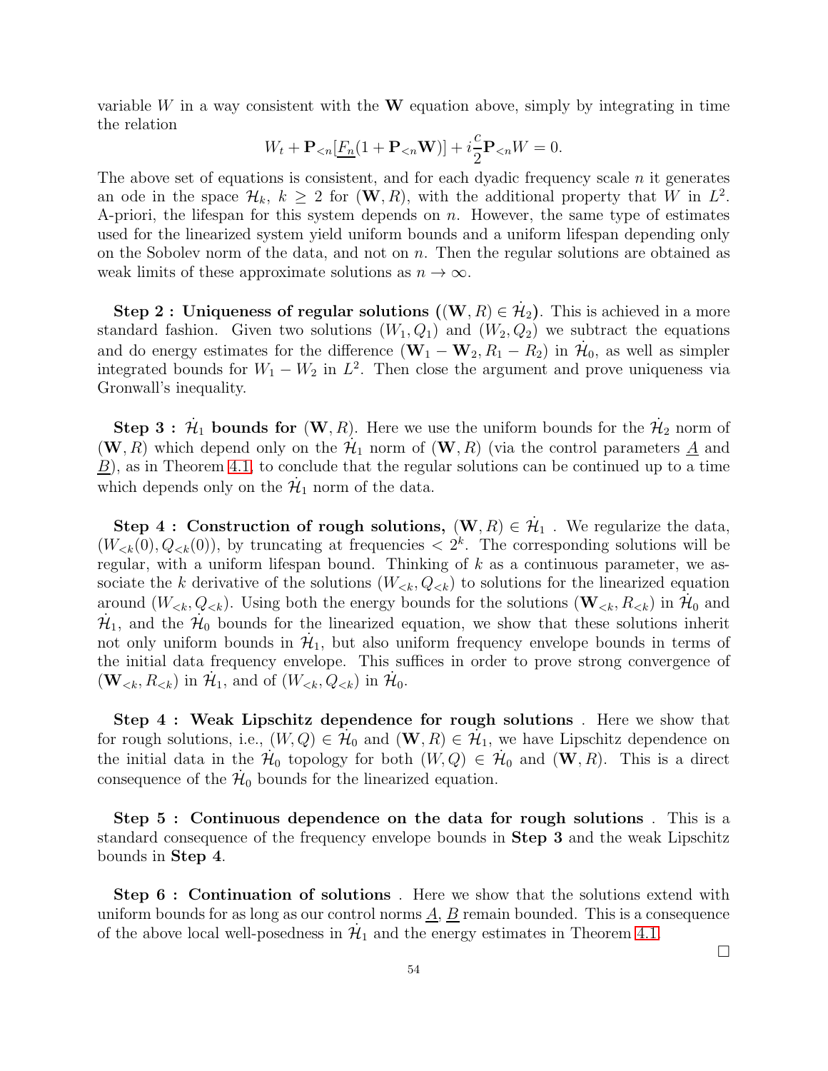variable $W$ in a way consistent with the $\mathbf{W}$ equation above, simply by integrating in time the relation

$$W_t + \mathbf{P}_{<n}[\underline{F_n}(1 + \mathbf{P}_{<n}\mathbf{W})] + i\frac{c}{2}\mathbf{P}_{<n}W = 0.$$

The above set of equations is consistent, and for each dyadic frequency scale $n$ it generates an ode in the space $\mathcal{H}_k$, $k \geq 2$ for $(\mathbf{W}, R)$, with the additional property that $W$ in $L^2$. A-priori, the lifespan for this system depends on $n$. However, the same type of estimates used for the linearized system yield uniform bounds and a uniform lifespan depending only on the Sobolev norm of the data, and not on $n$. Then the regular solutions are obtained as weak limits of these approximate solutions as $n \to \infty$.

**Step 2 : Uniqueness of regular solutions ($(\mathbf{W}, R) \in \dot{\mathcal{H}}_2$).** This is achieved in a more standard fashion. Given two solutions $(W_1, Q_1)$ and $(W_2, Q_2)$ we subtract the equations and do energy estimates for the difference $(\mathbf{W}_1 - \mathbf{W}_2, R_1 - R_2)$ in $\dot{\mathcal{H}}_0$, as well as simpler integrated bounds for $W_1 - W_2$ in $L^2$. Then close the argument and prove uniqueness via Gronwall's inequality.

**Step 3 : $\dot{\mathcal{H}}_1$ bounds for** $(\mathbf{W}, R)$. Here we use the uniform bounds for the $\dot{\mathcal{H}}_2$ norm of $(\mathbf{W}, R)$ which depend only on the $\dot{\mathcal{H}}_1$ norm of $(\mathbf{W}, R)$ (via the control parameters $\underline{A}$ and $\underline{B}$), as in Theorem 4.1, to conclude that the regular solutions can be continued up to a time which depends only on the $\dot{\mathcal{H}}_1$ norm of the data.

**Step 4 : Construction of rough solutions,** $(\mathbf{W}, R) \in \dot{\mathcal{H}}_1$ . We regularize the data, $(W_{<k}(0), Q_{<k}(0))$, by truncating at frequencies $< 2^k$. The corresponding solutions will be regular, with a uniform lifespan bound. Thinking of $k$ as a continuous parameter, we associate the $k$ derivative of the solutions $(W_{<k}, Q_{<k})$ to solutions for the linearized equation around $(W_{<k}, Q_{<k})$. Using both the energy bounds for the solutions $(\mathbf{W}_{<k}, R_{<k})$ in $\dot{\mathcal{H}}_0$ and $\dot{\mathcal{H}}_1$, and the $\dot{\mathcal{H}}_0$ bounds for the linearized equation, we show that these solutions inherit not only uniform bounds in $\dot{\mathcal{H}}_1$, but also uniform frequency envelope bounds in terms of the initial data frequency envelope. This suffices in order to prove strong convergence of $(\mathbf{W}_{<k}, R_{<k})$ in $\dot{\mathcal{H}}_1$, and of $(W_{<k}, Q_{<k})$ in $\dot{\mathcal{H}}_0$.

**Step 4 : Weak Lipschitz dependence for rough solutions** . Here we show that for rough solutions, i.e., $(W, Q) \in \dot{\mathcal{H}}_0$ and $(\mathbf{W}, R) \in \dot{\mathcal{H}}_1$, we have Lipschitz dependence on the initial data in the $\dot{\mathcal{H}}_0$ topology for both $(W, Q) \in \dot{\mathcal{H}}_0$ and $(\mathbf{W}, R)$. This is a direct consequence of the $\dot{\mathcal{H}}_0$ bounds for the linearized equation.

**Step 5 : Continuous dependence on the data for rough solutions** . This is a standard consequence of the frequency envelope bounds in **Step 3** and the weak Lipschitz bounds in **Step 4**.

**Step 6 : Continuation of solutions** . Here we show that the solutions extend with uniform bounds for as long as our control norms $\underline{A}$, $\underline{B}$ remain bounded. This is a consequence of the above local well-posedness in $\dot{\mathcal{H}}_1$ and the energy estimates in Theorem 4.1.

$\square$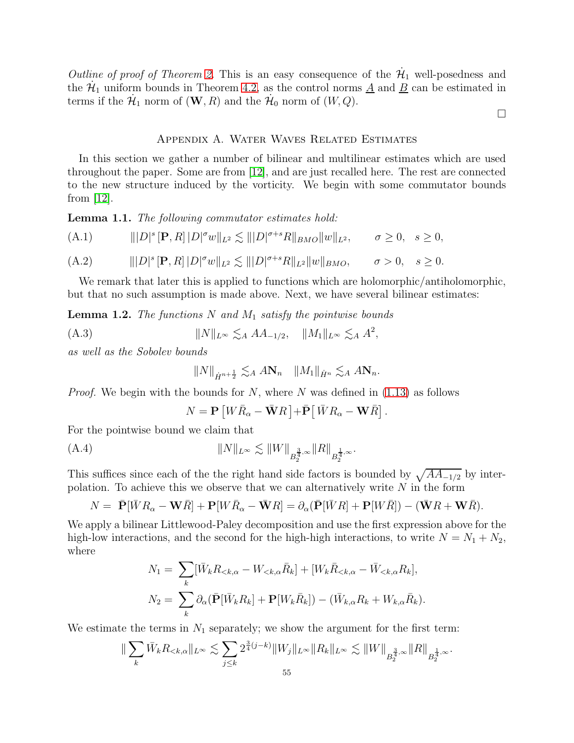*Outline of proof of Theorem 2.* This is an easy consequence of the $\dot{\mathcal{H}}_1$ well-posedness and the $\dot{\mathcal{H}}_1$ uniform bounds in Theorem 4.2, as the control norms $\underline{A}$ and $\underline{B}$ can be estimated in terms if the $\dot{\mathcal{H}}_1$ norm of $(\mathbf{W}, R)$ and the $\dot{\mathcal{H}}_0$ norm of $(W, Q)$.

□

## Appendix A. Water Waves Related Estimates

In this section we gather a number of bilinear and multilinear estimates which are used throughout the paper. Some are from [12], and are just recalled here. The rest are connected to the new structure induced by the vorticity. We begin with some commutator bounds from [12].

**Lemma 1.1.** *The following commutator estimates hold:*

$$\| |D|^s [\mathbf{P}, R] \, |D|^\sigma w \|_{L^2} \lesssim \| |D|^{\sigma+s} R\|_{BMO} \|w\|_{L^2}, \qquad \sigma \geq 0, \quad s \geq 0, \tag{A.1}$$

$$\| |D|^s [\mathbf{P}, R] \, |D|^\sigma w \|_{L^2} \lesssim \| |D|^{\sigma+s} R\|_{L^2} \|w\|_{BMO}, \qquad \sigma > 0, \quad s \geq 0. \tag{A.2}$$

We remark that later this is applied to functions which are holomorphic/antiholomorphic, but that no such assumption is made above. Next, we have several bilinear estimates:

**Lemma 1.2.** *The functions $N$ and $M_1$ satisfy the pointwise bounds*

$$\|N\|_{L^\infty} \lesssim_A A A_{-1/2}, \quad \|M_1\|_{L^\infty} \lesssim_A A^2, \tag{A.3}$$

*as well as the Sobolev bounds*

$$\|N\|_{\dot{H}^{n+\frac{1}{2}}} \lesssim_A A \mathbf{N}_n \quad \|M_1\|_{\dot{H}^n} \lesssim_A A \mathbf{N}_n.$$

*Proof.* We begin with the bounds for $N$, where $N$ was defined in (1.13) as follows

$$N = \mathbf{P}\left[ W \bar{R}_\alpha - \bar{\mathbf{W}} R \right] + \bar{\mathbf{P}} \left[ \bar{W} R_\alpha - \mathbf{W} \bar{R} \right].$$

For the pointwise bound we claim that

$$\|N\|_{L^\infty} \lesssim \|W\|_{B^{\frac{3}{4},\infty}_2} \|R\|_{B^{\frac{1}{4},\infty}_2}. \tag{A.4}$$

This suffices since each of the the right hand side factors is bounded by $\sqrt{AA_{-1/2}}$ by interpolation. To achieve this we observe that we can alternatively write $N$ in the form

$$N = \bar{\mathbf{P}}[\bar{W} R_\alpha - \mathbf{W} \bar{R}] + \mathbf{P}[W \bar{R}_\alpha - \bar{\mathbf{W}} R] = \partial_\alpha (\bar{\mathbf{P}}[\bar{W} R] + \mathbf{P}[W \bar{R}]) - (\bar{\mathbf{W}} R + \mathbf{W} \bar{R}).$$

We apply a bilinear Littlewood-Paley decomposition and use the first expression above for the high-low interactions, and the second for the high-high interactions, to write $N = N_1 + N_2$, where

$$N_1 = \sum_k [\bar{W}_k R_{<k,\alpha} - W_{<k,\alpha} \bar{R}_k] + [W_k \bar{R}_{<k,\alpha} - \bar{W}_{<k,\alpha} R_k],$$

$$N_2 = \sum_k \partial_\alpha (\bar{\mathbf{P}}[\bar{W}_k R_k] + \mathbf{P}[W_k \bar{R}_k]) - (\bar{W}_{k,\alpha} R_k + W_{k,\alpha} \bar{R}_k).$$

We estimate the terms in $N_1$ separately; we show the argument for the first term:

$$\| \sum_k \bar{W}_k R_{<k,\alpha} \|_{L^\infty} \lesssim \sum_{j \leq k} 2^{\frac{3}{4}(j-k)} \|W_j\|_{L^\infty} \|R_k\|_{L^\infty} \lesssim \|W\|_{B^{\frac{3}{4},\infty}_2} \|R\|_{B^{\frac{1}{4},\infty}_2}.$$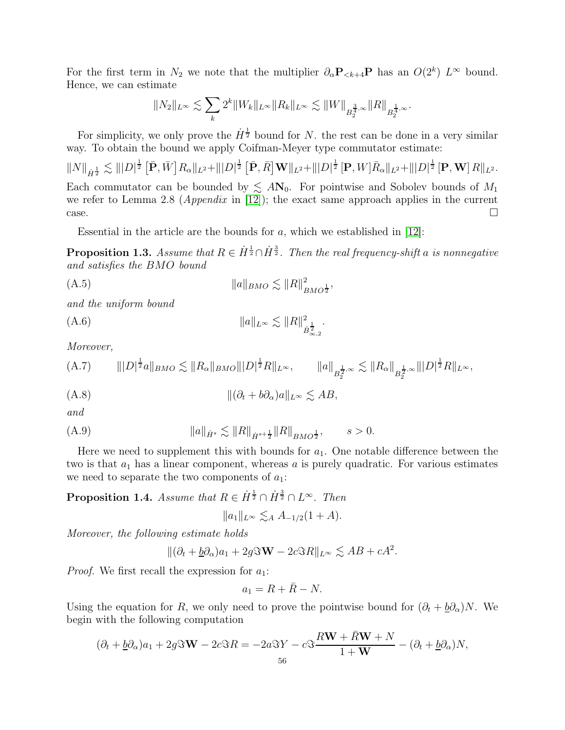For the first term in $N_2$ we note that the multiplier $\partial_\alpha \mathbf{P}_{<k+4}\mathbf{P}$ has an $O(2^k)$ $L^\infty$ bound. Hence, we can estimate

$$\|N_2\|_{L^\infty} \lesssim \sum_k 2^k \|W_k\|_{L^\infty}\|R_k\|_{L^\infty} \lesssim \|W\|_{B^{\frac{3}{4},\infty}_2}\|R\|_{B^{\frac{1}{4},\infty}_2}.$$

For simplicity, we only prove the $\dot{H}^{\frac{1}{2}}$ bound for $N$. the rest can be done in a very similar way. To obtain the bound we apply Coifman-Meyer type commutator estimate:

$$\|N\|_{\dot{H}^{\frac{1}{2}}} \lesssim \||D|^{\frac{1}{2}}\left[\bar{\mathbf{P}}, \bar{W}\right]R_\alpha\|_{L^2} + \||D|^{\frac{1}{2}}\left[\bar{\mathbf{P}}, \bar{R}\right]\mathbf{W}\|_{L^2} + \||D|^{\frac{1}{2}}\left[\mathbf{P}, W\right]\bar{R}_\alpha\|_{L^2} + \||D|^{\frac{1}{2}}\left[\mathbf{P}, \mathbf{W}\right]R\|_{L^2}.$$

Each commutator can be bounded by $\lesssim A\mathbf{N}_0$. For pointwise and Sobolev bounds of $M_1$ we refer to Lemma 2.8 (*Appendix* in [12]); the exact same approach applies in the current case. $\square$

Essential in the article are the bounds for $a$, which we established in [12]:

**Proposition 1.3.** *Assume that $R \in \dot{H}^{\frac{1}{2}} \cap \dot{H}^{\frac{3}{2}}$. Then the real frequency-shift $a$ is nonnegative and satisfies the BMO bound*

$$\|a\|_{BMO} \lesssim \|R\|^2_{BMO^{\frac{1}{2}}}, \tag{A.5}$$

*and the uniform bound*

$$\|a\|_{L^\infty} \lesssim \|R\|^2_{\dot{B}^{\frac{1}{2}}_{\infty,2}}. \tag{A.6}$$

*Moreover,*

$$\||D|^{\frac{1}{2}}a\|_{BMO} \lesssim \|R_\alpha\|_{BMO}\||D|^{\frac{1}{2}}R\|_{L^\infty}, \qquad \|a\|_{B^{\frac{1}{2},\infty}_2} \lesssim \|R_\alpha\|_{B^{\frac{1}{2},\infty}_2}\||D|^{\frac{1}{2}}R\|_{L^\infty}, \tag{A.7}$$

$$\|(\partial_t + b\partial_\alpha)a\|_{L^\infty} \lesssim AB, \tag{A.8}$$

*and*

$$\|a\|_{\dot{H}^s} \lesssim \|R\|_{\dot{H}^{s+\frac{1}{2}}}\|R\|_{BMO^{\frac{1}{2}}}, \qquad s > 0. \tag{A.9}$$

Here we need to supplement this with bounds for $a_1$. One notable difference between the two is that $a_1$ has a linear component, whereas $a$ is purely quadratic. For various estimates we need to separate the two components of $a_1$:

**Proposition 1.4.** *Assume that $R \in \dot{H}^{\frac{1}{2}} \cap \dot{H}^{\frac{3}{2}} \cap L^\infty$. Then*

$$\|a_1\|_{L^\infty} \lesssim_A A_{-1/2}(1 + A).$$

*Moreover, the following estimate holds*

$$\|(\partial_t + \underline{b}\partial_\alpha)a_1 + 2g\Im\mathbf{W} - 2c\Im R\|_{L^\infty} \lesssim AB + cA^2.$$

*Proof.* We first recall the expression for $a_1$:

$$a_1 = R + \bar{R} - N.$$

Using the equation for $R$, we only need to prove the pointwise bound for $(\partial_t + \underline{b}\partial_\alpha)N$. We begin with the following computation

$$(\partial_t + \underline{b}\partial_\alpha)a_1 + 2g\Im\mathbf{W} - 2c\Im R = -2a\Im Y - c\Im\frac{R\mathbf{W} + \bar{R}\mathbf{W} + N}{1 + \mathbf{W}} - (\partial_t + \underline{b}\partial_\alpha)N,$$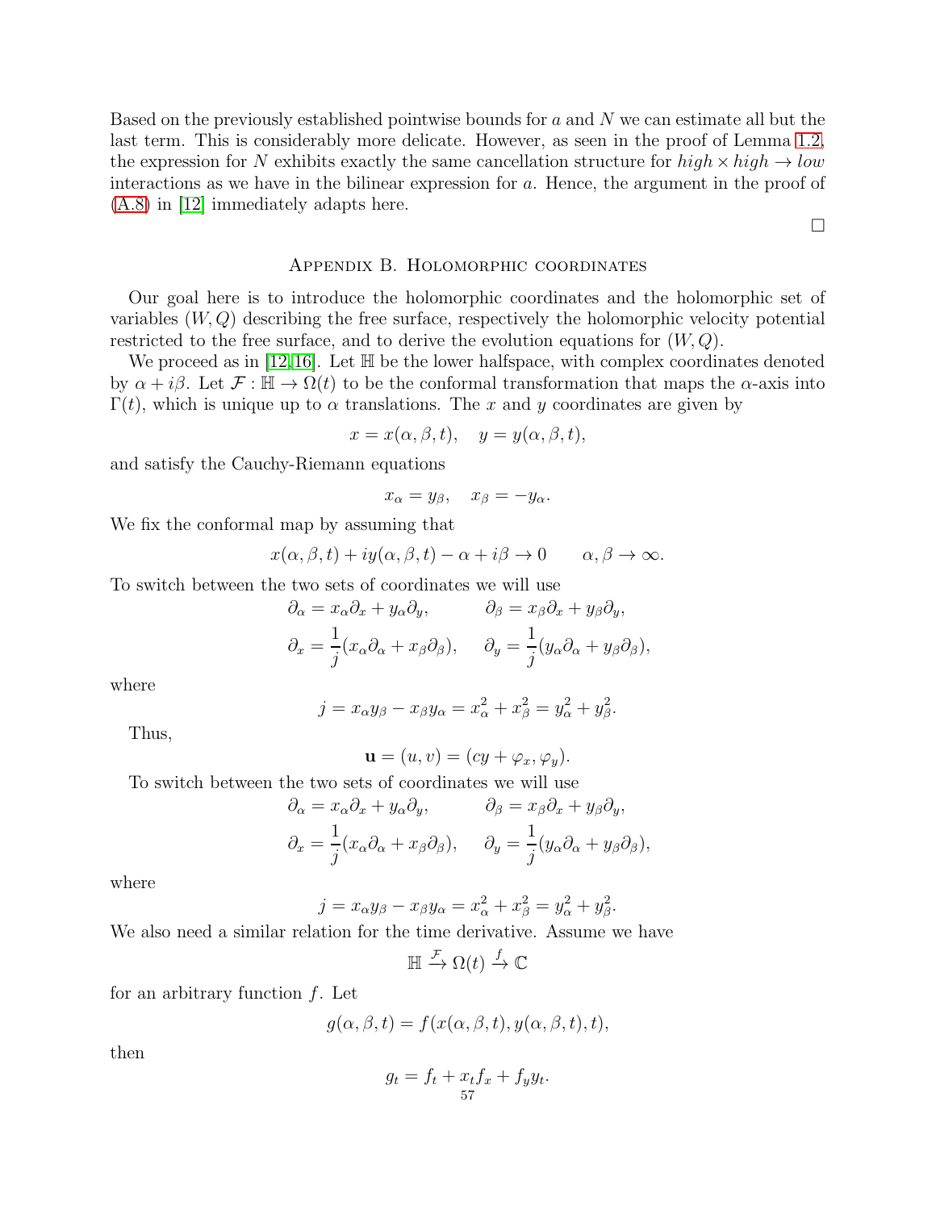Based on the previously established pointwise bounds for $a$ and $N$ we can estimate all but the last term. This is considerably more delicate. However, as seen in the proof of Lemma 1.2, the expression for $N$ exhibits exactly the same cancellation structure for $high \times high \to low$ interactions as we have in the bilinear expression for $a$. Hence, the argument in the proof of (A.8) in [12] immediately adapts here.

∎

## Appendix B. Holomorphic coordinates

Our goal here is to introduce the holomorphic coordinates and the holomorphic set of variables $(W, Q)$ describing the free surface, respectively the holomorphic velocity potential restricted to the free surface, and to derive the evolution equations for $(W, Q)$.

We proceed as in [12,16]. Let $\mathbb{H}$ be the lower halfspace, with complex coordinates denoted by $\alpha + i\beta$. Let $\mathcal{F} : \mathbb{H} \to \Omega(t)$ to be the conformal transformation that maps the $\alpha$-axis into $\Gamma(t)$, which is unique up to $\alpha$ translations. The $x$ and $y$ coordinates are given by

$$x = x(\alpha, \beta, t), \quad y = y(\alpha, \beta, t),$$

and satisfy the Cauchy-Riemann equations

$$x_\alpha = y_\beta, \quad x_\beta = -y_\alpha.$$

We fix the conformal map by assuming that

$$x(\alpha, \beta, t) + iy(\alpha, \beta, t) - \alpha + i\beta \to 0 \qquad \alpha, \beta \to \infty.$$

To switch between the two sets of coordinates we will use

$$\partial_\alpha = x_\alpha \partial_x + y_\alpha \partial_y, \qquad \partial_\beta = x_\beta \partial_x + y_\beta \partial_y,$$

$$\partial_x = \frac{1}{j}(x_\alpha \partial_\alpha + x_\beta \partial_\beta), \quad \partial_y = \frac{1}{j}(y_\alpha \partial_\alpha + y_\beta \partial_\beta),$$

where

$$j = x_\alpha y_\beta - x_\beta y_\alpha = x_\alpha^2 + x_\beta^2 = y_\alpha^2 + y_\beta^2.$$

Thus,

$$\mathbf{u} = (u, v) = (cy + \varphi_x, \varphi_y).$$

To switch between the two sets of coordinates we will use

$$\partial_\alpha = x_\alpha \partial_x + y_\alpha \partial_y, \qquad \partial_\beta = x_\beta \partial_x + y_\beta \partial_y,$$

$$\partial_x = \frac{1}{j}(x_\alpha \partial_\alpha + x_\beta \partial_\beta), \quad \partial_y = \frac{1}{j}(y_\alpha \partial_\alpha + y_\beta \partial_\beta),$$

where

$$j = x_\alpha y_\beta - x_\beta y_\alpha = x_\alpha^2 + x_\beta^2 = y_\alpha^2 + y_\beta^2.$$

We also need a similar relation for the time derivative. Assume we have

$$\mathbb{H} \xrightarrow{\mathcal{F}} \Omega(t) \xrightarrow{f} \mathbb{C}$$

for an arbitrary function $f$. Let

$$g(\alpha, \beta, t) = f(x(\alpha, \beta, t), y(\alpha, \beta, t), t),$$

then

$$g_t = f_t + x_t f_x + f_y y_t.$$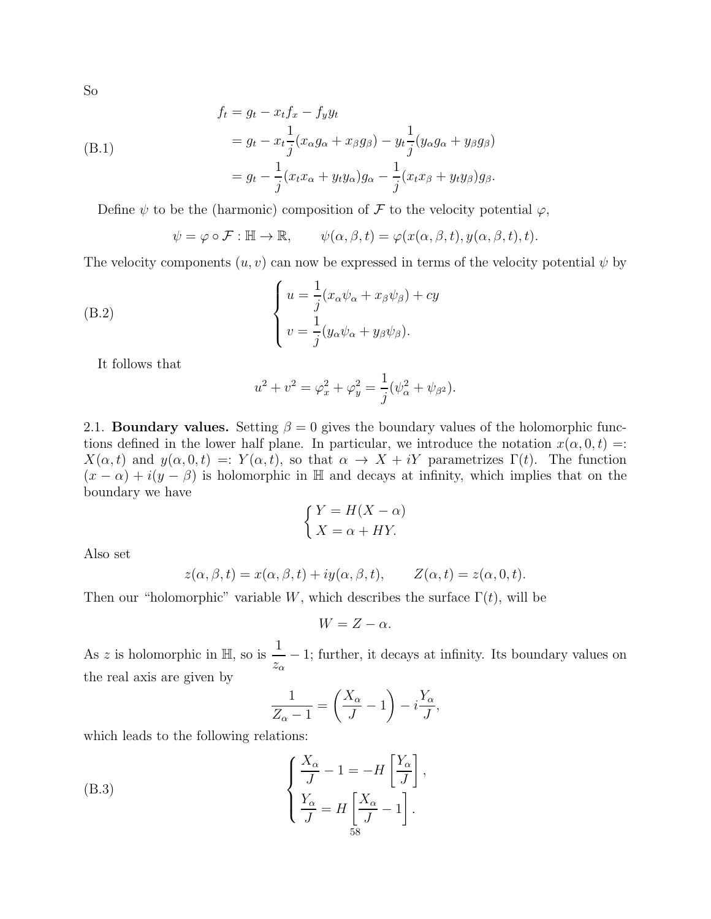So

$$
\begin{aligned}
f_t &= g_t - x_t f_x - f_y y_t \\
&= g_t - x_t \frac{1}{j}(x_\alpha g_\alpha + x_\beta g_\beta) - y_t \frac{1}{j}(y_\alpha g_\alpha + y_\beta g_\beta) \\
&= g_t - \frac{1}{j}(x_t x_\alpha + y_t y_\alpha) g_\alpha - \frac{1}{j}(x_t x_\beta + y_t y_\beta) g_\beta.
\end{aligned} \tag{B.1}
$$

Define $\psi$ to be the (harmonic) composition of $\mathcal{F}$ to the velocity potential $\varphi$,

$$
\psi = \varphi \circ \mathcal{F} : \mathbb{H} \to \mathbb{R}, \qquad \psi(\alpha, \beta, t) = \varphi(x(\alpha, \beta, t), y(\alpha, \beta, t), t).
$$

The velocity components $(u, v)$ can now be expressed in terms of the velocity potential $\psi$ by

$$
\begin{cases}
u = \dfrac{1}{j}(x_\alpha \psi_\alpha + x_\beta \psi_\beta) + cy \\
v = \dfrac{1}{j}(y_\alpha \psi_\alpha + y_\beta \psi_\beta).
\end{cases} \tag{B.2}
$$

It follows that

$$
u^2 + v^2 = \varphi_x^2 + \varphi_y^2 = \frac{1}{j}(\psi_\alpha^2 + \psi_{\beta^2}).
$$

2.1. **Boundary values.** Setting $\beta = 0$ gives the boundary values of the holomorphic functions defined in the lower half plane. In particular, we introduce the notation $x(\alpha, 0, t) =: X(\alpha, t)$ and $y(\alpha, 0, t) =: Y(\alpha, t)$, so that $\alpha \to X + iY$ parametrizes $\Gamma(t)$. The function $(x - \alpha) + i(y - \beta)$ is holomorphic in $\mathbb{H}$ and decays at infinity, which implies that on the boundary we have

$$
\begin{cases}
Y = H(X - \alpha) \\
X = \alpha + HY.
\end{cases}
$$

Also set

$$
z(\alpha, \beta, t) = x(\alpha, \beta, t) + iy(\alpha, \beta, t), \qquad Z(\alpha, t) = z(\alpha, 0, t).
$$

Then our "holomorphic" variable $W$, which describes the surface $\Gamma(t)$, will be

$$
W = Z - \alpha.
$$

As $z$ is holomorphic in $\mathbb{H}$, so is $\dfrac{1}{z_\alpha} - 1$; further, it decays at infinity. Its boundary values on the real axis are given by

$$
\frac{1}{Z_\alpha - 1} = \left( \frac{X_\alpha}{J} - 1 \right) - i \frac{Y_\alpha}{J},
$$

which leads to the following relations:

$$
\begin{cases}
\dfrac{X_\alpha}{J} - 1 = -H\left[ \dfrac{Y_\alpha}{J} \right], \\
\dfrac{Y_\alpha}{J} = H\left[ \dfrac{X_\alpha}{J} - 1 \right].
\end{cases} \tag{B.3}
$$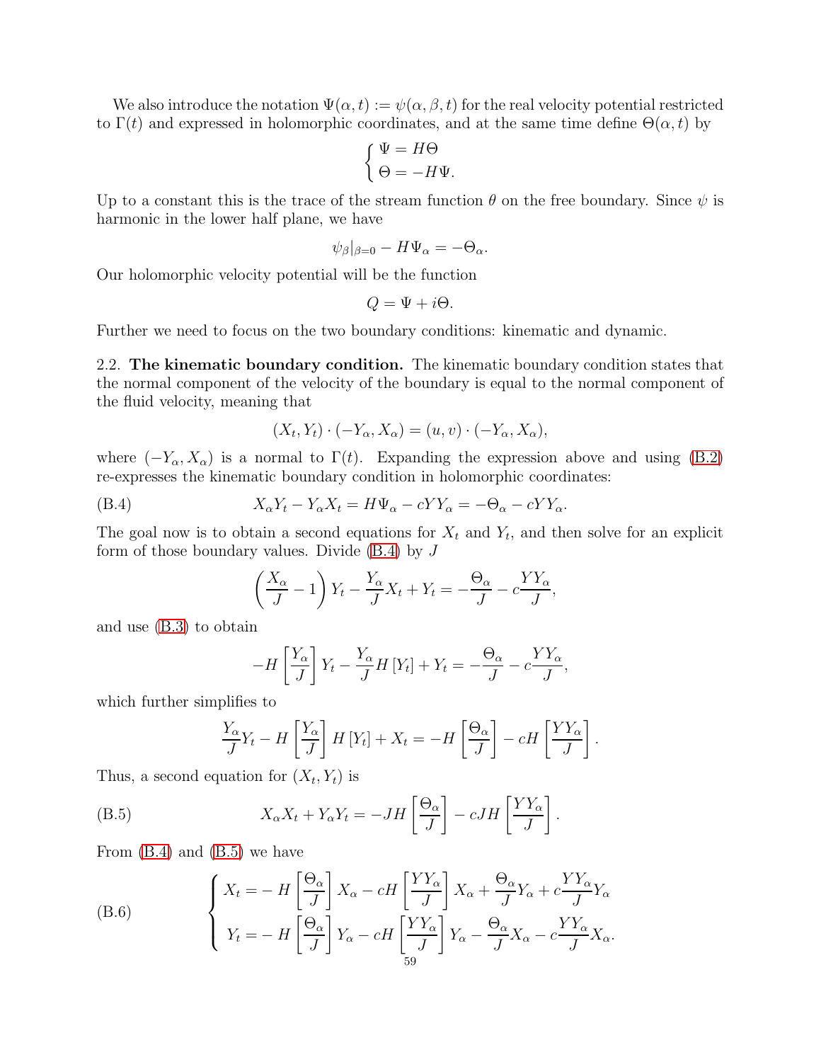We also introduce the notation $\Psi(\alpha, t) := \psi(\alpha, \beta, t)$ for the real velocity potential restricted to $\Gamma(t)$ and expressed in holomorphic coordinates, and at the same time define $\Theta(\alpha, t)$ by

$$\begin{cases} \Psi = H\Theta \\ \Theta = -H\Psi. \end{cases}$$

Up to a constant this is the trace of the stream function $\theta$ on the free boundary. Since $\psi$ is harmonic in the lower half plane, we have

$$\psi_\beta|_{\beta=0} - H\Psi_\alpha = -\Theta_\alpha.$$

Our holomorphic velocity potential will be the function

$$Q = \Psi + i\Theta.$$

Further we need to focus on the two boundary conditions: kinematic and dynamic.

2.2. **The kinematic boundary condition.** The kinematic boundary condition states that the normal component of the velocity of the boundary is equal to the normal component of the fluid velocity, meaning that

$$(X_t, Y_t) \cdot (-Y_\alpha, X_\alpha) = (u, v) \cdot (-Y_\alpha, X_\alpha),$$

where $(-Y_\alpha, X_\alpha)$ is a normal to $\Gamma(t)$. Expanding the expression above and using (B.2) re-expresses the kinematic boundary condition in holomorphic coordinates:

$$X_\alpha Y_t - Y_\alpha X_t = H\Psi_\alpha - cYY_\alpha = -\Theta_\alpha - cYY_\alpha. \tag{B.4}$$

The goal now is to obtain a second equations for $X_t$ and $Y_t$, and then solve for an explicit form of those boundary values. Divide (B.4) by $J$

$$\left(\frac{X_\alpha}{J} - 1\right) Y_t - \frac{Y_\alpha}{J} X_t + Y_t = -\frac{\Theta_\alpha}{J} - c\frac{YY_\alpha}{J},$$

and use (B.3) to obtain

$$-H\left[\frac{Y_\alpha}{J}\right] Y_t - \frac{Y_\alpha}{J} H\left[Y_t\right] + Y_t = -\frac{\Theta_\alpha}{J} - c\frac{YY_\alpha}{J},$$

which further simplifies to

$$\frac{Y_\alpha}{J} Y_t - H\left[\frac{Y_\alpha}{J}\right] H\left[Y_t\right] + X_t = -H\left[\frac{\Theta_\alpha}{J}\right] - cH\left[\frac{YY_\alpha}{J}\right].$$

Thus, a second equation for $(X_t, Y_t)$ is

$$X_\alpha X_t + Y_\alpha Y_t = -JH\left[\frac{\Theta_\alpha}{J}\right] - cJH\left[\frac{YY_\alpha}{J}\right]. \tag{B.5}$$

From (B.4) and (B.5) we have

$$\begin{cases} X_t = -H\left[\dfrac{\Theta_\alpha}{J}\right] X_\alpha - cH\left[\dfrac{YY_\alpha}{J}\right] X_\alpha + \dfrac{\Theta_\alpha}{J} Y_\alpha + c\dfrac{YY_\alpha}{J} Y_\alpha \\ Y_t = -H\left[\dfrac{\Theta_\alpha}{J}\right] Y_\alpha - cH\left[\dfrac{YY_\alpha}{J}\right] Y_\alpha - \dfrac{\Theta_\alpha}{J} X_\alpha - c\dfrac{YY_\alpha}{J} X_\alpha. \end{cases} \tag{B.6}$$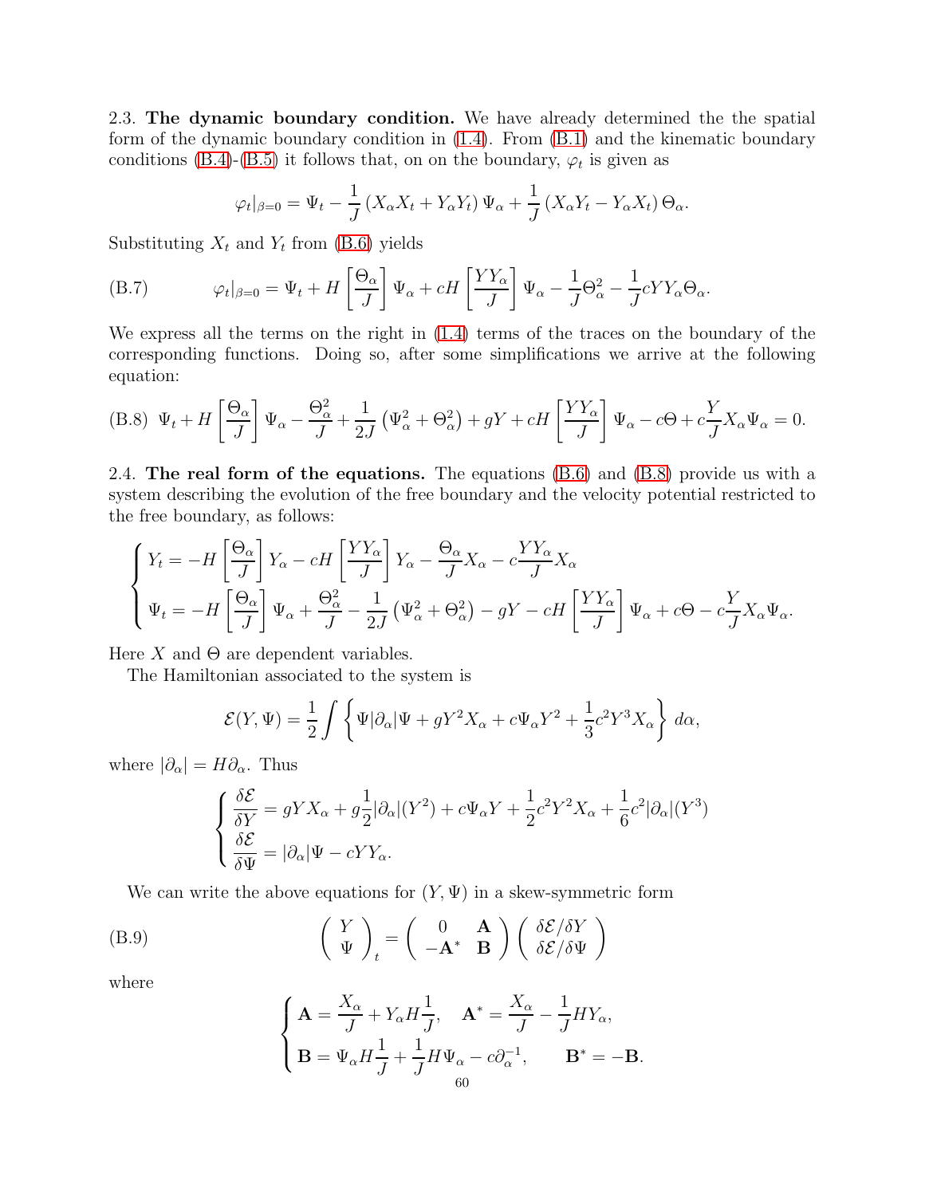2.3. **The dynamic boundary condition.** We have already determined the the spatial form of the dynamic boundary condition in (1.4). From (B.1) and the kinematic boundary conditions (B.4)-(B.5) it follows that, on on the boundary, $\varphi_t$ is given as

$$\varphi_t|_{\beta=0} = \Psi_t - \frac{1}{J}\left(X_\alpha X_t + Y_\alpha Y_t\right)\Psi_\alpha + \frac{1}{J}\left(X_\alpha Y_t - Y_\alpha X_t\right)\Theta_\alpha.$$

Substituting $X_t$ and $Y_t$ from (B.6) yields

$$\varphi_t|_{\beta=0} = \Psi_t + H\left[\frac{\Theta_\alpha}{J}\right]\Psi_\alpha + cH\left[\frac{YY_\alpha}{J}\right]\Psi_\alpha - \frac{1}{J}\Theta_\alpha^2 - \frac{1}{J}cYY_\alpha\Theta_\alpha. \tag{B.7}$$

We express all the terms on the right in (1.4) terms of the traces on the boundary of the corresponding functions. Doing so, after some simplifications we arrive at the following equation:

$$\Psi_t + H\left[\frac{\Theta_\alpha}{J}\right]\Psi_\alpha - \frac{\Theta_\alpha^2}{J} + \frac{1}{2J}\left(\Psi_\alpha^2 + \Theta_\alpha^2\right) + gY + cH\left[\frac{YY_\alpha}{J}\right]\Psi_\alpha - c\Theta + c\frac{Y}{J}X_\alpha\Psi_\alpha = 0. \tag{B.8}$$

2.4. **The real form of the equations.** The equations (B.6) and (B.8) provide us with a system describing the evolution of the free boundary and the velocity potential restricted to the free boundary, as follows:

$$\begin{cases} Y_t = -H\left[\dfrac{\Theta_\alpha}{J}\right]Y_\alpha - cH\left[\dfrac{YY_\alpha}{J}\right]Y_\alpha - \dfrac{\Theta_\alpha}{J}X_\alpha - c\dfrac{YY_\alpha}{J}X_\alpha \\ \Psi_t = -H\left[\dfrac{\Theta_\alpha}{J}\right]\Psi_\alpha + \dfrac{\Theta_\alpha^2}{J} - \dfrac{1}{2J}\left(\Psi_\alpha^2 + \Theta_\alpha^2\right) - gY - cH\left[\dfrac{YY_\alpha}{J}\right]\Psi_\alpha + c\Theta - c\dfrac{Y}{J}X_\alpha\Psi_\alpha. \end{cases}$$

Here $X$ and $\Theta$ are dependent variables.

The Hamiltonian associated to the system is

$$\mathcal{E}(Y,\Psi) = \frac{1}{2}\int\left\{\Psi|\partial_\alpha|\Psi + gY^2X_\alpha + c\Psi_\alpha Y^2 + \frac{1}{3}c^2Y^3X_\alpha\right\}\,d\alpha,$$

where $|\partial_\alpha| = H\partial_\alpha$. Thus

$$\begin{cases} \dfrac{\delta\mathcal{E}}{\delta Y} = gYX_\alpha + g\dfrac{1}{2}|\partial_\alpha|(Y^2) + c\Psi_\alpha Y + \dfrac{1}{2}c^2Y^2X_\alpha + \dfrac{1}{6}c^2|\partial_\alpha|(Y^3) \\ \dfrac{\delta\mathcal{E}}{\delta\Psi} = |\partial_\alpha|\Psi - cYY_\alpha. \end{cases}$$

We can write the above equations for $(Y,\Psi)$ in a skew-symmetric form

$$\begin{pmatrix} Y \\ \Psi \end{pmatrix}_t = \begin{pmatrix} 0 & \mathbf{A} \\ -\mathbf{A}^* & \mathbf{B} \end{pmatrix}\begin{pmatrix} \delta\mathcal{E}/\delta Y \\ \delta\mathcal{E}/\delta\Psi \end{pmatrix} \tag{B.9}$$

where

$$\begin{cases} \mathbf{A} = \dfrac{X_\alpha}{J} + Y_\alpha H\dfrac{1}{J}, \quad \mathbf{A}^* = \dfrac{X_\alpha}{J} - \dfrac{1}{J}HY_\alpha, \\ \mathbf{B} = \Psi_\alpha H\dfrac{1}{J} + \dfrac{1}{J}H\Psi_\alpha - c\partial_\alpha^{-1}, \qquad \mathbf{B}^* = -\mathbf{B}. \end{cases}$$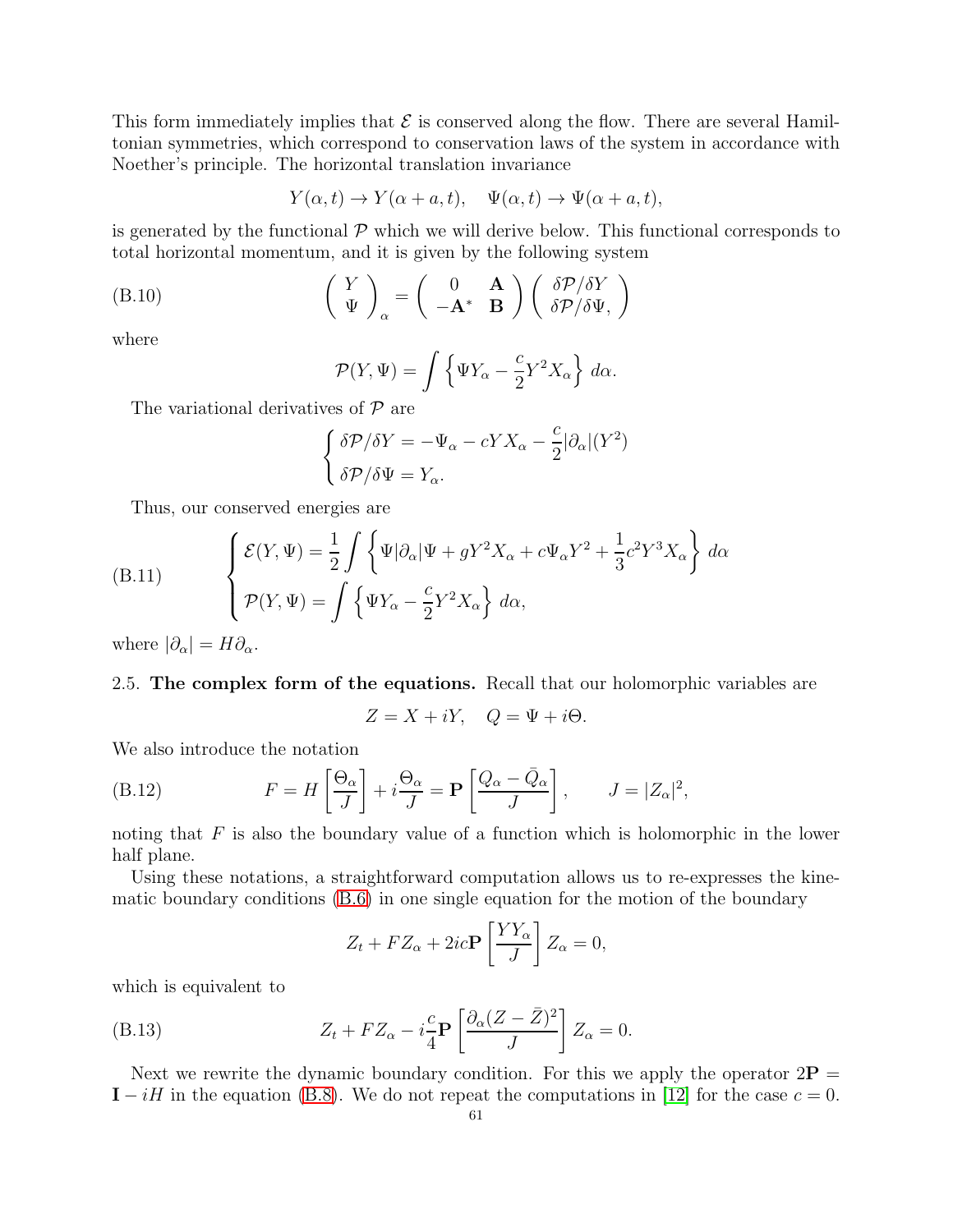This form immediately implies that $\mathcal{E}$ is conserved along the flow. There are several Hamiltonian symmetries, which correspond to conservation laws of the system in accordance with Noether's principle. The horizontal translation invariance

$$Y(\alpha, t) \to Y(\alpha + a, t), \quad \Psi(\alpha, t) \to \Psi(\alpha + a, t),$$

is generated by the functional $\mathcal{P}$ which we will derive below. This functional corresponds to total horizontal momentum, and it is given by the following system

$$\begin{pmatrix} Y \\ \Psi \end{pmatrix}_\alpha = \begin{pmatrix} 0 & \mathbf{A} \\ -\mathbf{A}^* & \mathbf{B} \end{pmatrix} \begin{pmatrix} \delta\mathcal{P}/\delta Y \\ \delta\mathcal{P}/\delta\Psi, \end{pmatrix} \tag{B.10}$$

where

$$\mathcal{P}(Y, \Psi) = \int \left\{ \Psi Y_\alpha - \frac{c}{2} Y^2 X_\alpha \right\} \, d\alpha.$$

The variational derivatives of $\mathcal{P}$ are

$$\begin{cases} \delta\mathcal{P}/\delta Y = -\Psi_\alpha - cYX_\alpha - \dfrac{c}{2}|\partial_\alpha|(Y^2) \\ \delta\mathcal{P}/\delta\Psi = Y_\alpha. \end{cases}$$

Thus, our conserved energies are

$$\begin{cases} \mathcal{E}(Y, \Psi) = \dfrac{1}{2}\displaystyle\int \left\{ \Psi|\partial_\alpha|\Psi + gY^2 X_\alpha + c\Psi_\alpha Y^2 + \dfrac{1}{3}c^2 Y^3 X_\alpha \right\} \, d\alpha \\ \mathcal{P}(Y, \Psi) = \displaystyle\int \left\{ \Psi Y_\alpha - \dfrac{c}{2} Y^2 X_\alpha \right\} \, d\alpha, \end{cases} \tag{B.11}$$

where $|\partial_\alpha| = H\partial_\alpha$.

## 2.5. The complex form of the equations.

Recall that our holomorphic variables are

$$Z = X + iY, \quad Q = \Psi + i\Theta.$$

We also introduce the notation

$$F = H\left[\frac{\Theta_\alpha}{J}\right] + i\frac{\Theta_\alpha}{J} = \mathbf{P}\left[\frac{Q_\alpha - \bar{Q}_\alpha}{J}\right], \qquad J = |Z_\alpha|^2, \tag{B.12}$$

noting that $F$ is also the boundary value of a function which is holomorphic in the lower half plane.

Using these notations, a straightforward computation allows us to re-expresses the kinematic boundary conditions (B.6) in one single equation for the motion of the boundary

$$Z_t + FZ_\alpha + 2ic\mathbf{P}\left[\frac{YY_\alpha}{J}\right] Z_\alpha = 0,$$

which is equivalent to

$$Z_t + FZ_\alpha - i\frac{c}{4}\mathbf{P}\left[\frac{\partial_\alpha(Z - \bar{Z})^2}{J}\right] Z_\alpha = 0. \tag{B.13}$$

Next we rewrite the dynamic boundary condition. For this we apply the operator $2\mathbf{P} = \mathbf{I} - iH$ in the equation (B.8). We do not repeat the computations in [12] for the case $c = 0$.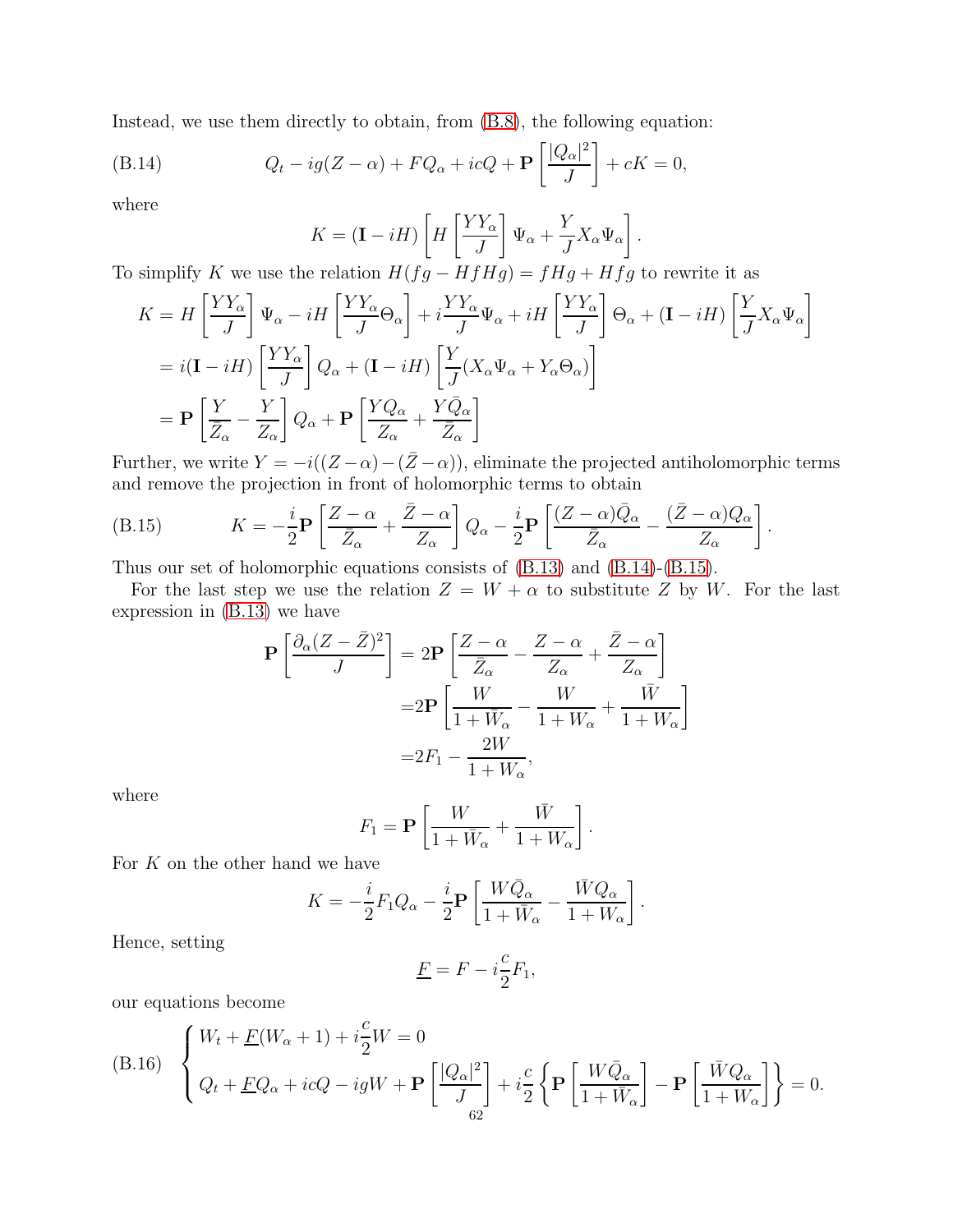Instead, we use them directly to obtain, from (B.8), the following equation:

$$Q_t - ig(Z-\alpha) + FQ_\alpha + icQ + \mathbf{P}\left[\frac{|Q_\alpha|^2}{J}\right] + cK = 0, \tag{B.14}$$

where

$$K = (\mathbf{I} - iH)\left[H\left[\frac{YY_\alpha}{J}\right]\Psi_\alpha + \frac{Y}{J}X_\alpha\Psi_\alpha\right].$$

To simplify $K$ we use the relation $H(fg - HfHg) = fHg + Hfg$ to rewrite it as

$$\begin{aligned}
K &= H\left[\frac{YY_\alpha}{J}\right]\Psi_\alpha - iH\left[\frac{YY_\alpha}{J}\Theta_\alpha\right] + i\frac{YY_\alpha}{J}\Psi_\alpha + iH\left[\frac{YY_\alpha}{J}\right]\Theta_\alpha + (\mathbf{I} - iH)\left[\frac{Y}{J}X_\alpha\Psi_\alpha\right] \\
&= i(\mathbf{I} - iH)\left[\frac{YY_\alpha}{J}\right]Q_\alpha + (\mathbf{I} - iH)\left[\frac{Y}{J}(X_\alpha\Psi_\alpha + Y_\alpha\Theta_\alpha)\right] \\
&= \mathbf{P}\left[\frac{Y}{\bar{Z}_\alpha} - \frac{Y}{Z_\alpha}\right]Q_\alpha + \mathbf{P}\left[\frac{YQ_\alpha}{Z_\alpha} + \frac{Y\bar{Q}_\alpha}{\bar{Z}_\alpha}\right]
\end{aligned}$$

Further, we write $Y = -i((Z-\alpha) - (\bar{Z}-\alpha))$, eliminate the projected antiholomorphic terms and remove the projection in front of holomorphic terms to obtain

$$K = -\frac{i}{2}\mathbf{P}\left[\frac{Z-\alpha}{\bar{Z}_\alpha} + \frac{\bar{Z}-\alpha}{Z_\alpha}\right]Q_\alpha - \frac{i}{2}\mathbf{P}\left[\frac{(Z-\alpha)\bar{Q}_\alpha}{\bar{Z}_\alpha} - \frac{(\bar{Z}-\alpha)Q_\alpha}{Z_\alpha}\right]. \tag{B.15}$$

Thus our set of holomorphic equations consists of (B.13) and (B.14)-(B.15).

For the last step we use the relation $Z = W + \alpha$ to substitute $Z$ by $W$. For the last expression in (B.13) we have

$$\begin{aligned}
\mathbf{P}\left[\frac{\partial_\alpha(Z-\bar{Z})^2}{J}\right] &= 2\mathbf{P}\left[\frac{Z-\alpha}{\bar{Z}_\alpha} - \frac{Z-\alpha}{Z_\alpha} + \frac{\bar{Z}-\alpha}{Z_\alpha}\right] \\
&= 2\mathbf{P}\left[\frac{W}{1+\bar{W}_\alpha} - \frac{W}{1+W_\alpha} + \frac{\bar{W}}{1+W_\alpha}\right] \\
&= 2F_1 - \frac{2W}{1+W_\alpha},
\end{aligned}$$

where

$$F_1 = \mathbf{P}\left[\frac{W}{1+\bar{W}_\alpha} + \frac{\bar{W}}{1+W_\alpha}\right].$$

For $K$ on the other hand we have

$$K = -\frac{i}{2}F_1 Q_\alpha - \frac{i}{2}\mathbf{P}\left[\frac{W\bar{Q}_\alpha}{1+\bar{W}_\alpha} - \frac{\bar{W}Q_\alpha}{1+W_\alpha}\right].$$

Hence, setting

$$\underline{F} = F - i\frac{c}{2}F_1,$$

our equations become

$$\begin{cases}
W_t + \underline{F}(W_\alpha + 1) + i\frac{c}{2}W = 0 \\
Q_t + \underline{F}Q_\alpha + icQ - igW + \mathbf{P}\left[\frac{|Q_\alpha|^2}{J}\right] + i\frac{c}{2}\left\{\mathbf{P}\left[\frac{W\bar{Q}_\alpha}{1+\bar{W}_\alpha}\right] - \mathbf{P}\left[\frac{\bar{W}Q_\alpha}{1+W_\alpha}\right]\right\} = 0.
\end{cases} \tag{B.16}$$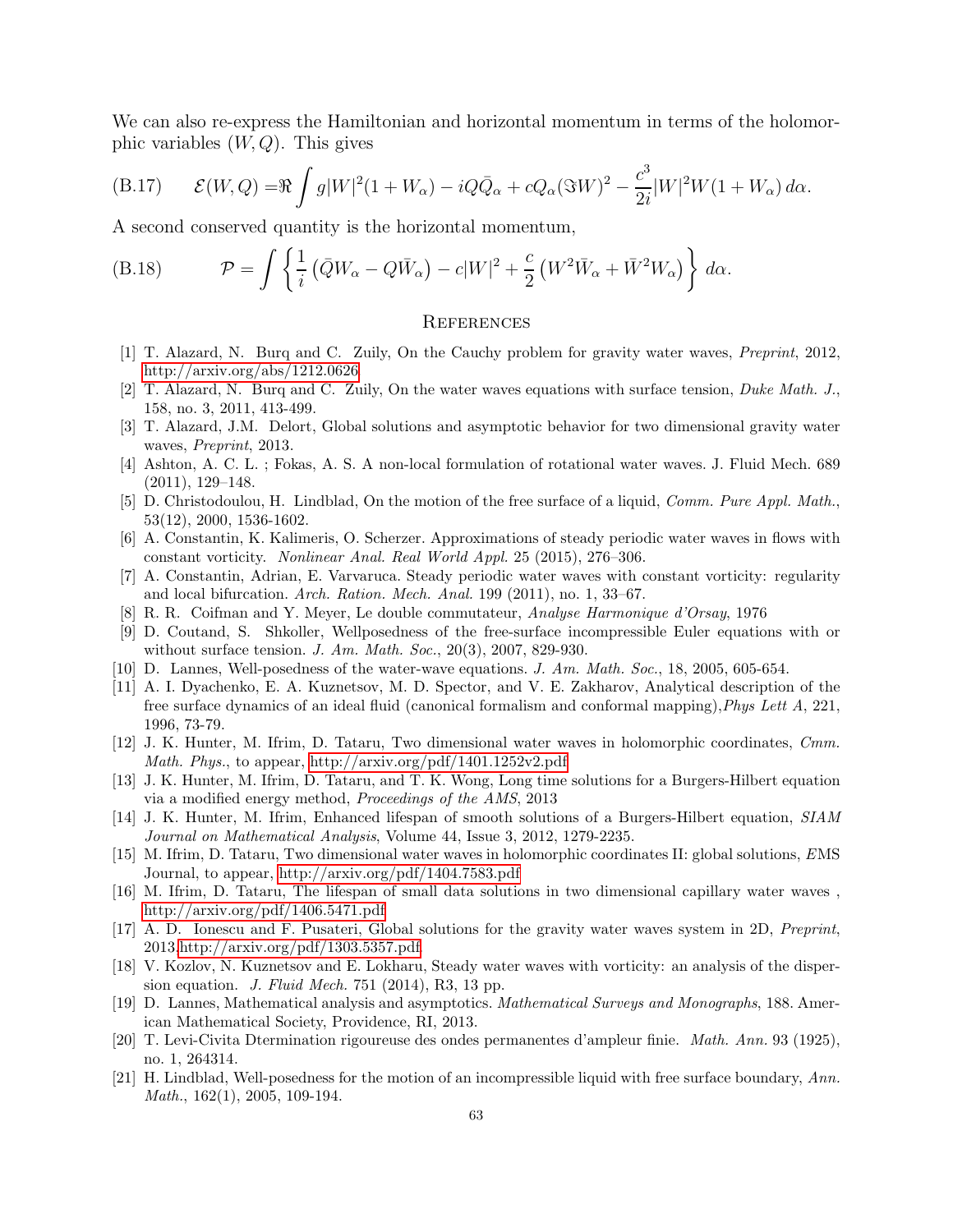We can also re-express the Hamiltonian and horizontal momentum in terms of the holomorphic variables $(W, Q)$. This gives

$$
\mathcal{E}(W,Q) = \Re \int g|W|^2(1+W_\alpha) - iQ\bar{Q}_\alpha + cQ_\alpha(\Im W)^2 - \frac{c^3}{2i}|W|^2 W(1+W_\alpha)\, d\alpha. \tag{B.17}
$$

A second conserved quantity is the horizontal momentum,

$$
\mathcal{P} = \int \left\{ \frac{1}{i}\left(\bar{Q}W_\alpha - Q\bar{W}_\alpha\right) - c|W|^2 + \frac{c}{2}\left(W^2\bar{W}_\alpha + \bar{W}^2 W_\alpha\right) \right\} d\alpha. \tag{B.18}
$$

## References

[1] T. Alazard, N. Burq and C. Zuily, On the Cauchy problem for gravity water waves, *Preprint*, 2012, http://arxiv.org/abs/1212.0626

[2] T. Alazard, N. Burq and C. Zuily, On the water waves equations with surface tension, *Duke Math. J.*, 158, no. 3, 2011, 413-499.

[3] T. Alazard, J.M. Delort, Global solutions and asymptotic behavior for two dimensional gravity water waves, *Preprint*, 2013.

[4] Ashton, A. C. L. ; Fokas, A. S. A non-local formulation of rotational water waves. J. Fluid Mech. 689 (2011), 129–148.

[5] D. Christodoulou, H. Lindblad, On the motion of the free surface of a liquid, *Comm. Pure Appl. Math.*, 53(12), 2000, 1536-1602.

[6] A. Constantin, K. Kalimeris, O. Scherzer. Approximations of steady periodic water waves in flows with constant vorticity. *Nonlinear Anal. Real World Appl.* 25 (2015), 276–306.

[7] A. Constantin, Adrian, E. Varvaruca. Steady periodic water waves with constant vorticity: regularity and local bifurcation. *Arch. Ration. Mech. Anal.* 199 (2011), no. 1, 33–67.

[8] R. R. Coifman and Y. Meyer, Le double commutateur, *Analyse Harmonique d'Orsay*, 1976

[9] D. Coutand, S. Shkoller, Wellposedness of the free-surface incompressible Euler equations with or without surface tension. *J. Am. Math. Soc.*, 20(3), 2007, 829-930.

[10] D. Lannes, Well-posedness of the water-wave equations. *J. Am. Math. Soc.*, 18, 2005, 605-654.

[11] A. I. Dyachenko, E. A. Kuznetsov, M. D. Spector, and V. E. Zakharov, Analytical description of the free surface dynamics of an ideal fluid (canonical formalism and conformal mapping),*Phys Lett A*, 221, 1996, 73-79.

[12] J. K. Hunter, M. Ifrim, D. Tataru, Two dimensional water waves in holomorphic coordinates, *Cmm. Math. Phys.*, to appear, http://arxiv.org/pdf/1401.1252v2.pdf

[13] J. K. Hunter, M. Ifrim, D. Tataru, and T. K. Wong, Long time solutions for a Burgers-Hilbert equation via a modified energy method, *Proceedings of the AMS*, 2013

[14] J. K. Hunter, M. Ifrim, Enhanced lifespan of smooth solutions of a Burgers-Hilbert equation, *SIAM Journal on Mathematical Analysis*, Volume 44, Issue 3, 2012, 1279-2235.

[15] M. Ifrim, D. Tataru, Two dimensional water waves in holomorphic coordinates II: global solutions, *E*MS Journal, to appear, http://arxiv.org/pdf/1404.7583.pdf

[16] M. Ifrim, D. Tataru, The lifespan of small data solutions in two dimensional capillary water waves , http://arxiv.org/pdf/1406.5471.pdf

[17] A. D. Ionescu and F. Pusateri, Global solutions for the gravity water waves system in 2D, *Preprint*, 2013 http://arxiv.org/pdf/1303.5357.pdf

[18] V. Kozlov, N. Kuznetsov and E. Lokharu, Steady water waves with vorticity: an analysis of the dispersion equation. *J. Fluid Mech.* 751 (2014), R3, 13 pp.

[19] D. Lannes, Mathematical analysis and asymptotics. *Mathematical Surveys and Monographs*, 188. American Mathematical Society, Providence, RI, 2013.

[20] T. Levi-Civita Dtermination rigoureuse des ondes permanentes d'ampleur finie. *Math. Ann.* 93 (1925), no. 1, 264314.

[21] H. Lindblad, Well-posedness for the motion of an incompressible liquid with free surface boundary, *Ann. Math.*, 162(1), 2005, 109-194.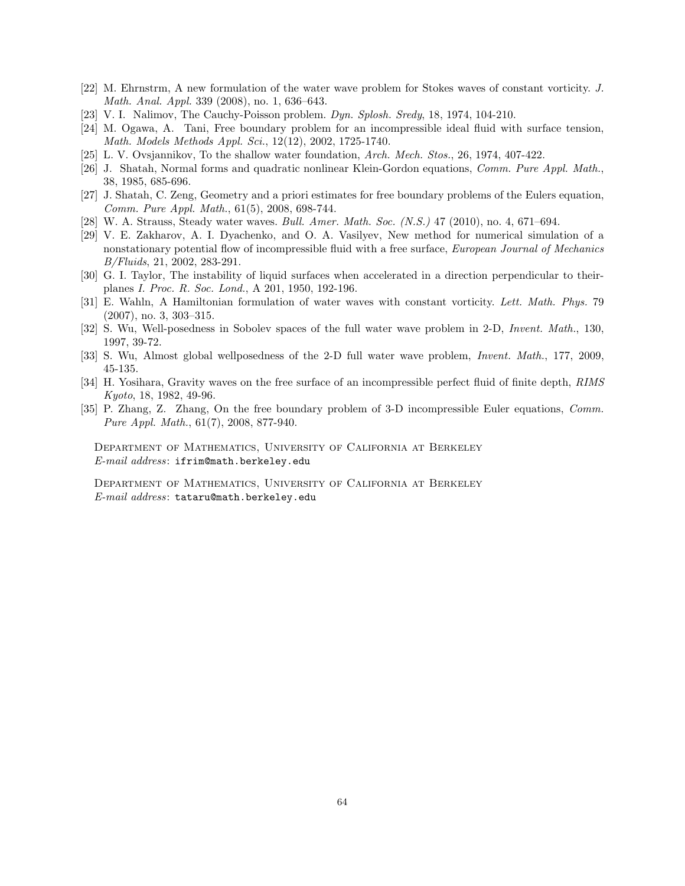[22] M. Ehrnstrm, A new formulation of the water wave problem for Stokes waves of constant vorticity. *J. Math. Anal. Appl.* 339 (2008), no. 1, 636–643.

[23] V. I. Nalimov, The Cauchy-Poisson problem. *Dyn. Splosh. Sredy*, 18, 1974, 104-210.

[24] M. Ogawa, A. Tani, Free boundary problem for an incompressible ideal fluid with surface tension, *Math. Models Methods Appl. Sci.*, 12(12), 2002, 1725-1740.

[25] L. V. Ovsjannikov, To the shallow water foundation, *Arch. Mech. Stos.*, 26, 1974, 407-422.

[26] J. Shatah, Normal forms and quadratic nonlinear Klein-Gordon equations, *Comm. Pure Appl. Math.*, 38, 1985, 685-696.

[27] J. Shatah, C. Zeng, Geometry and a priori estimates for free boundary problems of the Eulers equation, *Comm. Pure Appl. Math.*, 61(5), 2008, 698-744.

[28] W. A. Strauss, Steady water waves. *Bull. Amer. Math. Soc. (N.S.)* 47 (2010), no. 4, 671–694.

[29] V. E. Zakharov, A. I. Dyachenko, and O. A. Vasilyev, New method for numerical simulation of a nonstationary potential flow of incompressible fluid with a free surface, *European Journal of Mechanics B/Fluids*, 21, 2002, 283-291.

[30] G. I. Taylor, The instability of liquid surfaces when accelerated in a direction perpendicular to theirplanes *I. Proc. R. Soc. Lond.*, A 201, 1950, 192-196.

[31] E. Wahln, A Hamiltonian formulation of water waves with constant vorticity. *Lett. Math. Phys.* 79 (2007), no. 3, 303–315.

[32] S. Wu, Well-posedness in Sobolev spaces of the full water wave problem in 2-D, *Invent. Math.*, 130, 1997, 39-72.

[33] S. Wu, Almost global wellposedness of the 2-D full water wave problem, *Invent. Math.*, 177, 2009, 45-135.

[34] H. Yosihara, Gravity waves on the free surface of an incompressible perfect fluid of finite depth, *RIMS Kyoto*, 18, 1982, 49-96.

[35] P. Zhang, Z. Zhang, On the free boundary problem of 3-D incompressible Euler equations, *Comm. Pure Appl. Math.*, 61(7), 2008, 877-940.

Department of Mathematics, University of California at Berkeley
*E-mail address*: ifrim@math.berkeley.edu

Department of Mathematics, University of California at Berkeley
*E-mail address*: tataru@math.berkeley.edu